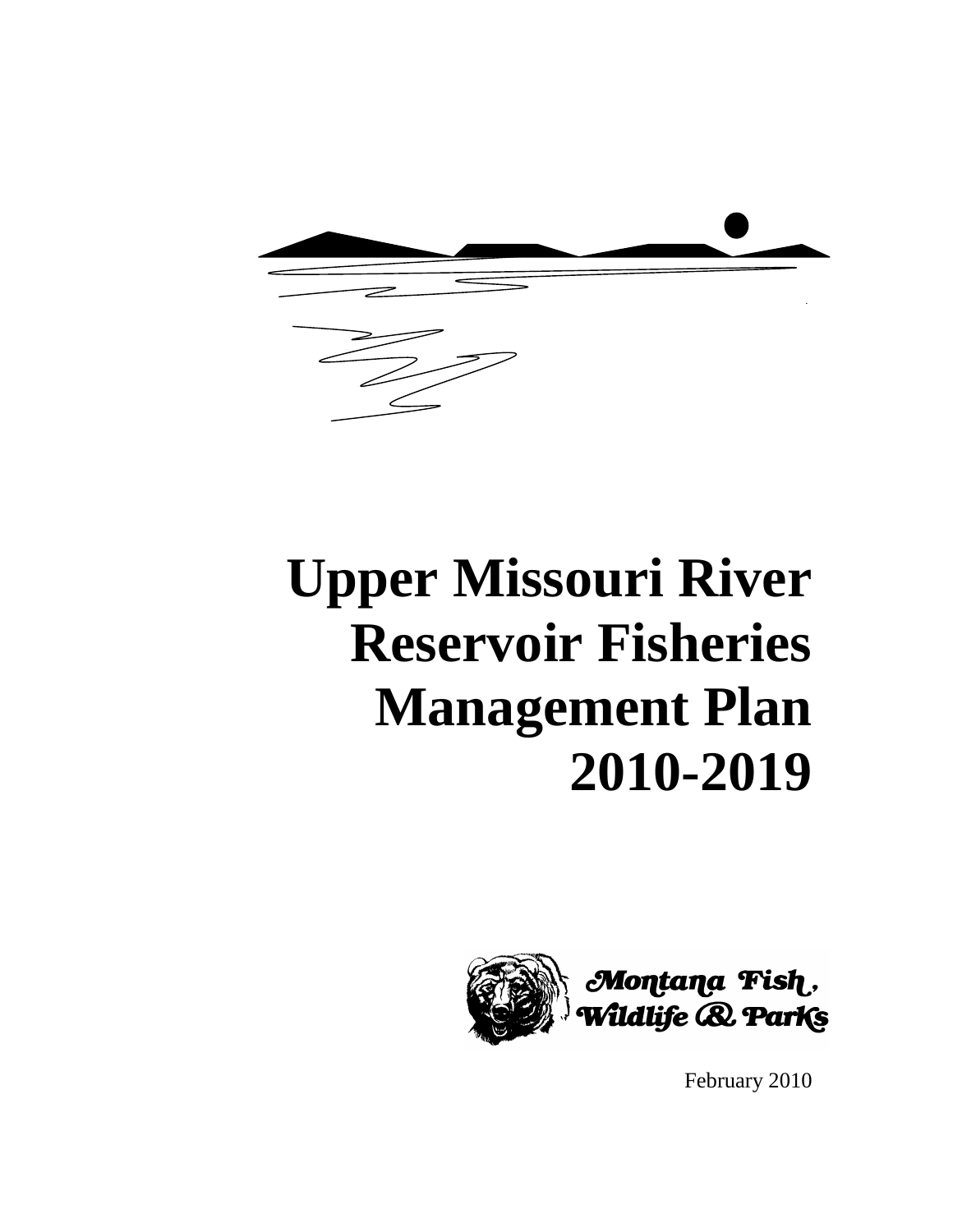# Upper Missouri River Reservoir Fisheries Management Plan 2010-2019

Montana Fish, Wildlife & Parks

February 2010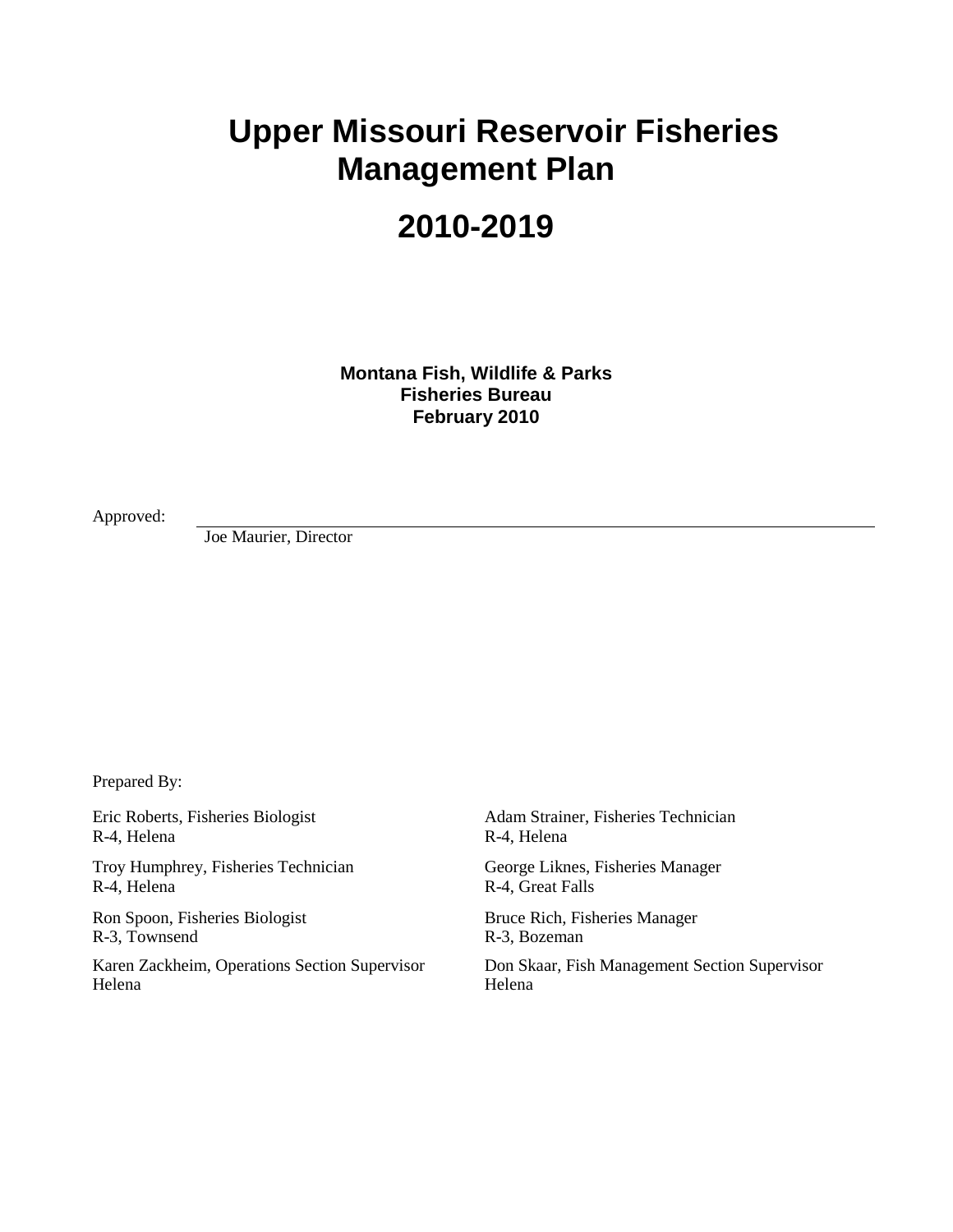# Upper Missouri Reservoir Fisheries Management Plan

# 2010-2019

**Montana Fish, Wildlife & Parks**
**Fisheries Bureau**
**February 2010**

Approved: ______________________________________________
Joe Maurier, Director

Prepared By:

Eric Roberts, Fisheries Biologist
R-4, Helena

Troy Humphrey, Fisheries Technician
R-4, Helena

Ron Spoon, Fisheries Biologist
R-3, Townsend

Karen Zackheim, Operations Section Supervisor
Helena

Adam Strainer, Fisheries Technician
R-4, Helena

George Liknes, Fisheries Manager
R-4, Great Falls

Bruce Rich, Fisheries Manager
R-3, Bozeman

Don Skaar, Fish Management Section Supervisor
Helena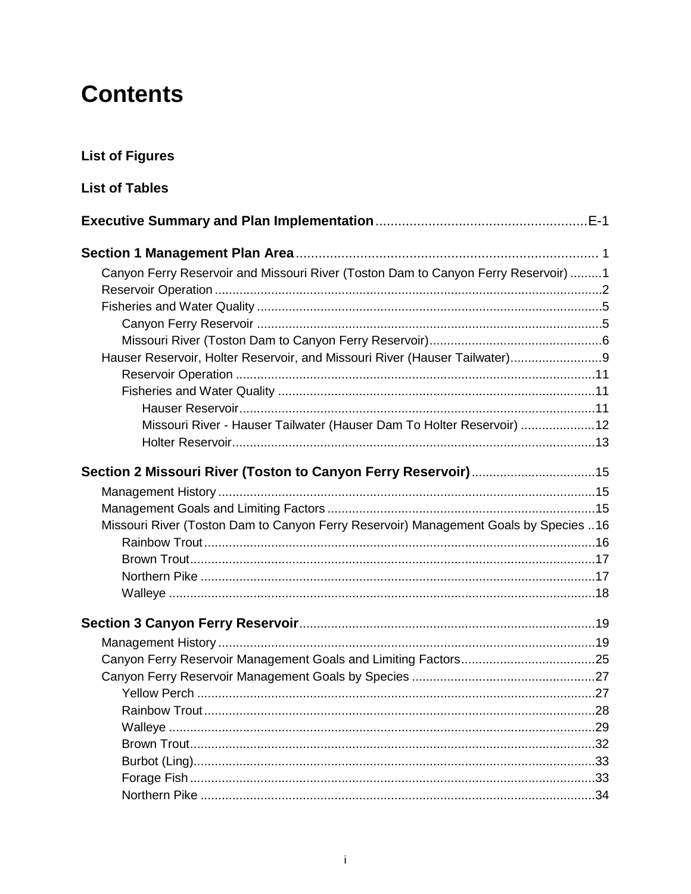# Contents

**List of Figures**

**List of Tables**

**Executive Summary and Plan Implementation** ........................................................ E-1

**Section 1 Management Plan Area** ........................................................................ 1

- Canyon Ferry Reservoir and Missouri River (Toston Dam to Canyon Ferry Reservoir) ......... 1
- Reservoir Operation ............................................................................................ 2
- Fisheries and Water Quality ................................................................................ 5
  - Canyon Ferry Reservoir ................................................................................ 5
  - Missouri River (Toston Dam to Canyon Ferry Reservoir) ................................. 6
- Hauser Reservoir, Holter Reservoir, and Missouri River (Hauser Tailwater) .................. 9
  - Reservoir Operation .................................................................................... 11
  - Fisheries and Water Quality ......................................................................... 11
    - Hauser Reservoir .................................................................................... 11
    - Missouri River - Hauser Tailwater (Hauser Dam To Holter Reservoir) .............. 12
    - Holter Reservoir ..................................................................................... 13

**Section 2 Missouri River (Toston to Canyon Ferry Reservoir)** .................................. 15

- Management History ......................................................................................... 15
- Management Goals and Limiting Factors ........................................................... 15
- Missouri River (Toston Dam to Canyon Ferry Reservoir) Management Goals by Species .. 16
  - Rainbow Trout ............................................................................................. 16
  - Brown Trout ................................................................................................ 17
  - Northern Pike .............................................................................................. 17
  - Walleye ....................................................................................................... 18

**Section 3 Canyon Ferry Reservoir** ..................................................................... 19

- Management History ......................................................................................... 19
- Canyon Ferry Reservoir Management Goals and Limiting Factors ......................... 25
- Canyon Ferry Reservoir Management Goals by Species ...................................... 27
  - Yellow Perch ............................................................................................... 27
  - Rainbow Trout ............................................................................................. 28
  - Walleye ....................................................................................................... 29
  - Brown Trout ................................................................................................ 32
  - Burbot (Ling) ............................................................................................... 33
  - Forage Fish ................................................................................................. 33
  - Northern Pike .............................................................................................. 34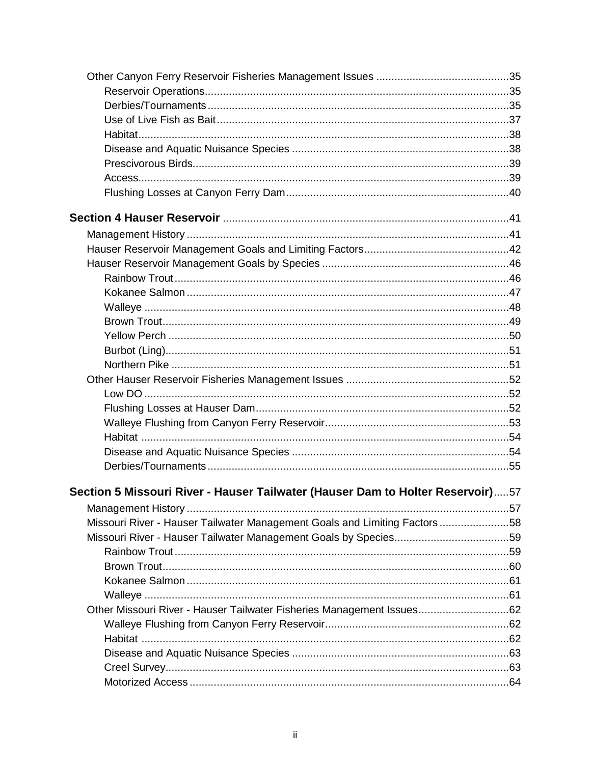- Other Canyon Ferry Reservoir Fisheries Management Issues ....35
  - Reservoir Operations....35
  - Derbies/Tournaments....35
  - Use of Live Fish as Bait....37
  - Habitat....38
  - Disease and Aquatic Nuisance Species....38
  - Prescivorous Birds....39
  - Access....39
  - Flushing Losses at Canyon Ferry Dam....40

**Section 4 Hauser Reservoir** ....41

- Management History....41
- Hauser Reservoir Management Goals and Limiting Factors....42
- Hauser Reservoir Management Goals by Species....46
  - Rainbow Trout....46
  - Kokanee Salmon....47
  - Walleye....48
  - Brown Trout....49
  - Yellow Perch....50
  - Burbot (Ling)....51
  - Northern Pike....51
- Other Hauser Reservoir Fisheries Management Issues....52
  - Low DO....52
  - Flushing Losses at Hauser Dam....52
  - Walleye Flushing from Canyon Ferry Reservoir....53
  - Habitat....54
  - Disease and Aquatic Nuisance Species....54
  - Derbies/Tournaments....55

**Section 5 Missouri River - Hauser Tailwater (Hauser Dam to Holter Reservoir)**....57

- Management History....57
- Missouri River - Hauser Tailwater Management Goals and Limiting Factors....58
- Missouri River - Hauser Tailwater Management Goals by Species....59
  - Rainbow Trout....59
  - Brown Trout....60
  - Kokanee Salmon....61
  - Walleye....61
- Other Missouri River - Hauser Tailwater Fisheries Management Issues....62
  - Walleye Flushing from Canyon Ferry Reservoir....62
  - Habitat....62
  - Disease and Aquatic Nuisance Species....63
  - Creel Survey....63
  - Motorized Access....64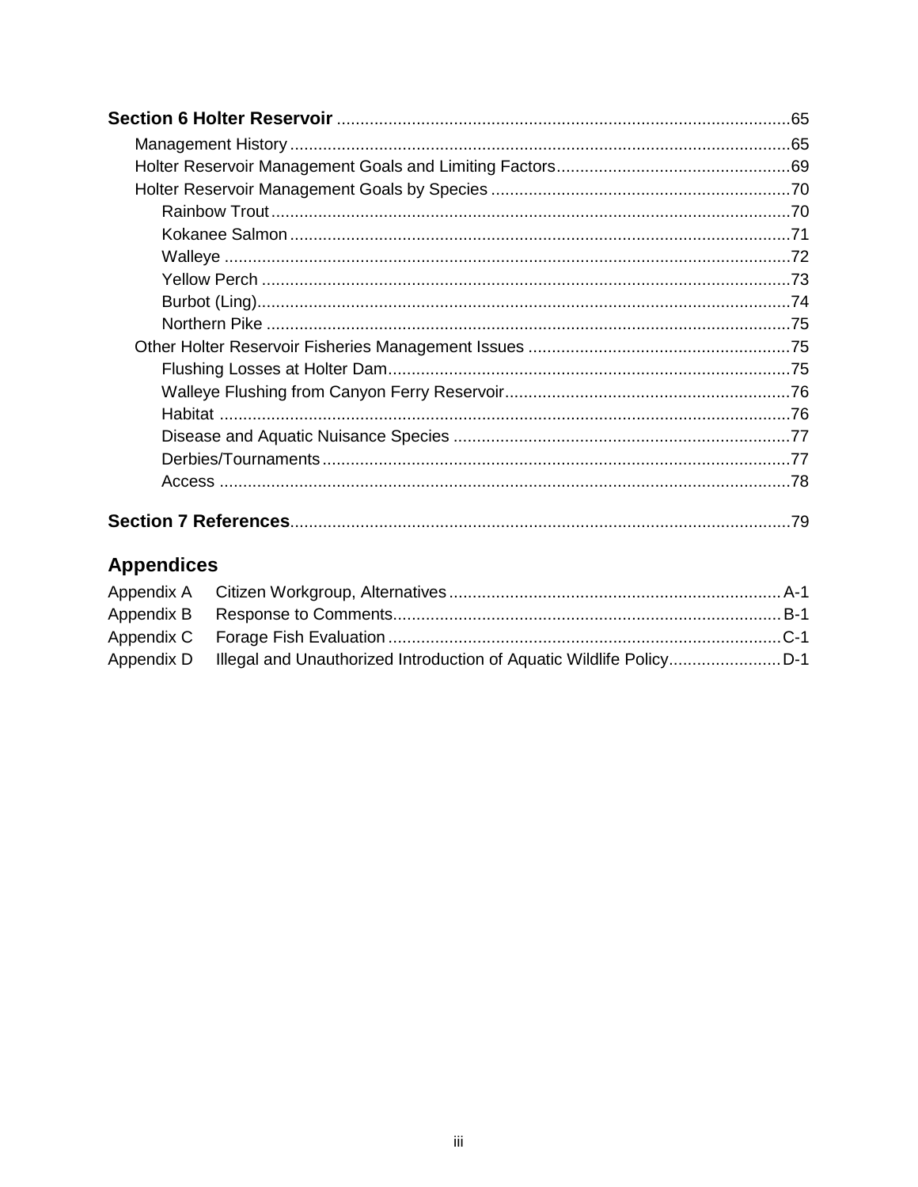**Section 6 Holter Reservoir** ..... 65

- Management History ..... 65
- Holter Reservoir Management Goals and Limiting Factors ..... 69
- Holter Reservoir Management Goals by Species ..... 70
  - Rainbow Trout ..... 70
  - Kokanee Salmon ..... 71
  - Walleye ..... 72
  - Yellow Perch ..... 73
  - Burbot (Ling) ..... 74
  - Northern Pike ..... 75
- Other Holter Reservoir Fisheries Management Issues ..... 75
  - Flushing Losses at Holter Dam ..... 75
  - Walleye Flushing from Canyon Ferry Reservoir ..... 76
  - Habitat ..... 76
  - Disease and Aquatic Nuisance Species ..... 77
  - Derbies/Tournaments ..... 77
  - Access ..... 78

**Section 7 References** ..... 79

## Appendices

- Appendix A Citizen Workgroup, Alternatives ..... A-1
- Appendix B Response to Comments ..... B-1
- Appendix C Forage Fish Evaluation ..... C-1
- Appendix D Illegal and Unauthorized Introduction of Aquatic Wildlife Policy ..... D-1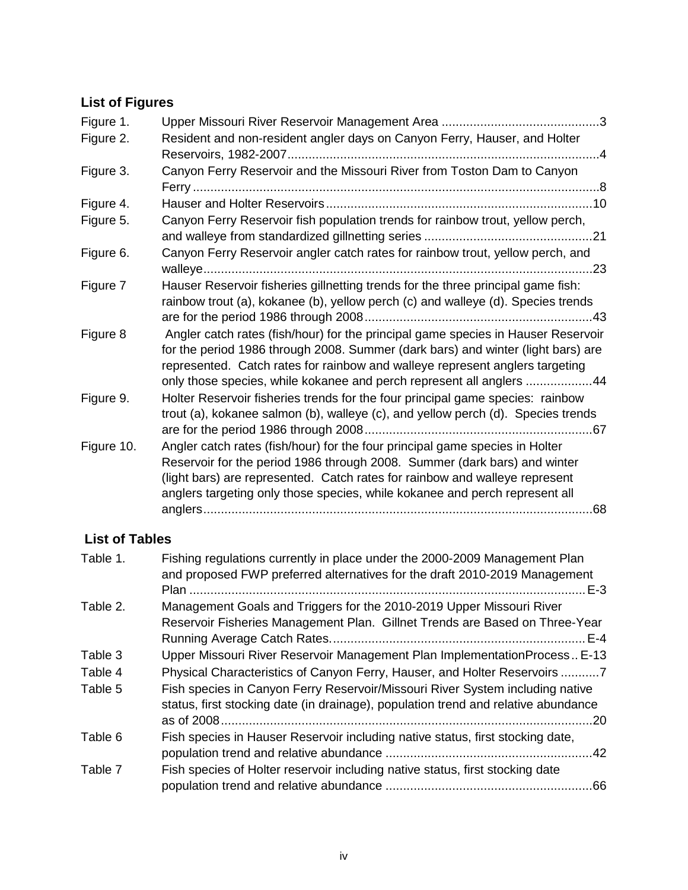## List of Figures

| | | |
|---|---|---|
| Figure 1. | Upper Missouri River Reservoir Management Area | 3 |
| Figure 2. | Resident and non-resident angler days on Canyon Ferry, Hauser, and Holter Reservoirs, 1982-2007 | 4 |
| Figure 3. | Canyon Ferry Reservoir and the Missouri River from Toston Dam to Canyon Ferry | 8 |
| Figure 4. | Hauser and Holter Reservoirs | 10 |
| Figure 5. | Canyon Ferry Reservoir fish population trends for rainbow trout, yellow perch, and walleye from standardized gillnetting series | 21 |
| Figure 6. | Canyon Ferry Reservoir angler catch rates for rainbow trout, yellow perch, and walleye | 23 |
| Figure 7 | Hauser Reservoir fisheries gillnetting trends for the three principal game fish: rainbow trout (a), kokanee (b), yellow perch (c) and walleye (d). Species trends are for the period 1986 through 2008 | 43 |
| Figure 8 | Angler catch rates (fish/hour) for the principal game species in Hauser Reservoir for the period 1986 through 2008. Summer (dark bars) and winter (light bars) are represented. Catch rates for rainbow and walleye represent anglers targeting only those species, while kokanee and perch represent all anglers | 44 |
| Figure 9. | Holter Reservoir fisheries trends for the four principal game species: rainbow trout (a), kokanee salmon (b), walleye (c), and yellow perch (d). Species trends are for the period 1986 through 2008 | 67 |
| Figure 10. | Angler catch rates (fish/hour) for the four principal game species in Holter Reservoir for the period 1986 through 2008. Summer (dark bars) and winter (light bars) are represented. Catch rates for rainbow and walleye represent anglers targeting only those species, while kokanee and perch represent all anglers | 68 |

## List of Tables

| | | |
|---|---|---|
| Table 1. | Fishing regulations currently in place under the 2000-2009 Management Plan and proposed FWP preferred alternatives for the draft 2010-2019 Management Plan | E-3 |
| Table 2. | Management Goals and Triggers for the 2010-2019 Upper Missouri River Reservoir Fisheries Management Plan. Gillnet Trends are Based on Three-Year Running Average Catch Rates. | E-4 |
| Table 3 | Upper Missouri River Reservoir Management Plan ImplementationProcess | E-13 |
| Table 4 | Physical Characteristics of Canyon Ferry, Hauser, and Holter Reservoirs | 7 |
| Table 5 | Fish species in Canyon Ferry Reservoir/Missouri River System including native status, first stocking date (in drainage), population trend and relative abundance as of 2008 | 20 |
| Table 6 | Fish species in Hauser Reservoir including native status, first stocking date, population trend and relative abundance | 42 |
| Table 7 | Fish species of Holter reservoir including native status, first stocking date population trend and relative abundance | 66 |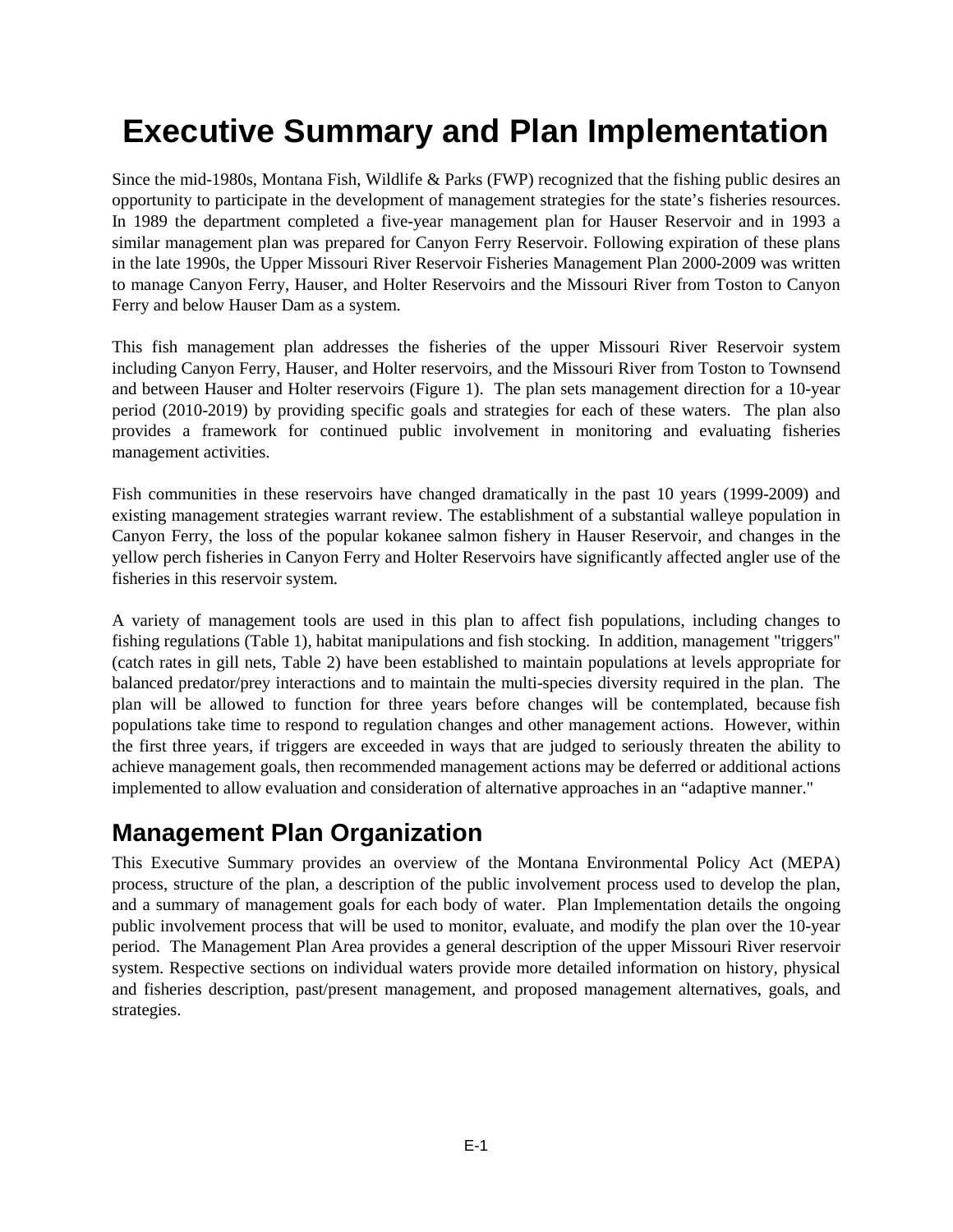# Executive Summary and Plan Implementation

Since the mid-1980s, Montana Fish, Wildlife & Parks (FWP) recognized that the fishing public desires an opportunity to participate in the development of management strategies for the state's fisheries resources. In 1989 the department completed a five-year management plan for Hauser Reservoir and in 1993 a similar management plan was prepared for Canyon Ferry Reservoir. Following expiration of these plans in the late 1990s, the Upper Missouri River Reservoir Fisheries Management Plan 2000-2009 was written to manage Canyon Ferry, Hauser, and Holter Reservoirs and the Missouri River from Toston to Canyon Ferry and below Hauser Dam as a system.

This fish management plan addresses the fisheries of the upper Missouri River Reservoir system including Canyon Ferry, Hauser, and Holter reservoirs, and the Missouri River from Toston to Townsend and between Hauser and Holter reservoirs (Figure 1). The plan sets management direction for a 10-year period (2010-2019) by providing specific goals and strategies for each of these waters. The plan also provides a framework for continued public involvement in monitoring and evaluating fisheries management activities.

Fish communities in these reservoirs have changed dramatically in the past 10 years (1999-2009) and existing management strategies warrant review. The establishment of a substantial walleye population in Canyon Ferry, the loss of the popular kokanee salmon fishery in Hauser Reservoir, and changes in the yellow perch fisheries in Canyon Ferry and Holter Reservoirs have significantly affected angler use of the fisheries in this reservoir system.

A variety of management tools are used in this plan to affect fish populations, including changes to fishing regulations (Table 1), habitat manipulations and fish stocking. In addition, management "triggers" (catch rates in gill nets, Table 2) have been established to maintain populations at levels appropriate for balanced predator/prey interactions and to maintain the multi-species diversity required in the plan. The plan will be allowed to function for three years before changes will be contemplated, because fish populations take time to respond to regulation changes and other management actions. However, within the first three years, if triggers are exceeded in ways that are judged to seriously threaten the ability to achieve management goals, then recommended management actions may be deferred or additional actions implemented to allow evaluation and consideration of alternative approaches in an "adaptive manner."

## Management Plan Organization

This Executive Summary provides an overview of the Montana Environmental Policy Act (MEPA) process, structure of the plan, a description of the public involvement process used to develop the plan, and a summary of management goals for each body of water. Plan Implementation details the ongoing public involvement process that will be used to monitor, evaluate, and modify the plan over the 10-year period. The Management Plan Area provides a general description of the upper Missouri River reservoir system. Respective sections on individual waters provide more detailed information on history, physical and fisheries description, past/present management, and proposed management alternatives, goals, and strategies.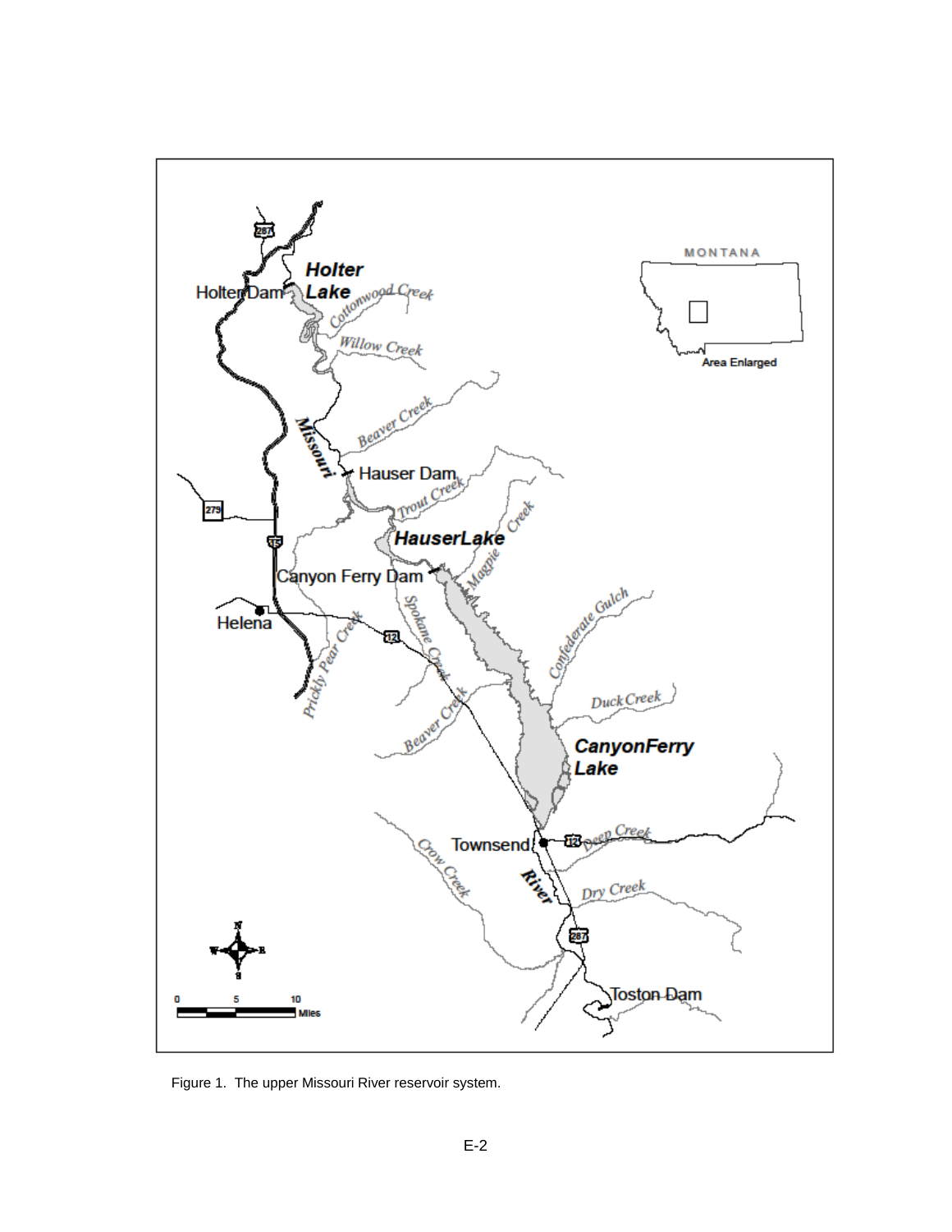Figure 1. The upper Missouri River reservoir system.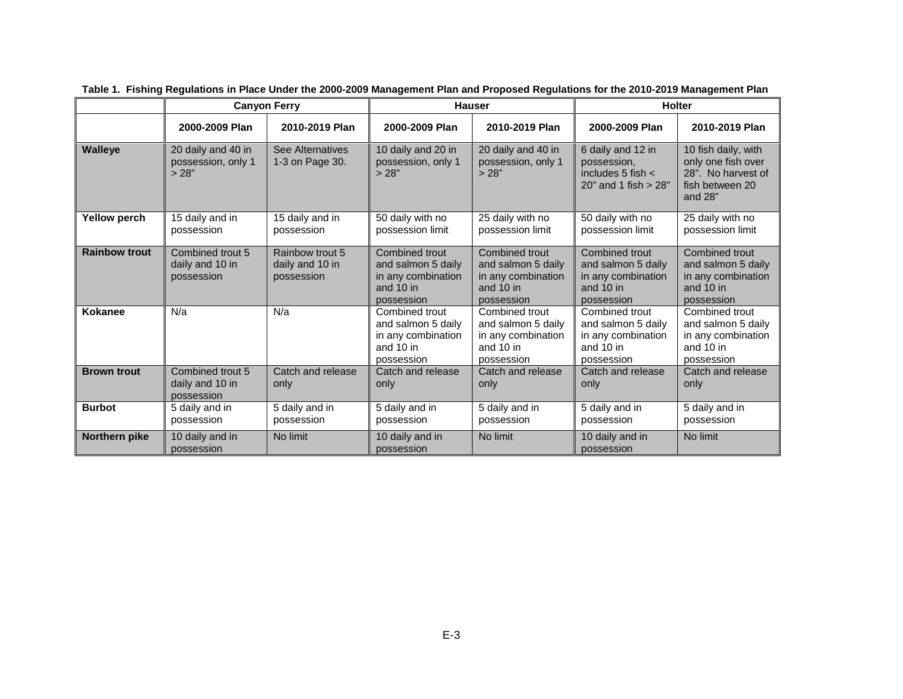**Table 1. Fishing Regulations in Place Under the 2000-2009 Management Plan and Proposed Regulations for the 2010-2019 Management Plan**

| | Canyon Ferry | | Hauser | | Holter | |
|---|---|---|---|---|---|---|
| | 2000-2009 Plan | 2010-2019 Plan | 2000-2009 Plan | 2010-2019 Plan | 2000-2009 Plan | 2010-2019 Plan |
| **Walleye** | 20 daily and 40 in possession, only 1 > 28" | See Alternatives 1-3 on Page 30. | 10 daily and 20 in possession, only 1 > 28" | 20 daily and 40 in possession, only 1 > 28" | 6 daily and 12 in possession, includes 5 fish < 20" and 1 fish > 28" | 10 fish daily, with only one fish over 28". No harvest of fish between 20 and 28" |
| **Yellow perch** | 15 daily and in possession | 15 daily and in possession | 50 daily with no possession limit | 25 daily with no possession limit | 50 daily with no possession limit | 25 daily with no possession limit |
| **Rainbow trout** | Combined trout 5 daily and 10 in possession | Rainbow trout 5 daily and 10 in possession | Combined trout and salmon 5 daily in any combination and 10 in possession | Combined trout and salmon 5 daily in any combination and 10 in possession | Combined trout and salmon 5 daily in any combination and 10 in possession | Combined trout and salmon 5 daily in any combination and 10 in possession |
| **Kokanee** | N/a | N/a | Combined trout and salmon 5 daily in any combination and 10 in possession | Combined trout and salmon 5 daily in any combination and 10 in possession | Combined trout and salmon 5 daily in any combination and 10 in possession | Combined trout and salmon 5 daily in any combination and 10 in possession |
| **Brown trout** | Combined trout 5 daily and 10 in possession | Catch and release only | Catch and release only | Catch and release only | Catch and release only | Catch and release only |
| **Burbot** | 5 daily and in possession | 5 daily and in possession | 5 daily and in possession | 5 daily and in possession | 5 daily and in possession | 5 daily and in possession |
| **Northern pike** | 10 daily and in possession | No limit | 10 daily and in possession | No limit | 10 daily and in possession | No limit |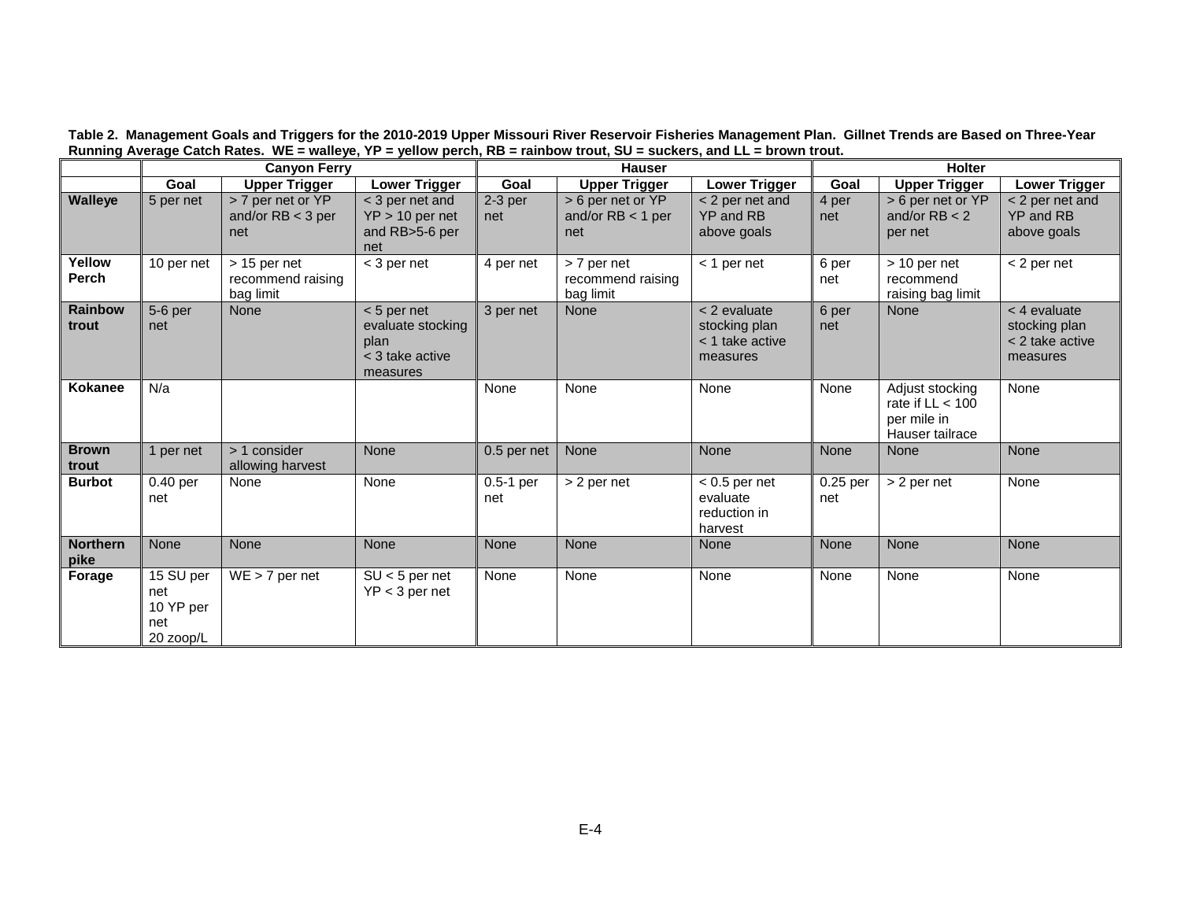**Table 2. Management Goals and Triggers for the 2010-2019 Upper Missouri River Reservoir Fisheries Management Plan. Gillnet Trends are Based on Three-Year Running Average Catch Rates. WE = walleye, YP = yellow perch, RB = rainbow trout, SU = suckers, and LL = brown trout.**

| | Canyon Ferry | | | Hauser | | | Holter | | |
|---|---|---|---|---|---|---|---|---|---|
| | Goal | Upper Trigger | Lower Trigger | Goal | Upper Trigger | Lower Trigger | Goal | Upper Trigger | Lower Trigger |
| **Walleye** | 5 per net | > 7 per net or YP and/or RB < 3 per net | < 3 per net and YP > 10 per net and RB>5-6 per net | 2-3 per net | > 6 per net or YP and/or RB < 1 per net | < 2 per net and YP and RB above goals | 4 per net | > 6 per net or YP and/or RB < 2 per net | < 2 per net and YP and RB above goals |
| **Yellow Perch** | 10 per net | > 15 per net recommend raising bag limit | < 3 per net | 4 per net | > 7 per net recommend raising bag limit | < 1 per net | 6 per net | > 10 per net recommend raising bag limit | < 2 per net |
| **Rainbow trout** | 5-6 per net | None | < 5 per net evaluate stocking plan < 3 take active measures | 3 per net | None | < 2 evaluate stocking plan < 1 take active measures | 6 per net | None | < 4 evaluate stocking plan < 2 take active measures |
| **Kokanee** | N/a | | | None | None | None | None | Adjust stocking rate if LL < 100 per mile in Hauser tailrace | None |
| **Brown trout** | 1 per net | > 1 consider allowing harvest | None | 0.5 per net | None | None | None | None | None |
| **Burbot** | 0.40 per net | None | None | 0.5-1 per net | > 2 per net | < 0.5 per net evaluate reduction in harvest | 0.25 per net | > 2 per net | None |
| **Northern pike** | None | None | None | None | None | None | None | None | None |
| **Forage** | 15 SU per net 10 YP per net 20 zoop/L | WE > 7 per net | SU < 5 per net YP < 3 per net | None | None | None | None | None | None |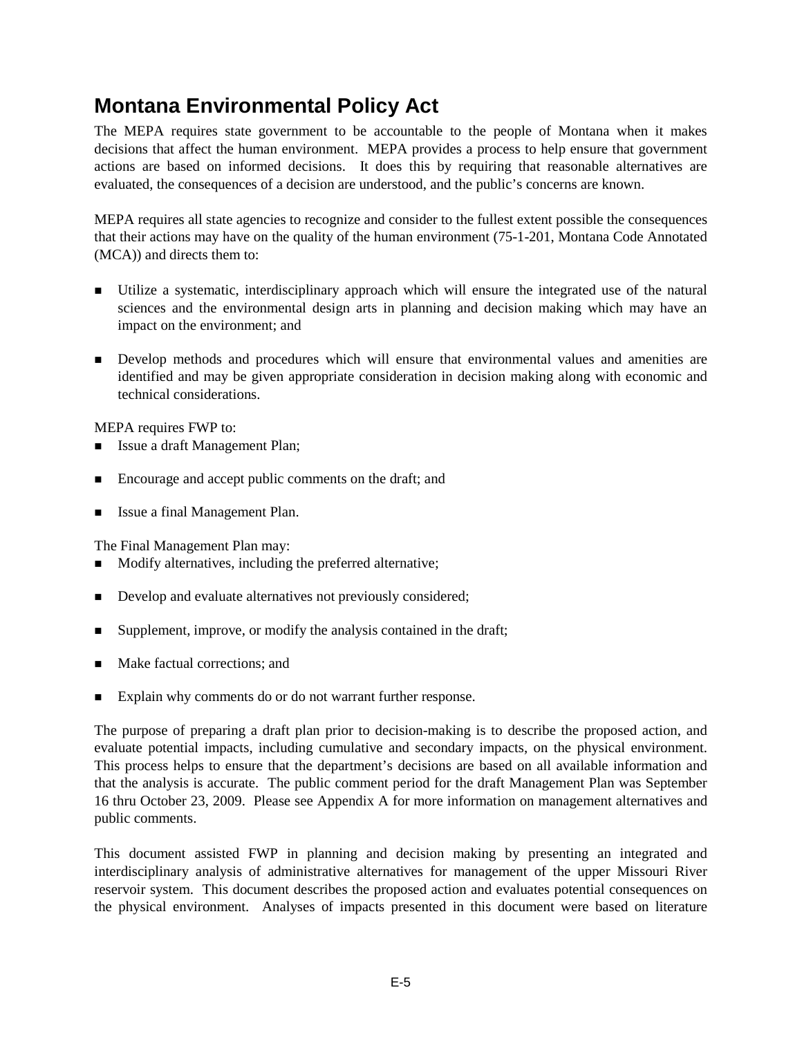## Montana Environmental Policy Act

The MEPA requires state government to be accountable to the people of Montana when it makes decisions that affect the human environment. MEPA provides a process to help ensure that government actions are based on informed decisions. It does this by requiring that reasonable alternatives are evaluated, the consequences of a decision are understood, and the public's concerns are known.

MEPA requires all state agencies to recognize and consider to the fullest extent possible the consequences that their actions may have on the quality of the human environment (75-1-201, Montana Code Annotated (MCA)) and directs them to:

- Utilize a systematic, interdisciplinary approach which will ensure the integrated use of the natural sciences and the environmental design arts in planning and decision making which may have an impact on the environment; and
- Develop methods and procedures which will ensure that environmental values and amenities are identified and may be given appropriate consideration in decision making along with economic and technical considerations.

MEPA requires FWP to:

- Issue a draft Management Plan;
- Encourage and accept public comments on the draft; and
- Issue a final Management Plan.

The Final Management Plan may:

- Modify alternatives, including the preferred alternative;
- Develop and evaluate alternatives not previously considered;
- Supplement, improve, or modify the analysis contained in the draft;
- Make factual corrections; and
- Explain why comments do or do not warrant further response.

The purpose of preparing a draft plan prior to decision-making is to describe the proposed action, and evaluate potential impacts, including cumulative and secondary impacts, on the physical environment. This process helps to ensure that the department's decisions are based on all available information and that the analysis is accurate. The public comment period for the draft Management Plan was September 16 thru October 23, 2009. Please see Appendix A for more information on management alternatives and public comments.

This document assisted FWP in planning and decision making by presenting an integrated and interdisciplinary analysis of administrative alternatives for management of the upper Missouri River reservoir system. This document describes the proposed action and evaluates potential consequences on the physical environment. Analyses of impacts presented in this document were based on literature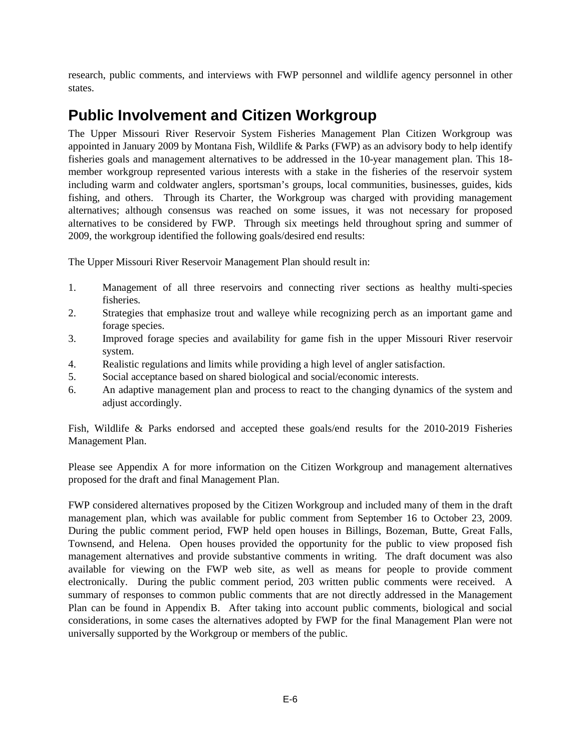research, public comments, and interviews with FWP personnel and wildlife agency personnel in other states.

## Public Involvement and Citizen Workgroup

The Upper Missouri River Reservoir System Fisheries Management Plan Citizen Workgroup was appointed in January 2009 by Montana Fish, Wildlife & Parks (FWP) as an advisory body to help identify fisheries goals and management alternatives to be addressed in the 10-year management plan. This 18-member workgroup represented various interests with a stake in the fisheries of the reservoir system including warm and coldwater anglers, sportsman's groups, local communities, businesses, guides, kids fishing, and others. Through its Charter, the Workgroup was charged with providing management alternatives; although consensus was reached on some issues, it was not necessary for proposed alternatives to be considered by FWP. Through six meetings held throughout spring and summer of 2009, the workgroup identified the following goals/desired end results:

The Upper Missouri River Reservoir Management Plan should result in:

1. Management of all three reservoirs and connecting river sections as healthy multi-species fisheries.
2. Strategies that emphasize trout and walleye while recognizing perch as an important game and forage species.
3. Improved forage species and availability for game fish in the upper Missouri River reservoir system.
4. Realistic regulations and limits while providing a high level of angler satisfaction.
5. Social acceptance based on shared biological and social/economic interests.
6. An adaptive management plan and process to react to the changing dynamics of the system and adjust accordingly.

Fish, Wildlife & Parks endorsed and accepted these goals/end results for the 2010-2019 Fisheries Management Plan.

Please see Appendix A for more information on the Citizen Workgroup and management alternatives proposed for the draft and final Management Plan.

FWP considered alternatives proposed by the Citizen Workgroup and included many of them in the draft management plan, which was available for public comment from September 16 to October 23, 2009. During the public comment period, FWP held open houses in Billings, Bozeman, Butte, Great Falls, Townsend, and Helena. Open houses provided the opportunity for the public to view proposed fish management alternatives and provide substantive comments in writing. The draft document was also available for viewing on the FWP web site, as well as means for people to provide comment electronically. During the public comment period, 203 written public comments were received. A summary of responses to common public comments that are not directly addressed in the Management Plan can be found in Appendix B. After taking into account public comments, biological and social considerations, in some cases the alternatives adopted by FWP for the final Management Plan were not universally supported by the Workgroup or members of the public.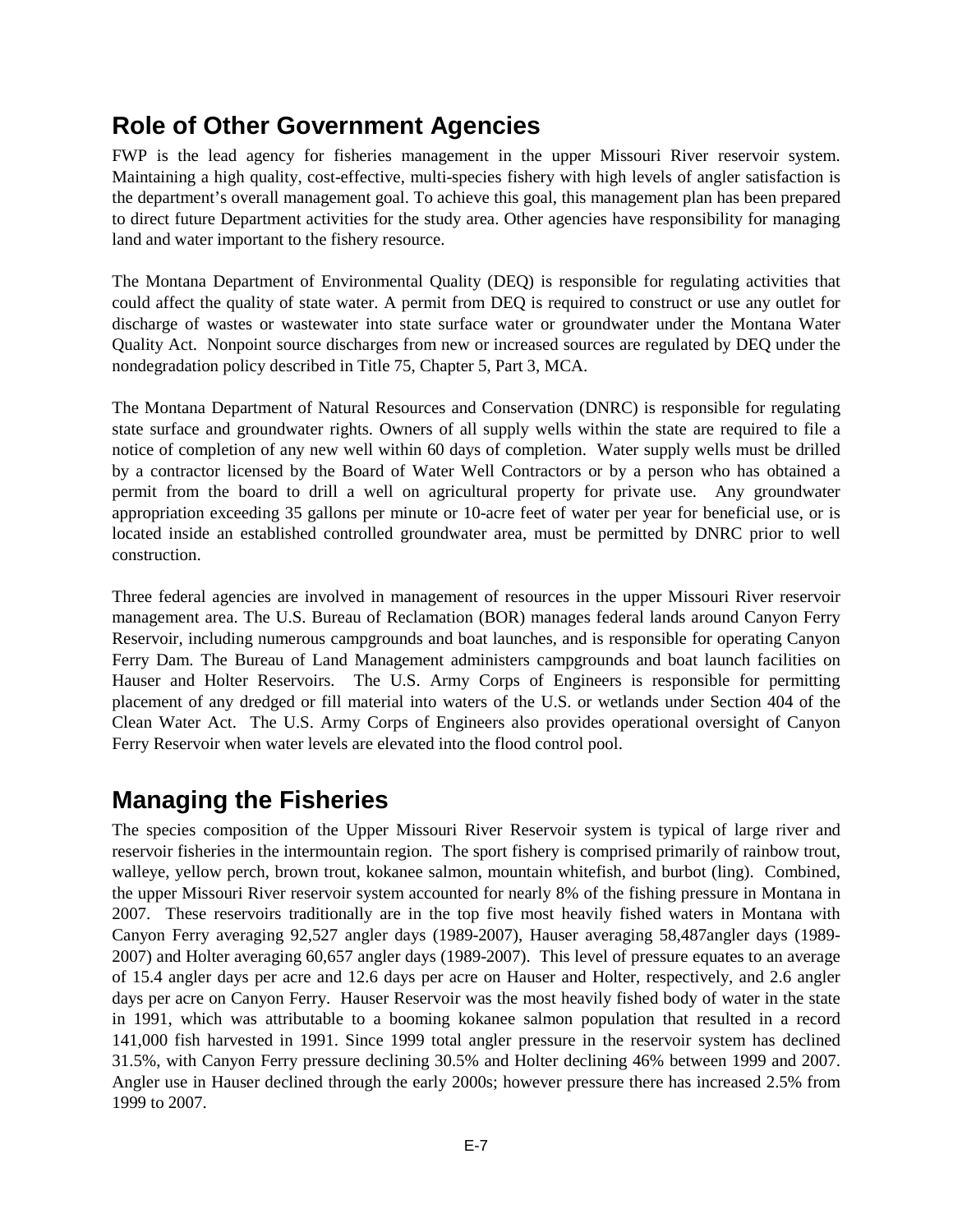## Role of Other Government Agencies

FWP is the lead agency for fisheries management in the upper Missouri River reservoir system. Maintaining a high quality, cost-effective, multi-species fishery with high levels of angler satisfaction is the department's overall management goal. To achieve this goal, this management plan has been prepared to direct future Department activities for the study area. Other agencies have responsibility for managing land and water important to the fishery resource.

The Montana Department of Environmental Quality (DEQ) is responsible for regulating activities that could affect the quality of state water. A permit from DEQ is required to construct or use any outlet for discharge of wastes or wastewater into state surface water or groundwater under the Montana Water Quality Act. Nonpoint source discharges from new or increased sources are regulated by DEQ under the nondegradation policy described in Title 75, Chapter 5, Part 3, MCA.

The Montana Department of Natural Resources and Conservation (DNRC) is responsible for regulating state surface and groundwater rights. Owners of all supply wells within the state are required to file a notice of completion of any new well within 60 days of completion. Water supply wells must be drilled by a contractor licensed by the Board of Water Well Contractors or by a person who has obtained a permit from the board to drill a well on agricultural property for private use. Any groundwater appropriation exceeding 35 gallons per minute or 10-acre feet of water per year for beneficial use, or is located inside an established controlled groundwater area, must be permitted by DNRC prior to well construction.

Three federal agencies are involved in management of resources in the upper Missouri River reservoir management area. The U.S. Bureau of Reclamation (BOR) manages federal lands around Canyon Ferry Reservoir, including numerous campgrounds and boat launches, and is responsible for operating Canyon Ferry Dam. The Bureau of Land Management administers campgrounds and boat launch facilities on Hauser and Holter Reservoirs. The U.S. Army Corps of Engineers is responsible for permitting placement of any dredged or fill material into waters of the U.S. or wetlands under Section 404 of the Clean Water Act. The U.S. Army Corps of Engineers also provides operational oversight of Canyon Ferry Reservoir when water levels are elevated into the flood control pool.

## Managing the Fisheries

The species composition of the Upper Missouri River Reservoir system is typical of large river and reservoir fisheries in the intermountain region. The sport fishery is comprised primarily of rainbow trout, walleye, yellow perch, brown trout, kokanee salmon, mountain whitefish, and burbot (ling). Combined, the upper Missouri River reservoir system accounted for nearly 8% of the fishing pressure in Montana in 2007. These reservoirs traditionally are in the top five most heavily fished waters in Montana with Canyon Ferry averaging 92,527 angler days (1989-2007), Hauser averaging 58,487angler days (1989-2007) and Holter averaging 60,657 angler days (1989-2007). This level of pressure equates to an average of 15.4 angler days per acre and 12.6 days per acre on Hauser and Holter, respectively, and 2.6 angler days per acre on Canyon Ferry. Hauser Reservoir was the most heavily fished body of water in the state in 1991, which was attributable to a booming kokanee salmon population that resulted in a record 141,000 fish harvested in 1991. Since 1999 total angler pressure in the reservoir system has declined 31.5%, with Canyon Ferry pressure declining 30.5% and Holter declining 46% between 1999 and 2007. Angler use in Hauser declined through the early 2000s; however pressure there has increased 2.5% from 1999 to 2007.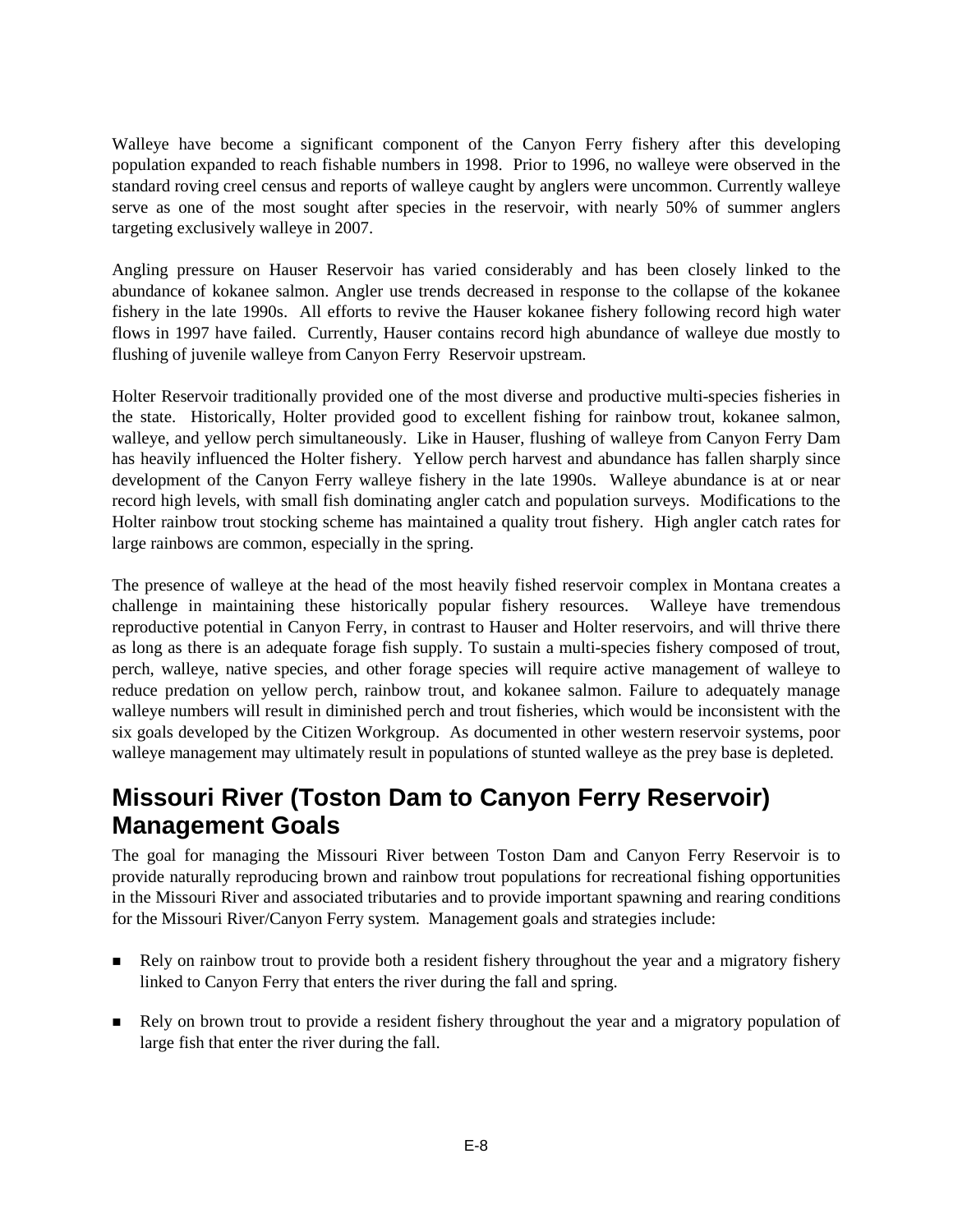Walleye have become a significant component of the Canyon Ferry fishery after this developing population expanded to reach fishable numbers in 1998. Prior to 1996, no walleye were observed in the standard roving creel census and reports of walleye caught by anglers were uncommon. Currently walleye serve as one of the most sought after species in the reservoir, with nearly 50% of summer anglers targeting exclusively walleye in 2007.

Angling pressure on Hauser Reservoir has varied considerably and has been closely linked to the abundance of kokanee salmon. Angler use trends decreased in response to the collapse of the kokanee fishery in the late 1990s. All efforts to revive the Hauser kokanee fishery following record high water flows in 1997 have failed. Currently, Hauser contains record high abundance of walleye due mostly to flushing of juvenile walleye from Canyon Ferry Reservoir upstream.

Holter Reservoir traditionally provided one of the most diverse and productive multi-species fisheries in the state. Historically, Holter provided good to excellent fishing for rainbow trout, kokanee salmon, walleye, and yellow perch simultaneously. Like in Hauser, flushing of walleye from Canyon Ferry Dam has heavily influenced the Holter fishery. Yellow perch harvest and abundance has fallen sharply since development of the Canyon Ferry walleye fishery in the late 1990s. Walleye abundance is at or near record high levels, with small fish dominating angler catch and population surveys. Modifications to the Holter rainbow trout stocking scheme has maintained a quality trout fishery. High angler catch rates for large rainbows are common, especially in the spring.

The presence of walleye at the head of the most heavily fished reservoir complex in Montana creates a challenge in maintaining these historically popular fishery resources. Walleye have tremendous reproductive potential in Canyon Ferry, in contrast to Hauser and Holter reservoirs, and will thrive there as long as there is an adequate forage fish supply. To sustain a multi-species fishery composed of trout, perch, walleye, native species, and other forage species will require active management of walleye to reduce predation on yellow perch, rainbow trout, and kokanee salmon. Failure to adequately manage walleye numbers will result in diminished perch and trout fisheries, which would be inconsistent with the six goals developed by the Citizen Workgroup. As documented in other western reservoir systems, poor walleye management may ultimately result in populations of stunted walleye as the prey base is depleted.

## Missouri River (Toston Dam to Canyon Ferry Reservoir) Management Goals

The goal for managing the Missouri River between Toston Dam and Canyon Ferry Reservoir is to provide naturally reproducing brown and rainbow trout populations for recreational fishing opportunities in the Missouri River and associated tributaries and to provide important spawning and rearing conditions for the Missouri River/Canyon Ferry system. Management goals and strategies include:

- Rely on rainbow trout to provide both a resident fishery throughout the year and a migratory fishery linked to Canyon Ferry that enters the river during the fall and spring.
- Rely on brown trout to provide a resident fishery throughout the year and a migratory population of large fish that enter the river during the fall.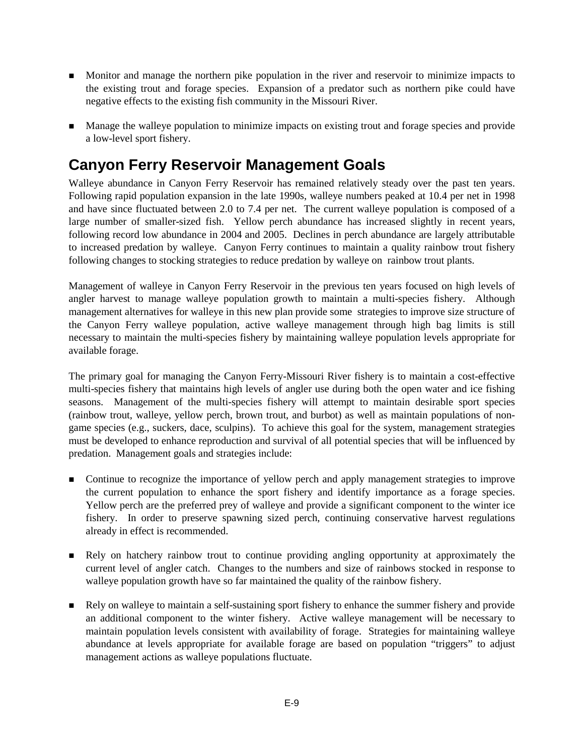- Monitor and manage the northern pike population in the river and reservoir to minimize impacts to the existing trout and forage species. Expansion of a predator such as northern pike could have negative effects to the existing fish community in the Missouri River.

- Manage the walleye population to minimize impacts on existing trout and forage species and provide a low-level sport fishery.

## Canyon Ferry Reservoir Management Goals

Walleye abundance in Canyon Ferry Reservoir has remained relatively steady over the past ten years. Following rapid population expansion in the late 1990s, walleye numbers peaked at 10.4 per net in 1998 and have since fluctuated between 2.0 to 7.4 per net. The current walleye population is composed of a large number of smaller-sized fish. Yellow perch abundance has increased slightly in recent years, following record low abundance in 2004 and 2005. Declines in perch abundance are largely attributable to increased predation by walleye. Canyon Ferry continues to maintain a quality rainbow trout fishery following changes to stocking strategies to reduce predation by walleye on rainbow trout plants.

Management of walleye in Canyon Ferry Reservoir in the previous ten years focused on high levels of angler harvest to manage walleye population growth to maintain a multi-species fishery. Although management alternatives for walleye in this new plan provide some strategies to improve size structure of the Canyon Ferry walleye population, active walleye management through high bag limits is still necessary to maintain the multi-species fishery by maintaining walleye population levels appropriate for available forage.

The primary goal for managing the Canyon Ferry-Missouri River fishery is to maintain a cost-effective multi-species fishery that maintains high levels of angler use during both the open water and ice fishing seasons. Management of the multi-species fishery will attempt to maintain desirable sport species (rainbow trout, walleye, yellow perch, brown trout, and burbot) as well as maintain populations of non-game species (e.g., suckers, dace, sculpins). To achieve this goal for the system, management strategies must be developed to enhance reproduction and survival of all potential species that will be influenced by predation. Management goals and strategies include:

- Continue to recognize the importance of yellow perch and apply management strategies to improve the current population to enhance the sport fishery and identify importance as a forage species. Yellow perch are the preferred prey of walleye and provide a significant component to the winter ice fishery. In order to preserve spawning sized perch, continuing conservative harvest regulations already in effect is recommended.

- Rely on hatchery rainbow trout to continue providing angling opportunity at approximately the current level of angler catch. Changes to the numbers and size of rainbows stocked in response to walleye population growth have so far maintained the quality of the rainbow fishery.

- Rely on walleye to maintain a self-sustaining sport fishery to enhance the summer fishery and provide an additional component to the winter fishery. Active walleye management will be necessary to maintain population levels consistent with availability of forage. Strategies for maintaining walleye abundance at levels appropriate for available forage are based on population "triggers" to adjust management actions as walleye populations fluctuate.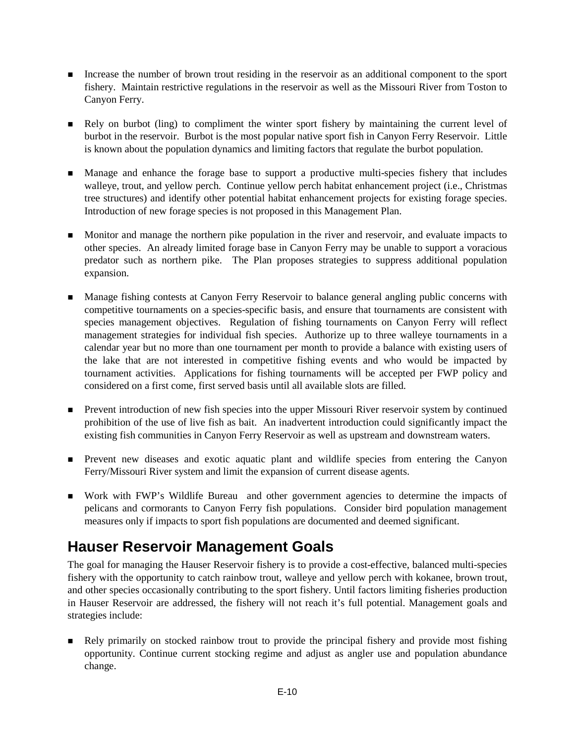- Increase the number of brown trout residing in the reservoir as an additional component to the sport fishery. Maintain restrictive regulations in the reservoir as well as the Missouri River from Toston to Canyon Ferry.

- Rely on burbot (ling) to compliment the winter sport fishery by maintaining the current level of burbot in the reservoir. Burbot is the most popular native sport fish in Canyon Ferry Reservoir. Little is known about the population dynamics and limiting factors that regulate the burbot population.

- Manage and enhance the forage base to support a productive multi-species fishery that includes walleye, trout, and yellow perch. Continue yellow perch habitat enhancement project (i.e., Christmas tree structures) and identify other potential habitat enhancement projects for existing forage species. Introduction of new forage species is not proposed in this Management Plan.

- Monitor and manage the northern pike population in the river and reservoir, and evaluate impacts to other species. An already limited forage base in Canyon Ferry may be unable to support a voracious predator such as northern pike. The Plan proposes strategies to suppress additional population expansion.

- Manage fishing contests at Canyon Ferry Reservoir to balance general angling public concerns with competitive tournaments on a species-specific basis, and ensure that tournaments are consistent with species management objectives. Regulation of fishing tournaments on Canyon Ferry will reflect management strategies for individual fish species. Authorize up to three walleye tournaments in a calendar year but no more than one tournament per month to provide a balance with existing users of the lake that are not interested in competitive fishing events and who would be impacted by tournament activities. Applications for fishing tournaments will be accepted per FWP policy and considered on a first come, first served basis until all available slots are filled.

- Prevent introduction of new fish species into the upper Missouri River reservoir system by continued prohibition of the use of live fish as bait. An inadvertent introduction could significantly impact the existing fish communities in Canyon Ferry Reservoir as well as upstream and downstream waters.

- Prevent new diseases and exotic aquatic plant and wildlife species from entering the Canyon Ferry/Missouri River system and limit the expansion of current disease agents.

- Work with FWP's Wildlife Bureau and other government agencies to determine the impacts of pelicans and cormorants to Canyon Ferry fish populations. Consider bird population management measures only if impacts to sport fish populations are documented and deemed significant.

## Hauser Reservoir Management Goals

The goal for managing the Hauser Reservoir fishery is to provide a cost-effective, balanced multi-species fishery with the opportunity to catch rainbow trout, walleye and yellow perch with kokanee, brown trout, and other species occasionally contributing to the sport fishery. Until factors limiting fisheries production in Hauser Reservoir are addressed, the fishery will not reach it's full potential. Management goals and strategies include:

- Rely primarily on stocked rainbow trout to provide the principal fishery and provide most fishing opportunity. Continue current stocking regime and adjust as angler use and population abundance change.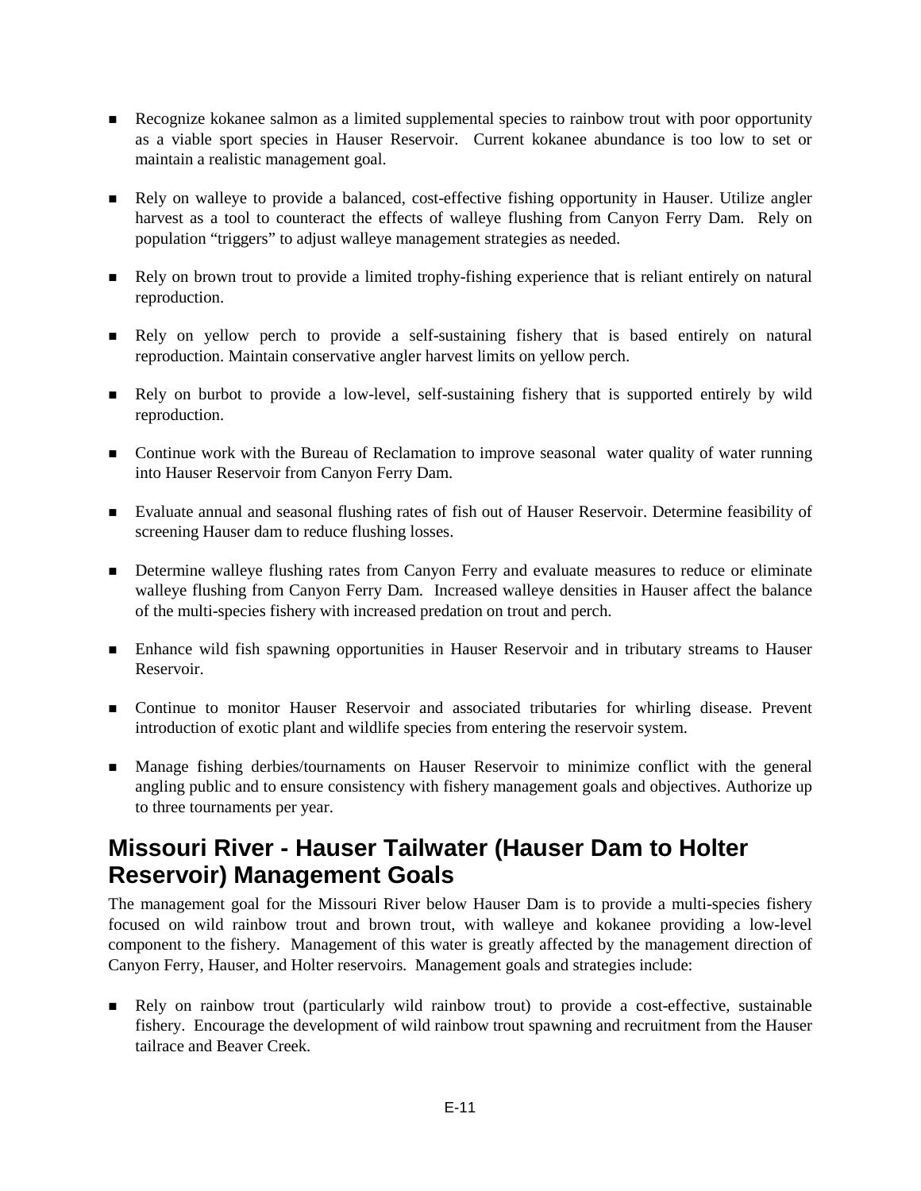- Recognize kokanee salmon as a limited supplemental species to rainbow trout with poor opportunity as a viable sport species in Hauser Reservoir. Current kokanee abundance is too low to set or maintain a realistic management goal.

- Rely on walleye to provide a balanced, cost-effective fishing opportunity in Hauser. Utilize angler harvest as a tool to counteract the effects of walleye flushing from Canyon Ferry Dam. Rely on population "triggers" to adjust walleye management strategies as needed.

- Rely on brown trout to provide a limited trophy-fishing experience that is reliant entirely on natural reproduction.

- Rely on yellow perch to provide a self-sustaining fishery that is based entirely on natural reproduction. Maintain conservative angler harvest limits on yellow perch.

- Rely on burbot to provide a low-level, self-sustaining fishery that is supported entirely by wild reproduction.

- Continue work with the Bureau of Reclamation to improve seasonal water quality of water running into Hauser Reservoir from Canyon Ferry Dam.

- Evaluate annual and seasonal flushing rates of fish out of Hauser Reservoir. Determine feasibility of screening Hauser dam to reduce flushing losses.

- Determine walleye flushing rates from Canyon Ferry and evaluate measures to reduce or eliminate walleye flushing from Canyon Ferry Dam. Increased walleye densities in Hauser affect the balance of the multi-species fishery with increased predation on trout and perch.

- Enhance wild fish spawning opportunities in Hauser Reservoir and in tributary streams to Hauser Reservoir.

- Continue to monitor Hauser Reservoir and associated tributaries for whirling disease. Prevent introduction of exotic plant and wildlife species from entering the reservoir system.

- Manage fishing derbies/tournaments on Hauser Reservoir to minimize conflict with the general angling public and to ensure consistency with fishery management goals and objectives. Authorize up to three tournaments per year.

## Missouri River - Hauser Tailwater (Hauser Dam to Holter Reservoir) Management Goals

The management goal for the Missouri River below Hauser Dam is to provide a multi-species fishery focused on wild rainbow trout and brown trout, with walleye and kokanee providing a low-level component to the fishery. Management of this water is greatly affected by the management direction of Canyon Ferry, Hauser, and Holter reservoirs. Management goals and strategies include:

- Rely on rainbow trout (particularly wild rainbow trout) to provide a cost-effective, sustainable fishery. Encourage the development of wild rainbow trout spawning and recruitment from the Hauser tailrace and Beaver Creek.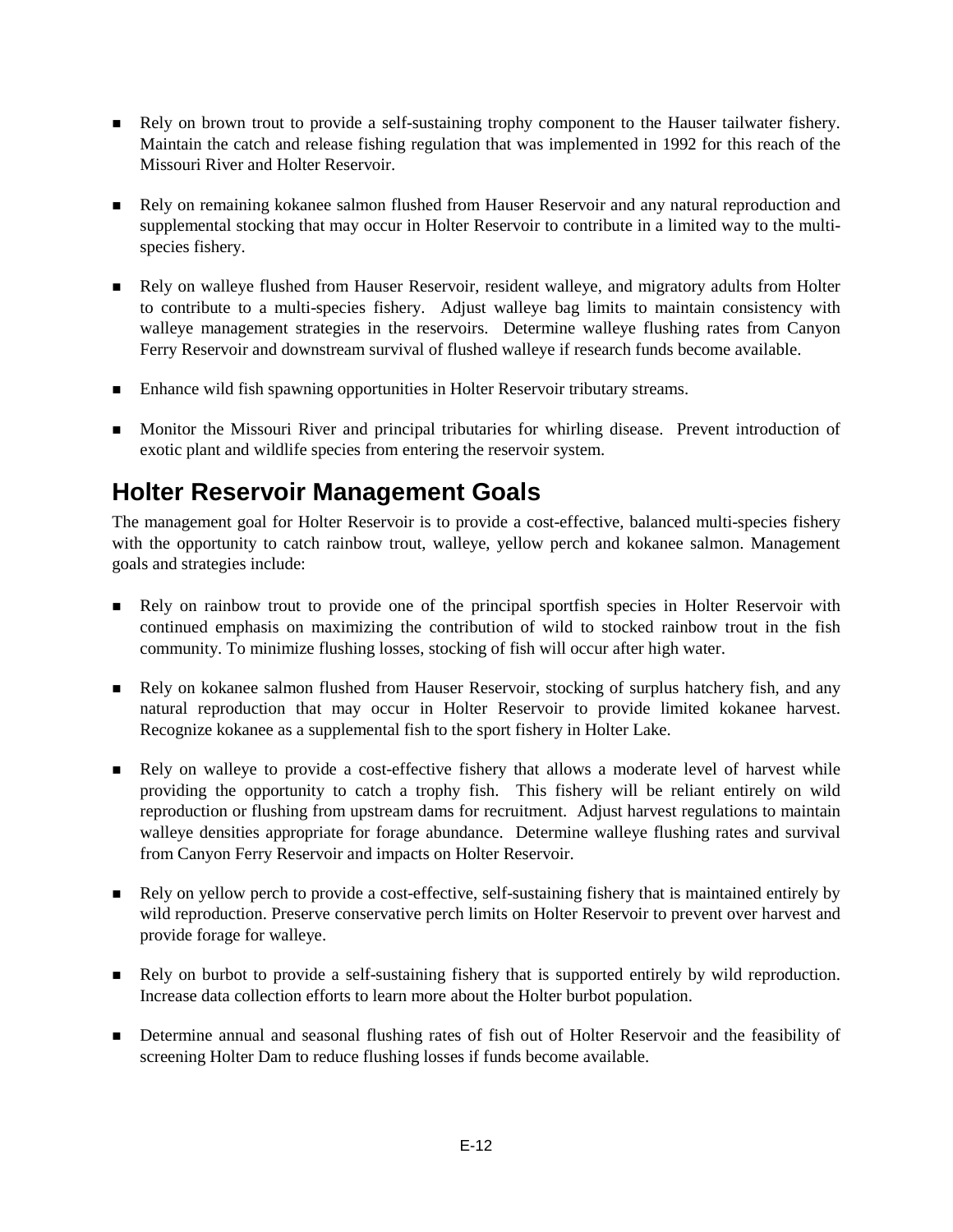- Rely on brown trout to provide a self-sustaining trophy component to the Hauser tailwater fishery. Maintain the catch and release fishing regulation that was implemented in 1992 for this reach of the Missouri River and Holter Reservoir.

- Rely on remaining kokanee salmon flushed from Hauser Reservoir and any natural reproduction and supplemental stocking that may occur in Holter Reservoir to contribute in a limited way to the multi-species fishery.

- Rely on walleye flushed from Hauser Reservoir, resident walleye, and migratory adults from Holter to contribute to a multi-species fishery. Adjust walleye bag limits to maintain consistency with walleye management strategies in the reservoirs. Determine walleye flushing rates from Canyon Ferry Reservoir and downstream survival of flushed walleye if research funds become available.

- Enhance wild fish spawning opportunities in Holter Reservoir tributary streams.

- Monitor the Missouri River and principal tributaries for whirling disease. Prevent introduction of exotic plant and wildlife species from entering the reservoir system.

## Holter Reservoir Management Goals

The management goal for Holter Reservoir is to provide a cost-effective, balanced multi-species fishery with the opportunity to catch rainbow trout, walleye, yellow perch and kokanee salmon. Management goals and strategies include:

- Rely on rainbow trout to provide one of the principal sportfish species in Holter Reservoir with continued emphasis on maximizing the contribution of wild to stocked rainbow trout in the fish community. To minimize flushing losses, stocking of fish will occur after high water.

- Rely on kokanee salmon flushed from Hauser Reservoir, stocking of surplus hatchery fish, and any natural reproduction that may occur in Holter Reservoir to provide limited kokanee harvest. Recognize kokanee as a supplemental fish to the sport fishery in Holter Lake.

- Rely on walleye to provide a cost-effective fishery that allows a moderate level of harvest while providing the opportunity to catch a trophy fish. This fishery will be reliant entirely on wild reproduction or flushing from upstream dams for recruitment. Adjust harvest regulations to maintain walleye densities appropriate for forage abundance. Determine walleye flushing rates and survival from Canyon Ferry Reservoir and impacts on Holter Reservoir.

- Rely on yellow perch to provide a cost-effective, self-sustaining fishery that is maintained entirely by wild reproduction. Preserve conservative perch limits on Holter Reservoir to prevent over harvest and provide forage for walleye.

- Rely on burbot to provide a self-sustaining fishery that is supported entirely by wild reproduction. Increase data collection efforts to learn more about the Holter burbot population.

- Determine annual and seasonal flushing rates of fish out of Holter Reservoir and the feasibility of screening Holter Dam to reduce flushing losses if funds become available.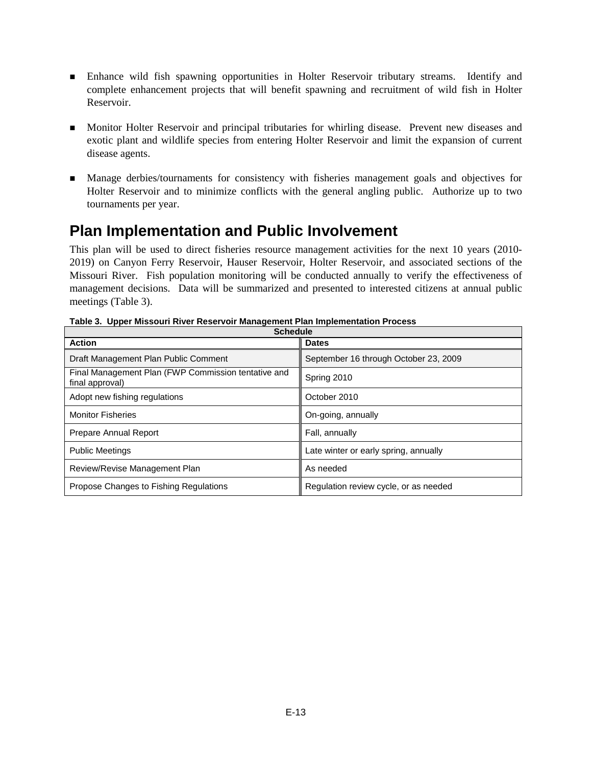- Enhance wild fish spawning opportunities in Holter Reservoir tributary streams. Identify and complete enhancement projects that will benefit spawning and recruitment of wild fish in Holter Reservoir.

- Monitor Holter Reservoir and principal tributaries for whirling disease. Prevent new diseases and exotic plant and wildlife species from entering Holter Reservoir and limit the expansion of current disease agents.

- Manage derbies/tournaments for consistency with fisheries management goals and objectives for Holter Reservoir and to minimize conflicts with the general angling public. Authorize up to two tournaments per year.

## Plan Implementation and Public Involvement

This plan will be used to direct fisheries resource management activities for the next 10 years (2010-2019) on Canyon Ferry Reservoir, Hauser Reservoir, Holter Reservoir, and associated sections of the Missouri River. Fish population monitoring will be conducted annually to verify the effectiveness of management decisions. Data will be summarized and presented to interested citizens at annual public meetings (Table 3).

**Table 3. Upper Missouri River Reservoir Management Plan Implementation Process**

| Schedule | |
|---|---|
| **Action** | **Dates** |
| Draft Management Plan Public Comment | September 16 through October 23, 2009 |
| Final Management Plan (FWP Commission tentative and final approval) | Spring 2010 |
| Adopt new fishing regulations | October 2010 |
| Monitor Fisheries | On-going, annually |
| Prepare Annual Report | Fall, annually |
| Public Meetings | Late winter or early spring, annually |
| Review/Revise Management Plan | As needed |
| Propose Changes to Fishing Regulations | Regulation review cycle, or as needed |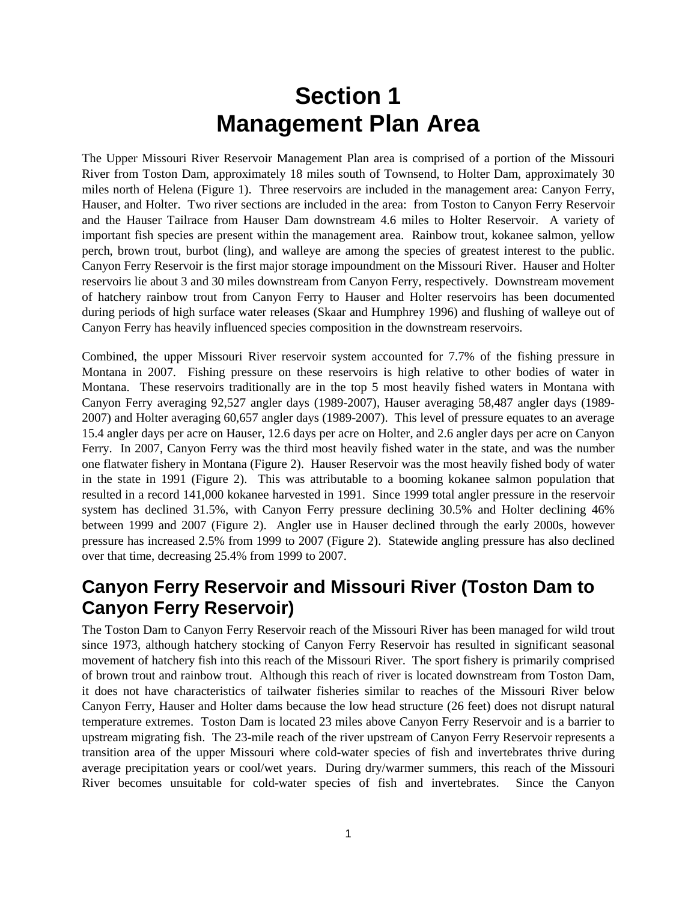# Section 1
# Management Plan Area

The Upper Missouri River Reservoir Management Plan area is comprised of a portion of the Missouri River from Toston Dam, approximately 18 miles south of Townsend, to Holter Dam, approximately 30 miles north of Helena (Figure 1). Three reservoirs are included in the management area: Canyon Ferry, Hauser, and Holter. Two river sections are included in the area: from Toston to Canyon Ferry Reservoir and the Hauser Tailrace from Hauser Dam downstream 4.6 miles to Holter Reservoir. A variety of important fish species are present within the management area. Rainbow trout, kokanee salmon, yellow perch, brown trout, burbot (ling), and walleye are among the species of greatest interest to the public. Canyon Ferry Reservoir is the first major storage impoundment on the Missouri River. Hauser and Holter reservoirs lie about 3 and 30 miles downstream from Canyon Ferry, respectively. Downstream movement of hatchery rainbow trout from Canyon Ferry to Hauser and Holter reservoirs has been documented during periods of high surface water releases (Skaar and Humphrey 1996) and flushing of walleye out of Canyon Ferry has heavily influenced species composition in the downstream reservoirs.

Combined, the upper Missouri River reservoir system accounted for 7.7% of the fishing pressure in Montana in 2007. Fishing pressure on these reservoirs is high relative to other bodies of water in Montana. These reservoirs traditionally are in the top 5 most heavily fished waters in Montana with Canyon Ferry averaging 92,527 angler days (1989-2007), Hauser averaging 58,487 angler days (1989-2007) and Holter averaging 60,657 angler days (1989-2007). This level of pressure equates to an average 15.4 angler days per acre on Hauser, 12.6 days per acre on Holter, and 2.6 angler days per acre on Canyon Ferry. In 2007, Canyon Ferry was the third most heavily fished water in the state, and was the number one flatwater fishery in Montana (Figure 2). Hauser Reservoir was the most heavily fished body of water in the state in 1991 (Figure 2). This was attributable to a booming kokanee salmon population that resulted in a record 141,000 kokanee harvested in 1991. Since 1999 total angler pressure in the reservoir system has declined 31.5%, with Canyon Ferry pressure declining 30.5% and Holter declining 46% between 1999 and 2007 (Figure 2). Angler use in Hauser declined through the early 2000s, however pressure has increased 2.5% from 1999 to 2007 (Figure 2). Statewide angling pressure has also declined over that time, decreasing 25.4% from 1999 to 2007.

## Canyon Ferry Reservoir and Missouri River (Toston Dam to Canyon Ferry Reservoir)

The Toston Dam to Canyon Ferry Reservoir reach of the Missouri River has been managed for wild trout since 1973, although hatchery stocking of Canyon Ferry Reservoir has resulted in significant seasonal movement of hatchery fish into this reach of the Missouri River. The sport fishery is primarily comprised of brown trout and rainbow trout. Although this reach of river is located downstream from Toston Dam, it does not have characteristics of tailwater fisheries similar to reaches of the Missouri River below Canyon Ferry, Hauser and Holter dams because the low head structure (26 feet) does not disrupt natural temperature extremes. Toston Dam is located 23 miles above Canyon Ferry Reservoir and is a barrier to upstream migrating fish. The 23-mile reach of the river upstream of Canyon Ferry Reservoir represents a transition area of the upper Missouri where cold-water species of fish and invertebrates thrive during average precipitation years or cool/wet years. During dry/warmer summers, this reach of the Missouri River becomes unsuitable for cold-water species of fish and invertebrates. Since the Canyon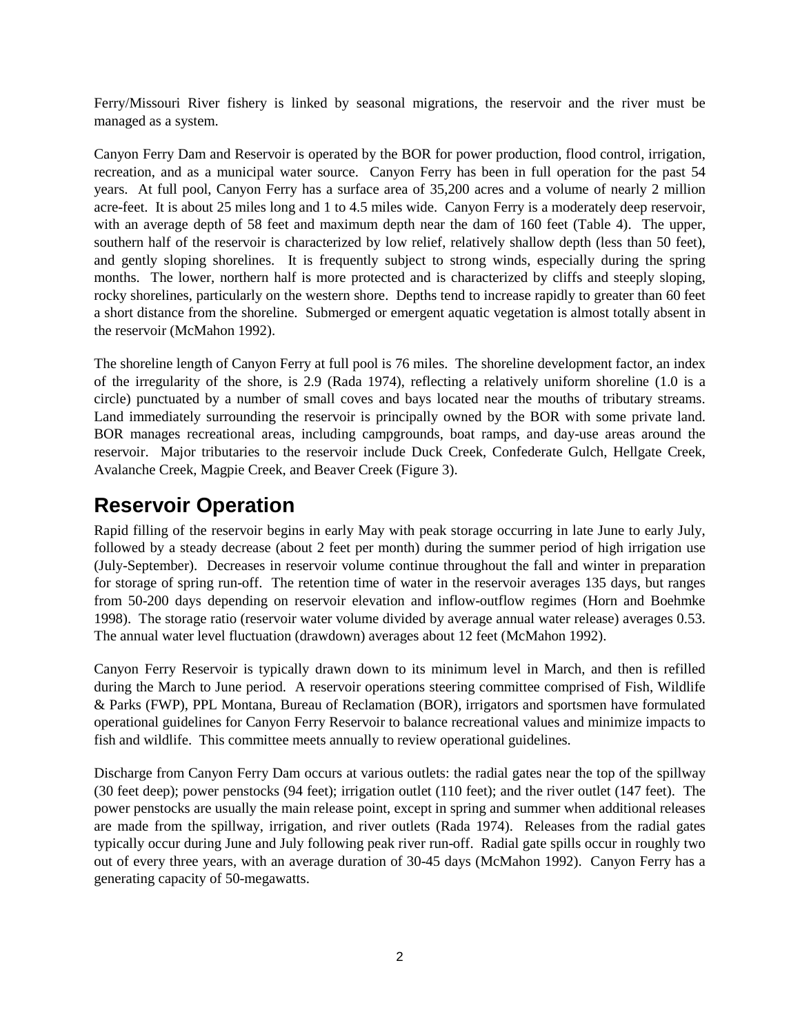Ferry/Missouri River fishery is linked by seasonal migrations, the reservoir and the river must be managed as a system.

Canyon Ferry Dam and Reservoir is operated by the BOR for power production, flood control, irrigation, recreation, and as a municipal water source. Canyon Ferry has been in full operation for the past 54 years. At full pool, Canyon Ferry has a surface area of 35,200 acres and a volume of nearly 2 million acre-feet. It is about 25 miles long and 1 to 4.5 miles wide. Canyon Ferry is a moderately deep reservoir, with an average depth of 58 feet and maximum depth near the dam of 160 feet (Table 4). The upper, southern half of the reservoir is characterized by low relief, relatively shallow depth (less than 50 feet), and gently sloping shorelines. It is frequently subject to strong winds, especially during the spring months. The lower, northern half is more protected and is characterized by cliffs and steeply sloping, rocky shorelines, particularly on the western shore. Depths tend to increase rapidly to greater than 60 feet a short distance from the shoreline. Submerged or emergent aquatic vegetation is almost totally absent in the reservoir (McMahon 1992).

The shoreline length of Canyon Ferry at full pool is 76 miles. The shoreline development factor, an index of the irregularity of the shore, is 2.9 (Rada 1974), reflecting a relatively uniform shoreline (1.0 is a circle) punctuated by a number of small coves and bays located near the mouths of tributary streams. Land immediately surrounding the reservoir is principally owned by the BOR with some private land. BOR manages recreational areas, including campgrounds, boat ramps, and day-use areas around the reservoir. Major tributaries to the reservoir include Duck Creek, Confederate Gulch, Hellgate Creek, Avalanche Creek, Magpie Creek, and Beaver Creek (Figure 3).

## Reservoir Operation

Rapid filling of the reservoir begins in early May with peak storage occurring in late June to early July, followed by a steady decrease (about 2 feet per month) during the summer period of high irrigation use (July-September). Decreases in reservoir volume continue throughout the fall and winter in preparation for storage of spring run-off. The retention time of water in the reservoir averages 135 days, but ranges from 50-200 days depending on reservoir elevation and inflow-outflow regimes (Horn and Boehmke 1998). The storage ratio (reservoir water volume divided by average annual water release) averages 0.53. The annual water level fluctuation (drawdown) averages about 12 feet (McMahon 1992).

Canyon Ferry Reservoir is typically drawn down to its minimum level in March, and then is refilled during the March to June period. A reservoir operations steering committee comprised of Fish, Wildlife & Parks (FWP), PPL Montana, Bureau of Reclamation (BOR), irrigators and sportsmen have formulated operational guidelines for Canyon Ferry Reservoir to balance recreational values and minimize impacts to fish and wildlife. This committee meets annually to review operational guidelines.

Discharge from Canyon Ferry Dam occurs at various outlets: the radial gates near the top of the spillway (30 feet deep); power penstocks (94 feet); irrigation outlet (110 feet); and the river outlet (147 feet). The power penstocks are usually the main release point, except in spring and summer when additional releases are made from the spillway, irrigation, and river outlets (Rada 1974). Releases from the radial gates typically occur during June and July following peak river run-off. Radial gate spills occur in roughly two out of every three years, with an average duration of 30-45 days (McMahon 1992). Canyon Ferry has a generating capacity of 50-megawatts.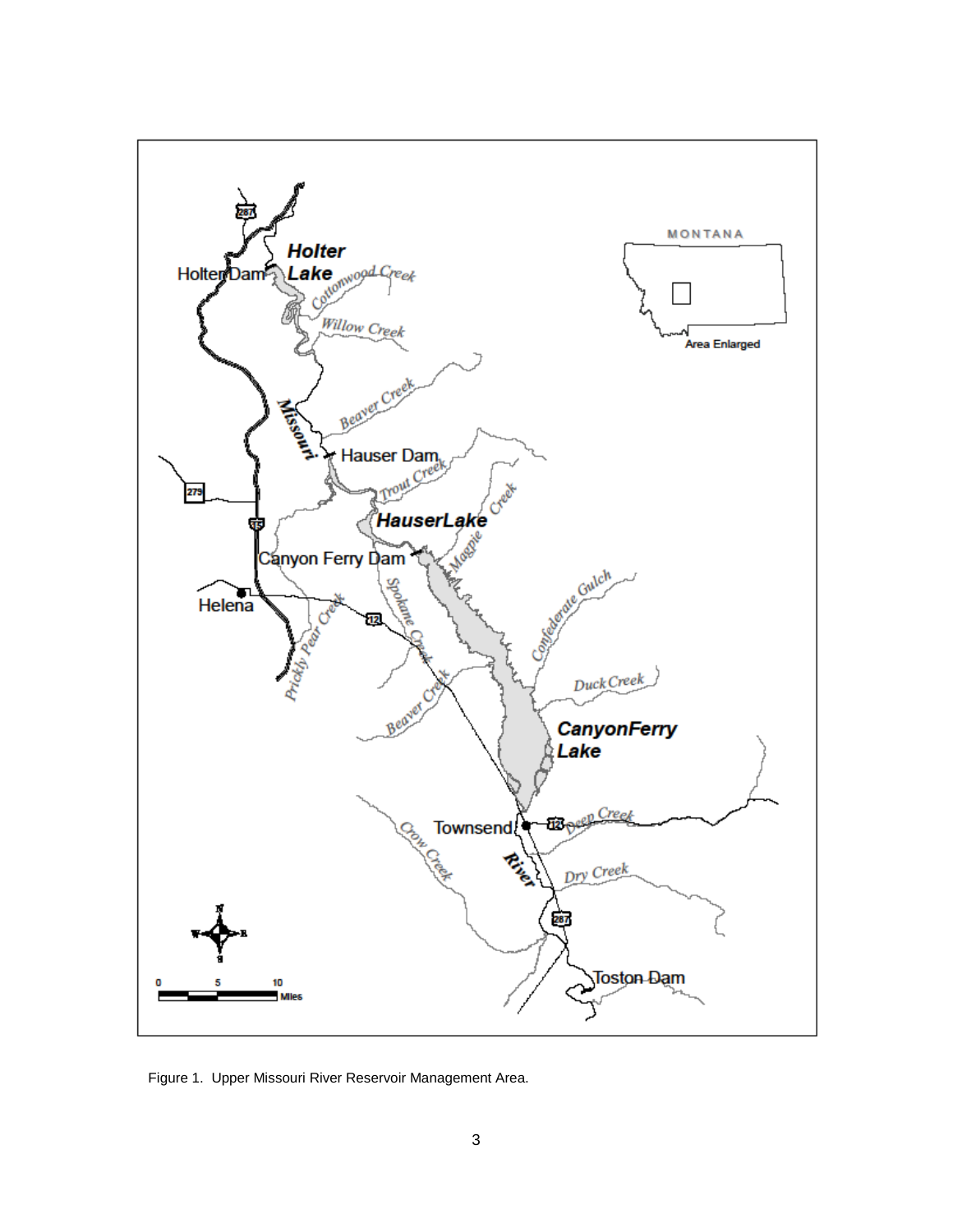Figure 1. Upper Missouri River Reservoir Management Area.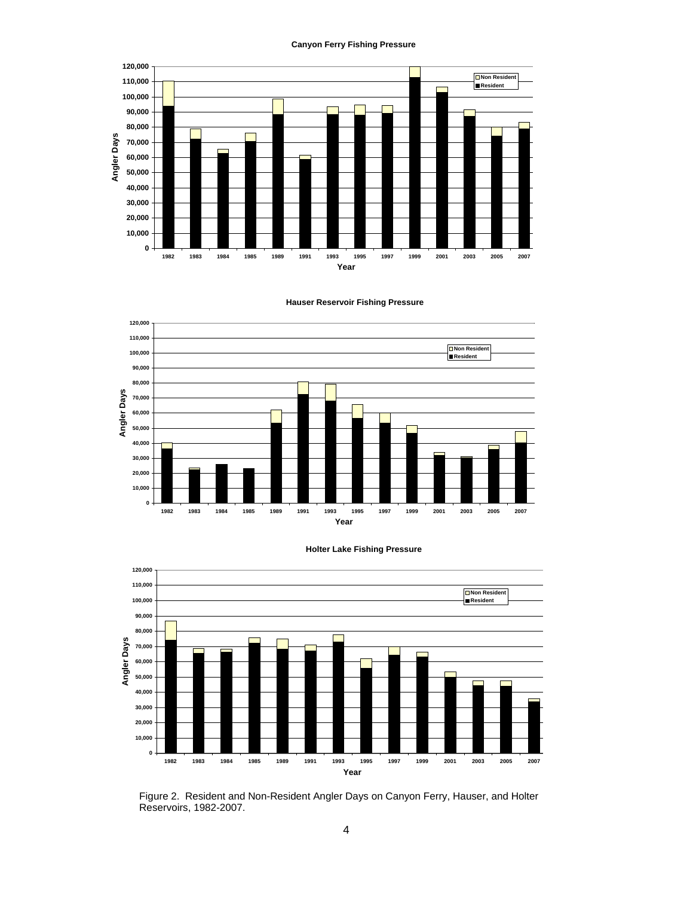**Canyon Ferry Fishing Pressure**

**Hauser Reservoir Fishing Pressure**

**Holter Lake Fishing Pressure**

Figure 2. Resident and Non-Resident Angler Days on Canyon Ferry, Hauser, and Holter Reservoirs, 1982-2007.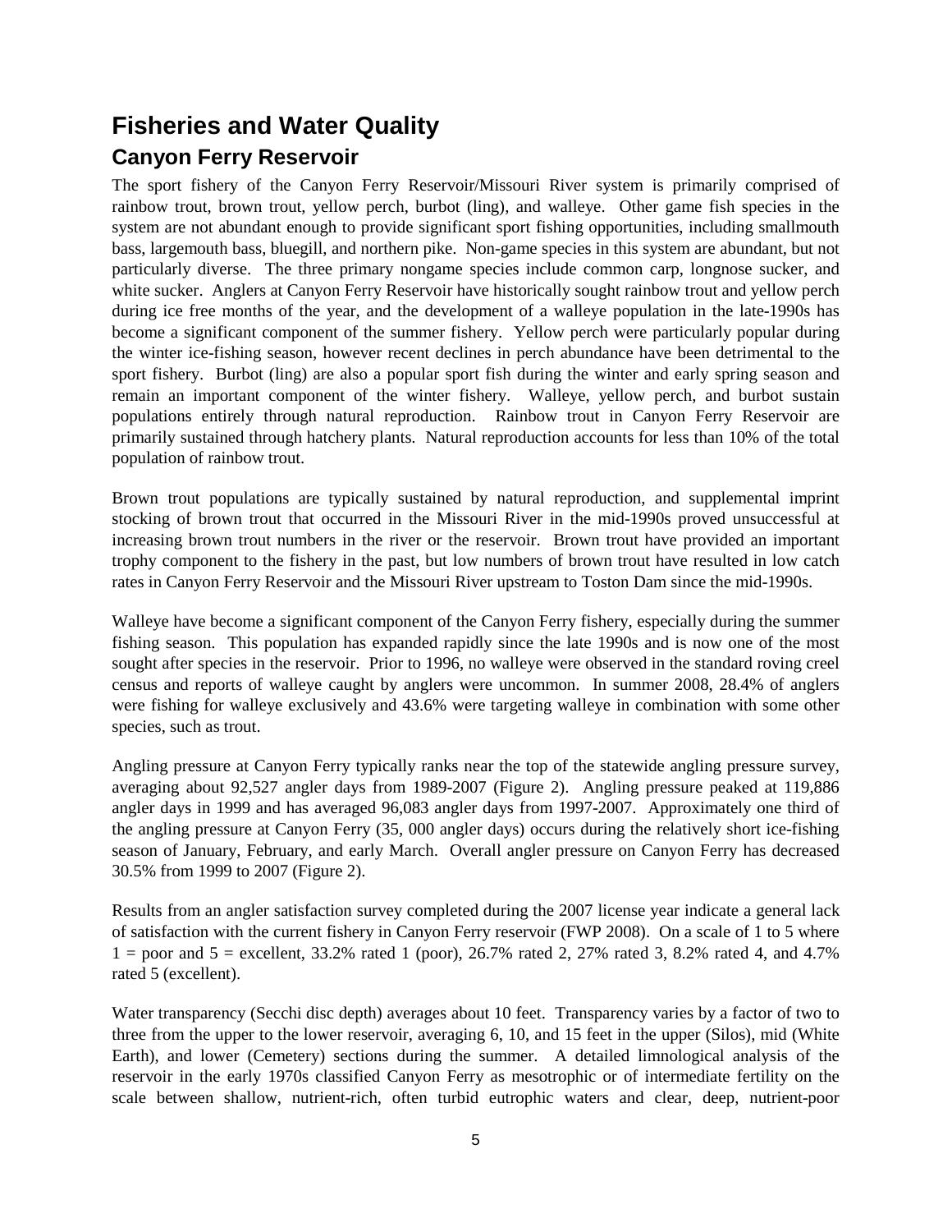# Fisheries and Water Quality

## Canyon Ferry Reservoir

The sport fishery of the Canyon Ferry Reservoir/Missouri River system is primarily comprised of rainbow trout, brown trout, yellow perch, burbot (ling), and walleye. Other game fish species in the system are not abundant enough to provide significant sport fishing opportunities, including smallmouth bass, largemouth bass, bluegill, and northern pike. Non-game species in this system are abundant, but not particularly diverse. The three primary nongame species include common carp, longnose sucker, and white sucker. Anglers at Canyon Ferry Reservoir have historically sought rainbow trout and yellow perch during ice free months of the year, and the development of a walleye population in the late-1990s has become a significant component of the summer fishery. Yellow perch were particularly popular during the winter ice-fishing season, however recent declines in perch abundance have been detrimental to the sport fishery. Burbot (ling) are also a popular sport fish during the winter and early spring season and remain an important component of the winter fishery. Walleye, yellow perch, and burbot sustain populations entirely through natural reproduction. Rainbow trout in Canyon Ferry Reservoir are primarily sustained through hatchery plants. Natural reproduction accounts for less than 10% of the total population of rainbow trout.

Brown trout populations are typically sustained by natural reproduction, and supplemental imprint stocking of brown trout that occurred in the Missouri River in the mid-1990s proved unsuccessful at increasing brown trout numbers in the river or the reservoir. Brown trout have provided an important trophy component to the fishery in the past, but low numbers of brown trout have resulted in low catch rates in Canyon Ferry Reservoir and the Missouri River upstream to Toston Dam since the mid-1990s.

Walleye have become a significant component of the Canyon Ferry fishery, especially during the summer fishing season. This population has expanded rapidly since the late 1990s and is now one of the most sought after species in the reservoir. Prior to 1996, no walleye were observed in the standard roving creel census and reports of walleye caught by anglers were uncommon. In summer 2008, 28.4% of anglers were fishing for walleye exclusively and 43.6% were targeting walleye in combination with some other species, such as trout.

Angling pressure at Canyon Ferry typically ranks near the top of the statewide angling pressure survey, averaging about 92,527 angler days from 1989-2007 (Figure 2). Angling pressure peaked at 119,886 angler days in 1999 and has averaged 96,083 angler days from 1997-2007. Approximately one third of the angling pressure at Canyon Ferry (35, 000 angler days) occurs during the relatively short ice-fishing season of January, February, and early March. Overall angler pressure on Canyon Ferry has decreased 30.5% from 1999 to 2007 (Figure 2).

Results from an angler satisfaction survey completed during the 2007 license year indicate a general lack of satisfaction with the current fishery in Canyon Ferry reservoir (FWP 2008). On a scale of 1 to 5 where 1 = poor and 5 = excellent, 33.2% rated 1 (poor), 26.7% rated 2, 27% rated 3, 8.2% rated 4, and 4.7% rated 5 (excellent).

Water transparency (Secchi disc depth) averages about 10 feet. Transparency varies by a factor of two to three from the upper to the lower reservoir, averaging 6, 10, and 15 feet in the upper (Silos), mid (White Earth), and lower (Cemetery) sections during the summer. A detailed limnological analysis of the reservoir in the early 1970s classified Canyon Ferry as mesotrophic or of intermediate fertility on the scale between shallow, nutrient-rich, often turbid eutrophic waters and clear, deep, nutrient-poor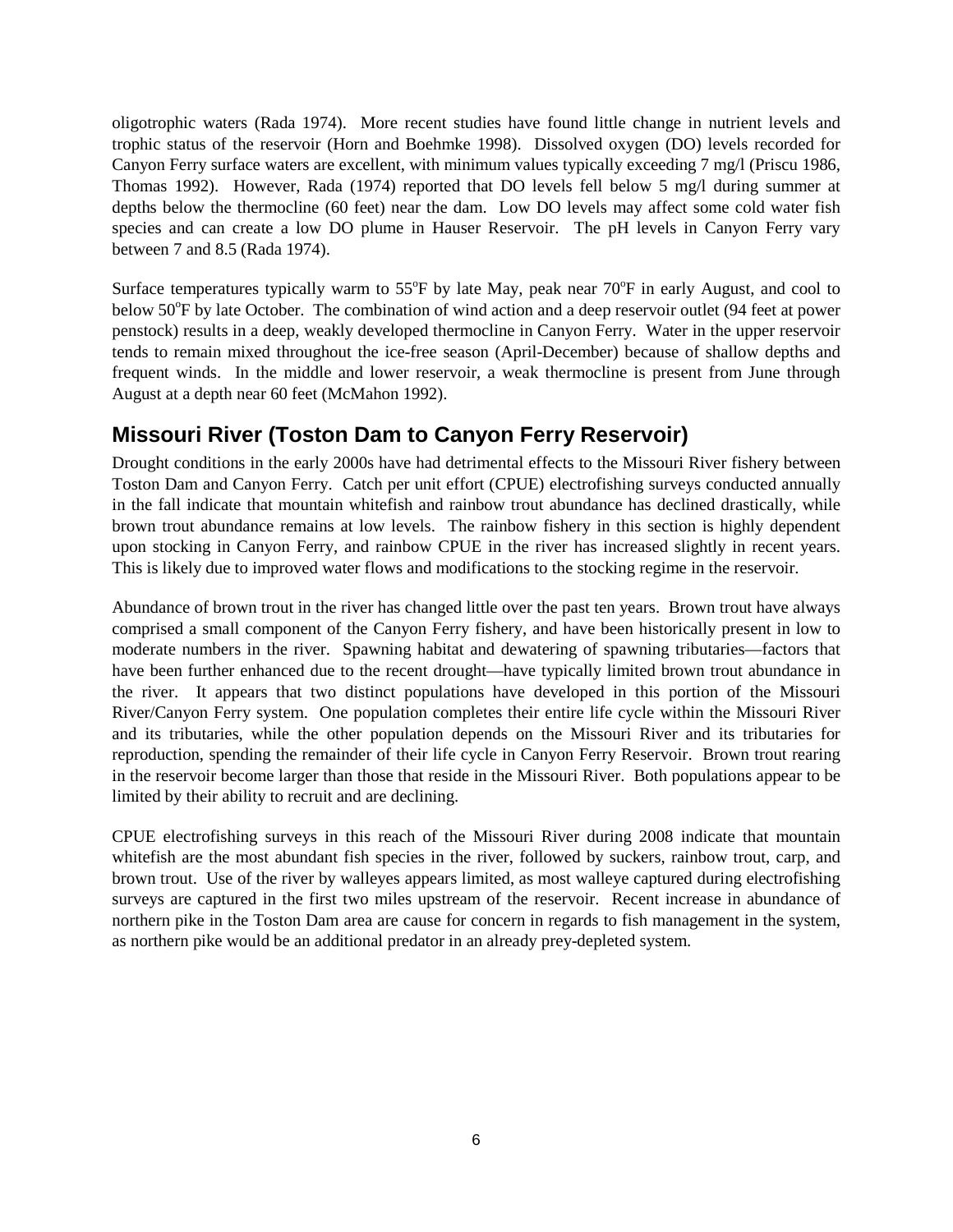oligotrophic waters (Rada 1974). More recent studies have found little change in nutrient levels and trophic status of the reservoir (Horn and Boehmke 1998). Dissolved oxygen (DO) levels recorded for Canyon Ferry surface waters are excellent, with minimum values typically exceeding 7 mg/l (Priscu 1986, Thomas 1992). However, Rada (1974) reported that DO levels fell below 5 mg/l during summer at depths below the thermocline (60 feet) near the dam. Low DO levels may affect some cold water fish species and can create a low DO plume in Hauser Reservoir. The pH levels in Canyon Ferry vary between 7 and 8.5 (Rada 1974).

Surface temperatures typically warm to 55°F by late May, peak near 70°F in early August, and cool to below 50°F by late October. The combination of wind action and a deep reservoir outlet (94 feet at power penstock) results in a deep, weakly developed thermocline in Canyon Ferry. Water in the upper reservoir tends to remain mixed throughout the ice-free season (April-December) because of shallow depths and frequent winds. In the middle and lower reservoir, a weak thermocline is present from June through August at a depth near 60 feet (McMahon 1992).

## Missouri River (Toston Dam to Canyon Ferry Reservoir)

Drought conditions in the early 2000s have had detrimental effects to the Missouri River fishery between Toston Dam and Canyon Ferry. Catch per unit effort (CPUE) electrofishing surveys conducted annually in the fall indicate that mountain whitefish and rainbow trout abundance has declined drastically, while brown trout abundance remains at low levels. The rainbow fishery in this section is highly dependent upon stocking in Canyon Ferry, and rainbow CPUE in the river has increased slightly in recent years. This is likely due to improved water flows and modifications to the stocking regime in the reservoir.

Abundance of brown trout in the river has changed little over the past ten years. Brown trout have always comprised a small component of the Canyon Ferry fishery, and have been historically present in low to moderate numbers in the river. Spawning habitat and dewatering of spawning tributaries—factors that have been further enhanced due to the recent drought—have typically limited brown trout abundance in the river. It appears that two distinct populations have developed in this portion of the Missouri River/Canyon Ferry system. One population completes their entire life cycle within the Missouri River and its tributaries, while the other population depends on the Missouri River and its tributaries for reproduction, spending the remainder of their life cycle in Canyon Ferry Reservoir. Brown trout rearing in the reservoir become larger than those that reside in the Missouri River. Both populations appear to be limited by their ability to recruit and are declining.

CPUE electrofishing surveys in this reach of the Missouri River during 2008 indicate that mountain whitefish are the most abundant fish species in the river, followed by suckers, rainbow trout, carp, and brown trout. Use of the river by walleyes appears limited, as most walleye captured during electrofishing surveys are captured in the first two miles upstream of the reservoir. Recent increase in abundance of northern pike in the Toston Dam area are cause for concern in regards to fish management in the system, as northern pike would be an additional predator in an already prey-depleted system.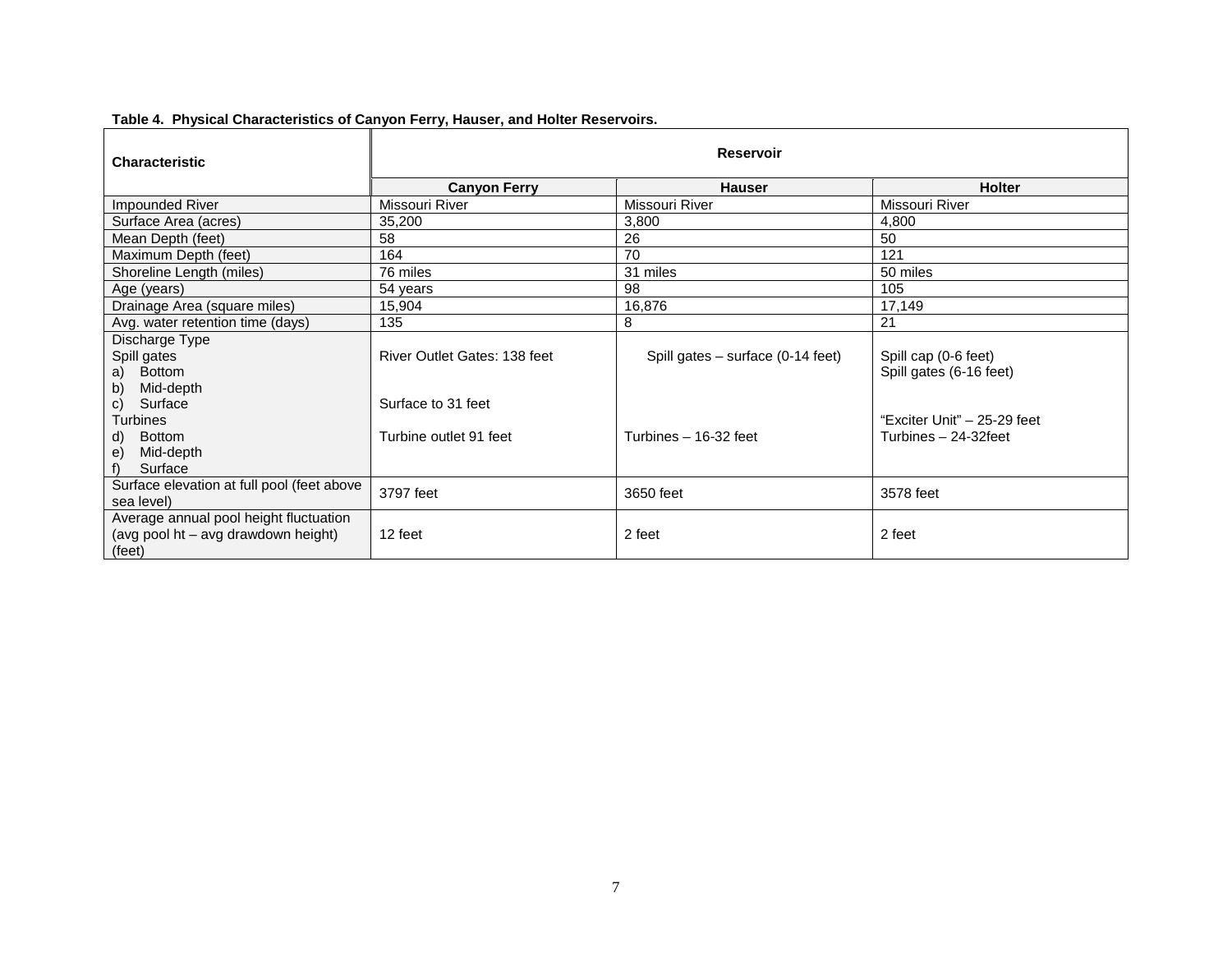**Table 4. Physical Characteristics of Canyon Ferry, Hauser, and Holter Reservoirs.**

| Characteristic | Reservoir | | |
|---|---|---|---|
| | **Canyon Ferry** | **Hauser** | **Holter** |
| Impounded River | Missouri River | Missouri River | Missouri River |
| Surface Area (acres) | 35,200 | 3,800 | 4,800 |
| Mean Depth (feet) | 58 | 26 | 50 |
| Maximum Depth (feet) | 164 | 70 | 121 |
| Shoreline Length (miles) | 76 miles | 31 miles | 50 miles |
| Age (years) | 54 years | 98 | 105 |
| Drainage Area (square miles) | 15,904 | 16,876 | 17,149 |
| Avg. water retention time (days) | 135 | 8 | 21 |
| Discharge Type<br>Spill gates<br>a) Bottom<br>b) Mid-depth<br>c) Surface<br>Turbines<br>d) Bottom<br>e) Mid-depth<br>f) Surface | River Outlet Gates: 138 feet<br><br>Surface to 31 feet<br><br>Turbine outlet 91 feet | Spill gates – surface (0-14 feet)<br><br>Turbines – 16-32 feet | Spill cap (0-6 feet)<br>Spill gates (6-16 feet)<br><br>"Exciter Unit" – 25-29 feet<br>Turbines – 24-32feet |
| Surface elevation at full pool (feet above sea level) | 3797 feet | 3650 feet | 3578 feet |
| Average annual pool height fluctuation (avg pool ht – avg drawdown height) (feet) | 12 feet | 2 feet | 2 feet |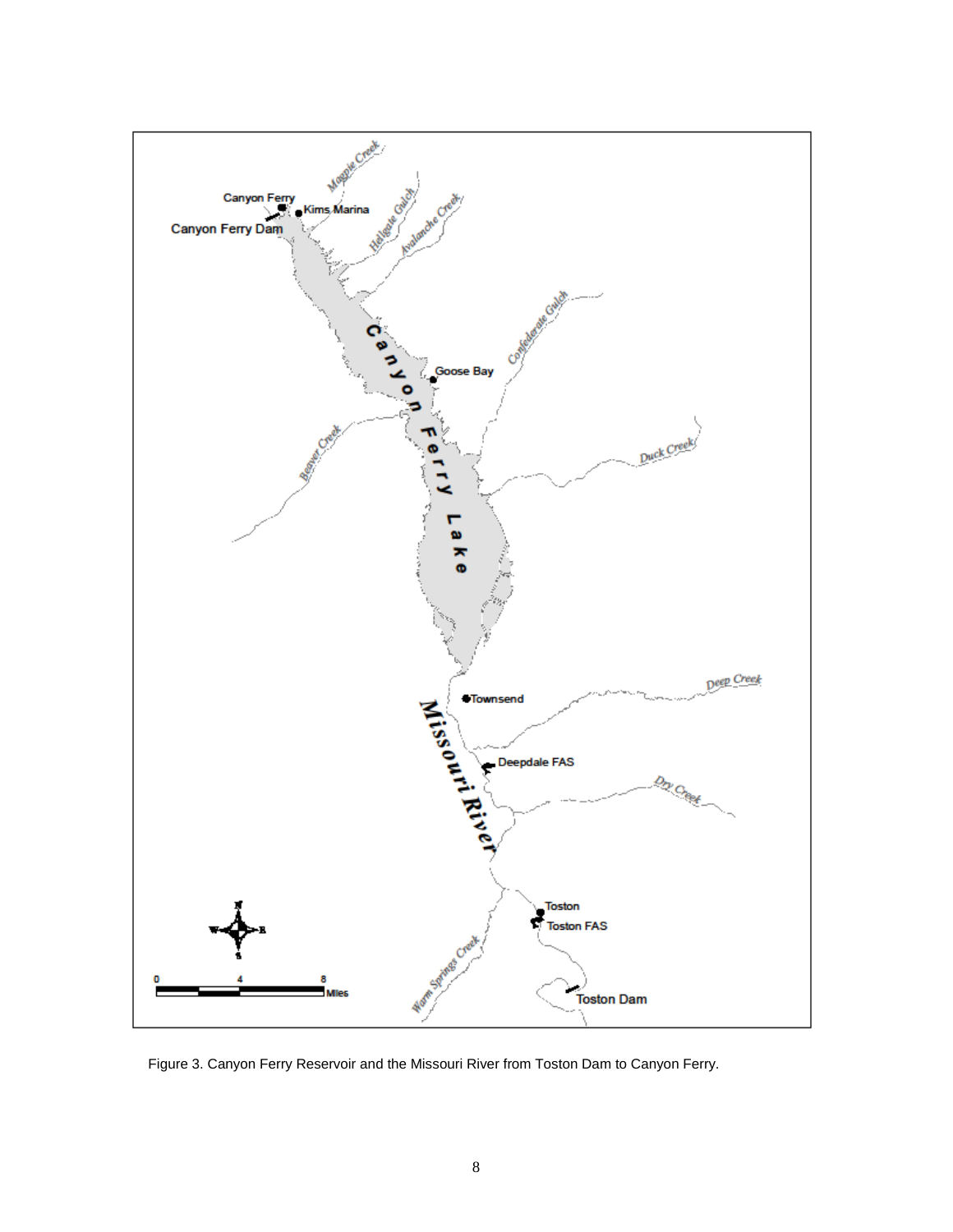Figure 3. Canyon Ferry Reservoir and the Missouri River from Toston Dam to Canyon Ferry.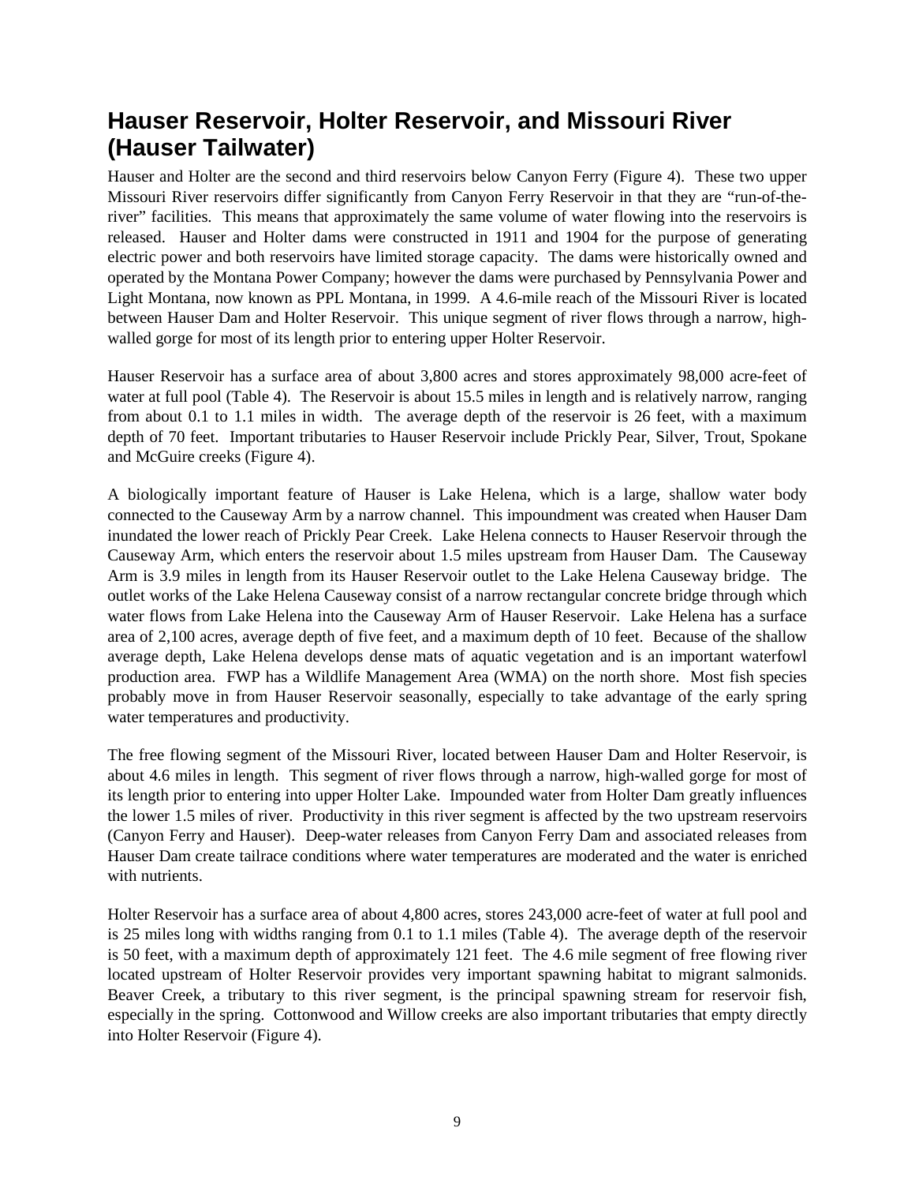## Hauser Reservoir, Holter Reservoir, and Missouri River (Hauser Tailwater)

Hauser and Holter are the second and third reservoirs below Canyon Ferry (Figure 4). These two upper Missouri River reservoirs differ significantly from Canyon Ferry Reservoir in that they are "run-of-the-river" facilities. This means that approximately the same volume of water flowing into the reservoirs is released. Hauser and Holter dams were constructed in 1911 and 1904 for the purpose of generating electric power and both reservoirs have limited storage capacity. The dams were historically owned and operated by the Montana Power Company; however the dams were purchased by Pennsylvania Power and Light Montana, now known as PPL Montana, in 1999. A 4.6-mile reach of the Missouri River is located between Hauser Dam and Holter Reservoir. This unique segment of river flows through a narrow, high-walled gorge for most of its length prior to entering upper Holter Reservoir.

Hauser Reservoir has a surface area of about 3,800 acres and stores approximately 98,000 acre-feet of water at full pool (Table 4). The Reservoir is about 15.5 miles in length and is relatively narrow, ranging from about 0.1 to 1.1 miles in width. The average depth of the reservoir is 26 feet, with a maximum depth of 70 feet. Important tributaries to Hauser Reservoir include Prickly Pear, Silver, Trout, Spokane and McGuire creeks (Figure 4).

A biologically important feature of Hauser is Lake Helena, which is a large, shallow water body connected to the Causeway Arm by a narrow channel. This impoundment was created when Hauser Dam inundated the lower reach of Prickly Pear Creek. Lake Helena connects to Hauser Reservoir through the Causeway Arm, which enters the reservoir about 1.5 miles upstream from Hauser Dam. The Causeway Arm is 3.9 miles in length from its Hauser Reservoir outlet to the Lake Helena Causeway bridge. The outlet works of the Lake Helena Causeway consist of a narrow rectangular concrete bridge through which water flows from Lake Helena into the Causeway Arm of Hauser Reservoir. Lake Helena has a surface area of 2,100 acres, average depth of five feet, and a maximum depth of 10 feet. Because of the shallow average depth, Lake Helena develops dense mats of aquatic vegetation and is an important waterfowl production area. FWP has a Wildlife Management Area (WMA) on the north shore. Most fish species probably move in from Hauser Reservoir seasonally, especially to take advantage of the early spring water temperatures and productivity.

The free flowing segment of the Missouri River, located between Hauser Dam and Holter Reservoir, is about 4.6 miles in length. This segment of river flows through a narrow, high-walled gorge for most of its length prior to entering into upper Holter Lake. Impounded water from Holter Dam greatly influences the lower 1.5 miles of river. Productivity in this river segment is affected by the two upstream reservoirs (Canyon Ferry and Hauser). Deep-water releases from Canyon Ferry Dam and associated releases from Hauser Dam create tailrace conditions where water temperatures are moderated and the water is enriched with nutrients.

Holter Reservoir has a surface area of about 4,800 acres, stores 243,000 acre-feet of water at full pool and is 25 miles long with widths ranging from 0.1 to 1.1 miles (Table 4). The average depth of the reservoir is 50 feet, with a maximum depth of approximately 121 feet. The 4.6 mile segment of free flowing river located upstream of Holter Reservoir provides very important spawning habitat to migrant salmonids. Beaver Creek, a tributary to this river segment, is the principal spawning stream for reservoir fish, especially in the spring. Cottonwood and Willow creeks are also important tributaries that empty directly into Holter Reservoir (Figure 4).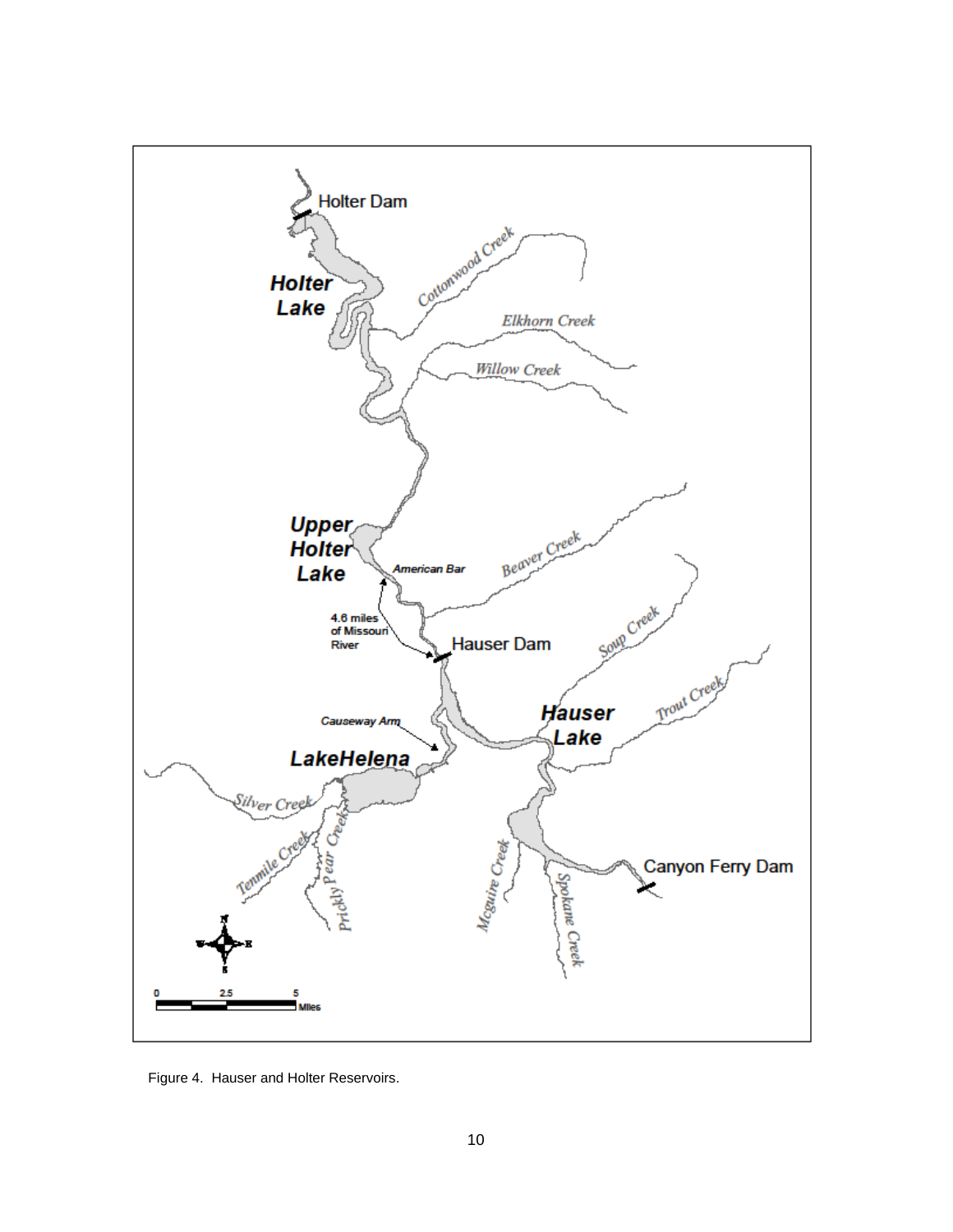Figure 4. Hauser and Holter Reservoirs.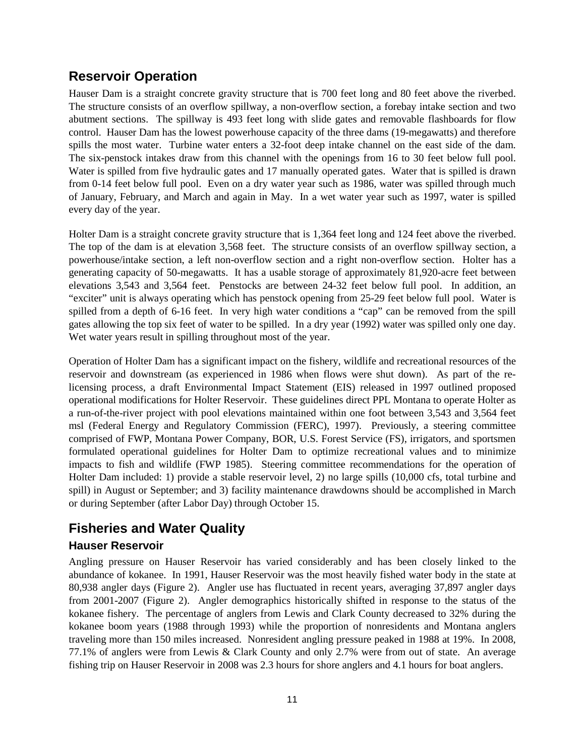## Reservoir Operation

Hauser Dam is a straight concrete gravity structure that is 700 feet long and 80 feet above the riverbed. The structure consists of an overflow spillway, a non-overflow section, a forebay intake section and two abutment sections. The spillway is 493 feet long with slide gates and removable flashboards for flow control. Hauser Dam has the lowest powerhouse capacity of the three dams (19-megawatts) and therefore spills the most water. Turbine water enters a 32-foot deep intake channel on the east side of the dam. The six-penstock intakes draw from this channel with the openings from 16 to 30 feet below full pool. Water is spilled from five hydraulic gates and 17 manually operated gates. Water that is spilled is drawn from 0-14 feet below full pool. Even on a dry water year such as 1986, water was spilled through much of January, February, and March and again in May. In a wet water year such as 1997, water is spilled every day of the year.

Holter Dam is a straight concrete gravity structure that is 1,364 feet long and 124 feet above the riverbed. The top of the dam is at elevation 3,568 feet. The structure consists of an overflow spillway section, a powerhouse/intake section, a left non-overflow section and a right non-overflow section. Holter has a generating capacity of 50-megawatts. It has a usable storage of approximately 81,920-acre feet between elevations 3,543 and 3,564 feet. Penstocks are between 24-32 feet below full pool. In addition, an "exciter" unit is always operating which has penstock opening from 25-29 feet below full pool. Water is spilled from a depth of 6-16 feet. In very high water conditions a "cap" can be removed from the spill gates allowing the top six feet of water to be spilled. In a dry year (1992) water was spilled only one day. Wet water years result in spilling throughout most of the year.

Operation of Holter Dam has a significant impact on the fishery, wildlife and recreational resources of the reservoir and downstream (as experienced in 1986 when flows were shut down). As part of the re-licensing process, a draft Environmental Impact Statement (EIS) released in 1997 outlined proposed operational modifications for Holter Reservoir. These guidelines direct PPL Montana to operate Holter as a run-of-the-river project with pool elevations maintained within one foot between 3,543 and 3,564 feet msl (Federal Energy and Regulatory Commission (FERC), 1997). Previously, a steering committee comprised of FWP, Montana Power Company, BOR, U.S. Forest Service (FS), irrigators, and sportsmen formulated operational guidelines for Holter Dam to optimize recreational values and to minimize impacts to fish and wildlife (FWP 1985). Steering committee recommendations for the operation of Holter Dam included: 1) provide a stable reservoir level, 2) no large spills (10,000 cfs, total turbine and spill) in August or September; and 3) facility maintenance drawdowns should be accomplished in March or during September (after Labor Day) through October 15.

## Fisheries and Water Quality

### Hauser Reservoir

Angling pressure on Hauser Reservoir has varied considerably and has been closely linked to the abundance of kokanee. In 1991, Hauser Reservoir was the most heavily fished water body in the state at 80,938 angler days (Figure 2). Angler use has fluctuated in recent years, averaging 37,897 angler days from 2001-2007 (Figure 2). Angler demographics historically shifted in response to the status of the kokanee fishery. The percentage of anglers from Lewis and Clark County decreased to 32% during the kokanee boom years (1988 through 1993) while the proportion of nonresidents and Montana anglers traveling more than 150 miles increased. Nonresident angling pressure peaked in 1988 at 19%. In 2008, 77.1% of anglers were from Lewis & Clark County and only 2.7% were from out of state. An average fishing trip on Hauser Reservoir in 2008 was 2.3 hours for shore anglers and 4.1 hours for boat anglers.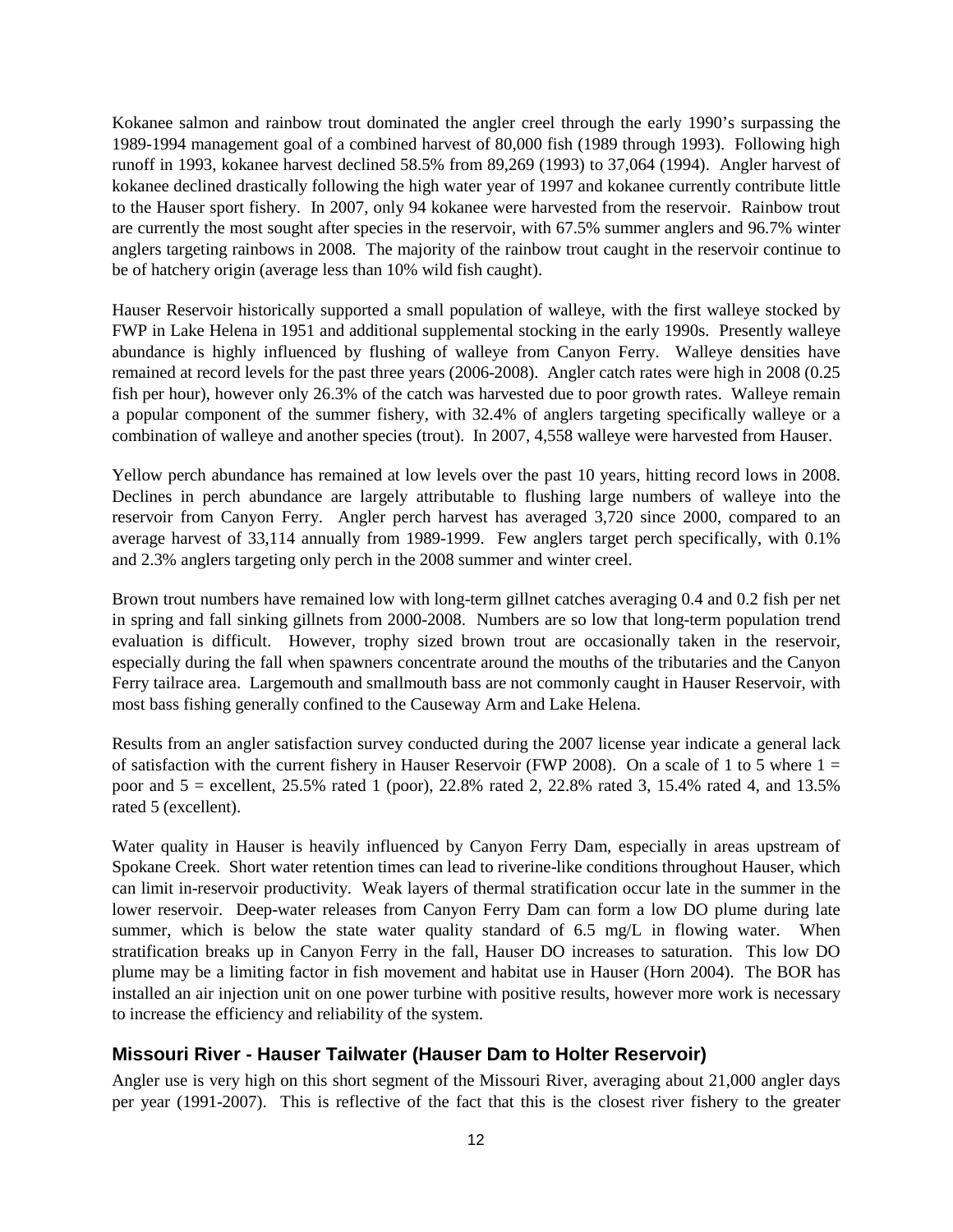Kokanee salmon and rainbow trout dominated the angler creel through the early 1990's surpassing the 1989-1994 management goal of a combined harvest of 80,000 fish (1989 through 1993). Following high runoff in 1993, kokanee harvest declined 58.5% from 89,269 (1993) to 37,064 (1994). Angler harvest of kokanee declined drastically following the high water year of 1997 and kokanee currently contribute little to the Hauser sport fishery. In 2007, only 94 kokanee were harvested from the reservoir. Rainbow trout are currently the most sought after species in the reservoir, with 67.5% summer anglers and 96.7% winter anglers targeting rainbows in 2008. The majority of the rainbow trout caught in the reservoir continue to be of hatchery origin (average less than 10% wild fish caught).

Hauser Reservoir historically supported a small population of walleye, with the first walleye stocked by FWP in Lake Helena in 1951 and additional supplemental stocking in the early 1990s. Presently walleye abundance is highly influenced by flushing of walleye from Canyon Ferry. Walleye densities have remained at record levels for the past three years (2006-2008). Angler catch rates were high in 2008 (0.25 fish per hour), however only 26.3% of the catch was harvested due to poor growth rates. Walleye remain a popular component of the summer fishery, with 32.4% of anglers targeting specifically walleye or a combination of walleye and another species (trout). In 2007, 4,558 walleye were harvested from Hauser.

Yellow perch abundance has remained at low levels over the past 10 years, hitting record lows in 2008. Declines in perch abundance are largely attributable to flushing large numbers of walleye into the reservoir from Canyon Ferry. Angler perch harvest has averaged 3,720 since 2000, compared to an average harvest of 33,114 annually from 1989-1999. Few anglers target perch specifically, with 0.1% and 2.3% anglers targeting only perch in the 2008 summer and winter creel.

Brown trout numbers have remained low with long-term gillnet catches averaging 0.4 and 0.2 fish per net in spring and fall sinking gillnets from 2000-2008. Numbers are so low that long-term population trend evaluation is difficult. However, trophy sized brown trout are occasionally taken in the reservoir, especially during the fall when spawners concentrate around the mouths of the tributaries and the Canyon Ferry tailrace area. Largemouth and smallmouth bass are not commonly caught in Hauser Reservoir, with most bass fishing generally confined to the Causeway Arm and Lake Helena.

Results from an angler satisfaction survey conducted during the 2007 license year indicate a general lack of satisfaction with the current fishery in Hauser Reservoir (FWP 2008). On a scale of 1 to 5 where 1 = poor and 5 = excellent, 25.5% rated 1 (poor), 22.8% rated 2, 22.8% rated 3, 15.4% rated 4, and 13.5% rated 5 (excellent).

Water quality in Hauser is heavily influenced by Canyon Ferry Dam, especially in areas upstream of Spokane Creek. Short water retention times can lead to riverine-like conditions throughout Hauser, which can limit in-reservoir productivity. Weak layers of thermal stratification occur late in the summer in the lower reservoir. Deep-water releases from Canyon Ferry Dam can form a low DO plume during late summer, which is below the state water quality standard of 6.5 mg/L in flowing water. When stratification breaks up in Canyon Ferry in the fall, Hauser DO increases to saturation. This low DO plume may be a limiting factor in fish movement and habitat use in Hauser (Horn 2004). The BOR has installed an air injection unit on one power turbine with positive results, however more work is necessary to increase the efficiency and reliability of the system.

### Missouri River - Hauser Tailwater (Hauser Dam to Holter Reservoir)

Angler use is very high on this short segment of the Missouri River, averaging about 21,000 angler days per year (1991-2007). This is reflective of the fact that this is the closest river fishery to the greater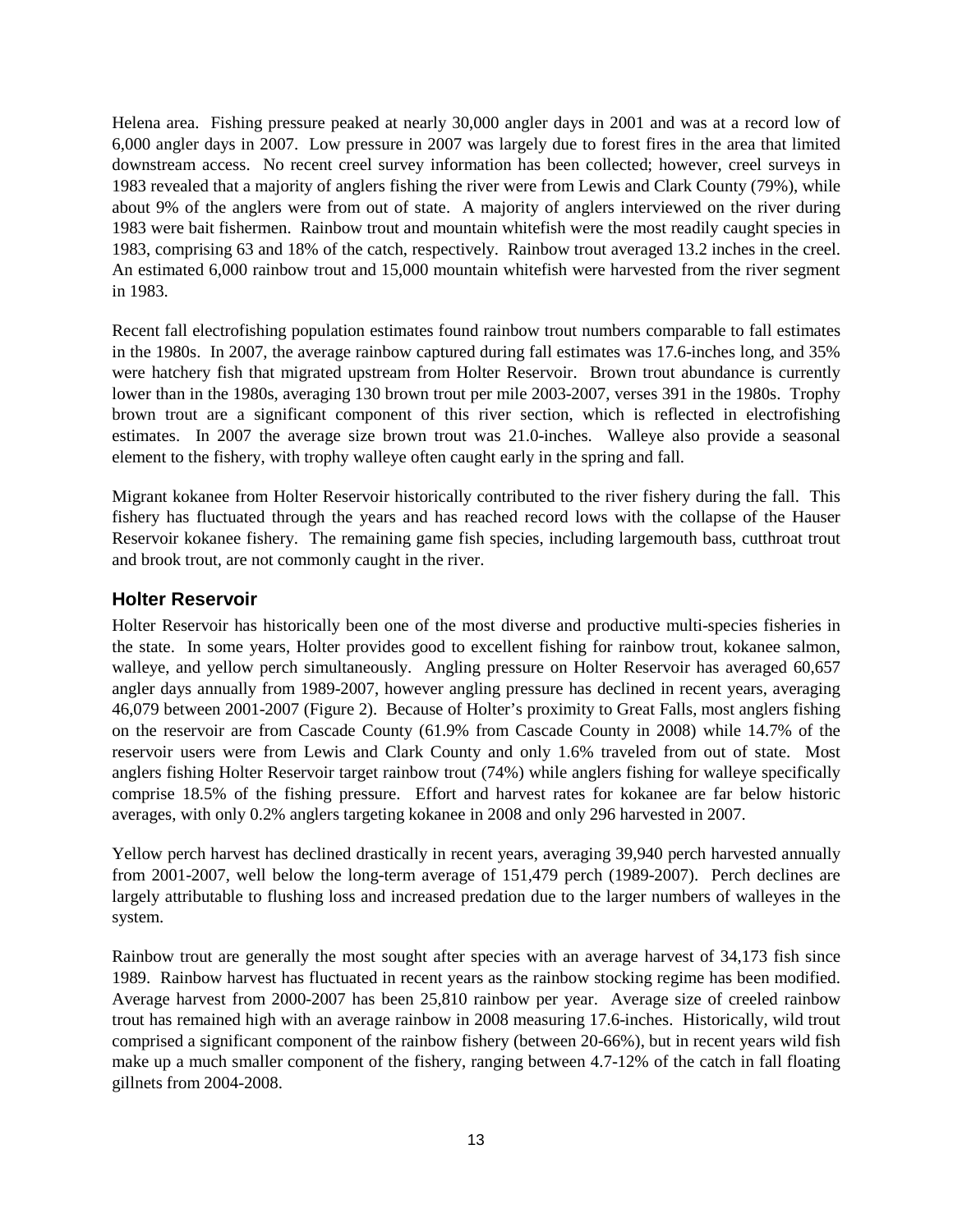Helena area. Fishing pressure peaked at nearly 30,000 angler days in 2001 and was at a record low of 6,000 angler days in 2007. Low pressure in 2007 was largely due to forest fires in the area that limited downstream access. No recent creel survey information has been collected; however, creel surveys in 1983 revealed that a majority of anglers fishing the river were from Lewis and Clark County (79%), while about 9% of the anglers were from out of state. A majority of anglers interviewed on the river during 1983 were bait fishermen. Rainbow trout and mountain whitefish were the most readily caught species in 1983, comprising 63 and 18% of the catch, respectively. Rainbow trout averaged 13.2 inches in the creel. An estimated 6,000 rainbow trout and 15,000 mountain whitefish were harvested from the river segment in 1983.

Recent fall electrofishing population estimates found rainbow trout numbers comparable to fall estimates in the 1980s. In 2007, the average rainbow captured during fall estimates was 17.6-inches long, and 35% were hatchery fish that migrated upstream from Holter Reservoir. Brown trout abundance is currently lower than in the 1980s, averaging 130 brown trout per mile 2003-2007, verses 391 in the 1980s. Trophy brown trout are a significant component of this river section, which is reflected in electrofishing estimates. In 2007 the average size brown trout was 21.0-inches. Walleye also provide a seasonal element to the fishery, with trophy walleye often caught early in the spring and fall.

Migrant kokanee from Holter Reservoir historically contributed to the river fishery during the fall. This fishery has fluctuated through the years and has reached record lows with the collapse of the Hauser Reservoir kokanee fishery. The remaining game fish species, including largemouth bass, cutthroat trout and brook trout, are not commonly caught in the river.

## Holter Reservoir

Holter Reservoir has historically been one of the most diverse and productive multi-species fisheries in the state. In some years, Holter provides good to excellent fishing for rainbow trout, kokanee salmon, walleye, and yellow perch simultaneously. Angling pressure on Holter Reservoir has averaged 60,657 angler days annually from 1989-2007, however angling pressure has declined in recent years, averaging 46,079 between 2001-2007 (Figure 2). Because of Holter's proximity to Great Falls, most anglers fishing on the reservoir are from Cascade County (61.9% from Cascade County in 2008) while 14.7% of the reservoir users were from Lewis and Clark County and only 1.6% traveled from out of state. Most anglers fishing Holter Reservoir target rainbow trout (74%) while anglers fishing for walleye specifically comprise 18.5% of the fishing pressure. Effort and harvest rates for kokanee are far below historic averages, with only 0.2% anglers targeting kokanee in 2008 and only 296 harvested in 2007.

Yellow perch harvest has declined drastically in recent years, averaging 39,940 perch harvested annually from 2001-2007, well below the long-term average of 151,479 perch (1989-2007). Perch declines are largely attributable to flushing loss and increased predation due to the larger numbers of walleyes in the system.

Rainbow trout are generally the most sought after species with an average harvest of 34,173 fish since 1989. Rainbow harvest has fluctuated in recent years as the rainbow stocking regime has been modified. Average harvest from 2000-2007 has been 25,810 rainbow per year. Average size of creeled rainbow trout has remained high with an average rainbow in 2008 measuring 17.6-inches. Historically, wild trout comprised a significant component of the rainbow fishery (between 20-66%), but in recent years wild fish make up a much smaller component of the fishery, ranging between 4.7-12% of the catch in fall floating gillnets from 2004-2008.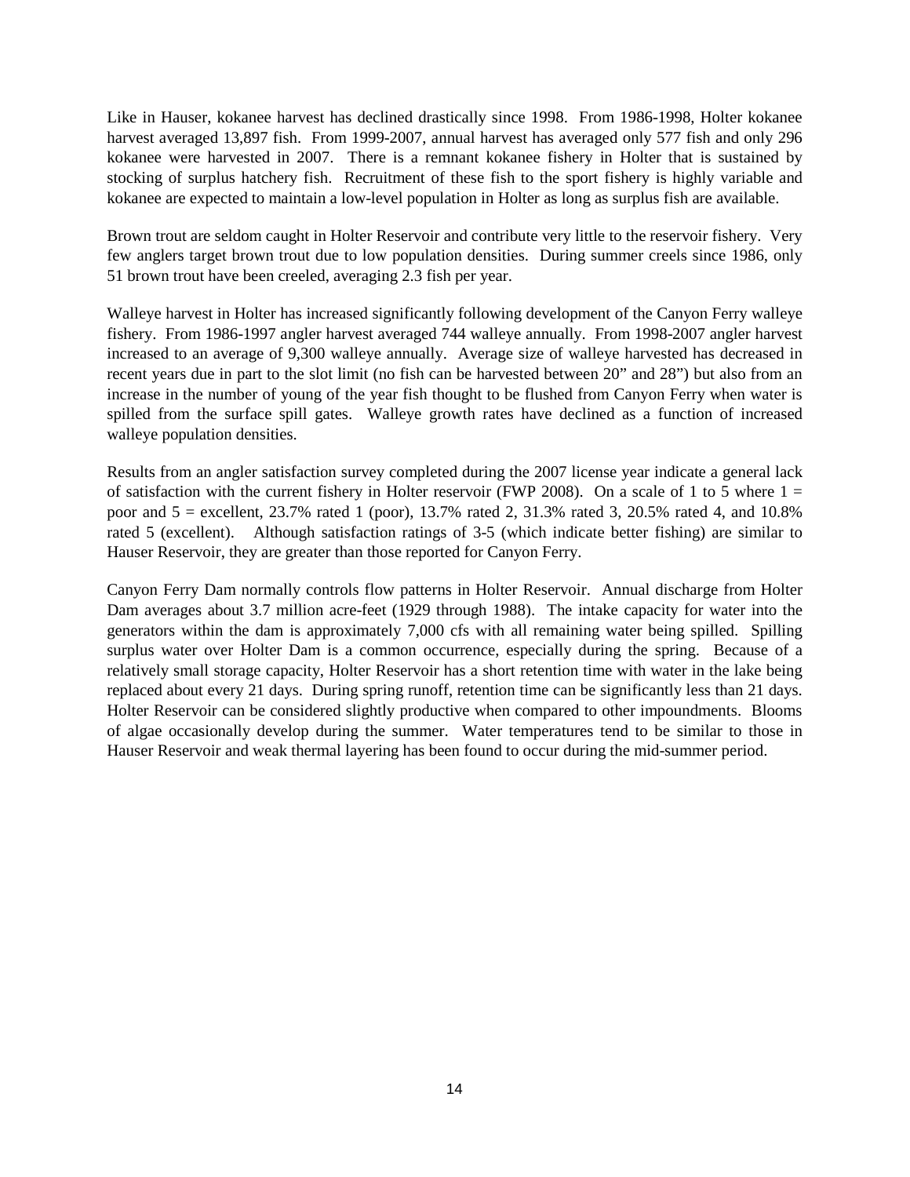Like in Hauser, kokanee harvest has declined drastically since 1998. From 1986-1998, Holter kokanee harvest averaged 13,897 fish. From 1999-2007, annual harvest has averaged only 577 fish and only 296 kokanee were harvested in 2007. There is a remnant kokanee fishery in Holter that is sustained by stocking of surplus hatchery fish. Recruitment of these fish to the sport fishery is highly variable and kokanee are expected to maintain a low-level population in Holter as long as surplus fish are available.

Brown trout are seldom caught in Holter Reservoir and contribute very little to the reservoir fishery. Very few anglers target brown trout due to low population densities. During summer creels since 1986, only 51 brown trout have been creeled, averaging 2.3 fish per year.

Walleye harvest in Holter has increased significantly following development of the Canyon Ferry walleye fishery. From 1986-1997 angler harvest averaged 744 walleye annually. From 1998-2007 angler harvest increased to an average of 9,300 walleye annually. Average size of walleye harvested has decreased in recent years due in part to the slot limit (no fish can be harvested between 20" and 28") but also from an increase in the number of young of the year fish thought to be flushed from Canyon Ferry when water is spilled from the surface spill gates. Walleye growth rates have declined as a function of increased walleye population densities.

Results from an angler satisfaction survey completed during the 2007 license year indicate a general lack of satisfaction with the current fishery in Holter reservoir (FWP 2008). On a scale of 1 to 5 where 1 = poor and 5 = excellent, 23.7% rated 1 (poor), 13.7% rated 2, 31.3% rated 3, 20.5% rated 4, and 10.8% rated 5 (excellent). Although satisfaction ratings of 3-5 (which indicate better fishing) are similar to Hauser Reservoir, they are greater than those reported for Canyon Ferry.

Canyon Ferry Dam normally controls flow patterns in Holter Reservoir. Annual discharge from Holter Dam averages about 3.7 million acre-feet (1929 through 1988). The intake capacity for water into the generators within the dam is approximately 7,000 cfs with all remaining water being spilled. Spilling surplus water over Holter Dam is a common occurrence, especially during the spring. Because of a relatively small storage capacity, Holter Reservoir has a short retention time with water in the lake being replaced about every 21 days. During spring runoff, retention time can be significantly less than 21 days. Holter Reservoir can be considered slightly productive when compared to other impoundments. Blooms of algae occasionally develop during the summer. Water temperatures tend to be similar to those in Hauser Reservoir and weak thermal layering has been found to occur during the mid-summer period.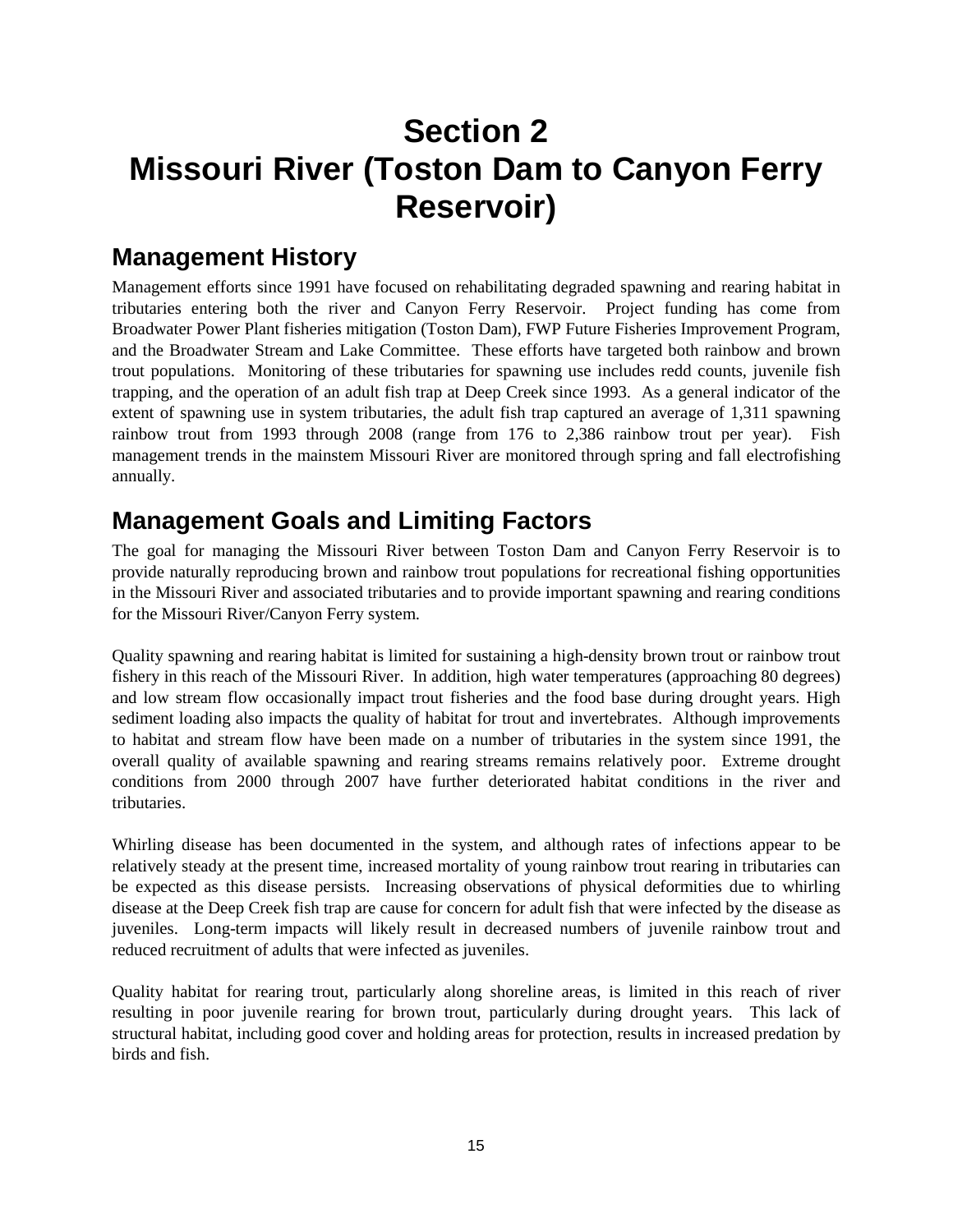# Section 2
# Missouri River (Toston Dam to Canyon Ferry Reservoir)

## Management History

Management efforts since 1991 have focused on rehabilitating degraded spawning and rearing habitat in tributaries entering both the river and Canyon Ferry Reservoir. Project funding has come from Broadwater Power Plant fisheries mitigation (Toston Dam), FWP Future Fisheries Improvement Program, and the Broadwater Stream and Lake Committee. These efforts have targeted both rainbow and brown trout populations. Monitoring of these tributaries for spawning use includes redd counts, juvenile fish trapping, and the operation of an adult fish trap at Deep Creek since 1993. As a general indicator of the extent of spawning use in system tributaries, the adult fish trap captured an average of 1,311 spawning rainbow trout from 1993 through 2008 (range from 176 to 2,386 rainbow trout per year). Fish management trends in the mainstem Missouri River are monitored through spring and fall electrofishing annually.

## Management Goals and Limiting Factors

The goal for managing the Missouri River between Toston Dam and Canyon Ferry Reservoir is to provide naturally reproducing brown and rainbow trout populations for recreational fishing opportunities in the Missouri River and associated tributaries and to provide important spawning and rearing conditions for the Missouri River/Canyon Ferry system.

Quality spawning and rearing habitat is limited for sustaining a high-density brown trout or rainbow trout fishery in this reach of the Missouri River. In addition, high water temperatures (approaching 80 degrees) and low stream flow occasionally impact trout fisheries and the food base during drought years. High sediment loading also impacts the quality of habitat for trout and invertebrates. Although improvements to habitat and stream flow have been made on a number of tributaries in the system since 1991, the overall quality of available spawning and rearing streams remains relatively poor. Extreme drought conditions from 2000 through 2007 have further deteriorated habitat conditions in the river and tributaries.

Whirling disease has been documented in the system, and although rates of infections appear to be relatively steady at the present time, increased mortality of young rainbow trout rearing in tributaries can be expected as this disease persists. Increasing observations of physical deformities due to whirling disease at the Deep Creek fish trap are cause for concern for adult fish that were infected by the disease as juveniles. Long-term impacts will likely result in decreased numbers of juvenile rainbow trout and reduced recruitment of adults that were infected as juveniles.

Quality habitat for rearing trout, particularly along shoreline areas, is limited in this reach of river resulting in poor juvenile rearing for brown trout, particularly during drought years. This lack of structural habitat, including good cover and holding areas for protection, results in increased predation by birds and fish.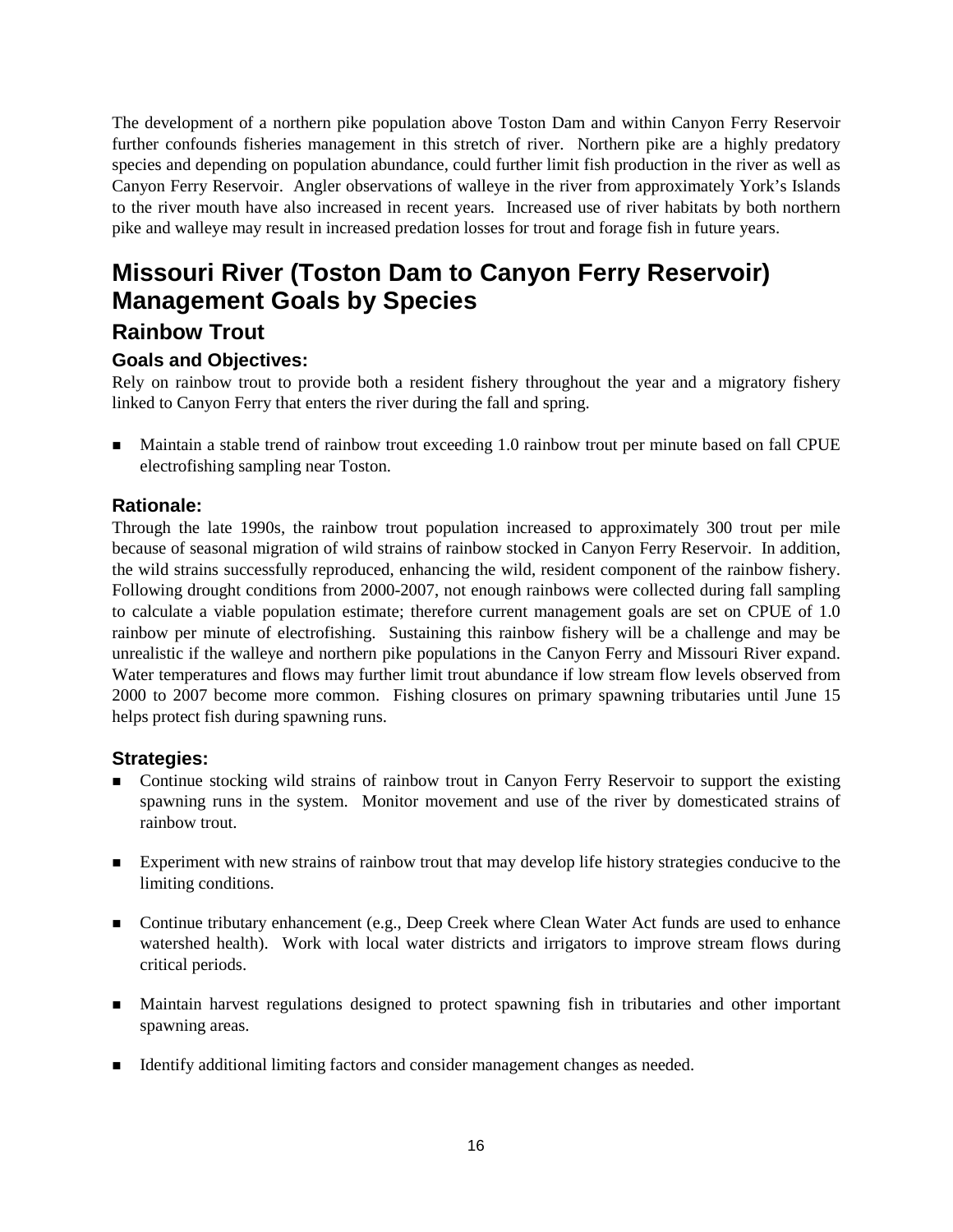The development of a northern pike population above Toston Dam and within Canyon Ferry Reservoir further confounds fisheries management in this stretch of river. Northern pike are a highly predatory species and depending on population abundance, could further limit fish production in the river as well as Canyon Ferry Reservoir. Angler observations of walleye in the river from approximately York's Islands to the river mouth have also increased in recent years. Increased use of river habitats by both northern pike and walleye may result in increased predation losses for trout and forage fish in future years.

# Missouri River (Toston Dam to Canyon Ferry Reservoir) Management Goals by Species

## Rainbow Trout

### Goals and Objectives:

Rely on rainbow trout to provide both a resident fishery throughout the year and a migratory fishery linked to Canyon Ferry that enters the river during the fall and spring.

- Maintain a stable trend of rainbow trout exceeding 1.0 rainbow trout per minute based on fall CPUE electrofishing sampling near Toston.

### Rationale:

Through the late 1990s, the rainbow trout population increased to approximately 300 trout per mile because of seasonal migration of wild strains of rainbow stocked in Canyon Ferry Reservoir. In addition, the wild strains successfully reproduced, enhancing the wild, resident component of the rainbow fishery. Following drought conditions from 2000-2007, not enough rainbows were collected during fall sampling to calculate a viable population estimate; therefore current management goals are set on CPUE of 1.0 rainbow per minute of electrofishing. Sustaining this rainbow fishery will be a challenge and may be unrealistic if the walleye and northern pike populations in the Canyon Ferry and Missouri River expand. Water temperatures and flows may further limit trout abundance if low stream flow levels observed from 2000 to 2007 become more common. Fishing closures on primary spawning tributaries until June 15 helps protect fish during spawning runs.

### Strategies:

- Continue stocking wild strains of rainbow trout in Canyon Ferry Reservoir to support the existing spawning runs in the system. Monitor movement and use of the river by domesticated strains of rainbow trout.

- Experiment with new strains of rainbow trout that may develop life history strategies conducive to the limiting conditions.

- Continue tributary enhancement (e.g., Deep Creek where Clean Water Act funds are used to enhance watershed health). Work with local water districts and irrigators to improve stream flows during critical periods.

- Maintain harvest regulations designed to protect spawning fish in tributaries and other important spawning areas.

- Identify additional limiting factors and consider management changes as needed.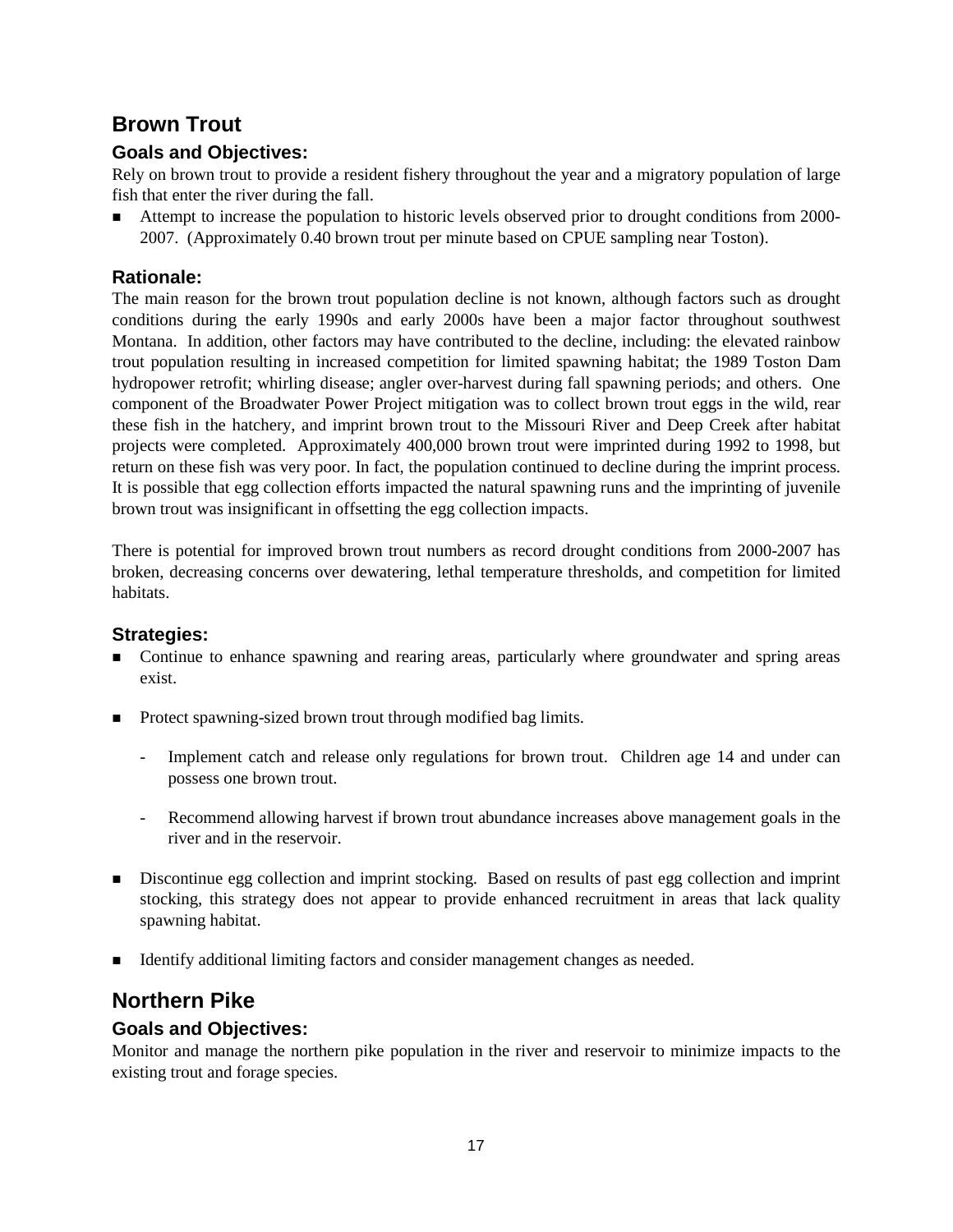## Brown Trout

### Goals and Objectives:

Rely on brown trout to provide a resident fishery throughout the year and a migratory population of large fish that enter the river during the fall.

- Attempt to increase the population to historic levels observed prior to drought conditions from 2000-2007. (Approximately 0.40 brown trout per minute based on CPUE sampling near Toston).

### Rationale:

The main reason for the brown trout population decline is not known, although factors such as drought conditions during the early 1990s and early 2000s have been a major factor throughout southwest Montana. In addition, other factors may have contributed to the decline, including: the elevated rainbow trout population resulting in increased competition for limited spawning habitat; the 1989 Toston Dam hydropower retrofit; whirling disease; angler over-harvest during fall spawning periods; and others. One component of the Broadwater Power Project mitigation was to collect brown trout eggs in the wild, rear these fish in the hatchery, and imprint brown trout to the Missouri River and Deep Creek after habitat projects were completed. Approximately 400,000 brown trout were imprinted during 1992 to 1998, but return on these fish was very poor. In fact, the population continued to decline during the imprint process. It is possible that egg collection efforts impacted the natural spawning runs and the imprinting of juvenile brown trout was insignificant in offsetting the egg collection impacts.

There is potential for improved brown trout numbers as record drought conditions from 2000-2007 has broken, decreasing concerns over dewatering, lethal temperature thresholds, and competition for limited habitats.

### Strategies:

- Continue to enhance spawning and rearing areas, particularly where groundwater and spring areas exist.
- Protect spawning-sized brown trout through modified bag limits.
  - Implement catch and release only regulations for brown trout. Children age 14 and under can possess one brown trout.
  - Recommend allowing harvest if brown trout abundance increases above management goals in the river and in the reservoir.
- Discontinue egg collection and imprint stocking. Based on results of past egg collection and imprint stocking, this strategy does not appear to provide enhanced recruitment in areas that lack quality spawning habitat.
- Identify additional limiting factors and consider management changes as needed.

## Northern Pike

### Goals and Objectives:

Monitor and manage the northern pike population in the river and reservoir to minimize impacts to the existing trout and forage species.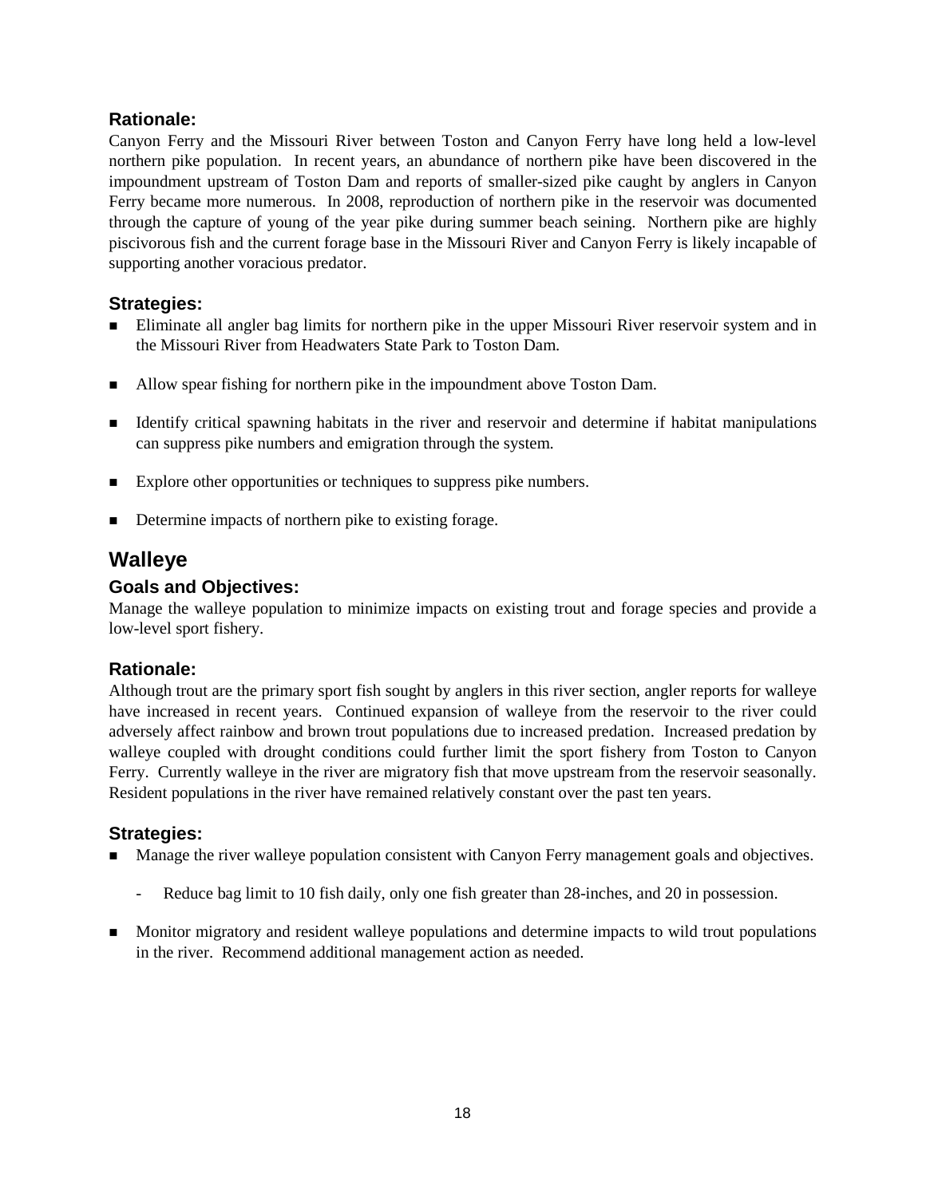### Rationale:

Canyon Ferry and the Missouri River between Toston and Canyon Ferry have long held a low-level northern pike population. In recent years, an abundance of northern pike have been discovered in the impoundment upstream of Toston Dam and reports of smaller-sized pike caught by anglers in Canyon Ferry became more numerous. In 2008, reproduction of northern pike in the reservoir was documented through the capture of young of the year pike during summer beach seining. Northern pike are highly piscivorous fish and the current forage base in the Missouri River and Canyon Ferry is likely incapable of supporting another voracious predator.

### Strategies:

- Eliminate all angler bag limits for northern pike in the upper Missouri River reservoir system and in the Missouri River from Headwaters State Park to Toston Dam.

- Allow spear fishing for northern pike in the impoundment above Toston Dam.

- Identify critical spawning habitats in the river and reservoir and determine if habitat manipulations can suppress pike numbers and emigration through the system.

- Explore other opportunities or techniques to suppress pike numbers.

- Determine impacts of northern pike to existing forage.

## Walleye

### Goals and Objectives:

Manage the walleye population to minimize impacts on existing trout and forage species and provide a low-level sport fishery.

### Rationale:

Although trout are the primary sport fish sought by anglers in this river section, angler reports for walleye have increased in recent years. Continued expansion of walleye from the reservoir to the river could adversely affect rainbow and brown trout populations due to increased predation. Increased predation by walleye coupled with drought conditions could further limit the sport fishery from Toston to Canyon Ferry. Currently walleye in the river are migratory fish that move upstream from the reservoir seasonally. Resident populations in the river have remained relatively constant over the past ten years.

### Strategies:

- Manage the river walleye population consistent with Canyon Ferry management goals and objectives.
    - Reduce bag limit to 10 fish daily, only one fish greater than 28-inches, and 20 in possession.

- Monitor migratory and resident walleye populations and determine impacts to wild trout populations in the river. Recommend additional management action as needed.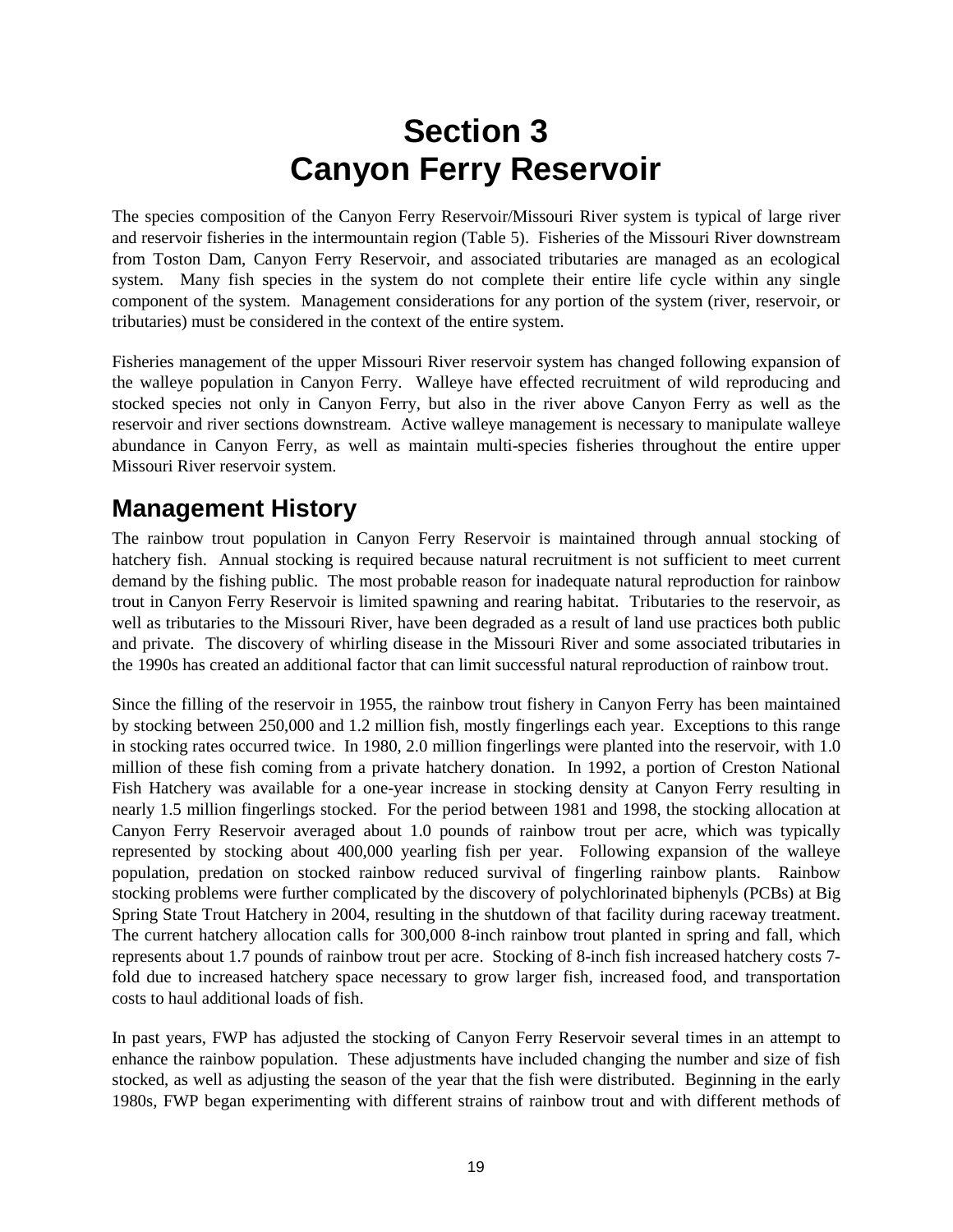# Section 3
# Canyon Ferry Reservoir

The species composition of the Canyon Ferry Reservoir/Missouri River system is typical of large river and reservoir fisheries in the intermountain region (Table 5). Fisheries of the Missouri River downstream from Toston Dam, Canyon Ferry Reservoir, and associated tributaries are managed as an ecological system. Many fish species in the system do not complete their entire life cycle within any single component of the system. Management considerations for any portion of the system (river, reservoir, or tributaries) must be considered in the context of the entire system.

Fisheries management of the upper Missouri River reservoir system has changed following expansion of the walleye population in Canyon Ferry. Walleye have effected recruitment of wild reproducing and stocked species not only in Canyon Ferry, but also in the river above Canyon Ferry as well as the reservoir and river sections downstream. Active walleye management is necessary to manipulate walleye abundance in Canyon Ferry, as well as maintain multi-species fisheries throughout the entire upper Missouri River reservoir system.

## Management History

The rainbow trout population in Canyon Ferry Reservoir is maintained through annual stocking of hatchery fish. Annual stocking is required because natural recruitment is not sufficient to meet current demand by the fishing public. The most probable reason for inadequate natural reproduction for rainbow trout in Canyon Ferry Reservoir is limited spawning and rearing habitat. Tributaries to the reservoir, as well as tributaries to the Missouri River, have been degraded as a result of land use practices both public and private. The discovery of whirling disease in the Missouri River and some associated tributaries in the 1990s has created an additional factor that can limit successful natural reproduction of rainbow trout.

Since the filling of the reservoir in 1955, the rainbow trout fishery in Canyon Ferry has been maintained by stocking between 250,000 and 1.2 million fish, mostly fingerlings each year. Exceptions to this range in stocking rates occurred twice. In 1980, 2.0 million fingerlings were planted into the reservoir, with 1.0 million of these fish coming from a private hatchery donation. In 1992, a portion of Creston National Fish Hatchery was available for a one-year increase in stocking density at Canyon Ferry resulting in nearly 1.5 million fingerlings stocked. For the period between 1981 and 1998, the stocking allocation at Canyon Ferry Reservoir averaged about 1.0 pounds of rainbow trout per acre, which was typically represented by stocking about 400,000 yearling fish per year. Following expansion of the walleye population, predation on stocked rainbow reduced survival of fingerling rainbow plants. Rainbow stocking problems were further complicated by the discovery of polychlorinated biphenyls (PCBs) at Big Spring State Trout Hatchery in 2004, resulting in the shutdown of that facility during raceway treatment. The current hatchery allocation calls for 300,000 8-inch rainbow trout planted in spring and fall, which represents about 1.7 pounds of rainbow trout per acre. Stocking of 8-inch fish increased hatchery costs 7-fold due to increased hatchery space necessary to grow larger fish, increased food, and transportation costs to haul additional loads of fish.

In past years, FWP has adjusted the stocking of Canyon Ferry Reservoir several times in an attempt to enhance the rainbow population. These adjustments have included changing the number and size of fish stocked, as well as adjusting the season of the year that the fish were distributed. Beginning in the early 1980s, FWP began experimenting with different strains of rainbow trout and with different methods of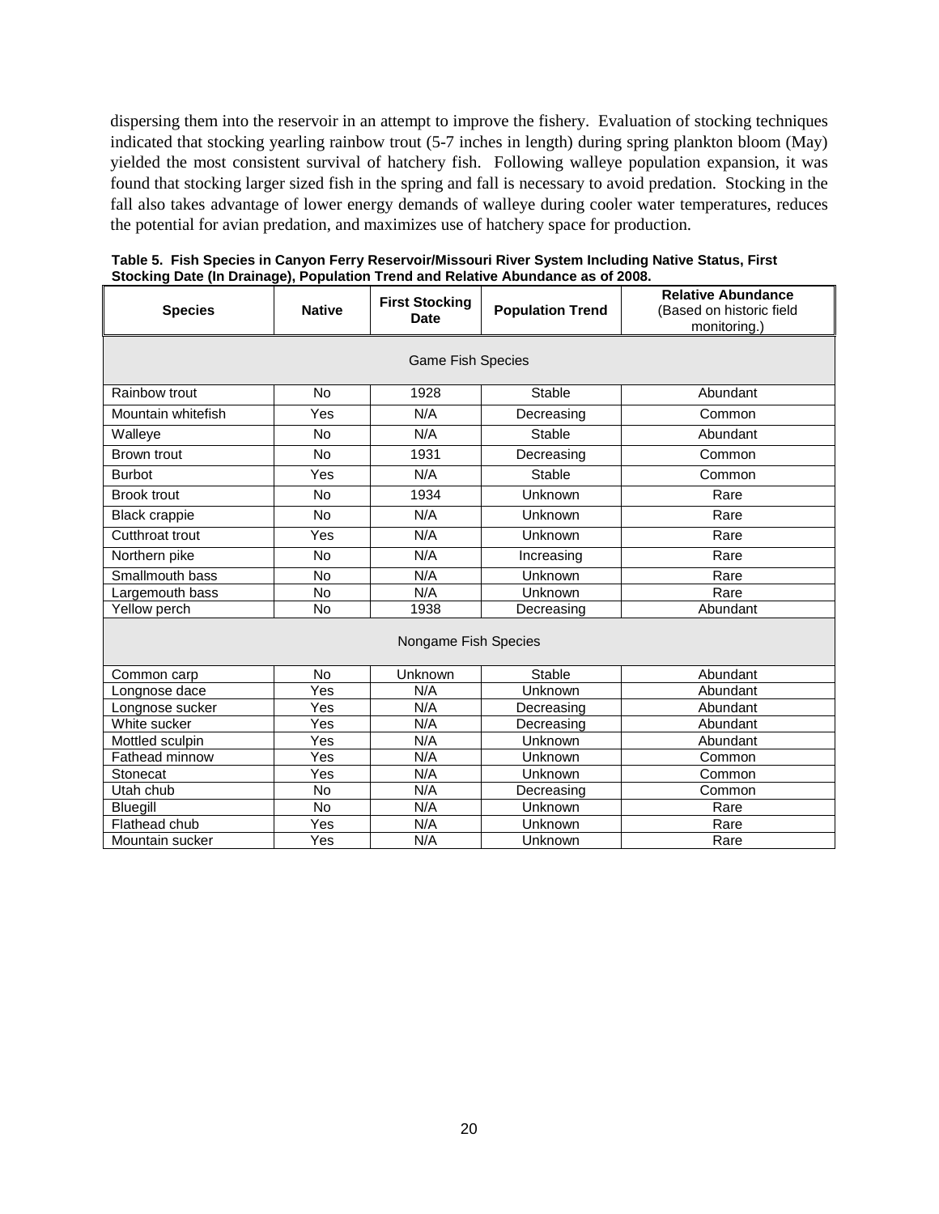dispersing them into the reservoir in an attempt to improve the fishery. Evaluation of stocking techniques indicated that stocking yearling rainbow trout (5-7 inches in length) during spring plankton bloom (May) yielded the most consistent survival of hatchery fish. Following walleye population expansion, it was found that stocking larger sized fish in the spring and fall is necessary to avoid predation. Stocking in the fall also takes advantage of lower energy demands of walleye during cooler water temperatures, reduces the potential for avian predation, and maximizes use of hatchery space for production.

**Table 5. Fish Species in Canyon Ferry Reservoir/Missouri River System Including Native Status, First Stocking Date (In Drainage), Population Trend and Relative Abundance as of 2008.**

| Species | Native | First Stocking Date | Population Trend | Relative Abundance (Based on historic field monitoring.) |
|---|---|---|---|---|
| Game Fish Species | | | | |
| Rainbow trout | No | 1928 | Stable | Abundant |
| Mountain whitefish | Yes | N/A | Decreasing | Common |
| Walleye | No | N/A | Stable | Abundant |
| Brown trout | No | 1931 | Decreasing | Common |
| Burbot | Yes | N/A | Stable | Common |
| Brook trout | No | 1934 | Unknown | Rare |
| Black crappie | No | N/A | Unknown | Rare |
| Cutthroat trout | Yes | N/A | Unknown | Rare |
| Northern pike | No | N/A | Increasing | Rare |
| Smallmouth bass | No | N/A | Unknown | Rare |
| Largemouth bass | No | N/A | Unknown | Rare |
| Yellow perch | No | 1938 | Decreasing | Abundant |
| Nongame Fish Species | | | | |
| Common carp | No | Unknown | Stable | Abundant |
| Longnose dace | Yes | N/A | Unknown | Abundant |
| Longnose sucker | Yes | N/A | Decreasing | Abundant |
| White sucker | Yes | N/A | Decreasing | Abundant |
| Mottled sculpin | Yes | N/A | Unknown | Abundant |
| Fathead minnow | Yes | N/A | Unknown | Common |
| Stonecat | Yes | N/A | Unknown | Common |
| Utah chub | No | N/A | Decreasing | Common |
| Bluegill | No | N/A | Unknown | Rare |
| Flathead chub | Yes | N/A | Unknown | Rare |
| Mountain sucker | Yes | N/A | Unknown | Rare |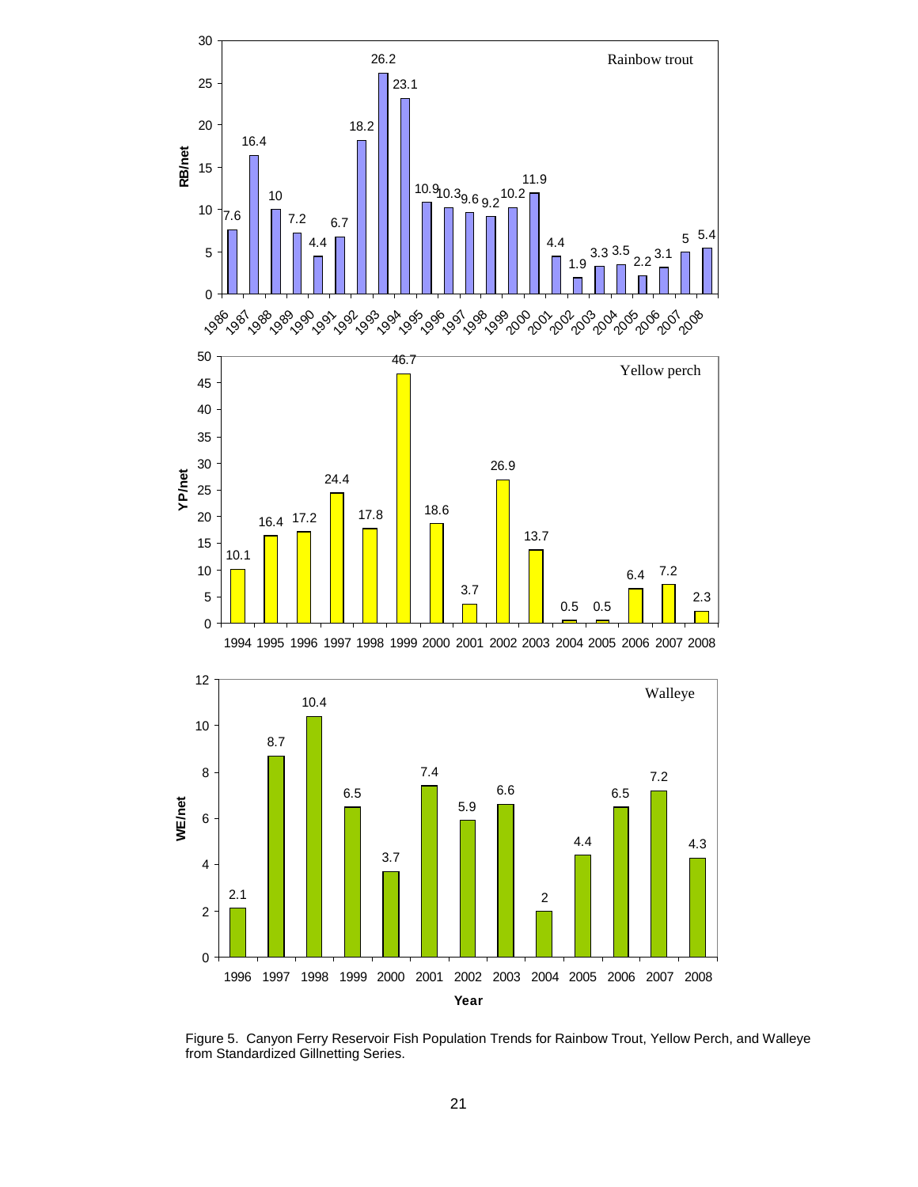**Rainbow trout**

| Year | RB/net |
| --- | --- |
| 1986 | 7.6 |
| 1987 | 16.4 |
| 1988 | 10 |
| 1989 | 7.2 |
| 1990 | 4.4 |
| 1991 | 6.7 |
| 1992 | 18.2 |
| 1993 | 26.2 |
| 1994 | 23.1 |
| 1995 | 10.9 |
| 1996 | 10.3 |
| 1997 | 9.6 |
| 1998 | 9.2 |
| 1999 | 10.2 |
| 2000 | 11.9 |
| 2001 | 4.4 |
| 2002 | 1.9 |
| 2003 | 3.3 |
| 2004 | 3.5 |
| 2005 | 2.2 |
| 2006 | 3.1 |
| 2007 | 5 |
| 2008 | 5.4 |

**Yellow perch**

| Year | YP/net |
| --- | --- |
| 1994 | 10.1 |
| 1995 | 16.4 |
| 1996 | 17.2 |
| 1997 | 24.4 |
| 1998 | 17.8 |
| 1999 | 46.7 |
| 2000 | 18.6 |
| 2001 | 3.7 |
| 2002 | 26.9 |
| 2003 | 13.7 |
| 2004 | 0.5 |
| 2005 | 0.5 |
| 2006 | 6.4 |
| 2007 | 7.2 |
| 2008 | 2.3 |

**Walleye**

| Year | WE/net |
| --- | --- |
| 1996 | 2.1 |
| 1997 | 8.7 |
| 1998 | 10.4 |
| 1999 | 6.5 |
| 2000 | 3.7 |
| 2001 | 7.4 |
| 2002 | 5.9 |
| 2003 | 6.6 |
| 2004 | 2 |
| 2005 | 4.4 |
| 2006 | 6.5 |
| 2007 | 7.2 |
| 2008 | 4.3 |

Figure 5. Canyon Ferry Reservoir Fish Population Trends for Rainbow Trout, Yellow Perch, and Walleye from Standardized Gillnetting Series.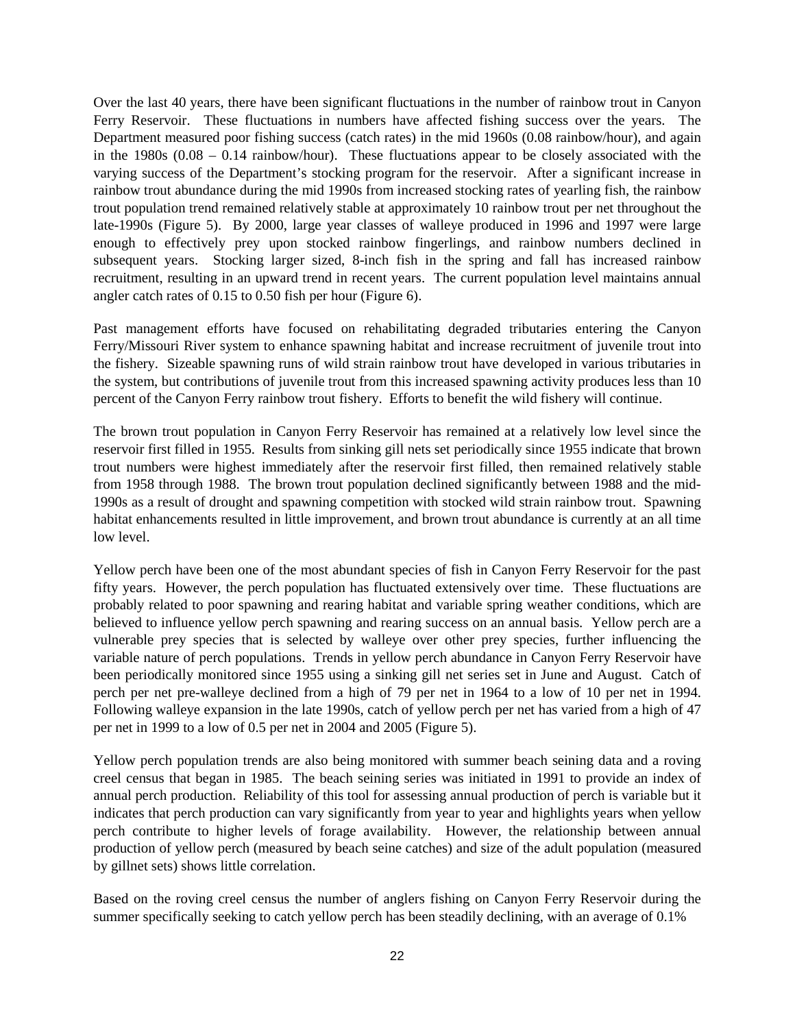Over the last 40 years, there have been significant fluctuations in the number of rainbow trout in Canyon Ferry Reservoir. These fluctuations in numbers have affected fishing success over the years. The Department measured poor fishing success (catch rates) in the mid 1960s (0.08 rainbow/hour), and again in the 1980s (0.08 – 0.14 rainbow/hour). These fluctuations appear to be closely associated with the varying success of the Department's stocking program for the reservoir. After a significant increase in rainbow trout abundance during the mid 1990s from increased stocking rates of yearling fish, the rainbow trout population trend remained relatively stable at approximately 10 rainbow trout per net throughout the late-1990s (Figure 5). By 2000, large year classes of walleye produced in 1996 and 1997 were large enough to effectively prey upon stocked rainbow fingerlings, and rainbow numbers declined in subsequent years. Stocking larger sized, 8-inch fish in the spring and fall has increased rainbow recruitment, resulting in an upward trend in recent years. The current population level maintains annual angler catch rates of 0.15 to 0.50 fish per hour (Figure 6).

Past management efforts have focused on rehabilitating degraded tributaries entering the Canyon Ferry/Missouri River system to enhance spawning habitat and increase recruitment of juvenile trout into the fishery. Sizeable spawning runs of wild strain rainbow trout have developed in various tributaries in the system, but contributions of juvenile trout from this increased spawning activity produces less than 10 percent of the Canyon Ferry rainbow trout fishery. Efforts to benefit the wild fishery will continue.

The brown trout population in Canyon Ferry Reservoir has remained at a relatively low level since the reservoir first filled in 1955. Results from sinking gill nets set periodically since 1955 indicate that brown trout numbers were highest immediately after the reservoir first filled, then remained relatively stable from 1958 through 1988. The brown trout population declined significantly between 1988 and the mid-1990s as a result of drought and spawning competition with stocked wild strain rainbow trout. Spawning habitat enhancements resulted in little improvement, and brown trout abundance is currently at an all time low level.

Yellow perch have been one of the most abundant species of fish in Canyon Ferry Reservoir for the past fifty years. However, the perch population has fluctuated extensively over time. These fluctuations are probably related to poor spawning and rearing habitat and variable spring weather conditions, which are believed to influence yellow perch spawning and rearing success on an annual basis. Yellow perch are a vulnerable prey species that is selected by walleye over other prey species, further influencing the variable nature of perch populations. Trends in yellow perch abundance in Canyon Ferry Reservoir have been periodically monitored since 1955 using a sinking gill net series set in June and August. Catch of perch per net pre-walleye declined from a high of 79 per net in 1964 to a low of 10 per net in 1994. Following walleye expansion in the late 1990s, catch of yellow perch per net has varied from a high of 47 per net in 1999 to a low of 0.5 per net in 2004 and 2005 (Figure 5).

Yellow perch population trends are also being monitored with summer beach seining data and a roving creel census that began in 1985. The beach seining series was initiated in 1991 to provide an index of annual perch production. Reliability of this tool for assessing annual production of perch is variable but it indicates that perch production can vary significantly from year to year and highlights years when yellow perch contribute to higher levels of forage availability. However, the relationship between annual production of yellow perch (measured by beach seine catches) and size of the adult population (measured by gillnet sets) shows little correlation.

Based on the roving creel census the number of anglers fishing on Canyon Ferry Reservoir during the summer specifically seeking to catch yellow perch has been steadily declining, with an average of 0.1%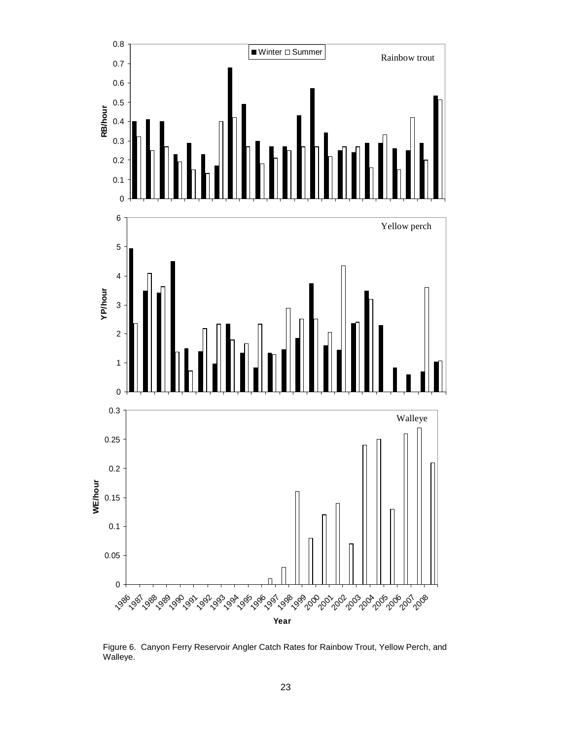Figure 6. Canyon Ferry Reservoir Angler Catch Rates for Rainbow Trout, Yellow Perch, and Walleye.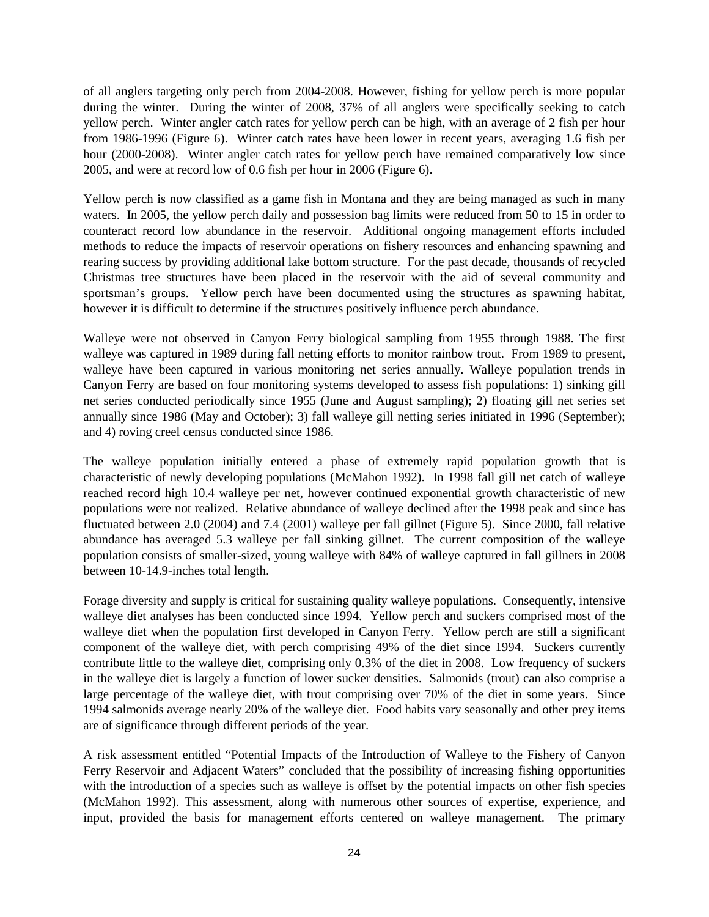of all anglers targeting only perch from 2004-2008. However, fishing for yellow perch is more popular during the winter. During the winter of 2008, 37% of all anglers were specifically seeking to catch yellow perch. Winter angler catch rates for yellow perch can be high, with an average of 2 fish per hour from 1986-1996 (Figure 6). Winter catch rates have been lower in recent years, averaging 1.6 fish per hour (2000-2008). Winter angler catch rates for yellow perch have remained comparatively low since 2005, and were at record low of 0.6 fish per hour in 2006 (Figure 6).

Yellow perch is now classified as a game fish in Montana and they are being managed as such in many waters. In 2005, the yellow perch daily and possession bag limits were reduced from 50 to 15 in order to counteract record low abundance in the reservoir. Additional ongoing management efforts included methods to reduce the impacts of reservoir operations on fishery resources and enhancing spawning and rearing success by providing additional lake bottom structure. For the past decade, thousands of recycled Christmas tree structures have been placed in the reservoir with the aid of several community and sportsman's groups. Yellow perch have been documented using the structures as spawning habitat, however it is difficult to determine if the structures positively influence perch abundance.

Walleye were not observed in Canyon Ferry biological sampling from 1955 through 1988. The first walleye was captured in 1989 during fall netting efforts to monitor rainbow trout. From 1989 to present, walleye have been captured in various monitoring net series annually. Walleye population trends in Canyon Ferry are based on four monitoring systems developed to assess fish populations: 1) sinking gill net series conducted periodically since 1955 (June and August sampling); 2) floating gill net series set annually since 1986 (May and October); 3) fall walleye gill netting series initiated in 1996 (September); and 4) roving creel census conducted since 1986.

The walleye population initially entered a phase of extremely rapid population growth that is characteristic of newly developing populations (McMahon 1992). In 1998 fall gill net catch of walleye reached record high 10.4 walleye per net, however continued exponential growth characteristic of new populations were not realized. Relative abundance of walleye declined after the 1998 peak and since has fluctuated between 2.0 (2004) and 7.4 (2001) walleye per fall gillnet (Figure 5). Since 2000, fall relative abundance has averaged 5.3 walleye per fall sinking gillnet. The current composition of the walleye population consists of smaller-sized, young walleye with 84% of walleye captured in fall gillnets in 2008 between 10-14.9-inches total length.

Forage diversity and supply is critical for sustaining quality walleye populations. Consequently, intensive walleye diet analyses has been conducted since 1994. Yellow perch and suckers comprised most of the walleye diet when the population first developed in Canyon Ferry. Yellow perch are still a significant component of the walleye diet, with perch comprising 49% of the diet since 1994. Suckers currently contribute little to the walleye diet, comprising only 0.3% of the diet in 2008. Low frequency of suckers in the walleye diet is largely a function of lower sucker densities. Salmonids (trout) can also comprise a large percentage of the walleye diet, with trout comprising over 70% of the diet in some years. Since 1994 salmonids average nearly 20% of the walleye diet. Food habits vary seasonally and other prey items are of significance through different periods of the year.

A risk assessment entitled "Potential Impacts of the Introduction of Walleye to the Fishery of Canyon Ferry Reservoir and Adjacent Waters" concluded that the possibility of increasing fishing opportunities with the introduction of a species such as walleye is offset by the potential impacts on other fish species (McMahon 1992). This assessment, along with numerous other sources of expertise, experience, and input, provided the basis for management efforts centered on walleye management. The primary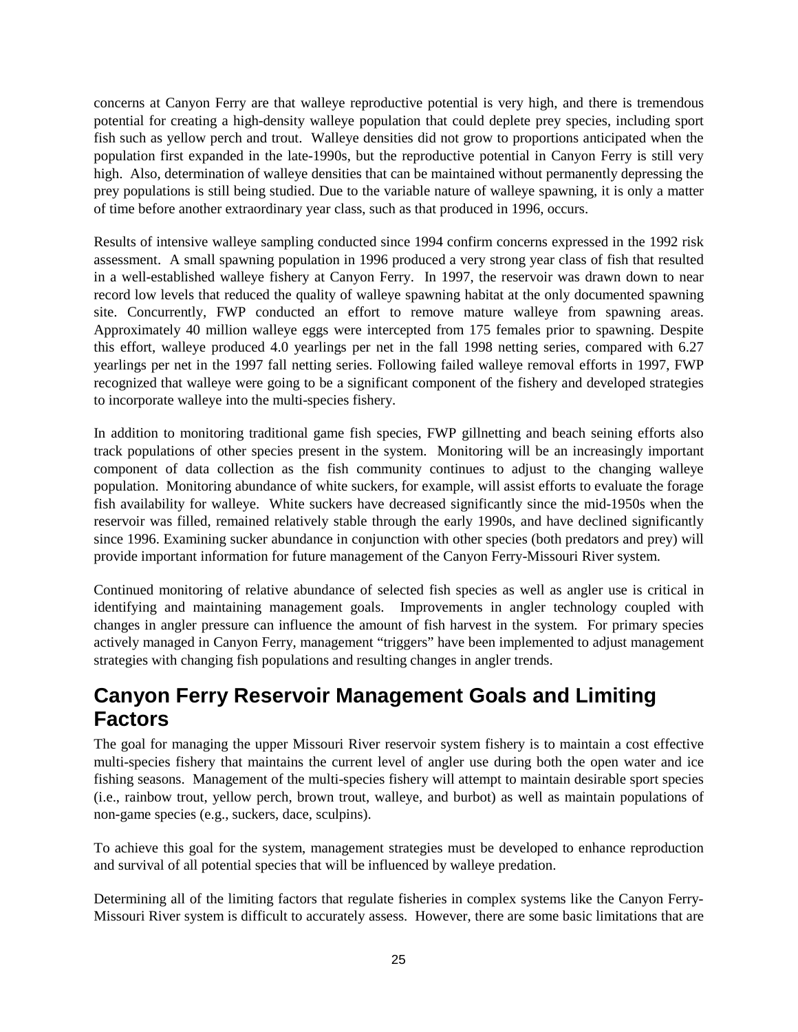concerns at Canyon Ferry are that walleye reproductive potential is very high, and there is tremendous potential for creating a high-density walleye population that could deplete prey species, including sport fish such as yellow perch and trout. Walleye densities did not grow to proportions anticipated when the population first expanded in the late-1990s, but the reproductive potential in Canyon Ferry is still very high. Also, determination of walleye densities that can be maintained without permanently depressing the prey populations is still being studied. Due to the variable nature of walleye spawning, it is only a matter of time before another extraordinary year class, such as that produced in 1996, occurs.

Results of intensive walleye sampling conducted since 1994 confirm concerns expressed in the 1992 risk assessment. A small spawning population in 1996 produced a very strong year class of fish that resulted in a well-established walleye fishery at Canyon Ferry. In 1997, the reservoir was drawn down to near record low levels that reduced the quality of walleye spawning habitat at the only documented spawning site. Concurrently, FWP conducted an effort to remove mature walleye from spawning areas. Approximately 40 million walleye eggs were intercepted from 175 females prior to spawning. Despite this effort, walleye produced 4.0 yearlings per net in the fall 1998 netting series, compared with 6.27 yearlings per net in the 1997 fall netting series. Following failed walleye removal efforts in 1997, FWP recognized that walleye were going to be a significant component of the fishery and developed strategies to incorporate walleye into the multi-species fishery.

In addition to monitoring traditional game fish species, FWP gillnetting and beach seining efforts also track populations of other species present in the system. Monitoring will be an increasingly important component of data collection as the fish community continues to adjust to the changing walleye population. Monitoring abundance of white suckers, for example, will assist efforts to evaluate the forage fish availability for walleye. White suckers have decreased significantly since the mid-1950s when the reservoir was filled, remained relatively stable through the early 1990s, and have declined significantly since 1996. Examining sucker abundance in conjunction with other species (both predators and prey) will provide important information for future management of the Canyon Ferry-Missouri River system.

Continued monitoring of relative abundance of selected fish species as well as angler use is critical in identifying and maintaining management goals. Improvements in angler technology coupled with changes in angler pressure can influence the amount of fish harvest in the system. For primary species actively managed in Canyon Ferry, management "triggers" have been implemented to adjust management strategies with changing fish populations and resulting changes in angler trends.

## Canyon Ferry Reservoir Management Goals and Limiting Factors

The goal for managing the upper Missouri River reservoir system fishery is to maintain a cost effective multi-species fishery that maintains the current level of angler use during both the open water and ice fishing seasons. Management of the multi-species fishery will attempt to maintain desirable sport species (i.e., rainbow trout, yellow perch, brown trout, walleye, and burbot) as well as maintain populations of non-game species (e.g., suckers, dace, sculpins).

To achieve this goal for the system, management strategies must be developed to enhance reproduction and survival of all potential species that will be influenced by walleye predation.

Determining all of the limiting factors that regulate fisheries in complex systems like the Canyon Ferry-Missouri River system is difficult to accurately assess. However, there are some basic limitations that are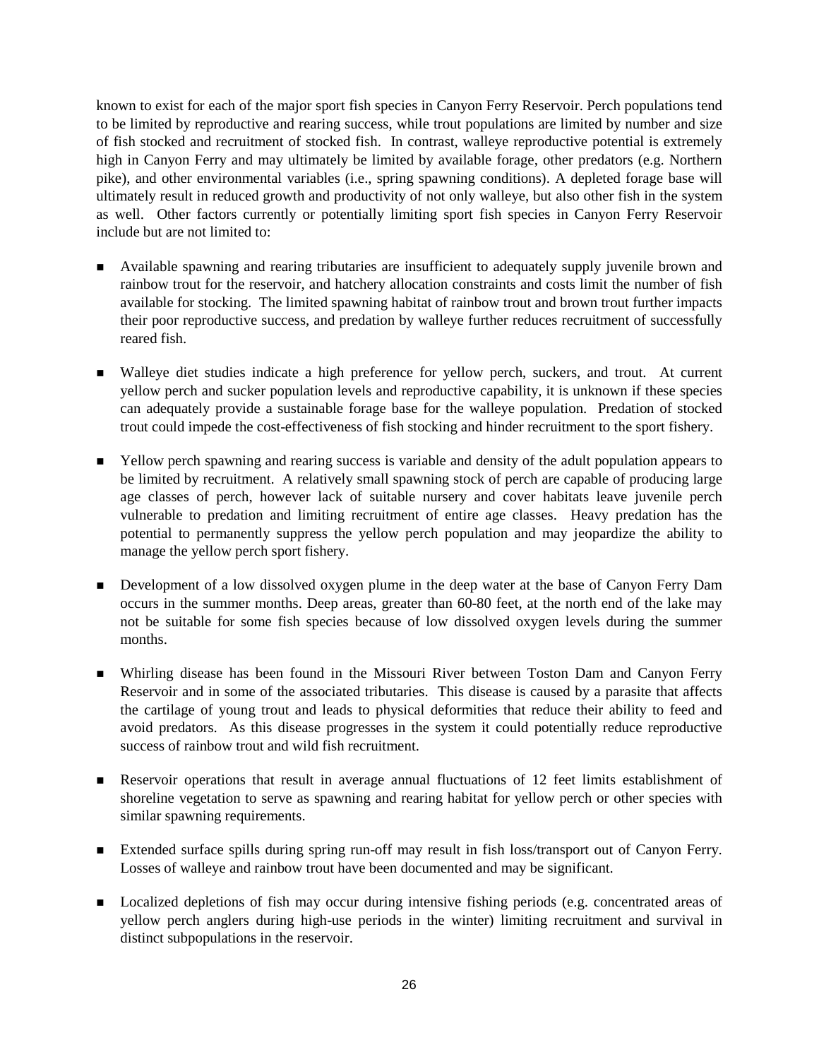known to exist for each of the major sport fish species in Canyon Ferry Reservoir. Perch populations tend to be limited by reproductive and rearing success, while trout populations are limited by number and size of fish stocked and recruitment of stocked fish. In contrast, walleye reproductive potential is extremely high in Canyon Ferry and may ultimately be limited by available forage, other predators (e.g. Northern pike), and other environmental variables (i.e., spring spawning conditions). A depleted forage base will ultimately result in reduced growth and productivity of not only walleye, but also other fish in the system as well. Other factors currently or potentially limiting sport fish species in Canyon Ferry Reservoir include but are not limited to:

- Available spawning and rearing tributaries are insufficient to adequately supply juvenile brown and rainbow trout for the reservoir, and hatchery allocation constraints and costs limit the number of fish available for stocking. The limited spawning habitat of rainbow trout and brown trout further impacts their poor reproductive success, and predation by walleye further reduces recruitment of successfully reared fish.

- Walleye diet studies indicate a high preference for yellow perch, suckers, and trout. At current yellow perch and sucker population levels and reproductive capability, it is unknown if these species can adequately provide a sustainable forage base for the walleye population. Predation of stocked trout could impede the cost-effectiveness of fish stocking and hinder recruitment to the sport fishery.

- Yellow perch spawning and rearing success is variable and density of the adult population appears to be limited by recruitment. A relatively small spawning stock of perch are capable of producing large age classes of perch, however lack of suitable nursery and cover habitats leave juvenile perch vulnerable to predation and limiting recruitment of entire age classes. Heavy predation has the potential to permanently suppress the yellow perch population and may jeopardize the ability to manage the yellow perch sport fishery.

- Development of a low dissolved oxygen plume in the deep water at the base of Canyon Ferry Dam occurs in the summer months. Deep areas, greater than 60-80 feet, at the north end of the lake may not be suitable for some fish species because of low dissolved oxygen levels during the summer months.

- Whirling disease has been found in the Missouri River between Toston Dam and Canyon Ferry Reservoir and in some of the associated tributaries. This disease is caused by a parasite that affects the cartilage of young trout and leads to physical deformities that reduce their ability to feed and avoid predators. As this disease progresses in the system it could potentially reduce reproductive success of rainbow trout and wild fish recruitment.

- Reservoir operations that result in average annual fluctuations of 12 feet limits establishment of shoreline vegetation to serve as spawning and rearing habitat for yellow perch or other species with similar spawning requirements.

- Extended surface spills during spring run-off may result in fish loss/transport out of Canyon Ferry. Losses of walleye and rainbow trout have been documented and may be significant.

- Localized depletions of fish may occur during intensive fishing periods (e.g. concentrated areas of yellow perch anglers during high-use periods in the winter) limiting recruitment and survival in distinct subpopulations in the reservoir.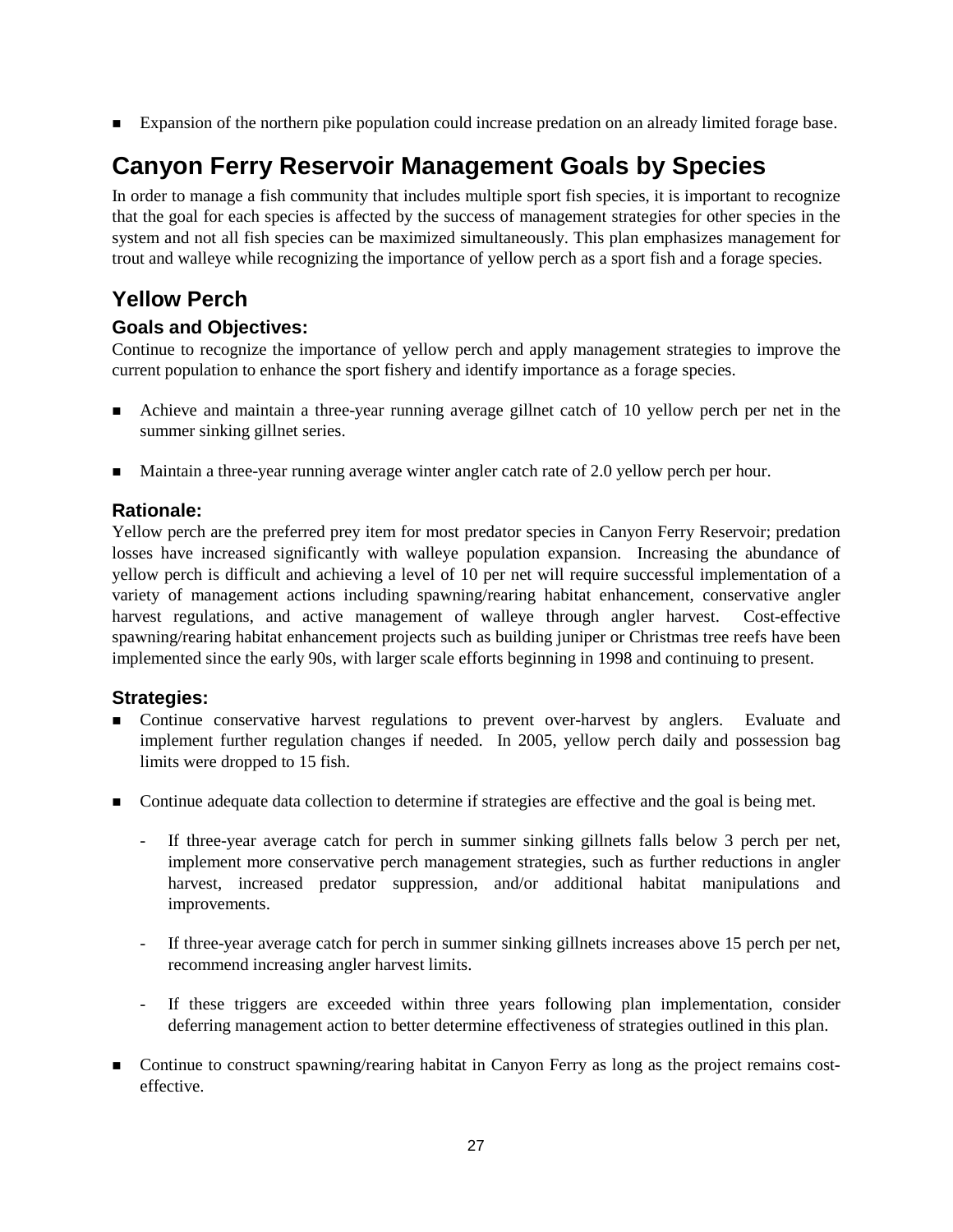- Expansion of the northern pike population could increase predation on an already limited forage base.

# Canyon Ferry Reservoir Management Goals by Species

In order to manage a fish community that includes multiple sport fish species, it is important to recognize that the goal for each species is affected by the success of management strategies for other species in the system and not all fish species can be maximized simultaneously. This plan emphasizes management for trout and walleye while recognizing the importance of yellow perch as a sport fish and a forage species.

## Yellow Perch

### Goals and Objectives:

Continue to recognize the importance of yellow perch and apply management strategies to improve the current population to enhance the sport fishery and identify importance as a forage species.

- Achieve and maintain a three-year running average gillnet catch of 10 yellow perch per net in the summer sinking gillnet series.
- Maintain a three-year running average winter angler catch rate of 2.0 yellow perch per hour.

### Rationale:

Yellow perch are the preferred prey item for most predator species in Canyon Ferry Reservoir; predation losses have increased significantly with walleye population expansion. Increasing the abundance of yellow perch is difficult and achieving a level of 10 per net will require successful implementation of a variety of management actions including spawning/rearing habitat enhancement, conservative angler harvest regulations, and active management of walleye through angler harvest. Cost-effective spawning/rearing habitat enhancement projects such as building juniper or Christmas tree reefs have been implemented since the early 90s, with larger scale efforts beginning in 1998 and continuing to present.

### Strategies:

- Continue conservative harvest regulations to prevent over-harvest by anglers. Evaluate and implement further regulation changes if needed. In 2005, yellow perch daily and possession bag limits were dropped to 15 fish.
- Continue adequate data collection to determine if strategies are effective and the goal is being met.
    - If three-year average catch for perch in summer sinking gillnets falls below 3 perch per net, implement more conservative perch management strategies, such as further reductions in angler harvest, increased predator suppression, and/or additional habitat manipulations and improvements.
    - If three-year average catch for perch in summer sinking gillnets increases above 15 perch per net, recommend increasing angler harvest limits.
    - If these triggers are exceeded within three years following plan implementation, consider deferring management action to better determine effectiveness of strategies outlined in this plan.
- Continue to construct spawning/rearing habitat in Canyon Ferry as long as the project remains cost-effective.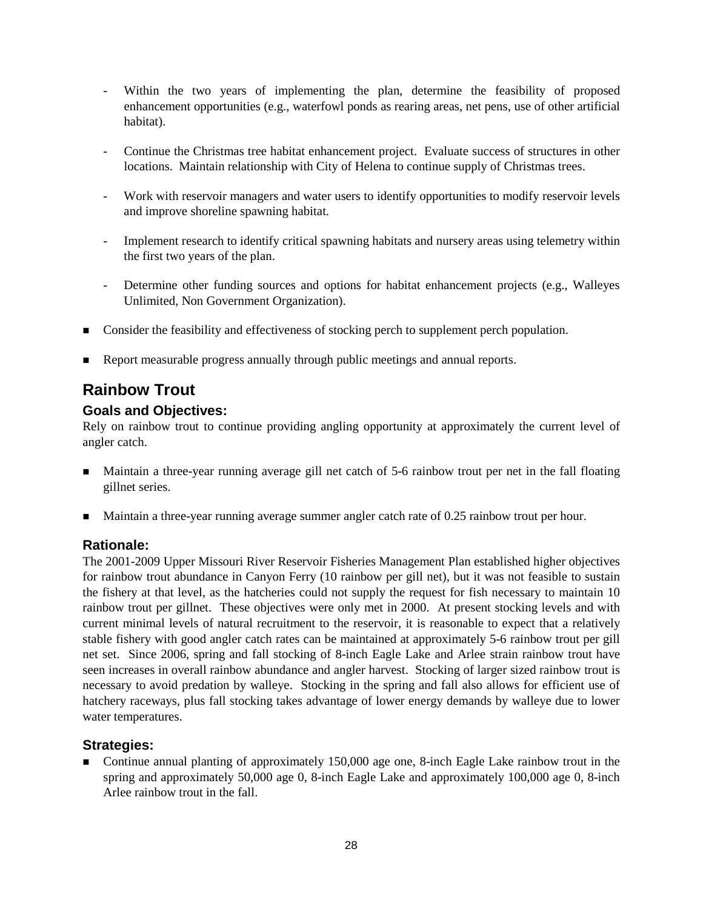- Within the two years of implementing the plan, determine the feasibility of proposed enhancement opportunities (e.g., waterfowl ponds as rearing areas, net pens, use of other artificial habitat).

- Continue the Christmas tree habitat enhancement project. Evaluate success of structures in other locations. Maintain relationship with City of Helena to continue supply of Christmas trees.

- Work with reservoir managers and water users to identify opportunities to modify reservoir levels and improve shoreline spawning habitat.

- Implement research to identify critical spawning habitats and nursery areas using telemetry within the first two years of the plan.

- Determine other funding sources and options for habitat enhancement projects (e.g., Walleyes Unlimited, Non Government Organization).

- Consider the feasibility and effectiveness of stocking perch to supplement perch population.

- Report measurable progress annually through public meetings and annual reports.

## Rainbow Trout

### Goals and Objectives:

Rely on rainbow trout to continue providing angling opportunity at approximately the current level of angler catch.

- Maintain a three-year running average gill net catch of 5-6 rainbow trout per net in the fall floating gillnet series.

- Maintain a three-year running average summer angler catch rate of 0.25 rainbow trout per hour.

### Rationale:

The 2001-2009 Upper Missouri River Reservoir Fisheries Management Plan established higher objectives for rainbow trout abundance in Canyon Ferry (10 rainbow per gill net), but it was not feasible to sustain the fishery at that level, as the hatcheries could not supply the request for fish necessary to maintain 10 rainbow trout per gillnet. These objectives were only met in 2000. At present stocking levels and with current minimal levels of natural recruitment to the reservoir, it is reasonable to expect that a relatively stable fishery with good angler catch rates can be maintained at approximately 5-6 rainbow trout per gill net set. Since 2006, spring and fall stocking of 8-inch Eagle Lake and Arlee strain rainbow trout have seen increases in overall rainbow abundance and angler harvest. Stocking of larger sized rainbow trout is necessary to avoid predation by walleye. Stocking in the spring and fall also allows for efficient use of hatchery raceways, plus fall stocking takes advantage of lower energy demands by walleye due to lower water temperatures.

### Strategies:

- Continue annual planting of approximately 150,000 age one, 8-inch Eagle Lake rainbow trout in the spring and approximately 50,000 age 0, 8-inch Eagle Lake and approximately 100,000 age 0, 8-inch Arlee rainbow trout in the fall.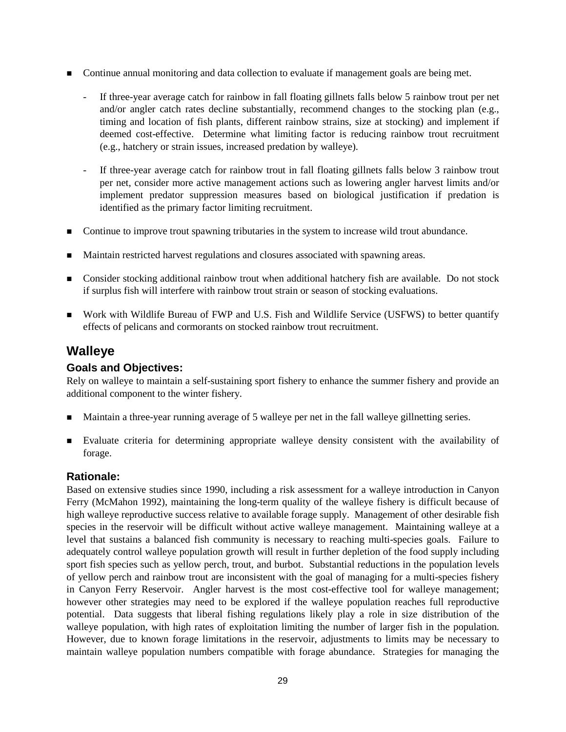- Continue annual monitoring and data collection to evaluate if management goals are being met.
  - If three-year average catch for rainbow in fall floating gillnets falls below 5 rainbow trout per net and/or angler catch rates decline substantially, recommend changes to the stocking plan (e.g., timing and location of fish plants, different rainbow strains, size at stocking) and implement if deemed cost-effective. Determine what limiting factor is reducing rainbow trout recruitment (e.g., hatchery or strain issues, increased predation by walleye).
  - If three-year average catch for rainbow trout in fall floating gillnets falls below 3 rainbow trout per net, consider more active management actions such as lowering angler harvest limits and/or implement predator suppression measures based on biological justification if predation is identified as the primary factor limiting recruitment.
- Continue to improve trout spawning tributaries in the system to increase wild trout abundance.
- Maintain restricted harvest regulations and closures associated with spawning areas.
- Consider stocking additional rainbow trout when additional hatchery fish are available. Do not stock if surplus fish will interfere with rainbow trout strain or season of stocking evaluations.
- Work with Wildlife Bureau of FWP and U.S. Fish and Wildlife Service (USFWS) to better quantify effects of pelicans and cormorants on stocked rainbow trout recruitment.

## Walleye

### Goals and Objectives:

Rely on walleye to maintain a self-sustaining sport fishery to enhance the summer fishery and provide an additional component to the winter fishery.

- Maintain a three-year running average of 5 walleye per net in the fall walleye gillnetting series.
- Evaluate criteria for determining appropriate walleye density consistent with the availability of forage.

### Rationale:

Based on extensive studies since 1990, including a risk assessment for a walleye introduction in Canyon Ferry (McMahon 1992), maintaining the long-term quality of the walleye fishery is difficult because of high walleye reproductive success relative to available forage supply. Management of other desirable fish species in the reservoir will be difficult without active walleye management. Maintaining walleye at a level that sustains a balanced fish community is necessary to reaching multi-species goals. Failure to adequately control walleye population growth will result in further depletion of the food supply including sport fish species such as yellow perch, trout, and burbot. Substantial reductions in the population levels of yellow perch and rainbow trout are inconsistent with the goal of managing for a multi-species fishery in Canyon Ferry Reservoir. Angler harvest is the most cost-effective tool for walleye management; however other strategies may need to be explored if the walleye population reaches full reproductive potential. Data suggests that liberal fishing regulations likely play a role in size distribution of the walleye population, with high rates of exploitation limiting the number of larger fish in the population. However, due to known forage limitations in the reservoir, adjustments to limits may be necessary to maintain walleye population numbers compatible with forage abundance. Strategies for managing the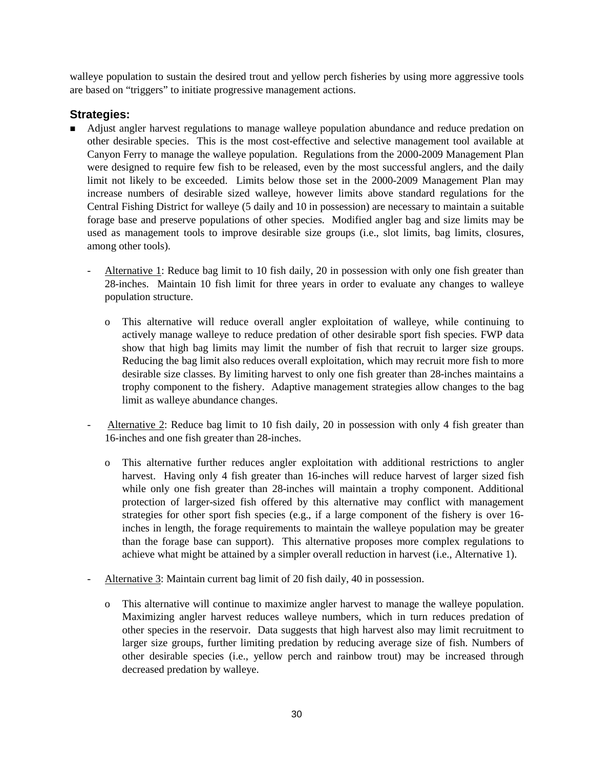walleye population to sustain the desired trout and yellow perch fisheries by using more aggressive tools are based on "triggers" to initiate progressive management actions.

## Strategies:

- Adjust angler harvest regulations to manage walleye population abundance and reduce predation on other desirable species. This is the most cost-effective and selective management tool available at Canyon Ferry to manage the walleye population. Regulations from the 2000-2009 Management Plan were designed to require few fish to be released, even by the most successful anglers, and the daily limit not likely to be exceeded. Limits below those set in the 2000-2009 Management Plan may increase numbers of desirable sized walleye, however limits above standard regulations for the Central Fishing District for walleye (5 daily and 10 in possession) are necessary to maintain a suitable forage base and preserve populations of other species. Modified angler bag and size limits may be used as management tools to improve desirable size groups (i.e., slot limits, bag limits, closures, among other tools).

  - Alternative 1: Reduce bag limit to 10 fish daily, 20 in possession with only one fish greater than 28-inches. Maintain 10 fish limit for three years in order to evaluate any changes to walleye population structure.

    - This alternative will reduce overall angler exploitation of walleye, while continuing to actively manage walleye to reduce predation of other desirable sport fish species. FWP data show that high bag limits may limit the number of fish that recruit to larger size groups. Reducing the bag limit also reduces overall exploitation, which may recruit more fish to more desirable size classes. By limiting harvest to only one fish greater than 28-inches maintains a trophy component to the fishery. Adaptive management strategies allow changes to the bag limit as walleye abundance changes.

  - Alternative 2: Reduce bag limit to 10 fish daily, 20 in possession with only 4 fish greater than 16-inches and one fish greater than 28-inches.

    - This alternative further reduces angler exploitation with additional restrictions to angler harvest. Having only 4 fish greater than 16-inches will reduce harvest of larger sized fish while only one fish greater than 28-inches will maintain a trophy component. Additional protection of larger-sized fish offered by this alternative may conflict with management strategies for other sport fish species (e.g., if a large component of the fishery is over 16-inches in length, the forage requirements to maintain the walleye population may be greater than the forage base can support). This alternative proposes more complex regulations to achieve what might be attained by a simpler overall reduction in harvest (i.e., Alternative 1).

  - Alternative 3: Maintain current bag limit of 20 fish daily, 40 in possession.

    - This alternative will continue to maximize angler harvest to manage the walleye population. Maximizing angler harvest reduces walleye numbers, which in turn reduces predation of other species in the reservoir. Data suggests that high harvest also may limit recruitment to larger size groups, further limiting predation by reducing average size of fish. Numbers of other desirable species (i.e., yellow perch and rainbow trout) may be increased through decreased predation by walleye.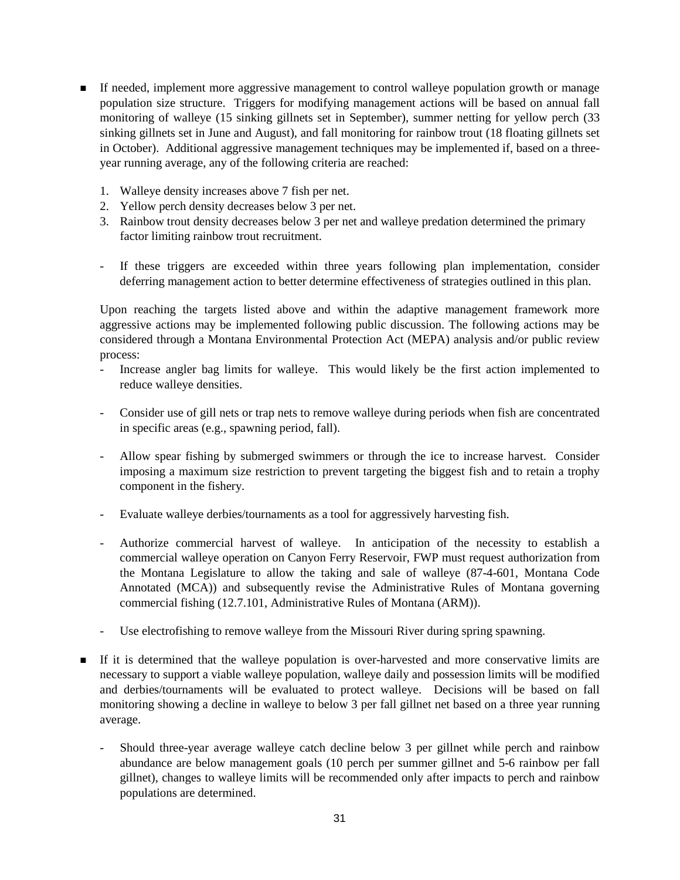- If needed, implement more aggressive management to control walleye population growth or manage population size structure. Triggers for modifying management actions will be based on annual fall monitoring of walleye (15 sinking gillnets set in September), summer netting for yellow perch (33 sinking gillnets set in June and August), and fall monitoring for rainbow trout (18 floating gillnets set in October). Additional aggressive management techniques may be implemented if, based on a three-year running average, any of the following criteria are reached:

  1. Walleye density increases above 7 fish per net.
  2. Yellow perch density decreases below 3 per net.
  3. Rainbow trout density decreases below 3 per net and walleye predation determined the primary factor limiting rainbow trout recruitment.

  - If these triggers are exceeded within three years following plan implementation, consider deferring management action to better determine effectiveness of strategies outlined in this plan.

  Upon reaching the targets listed above and within the adaptive management framework more aggressive actions may be implemented following public discussion. The following actions may be considered through a Montana Environmental Protection Act (MEPA) analysis and/or public review process:

  - Increase angler bag limits for walleye. This would likely be the first action implemented to reduce walleye densities.
  - Consider use of gill nets or trap nets to remove walleye during periods when fish are concentrated in specific areas (e.g., spawning period, fall).
  - Allow spear fishing by submerged swimmers or through the ice to increase harvest. Consider imposing a maximum size restriction to prevent targeting the biggest fish and to retain a trophy component in the fishery.
  - Evaluate walleye derbies/tournaments as a tool for aggressively harvesting fish.
  - Authorize commercial harvest of walleye. In anticipation of the necessity to establish a commercial walleye operation on Canyon Ferry Reservoir, FWP must request authorization from the Montana Legislature to allow the taking and sale of walleye (87-4-601, Montana Code Annotated (MCA)) and subsequently revise the Administrative Rules of Montana governing commercial fishing (12.7.101, Administrative Rules of Montana (ARM)).
  - Use electrofishing to remove walleye from the Missouri River during spring spawning.

- If it is determined that the walleye population is over-harvested and more conservative limits are necessary to support a viable walleye population, walleye daily and possession limits will be modified and derbies/tournaments will be evaluated to protect walleye. Decisions will be based on fall monitoring showing a decline in walleye to below 3 per fall gillnet net based on a three year running average.

  - Should three-year average walleye catch decline below 3 per gillnet while perch and rainbow abundance are below management goals (10 perch per summer gillnet and 5-6 rainbow per fall gillnet), changes to walleye limits will be recommended only after impacts to perch and rainbow populations are determined.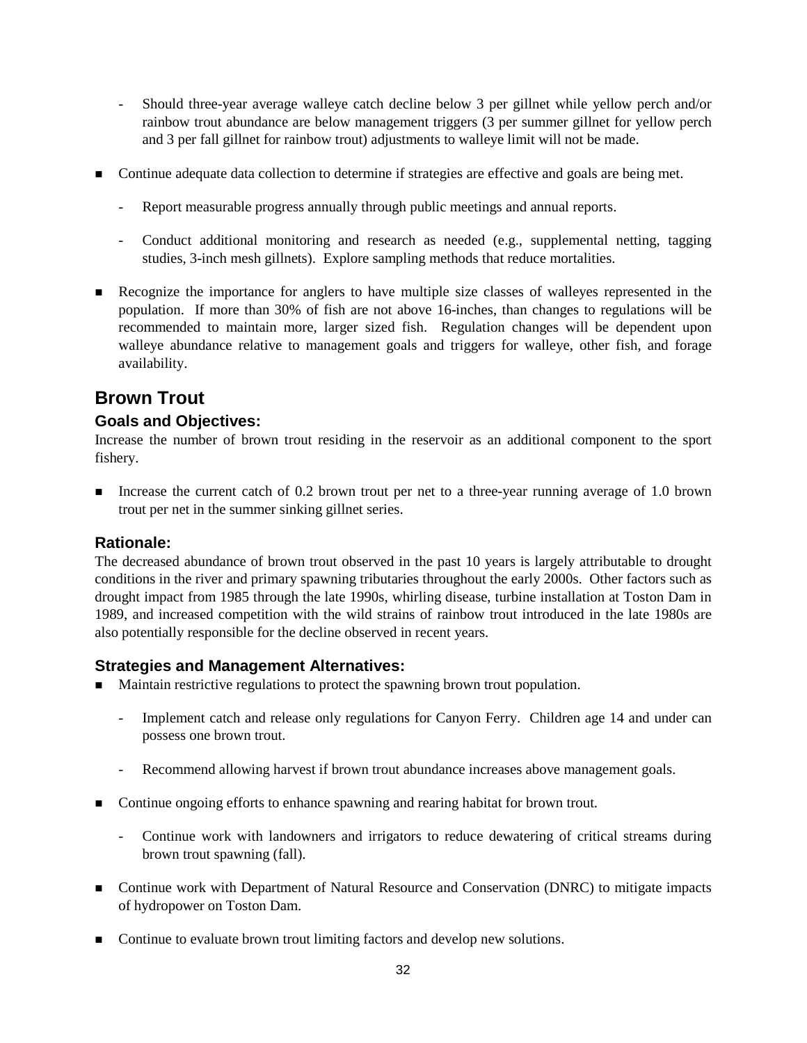- Should three-year average walleye catch decline below 3 per gillnet while yellow perch and/or rainbow trout abundance are below management triggers (3 per summer gillnet for yellow perch and 3 per fall gillnet for rainbow trout) adjustments to walleye limit will not be made.

- Continue adequate data collection to determine if strategies are effective and goals are being met.

  - Report measurable progress annually through public meetings and annual reports.

  - Conduct additional monitoring and research as needed (e.g., supplemental netting, tagging studies, 3-inch mesh gillnets). Explore sampling methods that reduce mortalities.

- Recognize the importance for anglers to have multiple size classes of walleyes represented in the population. If more than 30% of fish are not above 16-inches, than changes to regulations will be recommended to maintain more, larger sized fish. Regulation changes will be dependent upon walleye abundance relative to management goals and triggers for walleye, other fish, and forage availability.

## Brown Trout

### Goals and Objectives:

Increase the number of brown trout residing in the reservoir as an additional component to the sport fishery.

- Increase the current catch of 0.2 brown trout per net to a three-year running average of 1.0 brown trout per net in the summer sinking gillnet series.

### Rationale:

The decreased abundance of brown trout observed in the past 10 years is largely attributable to drought conditions in the river and primary spawning tributaries throughout the early 2000s. Other factors such as drought impact from 1985 through the late 1990s, whirling disease, turbine installation at Toston Dam in 1989, and increased competition with the wild strains of rainbow trout introduced in the late 1980s are also potentially responsible for the decline observed in recent years.

### Strategies and Management Alternatives:

- Maintain restrictive regulations to protect the spawning brown trout population.

  - Implement catch and release only regulations for Canyon Ferry. Children age 14 and under can possess one brown trout.

  - Recommend allowing harvest if brown trout abundance increases above management goals.

- Continue ongoing efforts to enhance spawning and rearing habitat for brown trout.

  - Continue work with landowners and irrigators to reduce dewatering of critical streams during brown trout spawning (fall).

- Continue work with Department of Natural Resource and Conservation (DNRC) to mitigate impacts of hydropower on Toston Dam.

- Continue to evaluate brown trout limiting factors and develop new solutions.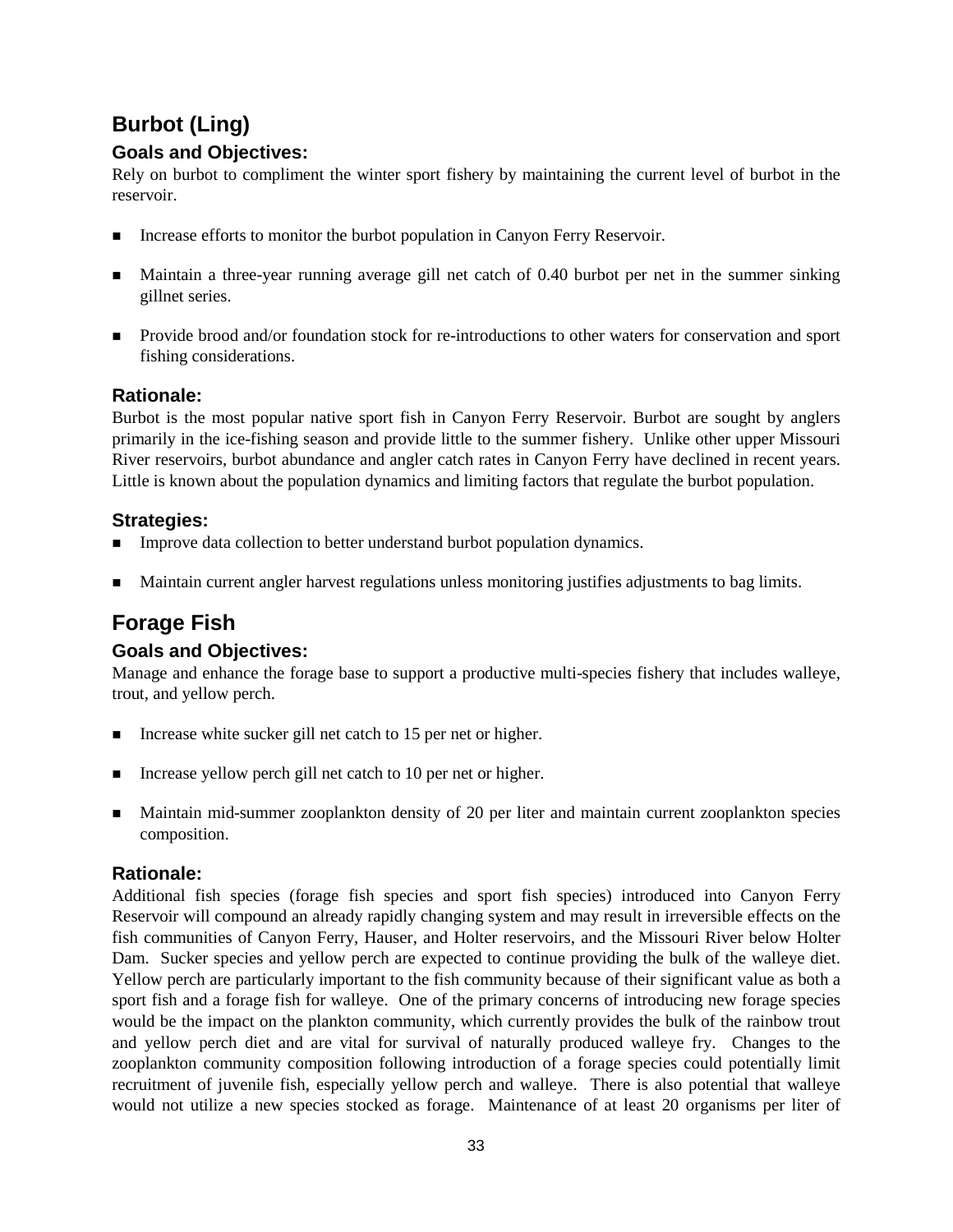## Burbot (Ling)

### Goals and Objectives:

Rely on burbot to compliment the winter sport fishery by maintaining the current level of burbot in the reservoir.

- Increase efforts to monitor the burbot population in Canyon Ferry Reservoir.
- Maintain a three-year running average gill net catch of 0.40 burbot per net in the summer sinking gillnet series.
- Provide brood and/or foundation stock for re-introductions to other waters for conservation and sport fishing considerations.

### Rationale:

Burbot is the most popular native sport fish in Canyon Ferry Reservoir. Burbot are sought by anglers primarily in the ice-fishing season and provide little to the summer fishery. Unlike other upper Missouri River reservoirs, burbot abundance and angler catch rates in Canyon Ferry have declined in recent years. Little is known about the population dynamics and limiting factors that regulate the burbot population.

### Strategies:

- Improve data collection to better understand burbot population dynamics.
- Maintain current angler harvest regulations unless monitoring justifies adjustments to bag limits.

## Forage Fish

### Goals and Objectives:

Manage and enhance the forage base to support a productive multi-species fishery that includes walleye, trout, and yellow perch.

- Increase white sucker gill net catch to 15 per net or higher.
- Increase yellow perch gill net catch to 10 per net or higher.
- Maintain mid-summer zooplankton density of 20 per liter and maintain current zooplankton species composition.

### Rationale:

Additional fish species (forage fish species and sport fish species) introduced into Canyon Ferry Reservoir will compound an already rapidly changing system and may result in irreversible effects on the fish communities of Canyon Ferry, Hauser, and Holter reservoirs, and the Missouri River below Holter Dam. Sucker species and yellow perch are expected to continue providing the bulk of the walleye diet. Yellow perch are particularly important to the fish community because of their significant value as both a sport fish and a forage fish for walleye. One of the primary concerns of introducing new forage species would be the impact on the plankton community, which currently provides the bulk of the rainbow trout and yellow perch diet and are vital for survival of naturally produced walleye fry. Changes to the zooplankton community composition following introduction of a forage species could potentially limit recruitment of juvenile fish, especially yellow perch and walleye. There is also potential that walleye would not utilize a new species stocked as forage. Maintenance of at least 20 organisms per liter of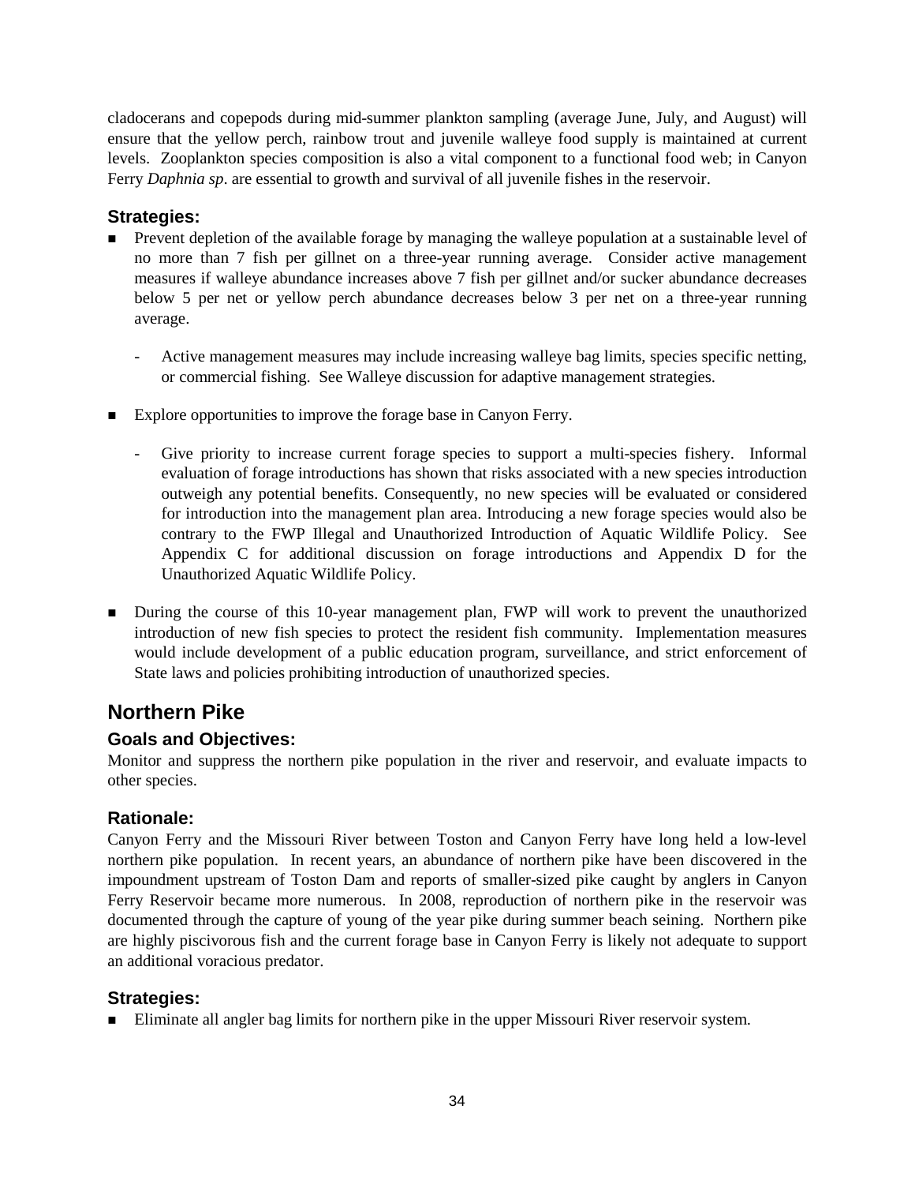cladocerans and copepods during mid-summer plankton sampling (average June, July, and August) will ensure that the yellow perch, rainbow trout and juvenile walleye food supply is maintained at current levels. Zooplankton species composition is also a vital component to a functional food web; in Canyon Ferry *Daphnia sp*. are essential to growth and survival of all juvenile fishes in the reservoir.

### Strategies:

- Prevent depletion of the available forage by managing the walleye population at a sustainable level of no more than 7 fish per gillnet on a three-year running average. Consider active management measures if walleye abundance increases above 7 fish per gillnet and/or sucker abundance decreases below 5 per net or yellow perch abundance decreases below 3 per net on a three-year running average.
    - Active management measures may include increasing walleye bag limits, species specific netting, or commercial fishing. See Walleye discussion for adaptive management strategies.
- Explore opportunities to improve the forage base in Canyon Ferry.
    - Give priority to increase current forage species to support a multi-species fishery. Informal evaluation of forage introductions has shown that risks associated with a new species introduction outweigh any potential benefits. Consequently, no new species will be evaluated or considered for introduction into the management plan area. Introducing a new forage species would also be contrary to the FWP Illegal and Unauthorized Introduction of Aquatic Wildlife Policy. See Appendix C for additional discussion on forage introductions and Appendix D for the Unauthorized Aquatic Wildlife Policy.
- During the course of this 10-year management plan, FWP will work to prevent the unauthorized introduction of new fish species to protect the resident fish community. Implementation measures would include development of a public education program, surveillance, and strict enforcement of State laws and policies prohibiting introduction of unauthorized species.

## Northern Pike

### Goals and Objectives:

Monitor and suppress the northern pike population in the river and reservoir, and evaluate impacts to other species.

### Rationale:

Canyon Ferry and the Missouri River between Toston and Canyon Ferry have long held a low-level northern pike population. In recent years, an abundance of northern pike have been discovered in the impoundment upstream of Toston Dam and reports of smaller-sized pike caught by anglers in Canyon Ferry Reservoir became more numerous. In 2008, reproduction of northern pike in the reservoir was documented through the capture of young of the year pike during summer beach seining. Northern pike are highly piscivorous fish and the current forage base in Canyon Ferry is likely not adequate to support an additional voracious predator.

### Strategies:

- Eliminate all angler bag limits for northern pike in the upper Missouri River reservoir system.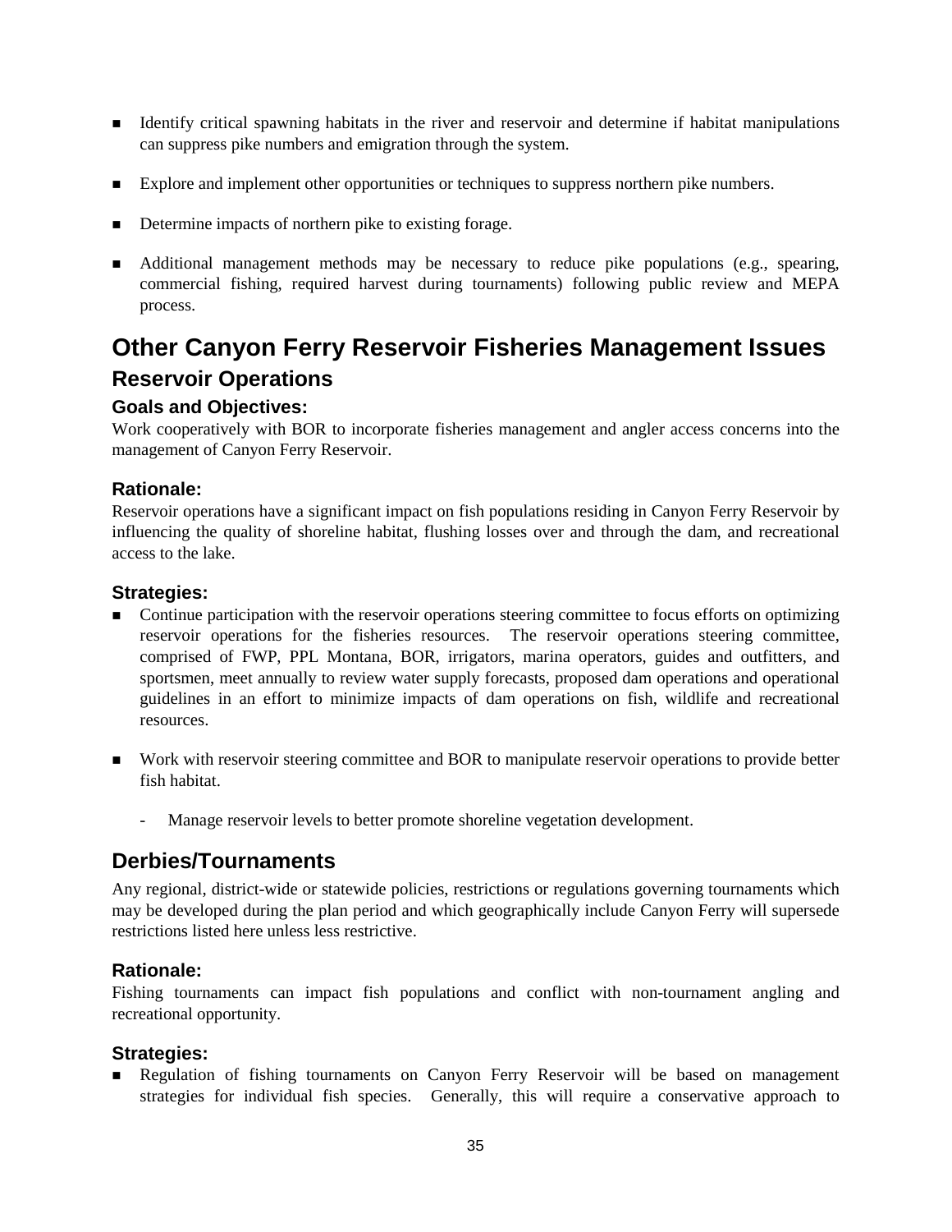- Identify critical spawning habitats in the river and reservoir and determine if habitat manipulations can suppress pike numbers and emigration through the system.

- Explore and implement other opportunities or techniques to suppress northern pike numbers.

- Determine impacts of northern pike to existing forage.

- Additional management methods may be necessary to reduce pike populations (e.g., spearing, commercial fishing, required harvest during tournaments) following public review and MEPA process.

# Other Canyon Ferry Reservoir Fisheries Management Issues

## Reservoir Operations

### Goals and Objectives:

Work cooperatively with BOR to incorporate fisheries management and angler access concerns into the management of Canyon Ferry Reservoir.

### Rationale:

Reservoir operations have a significant impact on fish populations residing in Canyon Ferry Reservoir by influencing the quality of shoreline habitat, flushing losses over and through the dam, and recreational access to the lake.

### Strategies:

- Continue participation with the reservoir operations steering committee to focus efforts on optimizing reservoir operations for the fisheries resources. The reservoir operations steering committee, comprised of FWP, PPL Montana, BOR, irrigators, marina operators, guides and outfitters, and sportsmen, meet annually to review water supply forecasts, proposed dam operations and operational guidelines in an effort to minimize impacts of dam operations on fish, wildlife and recreational resources.

- Work with reservoir steering committee and BOR to manipulate reservoir operations to provide better fish habitat.

  - Manage reservoir levels to better promote shoreline vegetation development.

## Derbies/Tournaments

Any regional, district-wide or statewide policies, restrictions or regulations governing tournaments which may be developed during the plan period and which geographically include Canyon Ferry will supersede restrictions listed here unless less restrictive.

### Rationale:

Fishing tournaments can impact fish populations and conflict with non-tournament angling and recreational opportunity.

### Strategies:

- Regulation of fishing tournaments on Canyon Ferry Reservoir will be based on management strategies for individual fish species. Generally, this will require a conservative approach to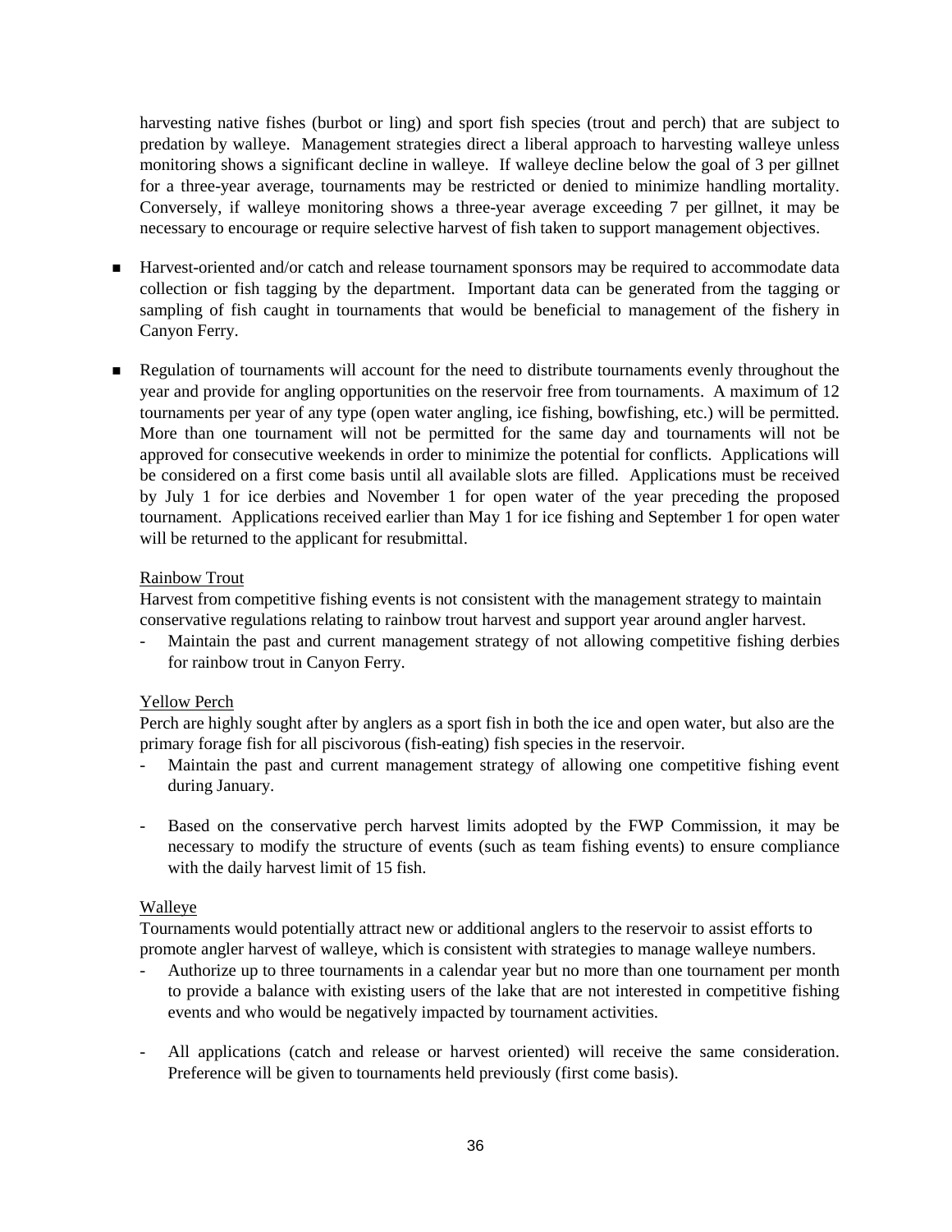harvesting native fishes (burbot or ling) and sport fish species (trout and perch) that are subject to predation by walleye. Management strategies direct a liberal approach to harvesting walleye unless monitoring shows a significant decline in walleye. If walleye decline below the goal of 3 per gillnet for a three-year average, tournaments may be restricted or denied to minimize handling mortality. Conversely, if walleye monitoring shows a three-year average exceeding 7 per gillnet, it may be necessary to encourage or require selective harvest of fish taken to support management objectives.

- Harvest-oriented and/or catch and release tournament sponsors may be required to accommodate data collection or fish tagging by the department. Important data can be generated from the tagging or sampling of fish caught in tournaments that would be beneficial to management of the fishery in Canyon Ferry.

- Regulation of tournaments will account for the need to distribute tournaments evenly throughout the year and provide for angling opportunities on the reservoir free from tournaments. A maximum of 12 tournaments per year of any type (open water angling, ice fishing, bowfishing, etc.) will be permitted. More than one tournament will not be permitted for the same day and tournaments will not be approved for consecutive weekends in order to minimize the potential for conflicts. Applications will be considered on a first come basis until all available slots are filled. Applications must be received by July 1 for ice derbies and November 1 for open water of the year preceding the proposed tournament. Applications received earlier than May 1 for ice fishing and September 1 for open water will be returned to the applicant for resubmittal.

Rainbow Trout

Harvest from competitive fishing events is not consistent with the management strategy to maintain conservative regulations relating to rainbow trout harvest and support year around angler harvest.

- Maintain the past and current management strategy of not allowing competitive fishing derbies for rainbow trout in Canyon Ferry.

Yellow Perch

Perch are highly sought after by anglers as a sport fish in both the ice and open water, but also are the primary forage fish for all piscivorous (fish-eating) fish species in the reservoir.

- Maintain the past and current management strategy of allowing one competitive fishing event during January.

- Based on the conservative perch harvest limits adopted by the FWP Commission, it may be necessary to modify the structure of events (such as team fishing events) to ensure compliance with the daily harvest limit of 15 fish.

Walleye

Tournaments would potentially attract new or additional anglers to the reservoir to assist efforts to promote angler harvest of walleye, which is consistent with strategies to manage walleye numbers.

- Authorize up to three tournaments in a calendar year but no more than one tournament per month to provide a balance with existing users of the lake that are not interested in competitive fishing events and who would be negatively impacted by tournament activities.

- All applications (catch and release or harvest oriented) will receive the same consideration. Preference will be given to tournaments held previously (first come basis).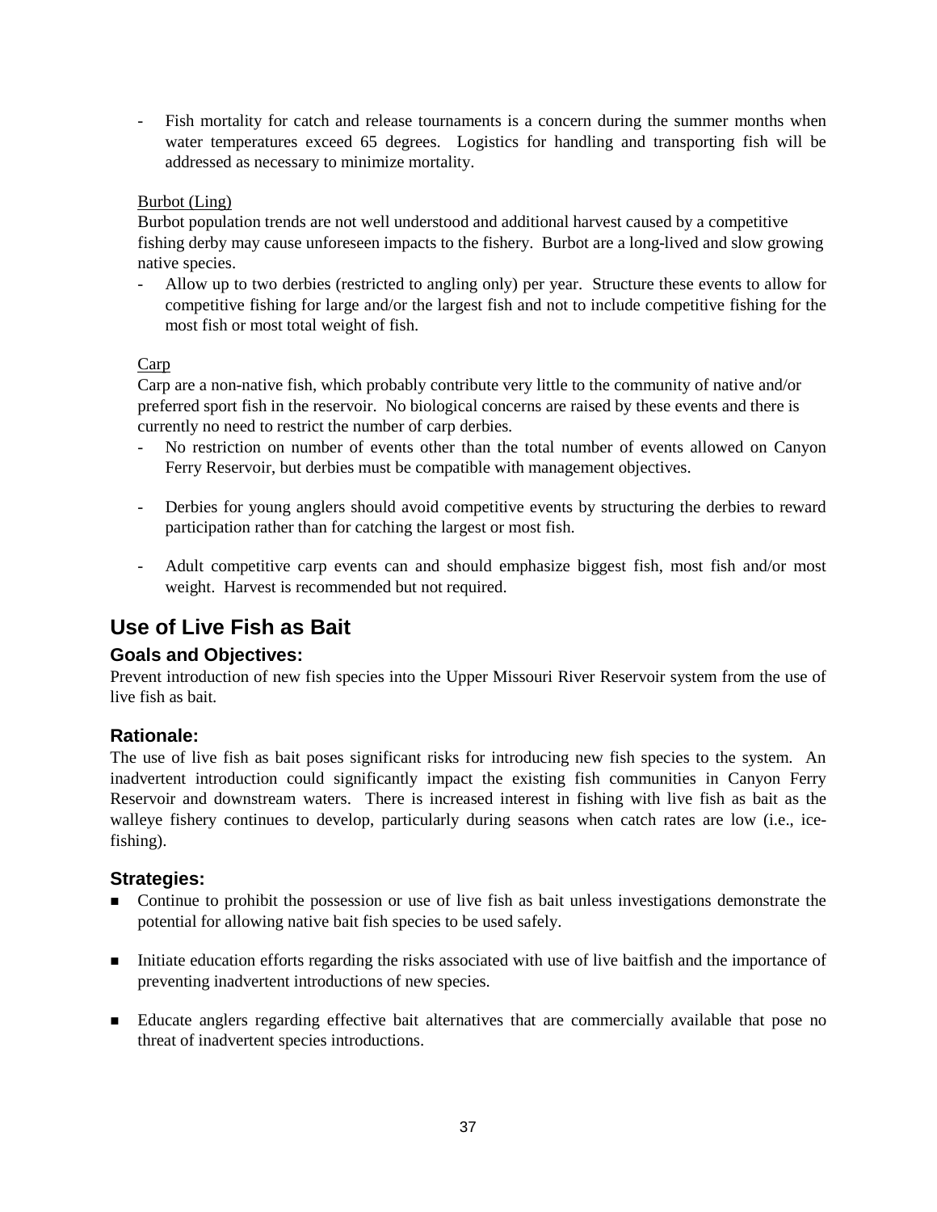- Fish mortality for catch and release tournaments is a concern during the summer months when water temperatures exceed 65 degrees. Logistics for handling and transporting fish will be addressed as necessary to minimize mortality.

Burbot (Ling)

Burbot population trends are not well understood and additional harvest caused by a competitive fishing derby may cause unforeseen impacts to the fishery. Burbot are a long-lived and slow growing native species.

- Allow up to two derbies (restricted to angling only) per year. Structure these events to allow for competitive fishing for large and/or the largest fish and not to include competitive fishing for the most fish or most total weight of fish.

Carp

Carp are a non-native fish, which probably contribute very little to the community of native and/or preferred sport fish in the reservoir. No biological concerns are raised by these events and there is currently no need to restrict the number of carp derbies.

- No restriction on number of events other than the total number of events allowed on Canyon Ferry Reservoir, but derbies must be compatible with management objectives.

- Derbies for young anglers should avoid competitive events by structuring the derbies to reward participation rather than for catching the largest or most fish.

- Adult competitive carp events can and should emphasize biggest fish, most fish and/or most weight. Harvest is recommended but not required.

## Use of Live Fish as Bait

### Goals and Objectives:

Prevent introduction of new fish species into the Upper Missouri River Reservoir system from the use of live fish as bait.

### Rationale:

The use of live fish as bait poses significant risks for introducing new fish species to the system. An inadvertent introduction could significantly impact the existing fish communities in Canyon Ferry Reservoir and downstream waters. There is increased interest in fishing with live fish as bait as the walleye fishery continues to develop, particularly during seasons when catch rates are low (i.e., ice-fishing).

### Strategies:

- Continue to prohibit the possession or use of live fish as bait unless investigations demonstrate the potential for allowing native bait fish species to be used safely.

- Initiate education efforts regarding the risks associated with use of live baitfish and the importance of preventing inadvertent introductions of new species.

- Educate anglers regarding effective bait alternatives that are commercially available that pose no threat of inadvertent species introductions.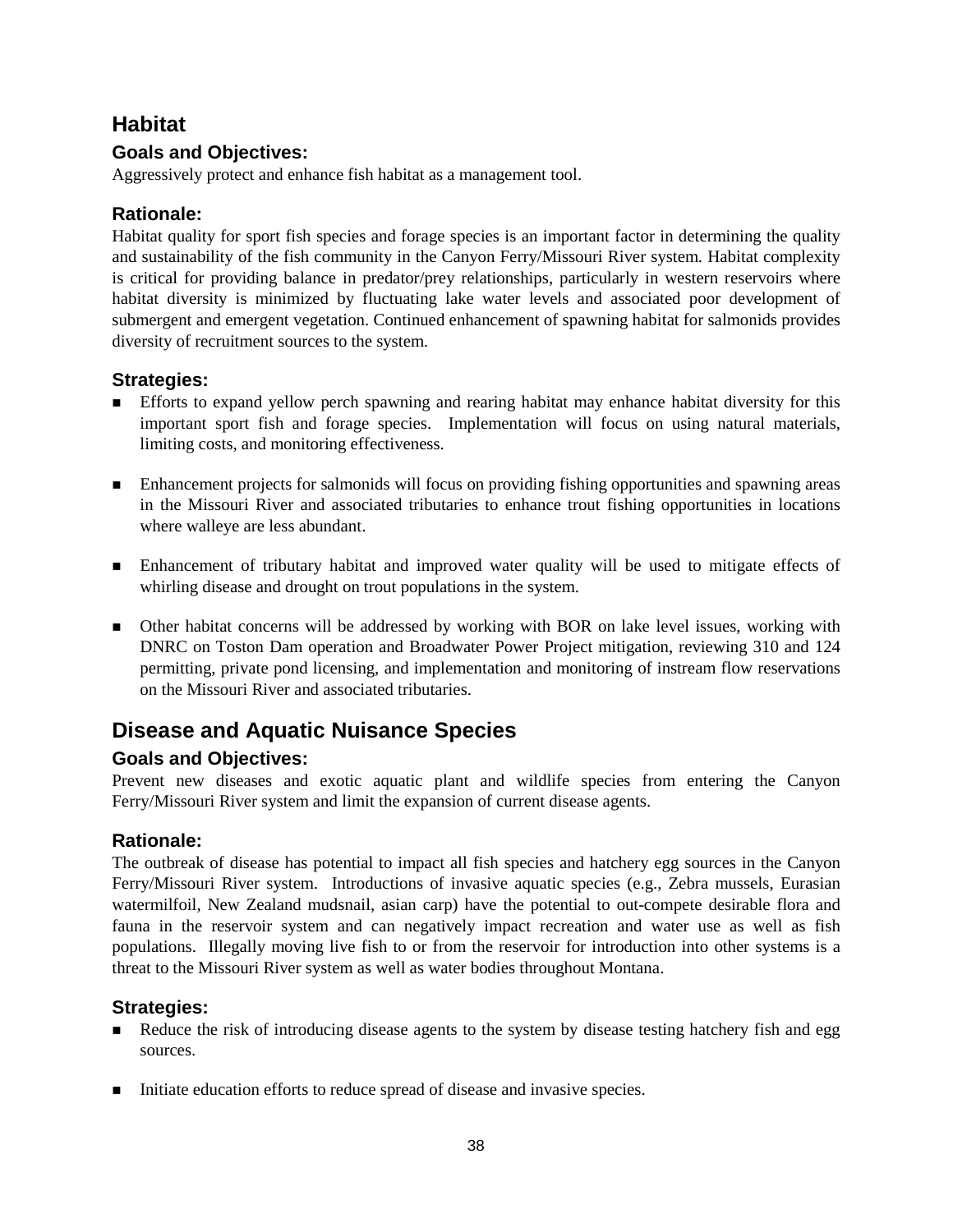## Habitat

### Goals and Objectives:

Aggressively protect and enhance fish habitat as a management tool.

### Rationale:

Habitat quality for sport fish species and forage species is an important factor in determining the quality and sustainability of the fish community in the Canyon Ferry/Missouri River system. Habitat complexity is critical for providing balance in predator/prey relationships, particularly in western reservoirs where habitat diversity is minimized by fluctuating lake water levels and associated poor development of submergent and emergent vegetation. Continued enhancement of spawning habitat for salmonids provides diversity of recruitment sources to the system.

### Strategies:

- Efforts to expand yellow perch spawning and rearing habitat may enhance habitat diversity for this important sport fish and forage species. Implementation will focus on using natural materials, limiting costs, and monitoring effectiveness.
- Enhancement projects for salmonids will focus on providing fishing opportunities and spawning areas in the Missouri River and associated tributaries to enhance trout fishing opportunities in locations where walleye are less abundant.
- Enhancement of tributary habitat and improved water quality will be used to mitigate effects of whirling disease and drought on trout populations in the system.
- Other habitat concerns will be addressed by working with BOR on lake level issues, working with DNRC on Toston Dam operation and Broadwater Power Project mitigation, reviewing 310 and 124 permitting, private pond licensing, and implementation and monitoring of instream flow reservations on the Missouri River and associated tributaries.

## Disease and Aquatic Nuisance Species

### Goals and Objectives:

Prevent new diseases and exotic aquatic plant and wildlife species from entering the Canyon Ferry/Missouri River system and limit the expansion of current disease agents.

### Rationale:

The outbreak of disease has potential to impact all fish species and hatchery egg sources in the Canyon Ferry/Missouri River system. Introductions of invasive aquatic species (e.g., Zebra mussels, Eurasian watermilfoil, New Zealand mudsnail, asian carp) have the potential to out-compete desirable flora and fauna in the reservoir system and can negatively impact recreation and water use as well as fish populations. Illegally moving live fish to or from the reservoir for introduction into other systems is a threat to the Missouri River system as well as water bodies throughout Montana.

### Strategies:

- Reduce the risk of introducing disease agents to the system by disease testing hatchery fish and egg sources.
- Initiate education efforts to reduce spread of disease and invasive species.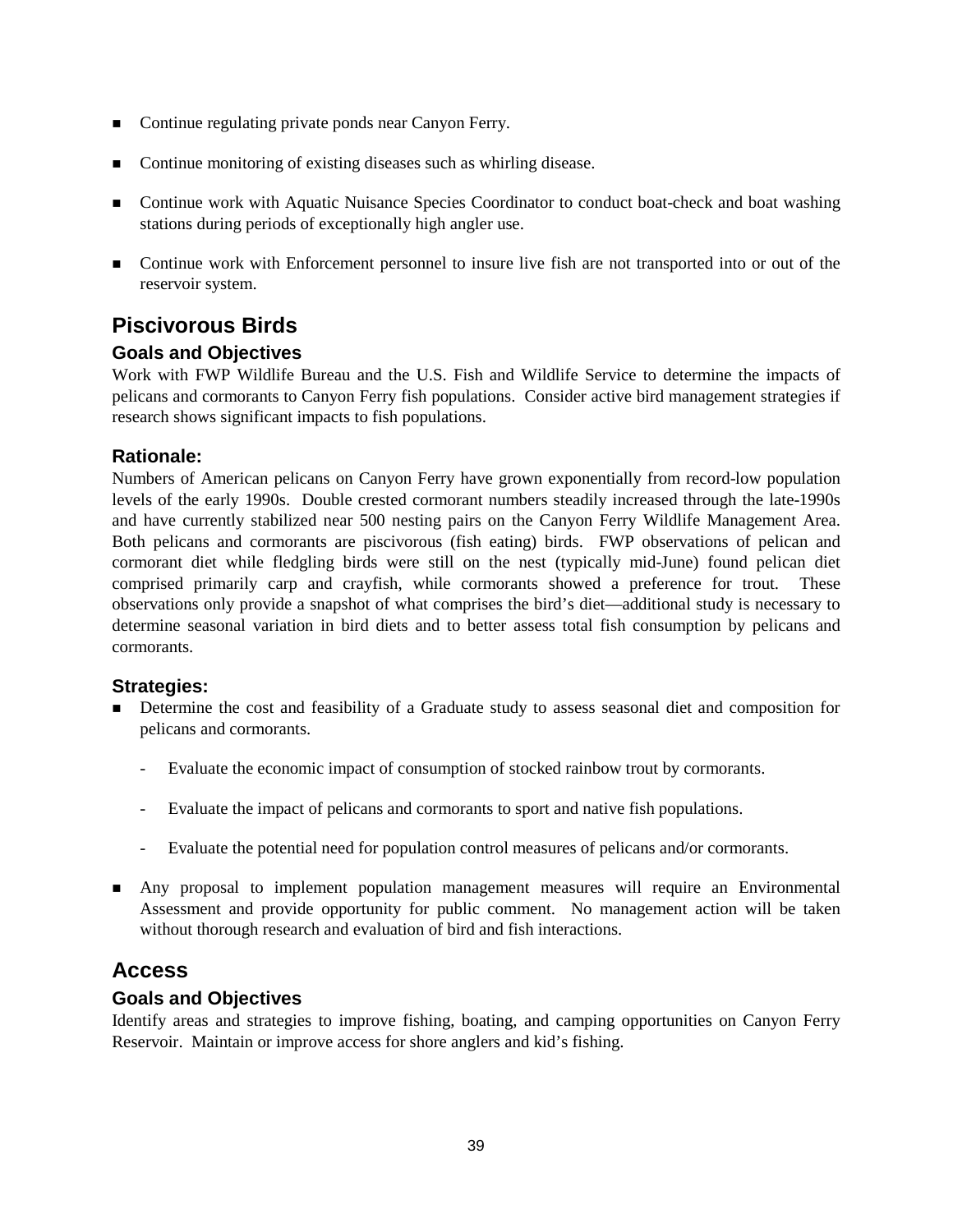- Continue regulating private ponds near Canyon Ferry.
- Continue monitoring of existing diseases such as whirling disease.
- Continue work with Aquatic Nuisance Species Coordinator to conduct boat-check and boat washing stations during periods of exceptionally high angler use.
- Continue work with Enforcement personnel to insure live fish are not transported into or out of the reservoir system.

## Piscivorous Birds

### Goals and Objectives

Work with FWP Wildlife Bureau and the U.S. Fish and Wildlife Service to determine the impacts of pelicans and cormorants to Canyon Ferry fish populations. Consider active bird management strategies if research shows significant impacts to fish populations.

### Rationale:

Numbers of American pelicans on Canyon Ferry have grown exponentially from record-low population levels of the early 1990s. Double crested cormorant numbers steadily increased through the late-1990s and have currently stabilized near 500 nesting pairs on the Canyon Ferry Wildlife Management Area. Both pelicans and cormorants are piscivorous (fish eating) birds. FWP observations of pelican and cormorant diet while fledgling birds were still on the nest (typically mid-June) found pelican diet comprised primarily carp and crayfish, while cormorants showed a preference for trout. These observations only provide a snapshot of what comprises the bird's diet—additional study is necessary to determine seasonal variation in bird diets and to better assess total fish consumption by pelicans and cormorants.

### Strategies:

- Determine the cost and feasibility of a Graduate study to assess seasonal diet and composition for pelicans and cormorants.
  - Evaluate the economic impact of consumption of stocked rainbow trout by cormorants.
  - Evaluate the impact of pelicans and cormorants to sport and native fish populations.
  - Evaluate the potential need for population control measures of pelicans and/or cormorants.
- Any proposal to implement population management measures will require an Environmental Assessment and provide opportunity for public comment. No management action will be taken without thorough research and evaluation of bird and fish interactions.

## Access

### Goals and Objectives

Identify areas and strategies to improve fishing, boating, and camping opportunities on Canyon Ferry Reservoir. Maintain or improve access for shore anglers and kid's fishing.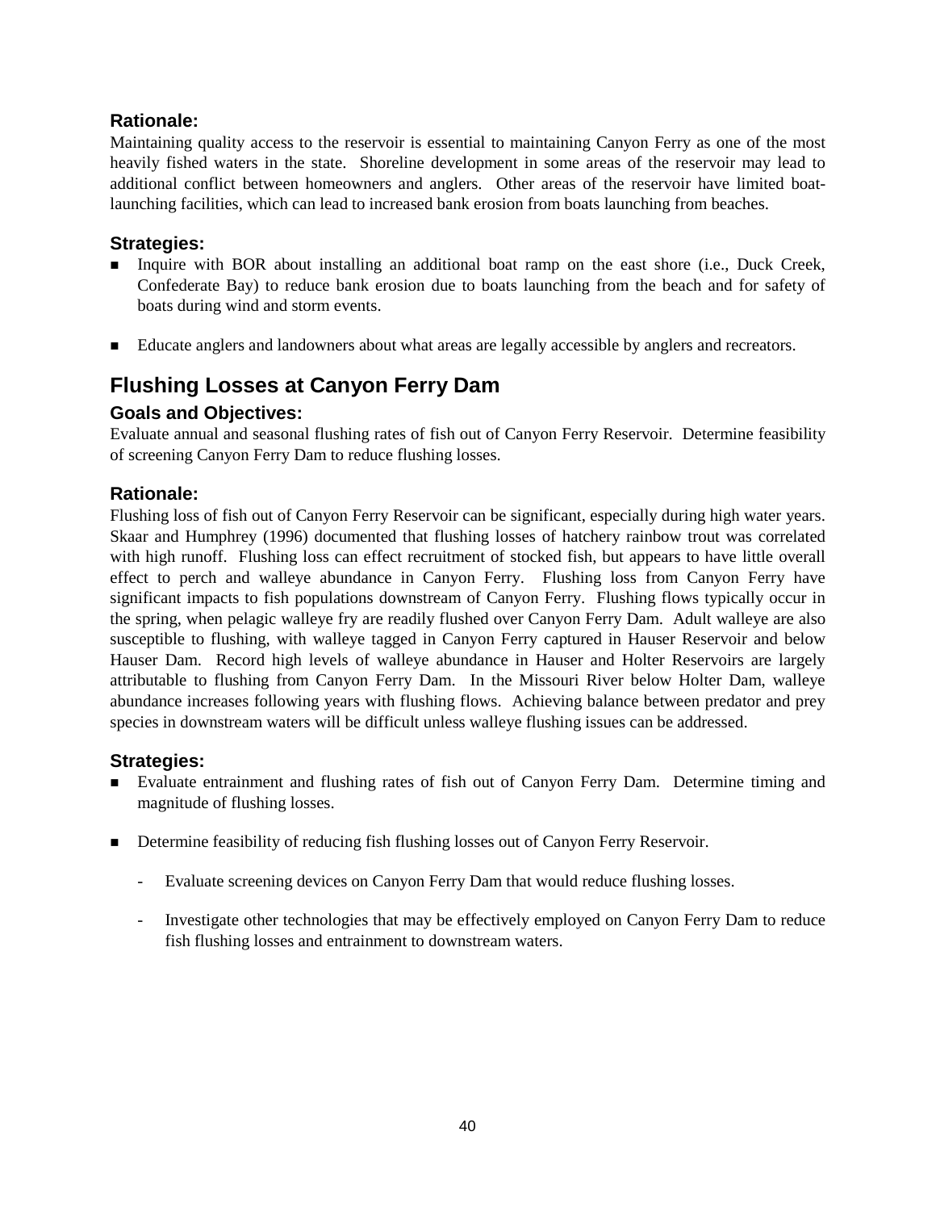### Rationale:

Maintaining quality access to the reservoir is essential to maintaining Canyon Ferry as one of the most heavily fished waters in the state. Shoreline development in some areas of the reservoir may lead to additional conflict between homeowners and anglers. Other areas of the reservoir have limited boat-launching facilities, which can lead to increased bank erosion from boats launching from beaches.

### Strategies:

- Inquire with BOR about installing an additional boat ramp on the east shore (i.e., Duck Creek, Confederate Bay) to reduce bank erosion due to boats launching from the beach and for safety of boats during wind and storm events.
- Educate anglers and landowners about what areas are legally accessible by anglers and recreators.

## Flushing Losses at Canyon Ferry Dam

### Goals and Objectives:

Evaluate annual and seasonal flushing rates of fish out of Canyon Ferry Reservoir. Determine feasibility of screening Canyon Ferry Dam to reduce flushing losses.

### Rationale:

Flushing loss of fish out of Canyon Ferry Reservoir can be significant, especially during high water years. Skaar and Humphrey (1996) documented that flushing losses of hatchery rainbow trout was correlated with high runoff. Flushing loss can effect recruitment of stocked fish, but appears to have little overall effect to perch and walleye abundance in Canyon Ferry. Flushing loss from Canyon Ferry have significant impacts to fish populations downstream of Canyon Ferry. Flushing flows typically occur in the spring, when pelagic walleye fry are readily flushed over Canyon Ferry Dam. Adult walleye are also susceptible to flushing, with walleye tagged in Canyon Ferry captured in Hauser Reservoir and below Hauser Dam. Record high levels of walleye abundance in Hauser and Holter Reservoirs are largely attributable to flushing from Canyon Ferry Dam. In the Missouri River below Holter Dam, walleye abundance increases following years with flushing flows. Achieving balance between predator and prey species in downstream waters will be difficult unless walleye flushing issues can be addressed.

### Strategies:

- Evaluate entrainment and flushing rates of fish out of Canyon Ferry Dam. Determine timing and magnitude of flushing losses.
- Determine feasibility of reducing fish flushing losses out of Canyon Ferry Reservoir.
  - Evaluate screening devices on Canyon Ferry Dam that would reduce flushing losses.
  - Investigate other technologies that may be effectively employed on Canyon Ferry Dam to reduce fish flushing losses and entrainment to downstream waters.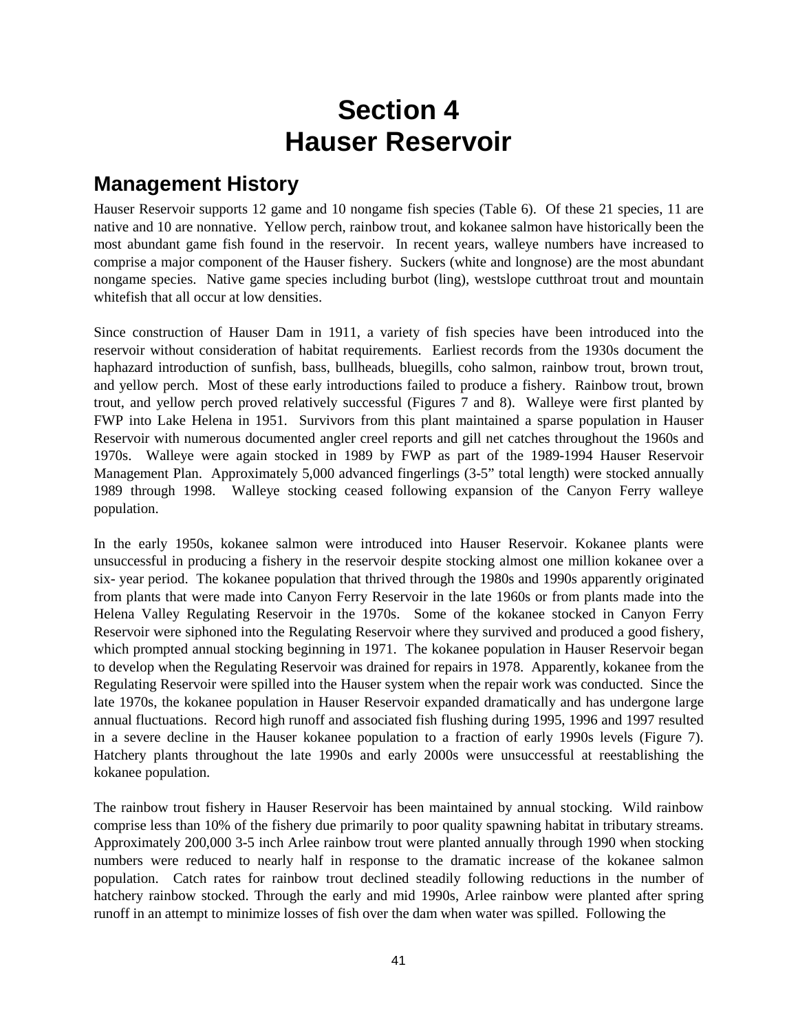# Section 4
# Hauser Reservoir

## Management History

Hauser Reservoir supports 12 game and 10 nongame fish species (Table 6). Of these 21 species, 11 are native and 10 are nonnative. Yellow perch, rainbow trout, and kokanee salmon have historically been the most abundant game fish found in the reservoir. In recent years, walleye numbers have increased to comprise a major component of the Hauser fishery. Suckers (white and longnose) are the most abundant nongame species. Native game species including burbot (ling), westslope cutthroat trout and mountain whitefish that all occur at low densities.

Since construction of Hauser Dam in 1911, a variety of fish species have been introduced into the reservoir without consideration of habitat requirements. Earliest records from the 1930s document the haphazard introduction of sunfish, bass, bullheads, bluegills, coho salmon, rainbow trout, brown trout, and yellow perch. Most of these early introductions failed to produce a fishery. Rainbow trout, brown trout, and yellow perch proved relatively successful (Figures 7 and 8). Walleye were first planted by FWP into Lake Helena in 1951. Survivors from this plant maintained a sparse population in Hauser Reservoir with numerous documented angler creel reports and gill net catches throughout the 1960s and 1970s. Walleye were again stocked in 1989 by FWP as part of the 1989-1994 Hauser Reservoir Management Plan. Approximately 5,000 advanced fingerlings (3-5" total length) were stocked annually 1989 through 1998. Walleye stocking ceased following expansion of the Canyon Ferry walleye population.

In the early 1950s, kokanee salmon were introduced into Hauser Reservoir. Kokanee plants were unsuccessful in producing a fishery in the reservoir despite stocking almost one million kokanee over a six- year period. The kokanee population that thrived through the 1980s and 1990s apparently originated from plants that were made into Canyon Ferry Reservoir in the late 1960s or from plants made into the Helena Valley Regulating Reservoir in the 1970s. Some of the kokanee stocked in Canyon Ferry Reservoir were siphoned into the Regulating Reservoir where they survived and produced a good fishery, which prompted annual stocking beginning in 1971. The kokanee population in Hauser Reservoir began to develop when the Regulating Reservoir was drained for repairs in 1978. Apparently, kokanee from the Regulating Reservoir were spilled into the Hauser system when the repair work was conducted. Since the late 1970s, the kokanee population in Hauser Reservoir expanded dramatically and has undergone large annual fluctuations. Record high runoff and associated fish flushing during 1995, 1996 and 1997 resulted in a severe decline in the Hauser kokanee population to a fraction of early 1990s levels (Figure 7). Hatchery plants throughout the late 1990s and early 2000s were unsuccessful at reestablishing the kokanee population.

The rainbow trout fishery in Hauser Reservoir has been maintained by annual stocking. Wild rainbow comprise less than 10% of the fishery due primarily to poor quality spawning habitat in tributary streams. Approximately 200,000 3-5 inch Arlee rainbow trout were planted annually through 1990 when stocking numbers were reduced to nearly half in response to the dramatic increase of the kokanee salmon population. Catch rates for rainbow trout declined steadily following reductions in the number of hatchery rainbow stocked. Through the early and mid 1990s, Arlee rainbow were planted after spring runoff in an attempt to minimize losses of fish over the dam when water was spilled. Following the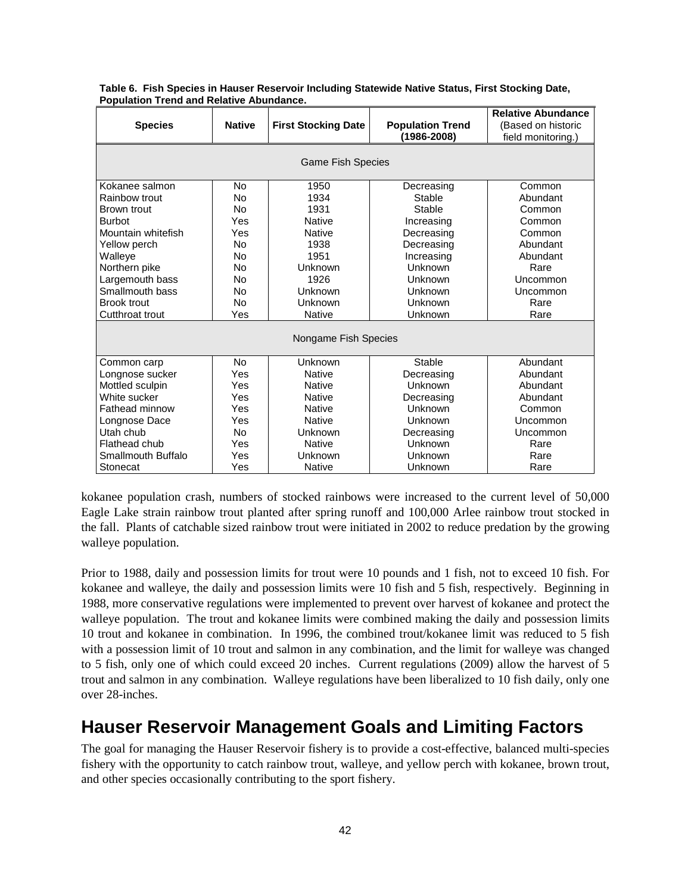**Table 6. Fish Species in Hauser Reservoir Including Statewide Native Status, First Stocking Date, Population Trend and Relative Abundance.**

| Species | Native | First Stocking Date | Population Trend (1986-2008) | Relative Abundance (Based on historic field monitoring.) |
|---|---|---|---|---|
| Game Fish Species | | | | |
| Kokanee salmon | No | 1950 | Decreasing | Common |
| Rainbow trout | No | 1934 | Stable | Abundant |
| Brown trout | No | 1931 | Stable | Common |
| Burbot | Yes | Native | Increasing | Common |
| Mountain whitefish | Yes | Native | Decreasing | Common |
| Yellow perch | No | 1938 | Decreasing | Abundant |
| Walleye | No | 1951 | Increasing | Abundant |
| Northern pike | No | Unknown | Unknown | Rare |
| Largemouth bass | No | 1926 | Unknown | Uncommon |
| Smallmouth bass | No | Unknown | Unknown | Uncommon |
| Brook trout | No | Unknown | Unknown | Rare |
| Cutthroat trout | Yes | Native | Unknown | Rare |
| Nongame Fish Species | | | | |
| Common carp | No | Unknown | Stable | Abundant |
| Longnose sucker | Yes | Native | Decreasing | Abundant |
| Mottled sculpin | Yes | Native | Unknown | Abundant |
| White sucker | Yes | Native | Decreasing | Abundant |
| Fathead minnow | Yes | Native | Unknown | Common |
| Longnose Dace | Yes | Native | Unknown | Uncommon |
| Utah chub | No | Unknown | Decreasing | Uncommon |
| Flathead chub | Yes | Native | Unknown | Rare |
| Smallmouth Buffalo | Yes | Unknown | Unknown | Rare |
| Stonecat | Yes | Native | Unknown | Rare |

kokanee population crash, numbers of stocked rainbows were increased to the current level of 50,000 Eagle Lake strain rainbow trout planted after spring runoff and 100,000 Arlee rainbow trout stocked in the fall. Plants of catchable sized rainbow trout were initiated in 2002 to reduce predation by the growing walleye population.

Prior to 1988, daily and possession limits for trout were 10 pounds and 1 fish, not to exceed 10 fish. For kokanee and walleye, the daily and possession limits were 10 fish and 5 fish, respectively. Beginning in 1988, more conservative regulations were implemented to prevent over harvest of kokanee and protect the walleye population. The trout and kokanee limits were combined making the daily and possession limits 10 trout and kokanee in combination. In 1996, the combined trout/kokanee limit was reduced to 5 fish with a possession limit of 10 trout and salmon in any combination, and the limit for walleye was changed to 5 fish, only one of which could exceed 20 inches. Current regulations (2009) allow the harvest of 5 trout and salmon in any combination. Walleye regulations have been liberalized to 10 fish daily, only one over 28-inches.

# Hauser Reservoir Management Goals and Limiting Factors

The goal for managing the Hauser Reservoir fishery is to provide a cost-effective, balanced multi-species fishery with the opportunity to catch rainbow trout, walleye, and yellow perch with kokanee, brown trout, and other species occasionally contributing to the sport fishery.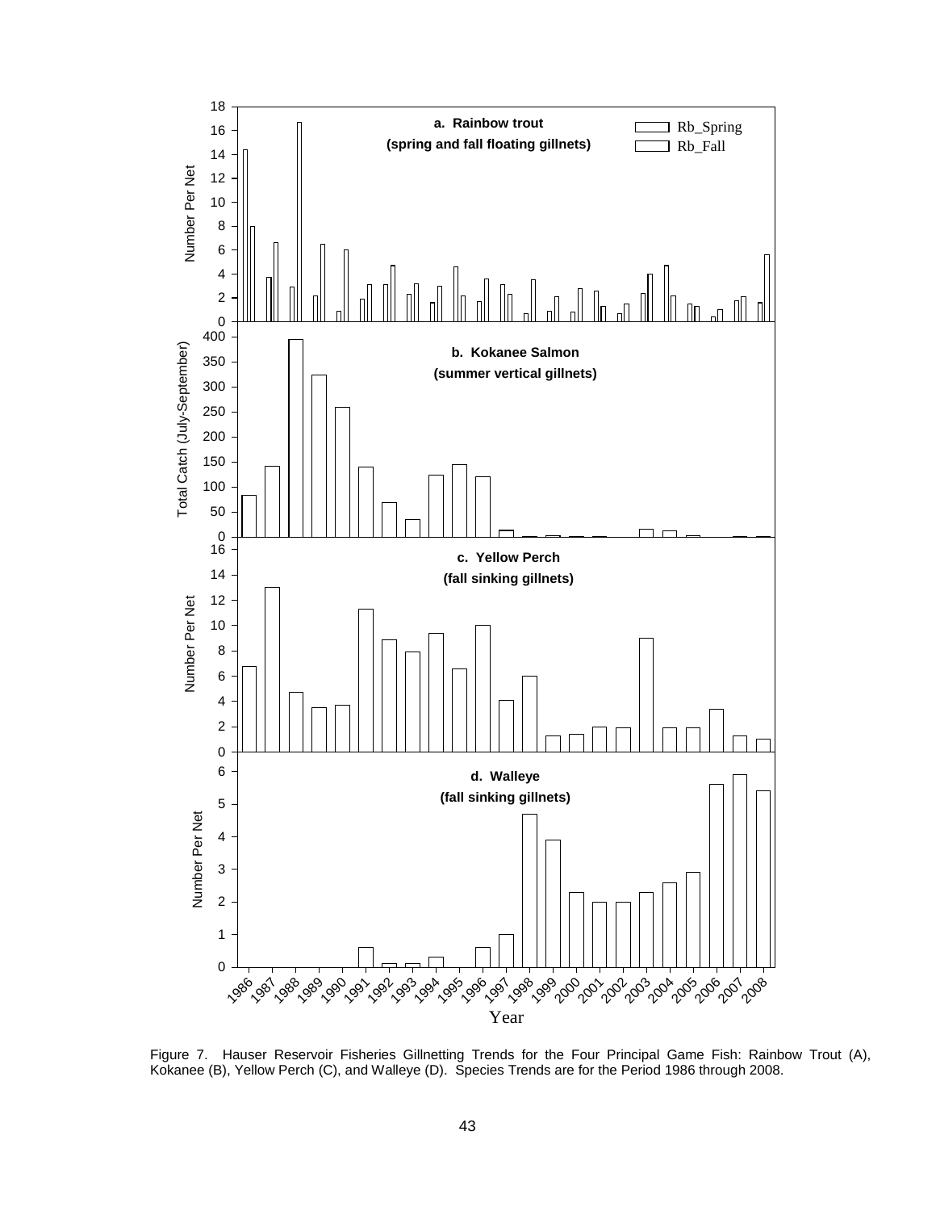Figure 7. Hauser Reservoir Fisheries Gillnetting Trends for the Four Principal Game Fish: Rainbow Trout (A), Kokanee (B), Yellow Perch (C), and Walleye (D). Species Trends are for the Period 1986 through 2008.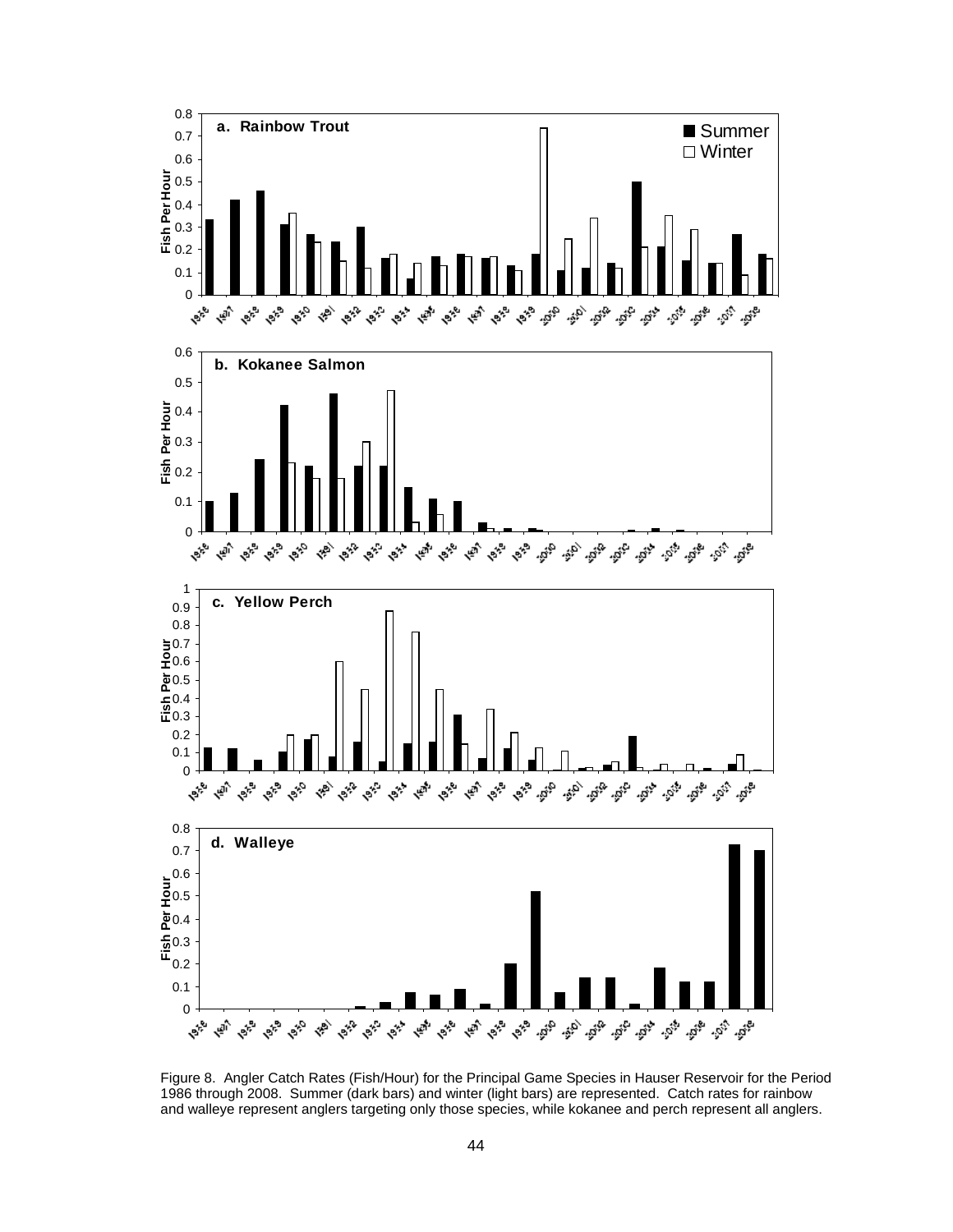Figure 8. Angler Catch Rates (Fish/Hour) for the Principal Game Species in Hauser Reservoir for the Period 1986 through 2008. Summer (dark bars) and winter (light bars) are represented. Catch rates for rainbow and walleye represent anglers targeting only those species, while kokanee and perch represent all anglers.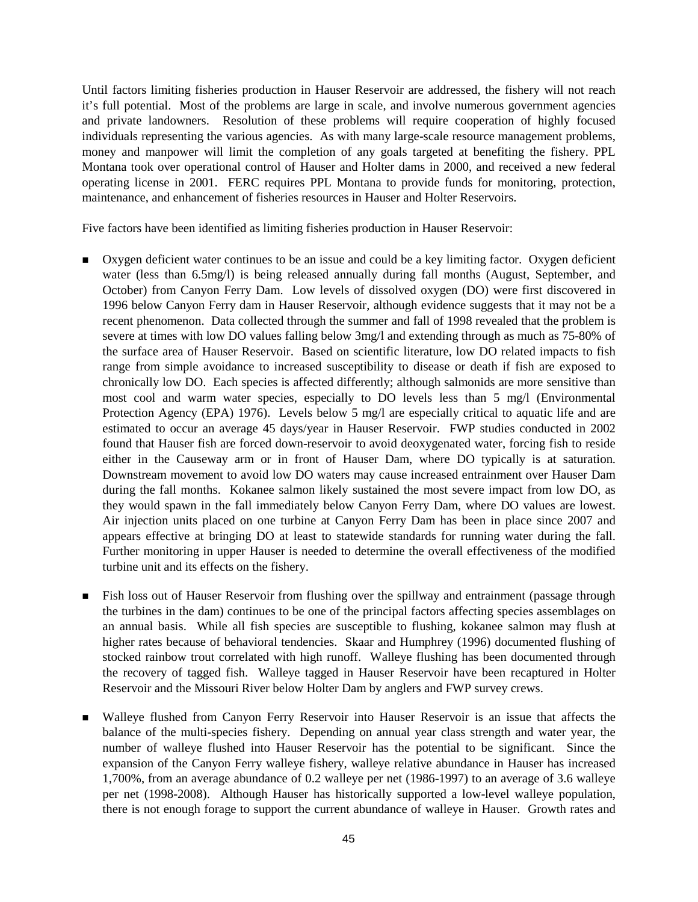Until factors limiting fisheries production in Hauser Reservoir are addressed, the fishery will not reach it's full potential. Most of the problems are large in scale, and involve numerous government agencies and private landowners. Resolution of these problems will require cooperation of highly focused individuals representing the various agencies. As with many large-scale resource management problems, money and manpower will limit the completion of any goals targeted at benefiting the fishery. PPL Montana took over operational control of Hauser and Holter dams in 2000, and received a new federal operating license in 2001. FERC requires PPL Montana to provide funds for monitoring, protection, maintenance, and enhancement of fisheries resources in Hauser and Holter Reservoirs.

Five factors have been identified as limiting fisheries production in Hauser Reservoir:

- Oxygen deficient water continues to be an issue and could be a key limiting factor. Oxygen deficient water (less than 6.5mg/l) is being released annually during fall months (August, September, and October) from Canyon Ferry Dam. Low levels of dissolved oxygen (DO) were first discovered in 1996 below Canyon Ferry dam in Hauser Reservoir, although evidence suggests that it may not be a recent phenomenon. Data collected through the summer and fall of 1998 revealed that the problem is severe at times with low DO values falling below 3mg/l and extending through as much as 75-80% of the surface area of Hauser Reservoir. Based on scientific literature, low DO related impacts to fish range from simple avoidance to increased susceptibility to disease or death if fish are exposed to chronically low DO. Each species is affected differently; although salmonids are more sensitive than most cool and warm water species, especially to DO levels less than 5 mg/l (Environmental Protection Agency (EPA) 1976). Levels below 5 mg/l are especially critical to aquatic life and are estimated to occur an average 45 days/year in Hauser Reservoir. FWP studies conducted in 2002 found that Hauser fish are forced down-reservoir to avoid deoxygenated water, forcing fish to reside either in the Causeway arm or in front of Hauser Dam, where DO typically is at saturation. Downstream movement to avoid low DO waters may cause increased entrainment over Hauser Dam during the fall months. Kokanee salmon likely sustained the most severe impact from low DO, as they would spawn in the fall immediately below Canyon Ferry Dam, where DO values are lowest. Air injection units placed on one turbine at Canyon Ferry Dam has been in place since 2007 and appears effective at bringing DO at least to statewide standards for running water during the fall. Further monitoring in upper Hauser is needed to determine the overall effectiveness of the modified turbine unit and its effects on the fishery.

- Fish loss out of Hauser Reservoir from flushing over the spillway and entrainment (passage through the turbines in the dam) continues to be one of the principal factors affecting species assemblages on an annual basis. While all fish species are susceptible to flushing, kokanee salmon may flush at higher rates because of behavioral tendencies. Skaar and Humphrey (1996) documented flushing of stocked rainbow trout correlated with high runoff. Walleye flushing has been documented through the recovery of tagged fish. Walleye tagged in Hauser Reservoir have been recaptured in Holter Reservoir and the Missouri River below Holter Dam by anglers and FWP survey crews.

- Walleye flushed from Canyon Ferry Reservoir into Hauser Reservoir is an issue that affects the balance of the multi-species fishery. Depending on annual year class strength and water year, the number of walleye flushed into Hauser Reservoir has the potential to be significant. Since the expansion of the Canyon Ferry walleye fishery, walleye relative abundance in Hauser has increased 1,700%, from an average abundance of 0.2 walleye per net (1986-1997) to an average of 3.6 walleye per net (1998-2008). Although Hauser has historically supported a low-level walleye population, there is not enough forage to support the current abundance of walleye in Hauser. Growth rates and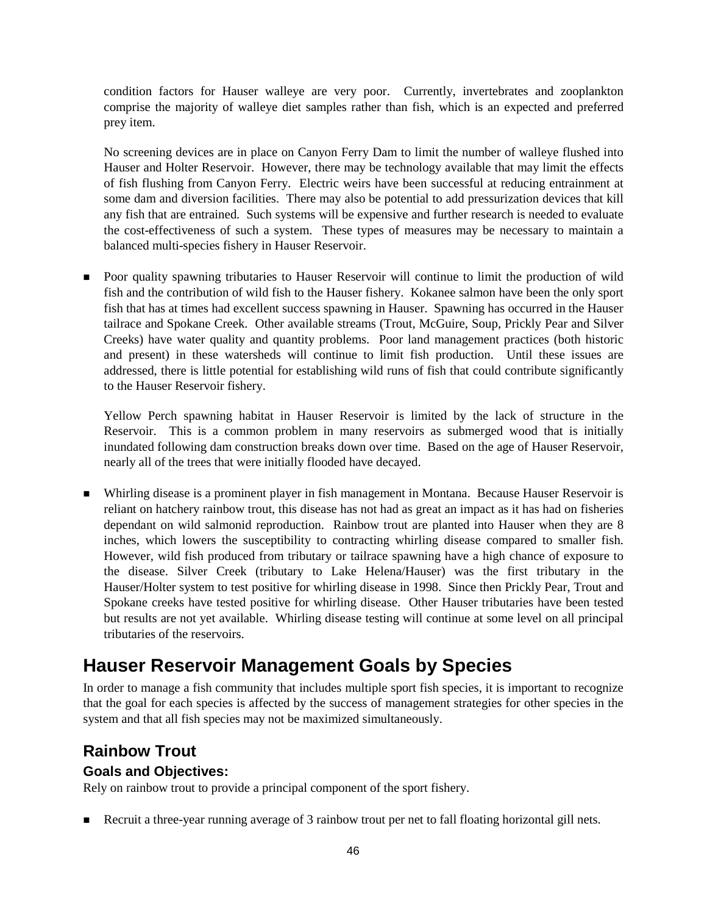condition factors for Hauser walleye are very poor. Currently, invertebrates and zooplankton comprise the majority of walleye diet samples rather than fish, which is an expected and preferred prey item.

No screening devices are in place on Canyon Ferry Dam to limit the number of walleye flushed into Hauser and Holter Reservoir. However, there may be technology available that may limit the effects of fish flushing from Canyon Ferry. Electric weirs have been successful at reducing entrainment at some dam and diversion facilities. There may also be potential to add pressurization devices that kill any fish that are entrained. Such systems will be expensive and further research is needed to evaluate the cost-effectiveness of such a system. These types of measures may be necessary to maintain a balanced multi-species fishery in Hauser Reservoir.

- Poor quality spawning tributaries to Hauser Reservoir will continue to limit the production of wild fish and the contribution of wild fish to the Hauser fishery. Kokanee salmon have been the only sport fish that has at times had excellent success spawning in Hauser. Spawning has occurred in the Hauser tailrace and Spokane Creek. Other available streams (Trout, McGuire, Soup, Prickly Pear and Silver Creeks) have water quality and quantity problems. Poor land management practices (both historic and present) in these watersheds will continue to limit fish production. Until these issues are addressed, there is little potential for establishing wild runs of fish that could contribute significantly to the Hauser Reservoir fishery.

  Yellow Perch spawning habitat in Hauser Reservoir is limited by the lack of structure in the Reservoir. This is a common problem in many reservoirs as submerged wood that is initially inundated following dam construction breaks down over time. Based on the age of Hauser Reservoir, nearly all of the trees that were initially flooded have decayed.

- Whirling disease is a prominent player in fish management in Montana. Because Hauser Reservoir is reliant on hatchery rainbow trout, this disease has not had as great an impact as it has had on fisheries dependant on wild salmonid reproduction. Rainbow trout are planted into Hauser when they are 8 inches, which lowers the susceptibility to contracting whirling disease compared to smaller fish. However, wild fish produced from tributary or tailrace spawning have a high chance of exposure to the disease. Silver Creek (tributary to Lake Helena/Hauser) was the first tributary in the Hauser/Holter system to test positive for whirling disease in 1998. Since then Prickly Pear, Trout and Spokane creeks have tested positive for whirling disease. Other Hauser tributaries have been tested but results are not yet available. Whirling disease testing will continue at some level on all principal tributaries of the reservoirs.

# Hauser Reservoir Management Goals by Species

In order to manage a fish community that includes multiple sport fish species, it is important to recognize that the goal for each species is affected by the success of management strategies for other species in the system and that all fish species may not be maximized simultaneously.

## Rainbow Trout

### Goals and Objectives:

Rely on rainbow trout to provide a principal component of the sport fishery.

- Recruit a three-year running average of 3 rainbow trout per net to fall floating horizontal gill nets.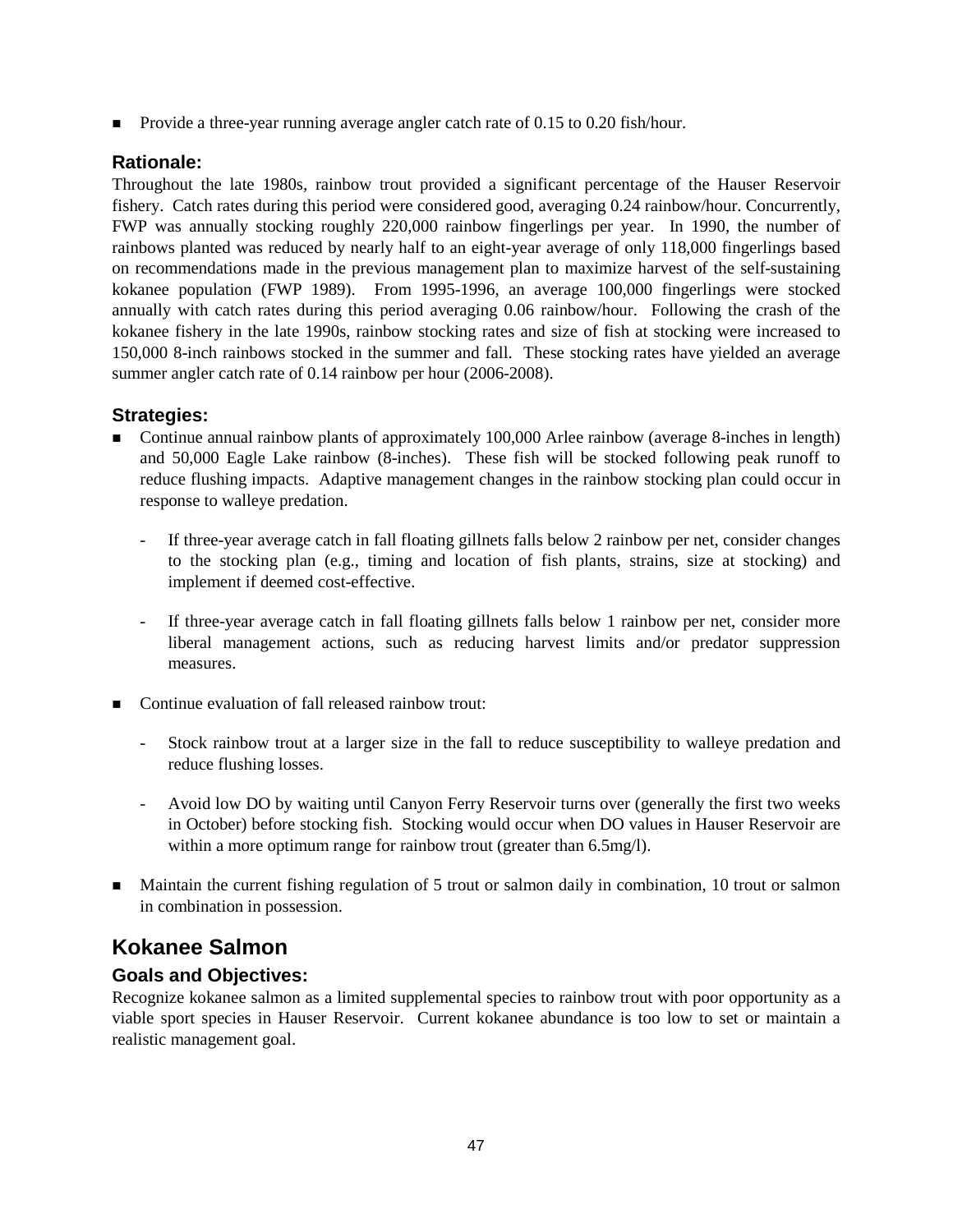- Provide a three-year running average angler catch rate of 0.15 to 0.20 fish/hour.

### Rationale:

Throughout the late 1980s, rainbow trout provided a significant percentage of the Hauser Reservoir fishery. Catch rates during this period were considered good, averaging 0.24 rainbow/hour. Concurrently, FWP was annually stocking roughly 220,000 rainbow fingerlings per year. In 1990, the number of rainbows planted was reduced by nearly half to an eight-year average of only 118,000 fingerlings based on recommendations made in the previous management plan to maximize harvest of the self-sustaining kokanee population (FWP 1989). From 1995-1996, an average 100,000 fingerlings were stocked annually with catch rates during this period averaging 0.06 rainbow/hour. Following the crash of the kokanee fishery in the late 1990s, rainbow stocking rates and size of fish at stocking were increased to 150,000 8-inch rainbows stocked in the summer and fall. These stocking rates have yielded an average summer angler catch rate of 0.14 rainbow per hour (2006-2008).

### Strategies:

- Continue annual rainbow plants of approximately 100,000 Arlee rainbow (average 8-inches in length) and 50,000 Eagle Lake rainbow (8-inches). These fish will be stocked following peak runoff to reduce flushing impacts. Adaptive management changes in the rainbow stocking plan could occur in response to walleye predation.
  - If three-year average catch in fall floating gillnets falls below 2 rainbow per net, consider changes to the stocking plan (e.g., timing and location of fish plants, strains, size at stocking) and implement if deemed cost-effective.
  - If three-year average catch in fall floating gillnets falls below 1 rainbow per net, consider more liberal management actions, such as reducing harvest limits and/or predator suppression measures.
- Continue evaluation of fall released rainbow trout:
  - Stock rainbow trout at a larger size in the fall to reduce susceptibility to walleye predation and reduce flushing losses.
  - Avoid low DO by waiting until Canyon Ferry Reservoir turns over (generally the first two weeks in October) before stocking fish. Stocking would occur when DO values in Hauser Reservoir are within a more optimum range for rainbow trout (greater than 6.5mg/l).
- Maintain the current fishing regulation of 5 trout or salmon daily in combination, 10 trout or salmon in combination in possession.

## Kokanee Salmon

### Goals and Objectives:

Recognize kokanee salmon as a limited supplemental species to rainbow trout with poor opportunity as a viable sport species in Hauser Reservoir. Current kokanee abundance is too low to set or maintain a realistic management goal.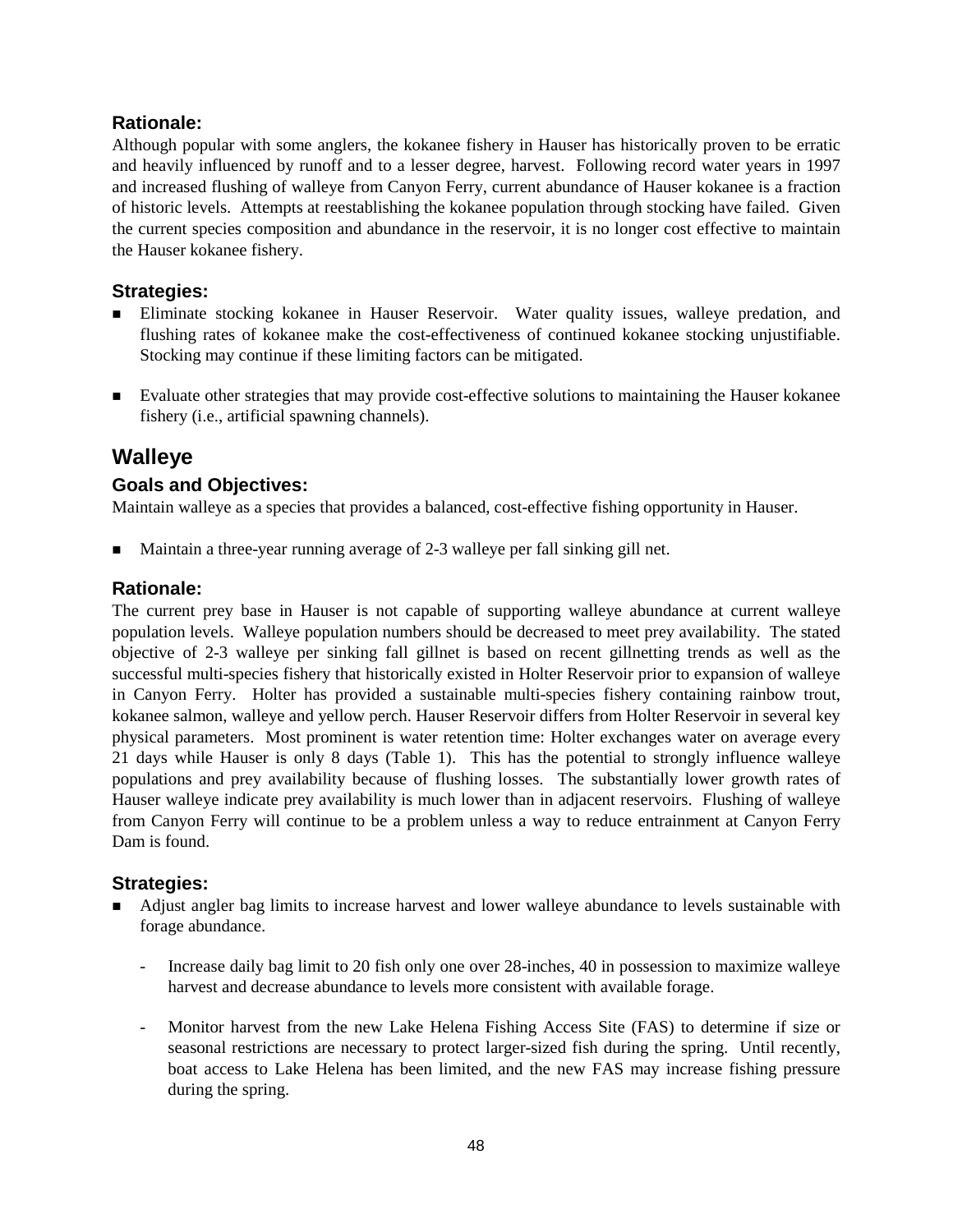### Rationale:

Although popular with some anglers, the kokanee fishery in Hauser has historically proven to be erratic and heavily influenced by runoff and to a lesser degree, harvest. Following record water years in 1997 and increased flushing of walleye from Canyon Ferry, current abundance of Hauser kokanee is a fraction of historic levels. Attempts at reestablishing the kokanee population through stocking have failed. Given the current species composition and abundance in the reservoir, it is no longer cost effective to maintain the Hauser kokanee fishery.

### Strategies:

- Eliminate stocking kokanee in Hauser Reservoir. Water quality issues, walleye predation, and flushing rates of kokanee make the cost-effectiveness of continued kokanee stocking unjustifiable. Stocking may continue if these limiting factors can be mitigated.
- Evaluate other strategies that may provide cost-effective solutions to maintaining the Hauser kokanee fishery (i.e., artificial spawning channels).

## Walleye

### Goals and Objectives:

Maintain walleye as a species that provides a balanced, cost-effective fishing opportunity in Hauser.

- Maintain a three-year running average of 2-3 walleye per fall sinking gill net.

### Rationale:

The current prey base in Hauser is not capable of supporting walleye abundance at current walleye population levels. Walleye population numbers should be decreased to meet prey availability. The stated objective of 2-3 walleye per sinking fall gillnet is based on recent gillnetting trends as well as the successful multi-species fishery that historically existed in Holter Reservoir prior to expansion of walleye in Canyon Ferry. Holter has provided a sustainable multi-species fishery containing rainbow trout, kokanee salmon, walleye and yellow perch. Hauser Reservoir differs from Holter Reservoir in several key physical parameters. Most prominent is water retention time: Holter exchanges water on average every 21 days while Hauser is only 8 days (Table 1). This has the potential to strongly influence walleye populations and prey availability because of flushing losses. The substantially lower growth rates of Hauser walleye indicate prey availability is much lower than in adjacent reservoirs. Flushing of walleye from Canyon Ferry will continue to be a problem unless a way to reduce entrainment at Canyon Ferry Dam is found.

### Strategies:

- Adjust angler bag limits to increase harvest and lower walleye abundance to levels sustainable with forage abundance.
  - Increase daily bag limit to 20 fish only one over 28-inches, 40 in possession to maximize walleye harvest and decrease abundance to levels more consistent with available forage.
  - Monitor harvest from the new Lake Helena Fishing Access Site (FAS) to determine if size or seasonal restrictions are necessary to protect larger-sized fish during the spring. Until recently, boat access to Lake Helena has been limited, and the new FAS may increase fishing pressure during the spring.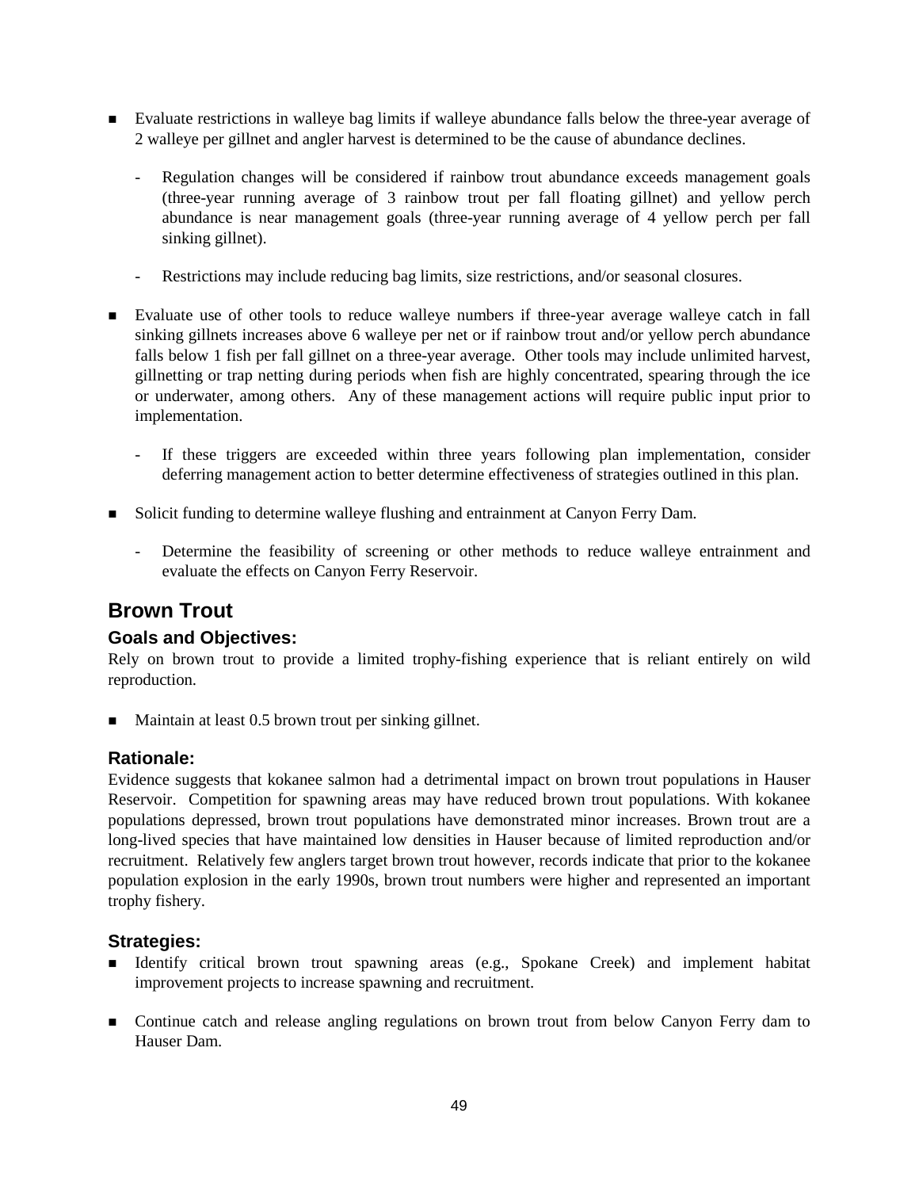- Evaluate restrictions in walleye bag limits if walleye abundance falls below the three-year average of 2 walleye per gillnet and angler harvest is determined to be the cause of abundance declines.
  - Regulation changes will be considered if rainbow trout abundance exceeds management goals (three-year running average of 3 rainbow trout per fall floating gillnet) and yellow perch abundance is near management goals (three-year running average of 4 yellow perch per fall sinking gillnet).
  - Restrictions may include reducing bag limits, size restrictions, and/or seasonal closures.

- Evaluate use of other tools to reduce walleye numbers if three-year average walleye catch in fall sinking gillnets increases above 6 walleye per net or if rainbow trout and/or yellow perch abundance falls below 1 fish per fall gillnet on a three-year average. Other tools may include unlimited harvest, gillnetting or trap netting during periods when fish are highly concentrated, spearing through the ice or underwater, among others. Any of these management actions will require public input prior to implementation.
  - If these triggers are exceeded within three years following plan implementation, consider deferring management action to better determine effectiveness of strategies outlined in this plan.

- Solicit funding to determine walleye flushing and entrainment at Canyon Ferry Dam.
  - Determine the feasibility of screening or other methods to reduce walleye entrainment and evaluate the effects on Canyon Ferry Reservoir.

## Brown Trout

### Goals and Objectives:

Rely on brown trout to provide a limited trophy-fishing experience that is reliant entirely on wild reproduction.

- Maintain at least 0.5 brown trout per sinking gillnet.

### Rationale:

Evidence suggests that kokanee salmon had a detrimental impact on brown trout populations in Hauser Reservoir. Competition for spawning areas may have reduced brown trout populations. With kokanee populations depressed, brown trout populations have demonstrated minor increases. Brown trout are a long-lived species that have maintained low densities in Hauser because of limited reproduction and/or recruitment. Relatively few anglers target brown trout however, records indicate that prior to the kokanee population explosion in the early 1990s, brown trout numbers were higher and represented an important trophy fishery.

### Strategies:

- Identify critical brown trout spawning areas (e.g., Spokane Creek) and implement habitat improvement projects to increase spawning and recruitment.

- Continue catch and release angling regulations on brown trout from below Canyon Ferry dam to Hauser Dam.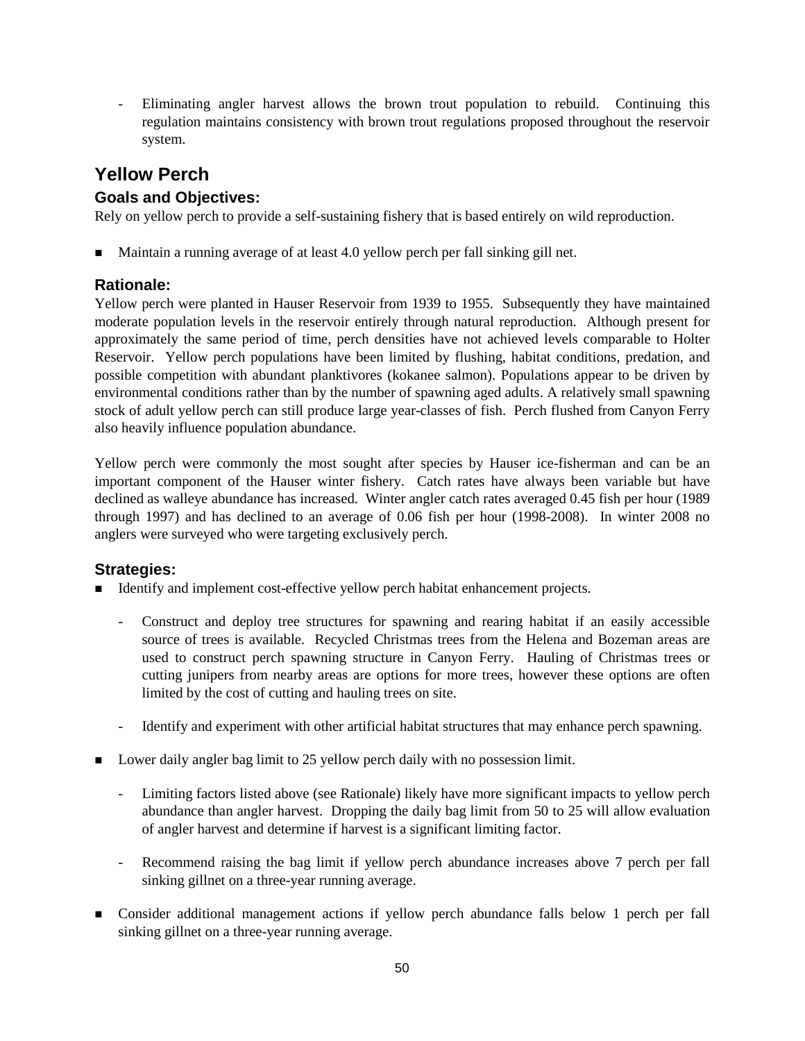- Eliminating angler harvest allows the brown trout population to rebuild. Continuing this regulation maintains consistency with brown trout regulations proposed throughout the reservoir system.

## Yellow Perch

### Goals and Objectives:

Rely on yellow perch to provide a self-sustaining fishery that is based entirely on wild reproduction.

- Maintain a running average of at least 4.0 yellow perch per fall sinking gill net.

### Rationale:

Yellow perch were planted in Hauser Reservoir from 1939 to 1955. Subsequently they have maintained moderate population levels in the reservoir entirely through natural reproduction. Although present for approximately the same period of time, perch densities have not achieved levels comparable to Holter Reservoir. Yellow perch populations have been limited by flushing, habitat conditions, predation, and possible competition with abundant planktivores (kokanee salmon). Populations appear to be driven by environmental conditions rather than by the number of spawning aged adults. A relatively small spawning stock of adult yellow perch can still produce large year-classes of fish. Perch flushed from Canyon Ferry also heavily influence population abundance.

Yellow perch were commonly the most sought after species by Hauser ice-fisherman and can be an important component of the Hauser winter fishery. Catch rates have always been variable but have declined as walleye abundance has increased. Winter angler catch rates averaged 0.45 fish per hour (1989 through 1997) and has declined to an average of 0.06 fish per hour (1998-2008). In winter 2008 no anglers were surveyed who were targeting exclusively perch.

### Strategies:

- Identify and implement cost-effective yellow perch habitat enhancement projects.

  - Construct and deploy tree structures for spawning and rearing habitat if an easily accessible source of trees is available. Recycled Christmas trees from the Helena and Bozeman areas are used to construct perch spawning structure in Canyon Ferry. Hauling of Christmas trees or cutting junipers from nearby areas are options for more trees, however these options are often limited by the cost of cutting and hauling trees on site.

  - Identify and experiment with other artificial habitat structures that may enhance perch spawning.

- Lower daily angler bag limit to 25 yellow perch daily with no possession limit.

  - Limiting factors listed above (see Rationale) likely have more significant impacts to yellow perch abundance than angler harvest. Dropping the daily bag limit from 50 to 25 will allow evaluation of angler harvest and determine if harvest is a significant limiting factor.

  - Recommend raising the bag limit if yellow perch abundance increases above 7 perch per fall sinking gillnet on a three-year running average.

- Consider additional management actions if yellow perch abundance falls below 1 perch per fall sinking gillnet on a three-year running average.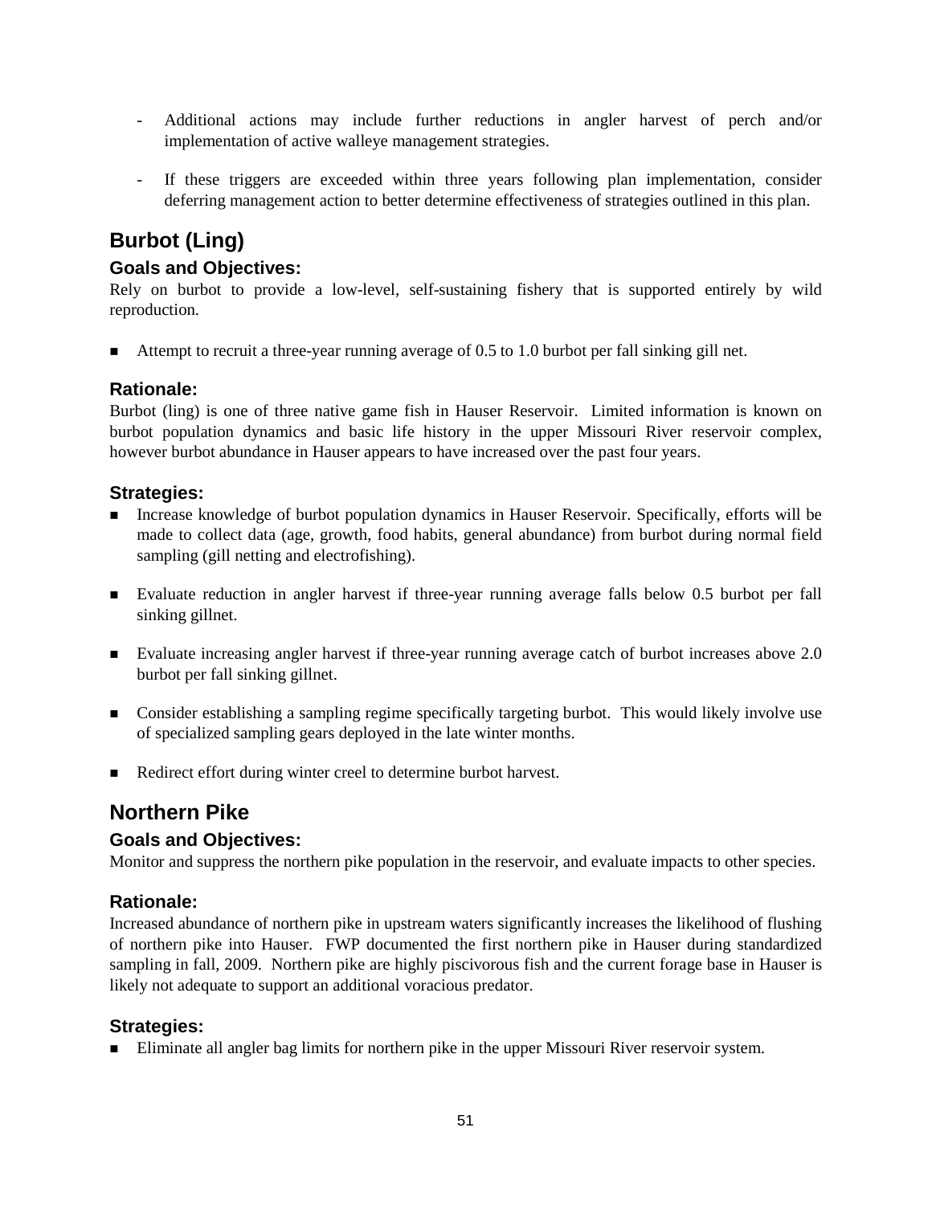- Additional actions may include further reductions in angler harvest of perch and/or implementation of active walleye management strategies.

- If these triggers are exceeded within three years following plan implementation, consider deferring management action to better determine effectiveness of strategies outlined in this plan.

## Burbot (Ling)

### Goals and Objectives:

Rely on burbot to provide a low-level, self-sustaining fishery that is supported entirely by wild reproduction.

- Attempt to recruit a three-year running average of 0.5 to 1.0 burbot per fall sinking gill net.

### Rationale:

Burbot (ling) is one of three native game fish in Hauser Reservoir. Limited information is known on burbot population dynamics and basic life history in the upper Missouri River reservoir complex, however burbot abundance in Hauser appears to have increased over the past four years.

### Strategies:

- Increase knowledge of burbot population dynamics in Hauser Reservoir. Specifically, efforts will be made to collect data (age, growth, food habits, general abundance) from burbot during normal field sampling (gill netting and electrofishing).

- Evaluate reduction in angler harvest if three-year running average falls below 0.5 burbot per fall sinking gillnet.

- Evaluate increasing angler harvest if three-year running average catch of burbot increases above 2.0 burbot per fall sinking gillnet.

- Consider establishing a sampling regime specifically targeting burbot. This would likely involve use of specialized sampling gears deployed in the late winter months.

- Redirect effort during winter creel to determine burbot harvest.

## Northern Pike

### Goals and Objectives:

Monitor and suppress the northern pike population in the reservoir, and evaluate impacts to other species.

### Rationale:

Increased abundance of northern pike in upstream waters significantly increases the likelihood of flushing of northern pike into Hauser. FWP documented the first northern pike in Hauser during standardized sampling in fall, 2009. Northern pike are highly piscivorous fish and the current forage base in Hauser is likely not adequate to support an additional voracious predator.

### Strategies:

- Eliminate all angler bag limits for northern pike in the upper Missouri River reservoir system.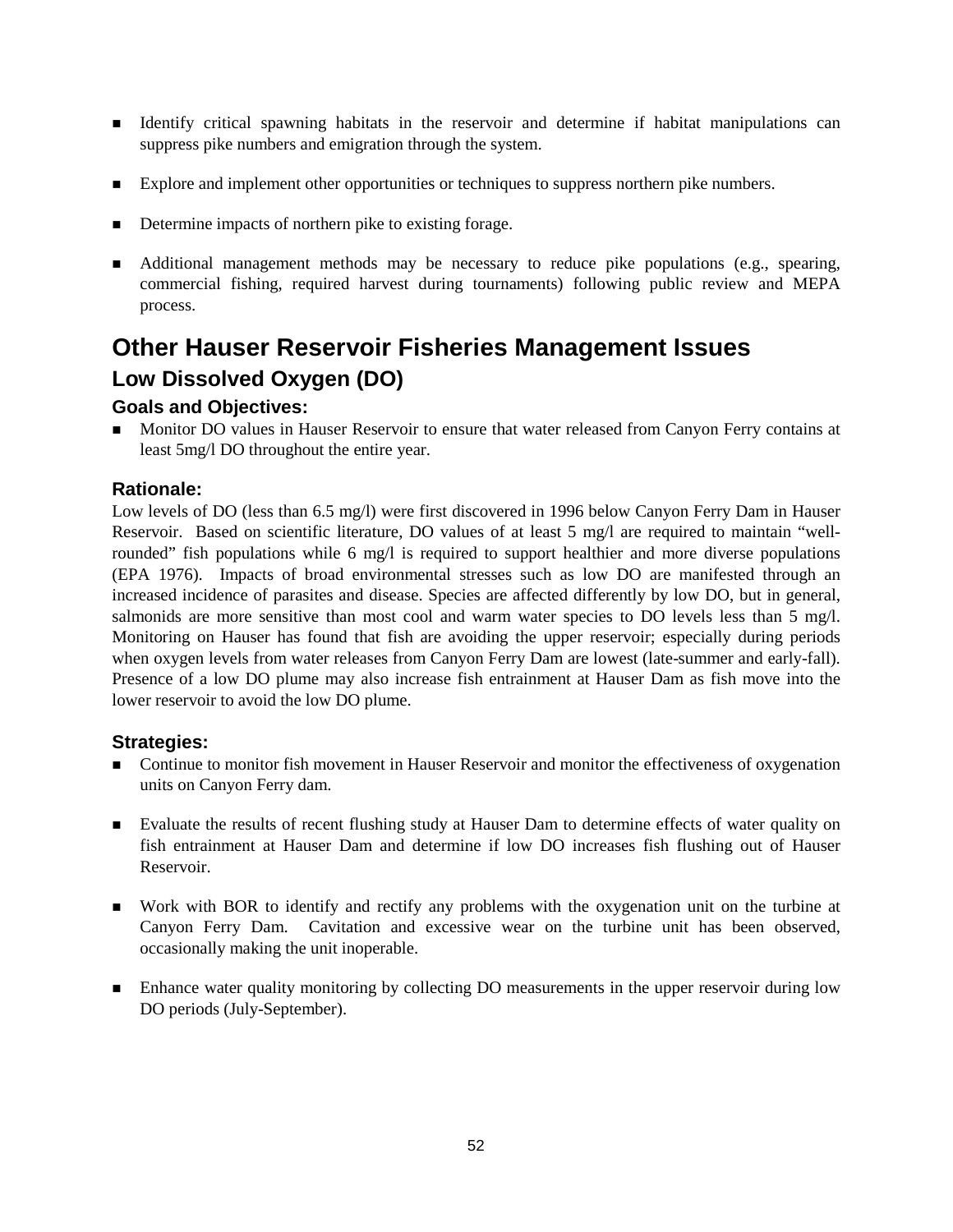- Identify critical spawning habitats in the reservoir and determine if habitat manipulations can suppress pike numbers and emigration through the system.

- Explore and implement other opportunities or techniques to suppress northern pike numbers.

- Determine impacts of northern pike to existing forage.

- Additional management methods may be necessary to reduce pike populations (e.g., spearing, commercial fishing, required harvest during tournaments) following public review and MEPA process.

# Other Hauser Reservoir Fisheries Management Issues

## Low Dissolved Oxygen (DO)

### Goals and Objectives:

- Monitor DO values in Hauser Reservoir to ensure that water released from Canyon Ferry contains at least 5mg/l DO throughout the entire year.

### Rationale:

Low levels of DO (less than 6.5 mg/l) were first discovered in 1996 below Canyon Ferry Dam in Hauser Reservoir. Based on scientific literature, DO values of at least 5 mg/l are required to maintain "well-rounded" fish populations while 6 mg/l is required to support healthier and more diverse populations (EPA 1976). Impacts of broad environmental stresses such as low DO are manifested through an increased incidence of parasites and disease. Species are affected differently by low DO, but in general, salmonids are more sensitive than most cool and warm water species to DO levels less than 5 mg/l. Monitoring on Hauser has found that fish are avoiding the upper reservoir; especially during periods when oxygen levels from water releases from Canyon Ferry Dam are lowest (late-summer and early-fall). Presence of a low DO plume may also increase fish entrainment at Hauser Dam as fish move into the lower reservoir to avoid the low DO plume.

### Strategies:

- Continue to monitor fish movement in Hauser Reservoir and monitor the effectiveness of oxygenation units on Canyon Ferry dam.

- Evaluate the results of recent flushing study at Hauser Dam to determine effects of water quality on fish entrainment at Hauser Dam and determine if low DO increases fish flushing out of Hauser Reservoir.

- Work with BOR to identify and rectify any problems with the oxygenation unit on the turbine at Canyon Ferry Dam. Cavitation and excessive wear on the turbine unit has been observed, occasionally making the unit inoperable.

- Enhance water quality monitoring by collecting DO measurements in the upper reservoir during low DO periods (July-September).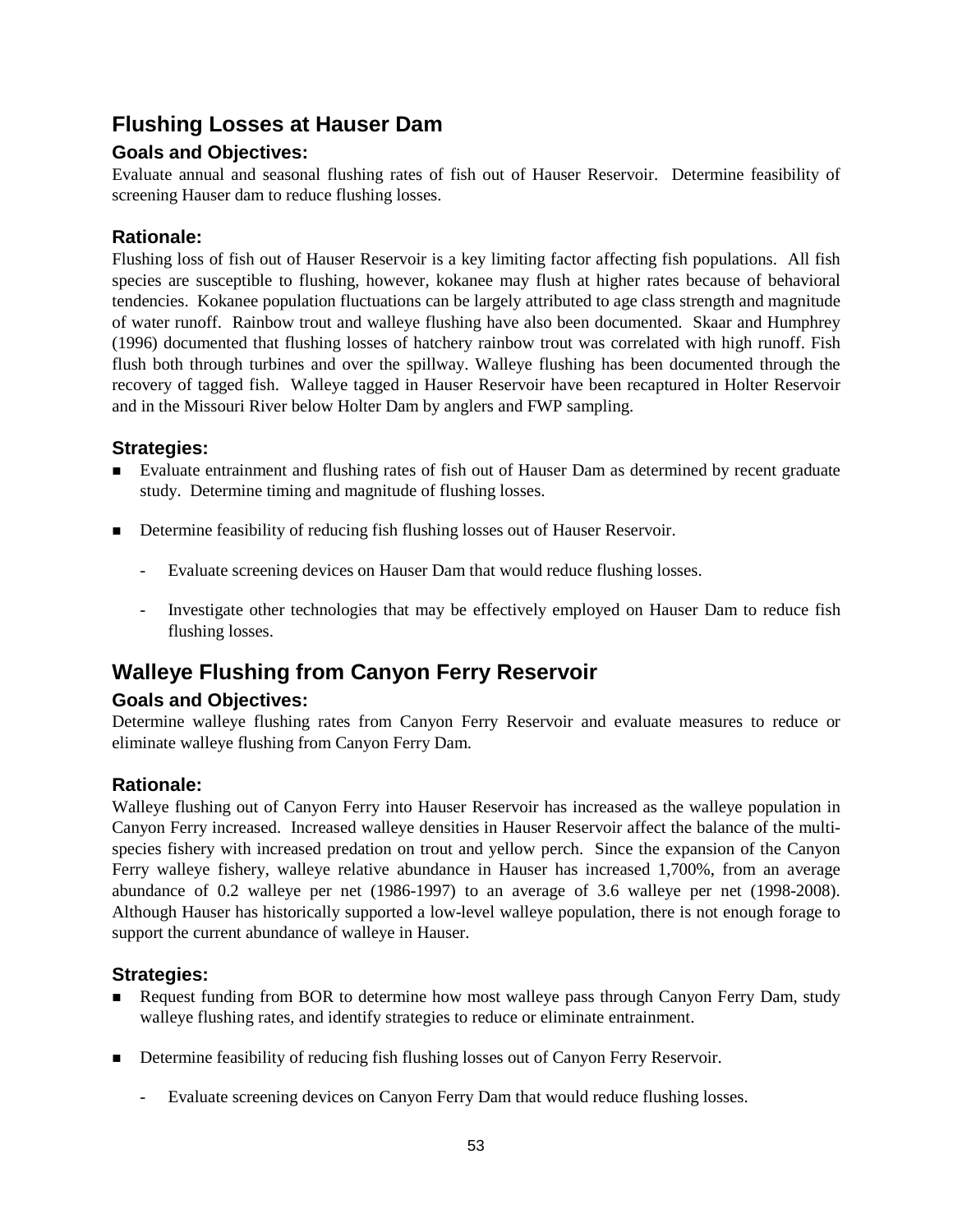## Flushing Losses at Hauser Dam

### Goals and Objectives:

Evaluate annual and seasonal flushing rates of fish out of Hauser Reservoir. Determine feasibility of screening Hauser dam to reduce flushing losses.

### Rationale:

Flushing loss of fish out of Hauser Reservoir is a key limiting factor affecting fish populations. All fish species are susceptible to flushing, however, kokanee may flush at higher rates because of behavioral tendencies. Kokanee population fluctuations can be largely attributed to age class strength and magnitude of water runoff. Rainbow trout and walleye flushing have also been documented. Skaar and Humphrey (1996) documented that flushing losses of hatchery rainbow trout was correlated with high runoff. Fish flush both through turbines and over the spillway. Walleye flushing has been documented through the recovery of tagged fish. Walleye tagged in Hauser Reservoir have been recaptured in Holter Reservoir and in the Missouri River below Holter Dam by anglers and FWP sampling.

### Strategies:

- Evaluate entrainment and flushing rates of fish out of Hauser Dam as determined by recent graduate study. Determine timing and magnitude of flushing losses.
- Determine feasibility of reducing fish flushing losses out of Hauser Reservoir.
  - Evaluate screening devices on Hauser Dam that would reduce flushing losses.
  - Investigate other technologies that may be effectively employed on Hauser Dam to reduce fish flushing losses.

## Walleye Flushing from Canyon Ferry Reservoir

### Goals and Objectives:

Determine walleye flushing rates from Canyon Ferry Reservoir and evaluate measures to reduce or eliminate walleye flushing from Canyon Ferry Dam.

### Rationale:

Walleye flushing out of Canyon Ferry into Hauser Reservoir has increased as the walleye population in Canyon Ferry increased. Increased walleye densities in Hauser Reservoir affect the balance of the multi-species fishery with increased predation on trout and yellow perch. Since the expansion of the Canyon Ferry walleye fishery, walleye relative abundance in Hauser has increased 1,700%, from an average abundance of 0.2 walleye per net (1986-1997) to an average of 3.6 walleye per net (1998-2008). Although Hauser has historically supported a low-level walleye population, there is not enough forage to support the current abundance of walleye in Hauser.

### Strategies:

- Request funding from BOR to determine how most walleye pass through Canyon Ferry Dam, study walleye flushing rates, and identify strategies to reduce or eliminate entrainment.
- Determine feasibility of reducing fish flushing losses out of Canyon Ferry Reservoir.
  - Evaluate screening devices on Canyon Ferry Dam that would reduce flushing losses.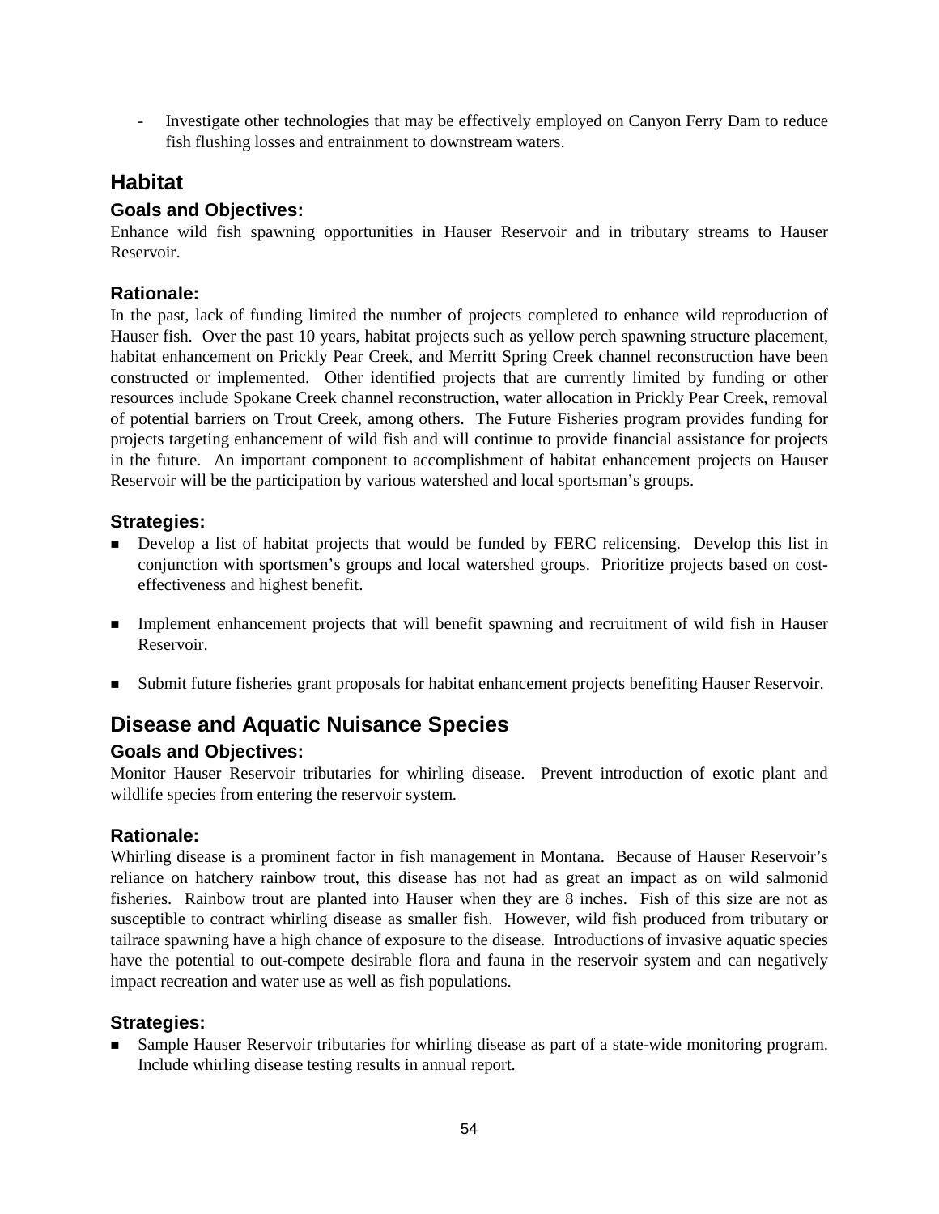- Investigate other technologies that may be effectively employed on Canyon Ferry Dam to reduce fish flushing losses and entrainment to downstream waters.

## Habitat

### Goals and Objectives:

Enhance wild fish spawning opportunities in Hauser Reservoir and in tributary streams to Hauser Reservoir.

### Rationale:

In the past, lack of funding limited the number of projects completed to enhance wild reproduction of Hauser fish. Over the past 10 years, habitat projects such as yellow perch spawning structure placement, habitat enhancement on Prickly Pear Creek, and Merritt Spring Creek channel reconstruction have been constructed or implemented. Other identified projects that are currently limited by funding or other resources include Spokane Creek channel reconstruction, water allocation in Prickly Pear Creek, removal of potential barriers on Trout Creek, among others. The Future Fisheries program provides funding for projects targeting enhancement of wild fish and will continue to provide financial assistance for projects in the future. An important component to accomplishment of habitat enhancement projects on Hauser Reservoir will be the participation by various watershed and local sportsman's groups.

### Strategies:

- Develop a list of habitat projects that would be funded by FERC relicensing. Develop this list in conjunction with sportsmen's groups and local watershed groups. Prioritize projects based on cost-effectiveness and highest benefit.

- Implement enhancement projects that will benefit spawning and recruitment of wild fish in Hauser Reservoir.

- Submit future fisheries grant proposals for habitat enhancement projects benefiting Hauser Reservoir.

## Disease and Aquatic Nuisance Species

### Goals and Objectives:

Monitor Hauser Reservoir tributaries for whirling disease. Prevent introduction of exotic plant and wildlife species from entering the reservoir system.

### Rationale:

Whirling disease is a prominent factor in fish management in Montana. Because of Hauser Reservoir's reliance on hatchery rainbow trout, this disease has not had as great an impact as on wild salmonid fisheries. Rainbow trout are planted into Hauser when they are 8 inches. Fish of this size are not as susceptible to contract whirling disease as smaller fish. However, wild fish produced from tributary or tailrace spawning have a high chance of exposure to the disease. Introductions of invasive aquatic species have the potential to out-compete desirable flora and fauna in the reservoir system and can negatively impact recreation and water use as well as fish populations.

### Strategies:

- Sample Hauser Reservoir tributaries for whirling disease as part of a state-wide monitoring program. Include whirling disease testing results in annual report.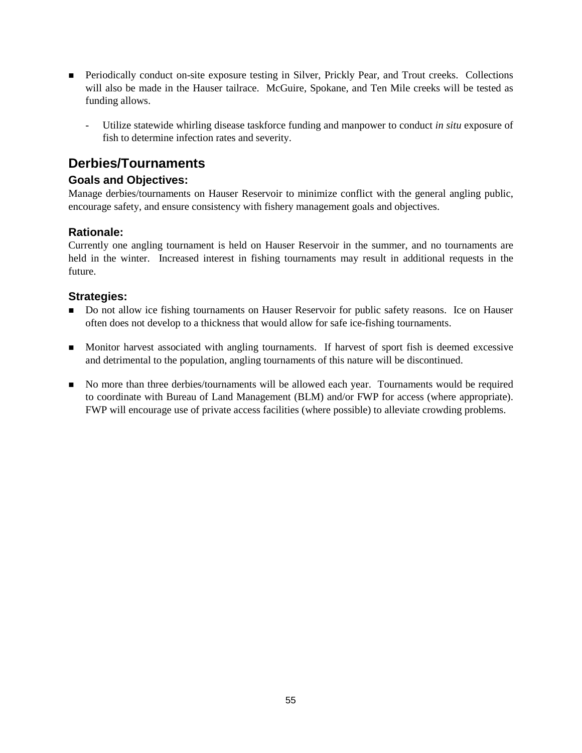- Periodically conduct on-site exposure testing in Silver, Prickly Pear, and Trout creeks. Collections will also be made in the Hauser tailrace. McGuire, Spokane, and Ten Mile creeks will be tested as funding allows.

    - Utilize statewide whirling disease taskforce funding and manpower to conduct *in situ* exposure of fish to determine infection rates and severity.

## Derbies/Tournaments

### Goals and Objectives:

Manage derbies/tournaments on Hauser Reservoir to minimize conflict with the general angling public, encourage safety, and ensure consistency with fishery management goals and objectives.

### Rationale:

Currently one angling tournament is held on Hauser Reservoir in the summer, and no tournaments are held in the winter. Increased interest in fishing tournaments may result in additional requests in the future.

### Strategies:

- Do not allow ice fishing tournaments on Hauser Reservoir for public safety reasons. Ice on Hauser often does not develop to a thickness that would allow for safe ice-fishing tournaments.

- Monitor harvest associated with angling tournaments. If harvest of sport fish is deemed excessive and detrimental to the population, angling tournaments of this nature will be discontinued.

- No more than three derbies/tournaments will be allowed each year. Tournaments would be required to coordinate with Bureau of Land Management (BLM) and/or FWP for access (where appropriate). FWP will encourage use of private access facilities (where possible) to alleviate crowding problems.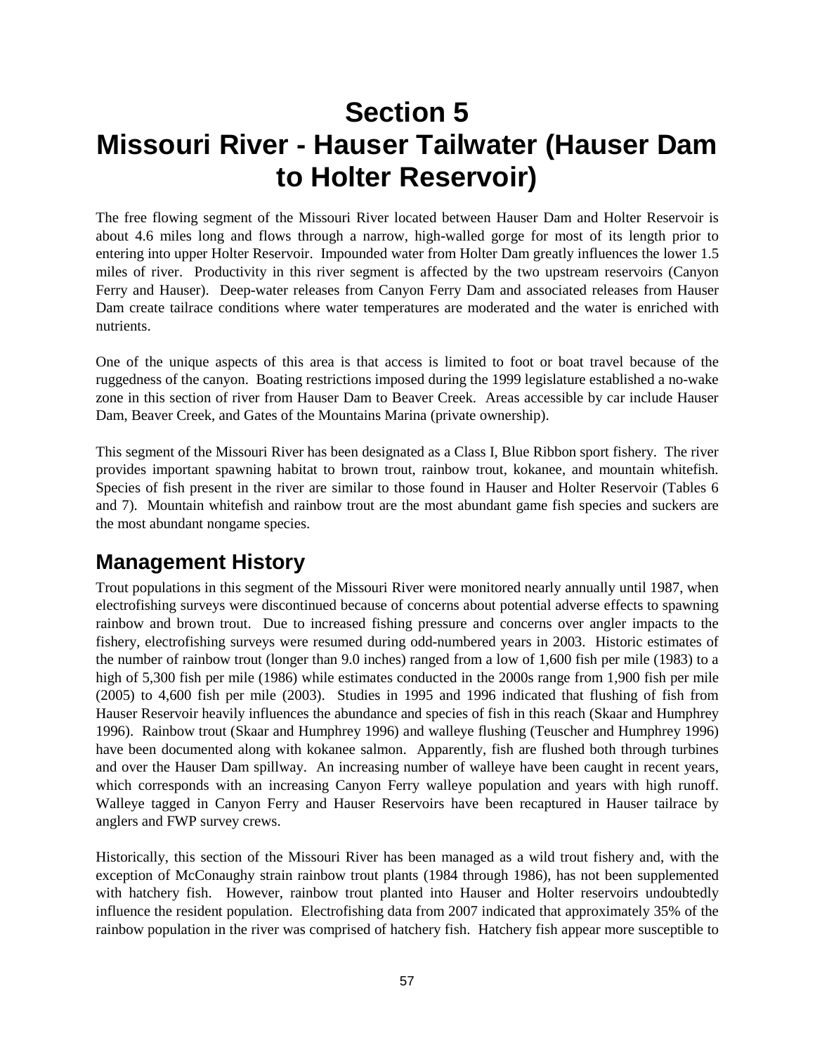// Section 5
# Missouri River - Hauser Tailwater (Hauser Dam to Holter Reservoir)

The free flowing segment of the Missouri River located between Hauser Dam and Holter Reservoir is about 4.6 miles long and flows through a narrow, high-walled gorge for most of its length prior to entering into upper Holter Reservoir. Impounded water from Holter Dam greatly influences the lower 1.5 miles of river. Productivity in this river segment is affected by the two upstream reservoirs (Canyon Ferry and Hauser). Deep-water releases from Canyon Ferry Dam and associated releases from Hauser Dam create tailrace conditions where water temperatures are moderated and the water is enriched with nutrients.

One of the unique aspects of this area is that access is limited to foot or boat travel because of the ruggedness of the canyon. Boating restrictions imposed during the 1999 legislature established a no-wake zone in this section of river from Hauser Dam to Beaver Creek. Areas accessible by car include Hauser Dam, Beaver Creek, and Gates of the Mountains Marina (private ownership).

This segment of the Missouri River has been designated as a Class I, Blue Ribbon sport fishery. The river provides important spawning habitat to brown trout, rainbow trout, kokanee, and mountain whitefish. Species of fish present in the river are similar to those found in Hauser and Holter Reservoir (Tables 6 and 7). Mountain whitefish and rainbow trout are the most abundant game fish species and suckers are the most abundant nongame species.

## Management History

Trout populations in this segment of the Missouri River were monitored nearly annually until 1987, when electrofishing surveys were discontinued because of concerns about potential adverse effects to spawning rainbow and brown trout. Due to increased fishing pressure and concerns over angler impacts to the fishery, electrofishing surveys were resumed during odd-numbered years in 2003. Historic estimates of the number of rainbow trout (longer than 9.0 inches) ranged from a low of 1,600 fish per mile (1983) to a high of 5,300 fish per mile (1986) while estimates conducted in the 2000s range from 1,900 fish per mile (2005) to 4,600 fish per mile (2003). Studies in 1995 and 1996 indicated that flushing of fish from Hauser Reservoir heavily influences the abundance and species of fish in this reach (Skaar and Humphrey 1996). Rainbow trout (Skaar and Humphrey 1996) and walleye flushing (Teuscher and Humphrey 1996) have been documented along with kokanee salmon. Apparently, fish are flushed both through turbines and over the Hauser Dam spillway. An increasing number of walleye have been caught in recent years, which corresponds with an increasing Canyon Ferry walleye population and years with high runoff. Walleye tagged in Canyon Ferry and Hauser Reservoirs have been recaptured in Hauser tailrace by anglers and FWP survey crews.

Historically, this section of the Missouri River has been managed as a wild trout fishery and, with the exception of McConaughy strain rainbow trout plants (1984 through 1986), has not been supplemented with hatchery fish. However, rainbow trout planted into Hauser and Holter reservoirs undoubtedly influence the resident population. Electrofishing data from 2007 indicated that approximately 35% of the rainbow population in the river was comprised of hatchery fish. Hatchery fish appear more susceptible to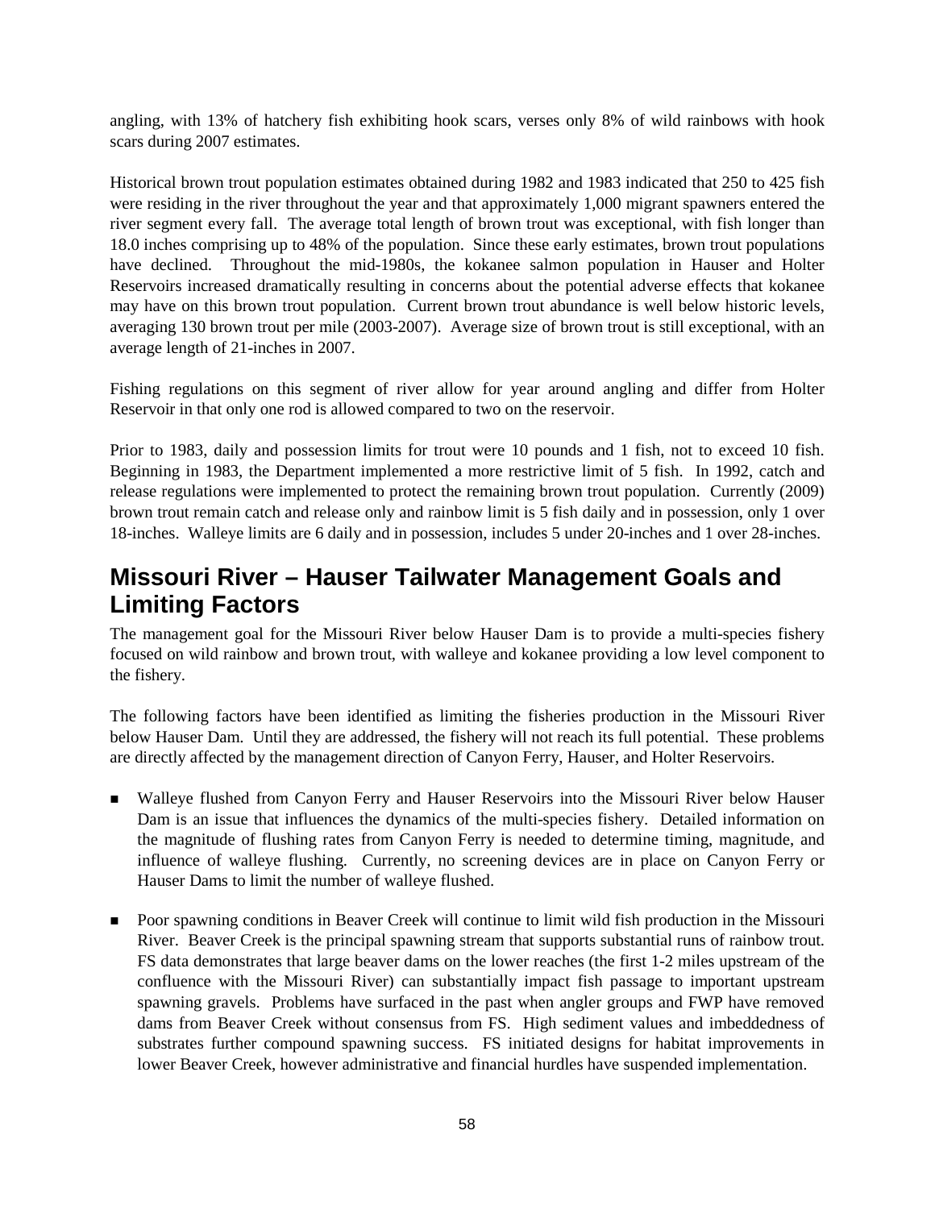angling, with 13% of hatchery fish exhibiting hook scars, verses only 8% of wild rainbows with hook scars during 2007 estimates.

Historical brown trout population estimates obtained during 1982 and 1983 indicated that 250 to 425 fish were residing in the river throughout the year and that approximately 1,000 migrant spawners entered the river segment every fall. The average total length of brown trout was exceptional, with fish longer than 18.0 inches comprising up to 48% of the population. Since these early estimates, brown trout populations have declined. Throughout the mid-1980s, the kokanee salmon population in Hauser and Holter Reservoirs increased dramatically resulting in concerns about the potential adverse effects that kokanee may have on this brown trout population. Current brown trout abundance is well below historic levels, averaging 130 brown trout per mile (2003-2007). Average size of brown trout is still exceptional, with an average length of 21-inches in 2007.

Fishing regulations on this segment of river allow for year around angling and differ from Holter Reservoir in that only one rod is allowed compared to two on the reservoir.

Prior to 1983, daily and possession limits for trout were 10 pounds and 1 fish, not to exceed 10 fish. Beginning in 1983, the Department implemented a more restrictive limit of 5 fish. In 1992, catch and release regulations were implemented to protect the remaining brown trout population. Currently (2009) brown trout remain catch and release only and rainbow limit is 5 fish daily and in possession, only 1 over 18-inches. Walleye limits are 6 daily and in possession, includes 5 under 20-inches and 1 over 28-inches.

## Missouri River – Hauser Tailwater Management Goals and Limiting Factors

The management goal for the Missouri River below Hauser Dam is to provide a multi-species fishery focused on wild rainbow and brown trout, with walleye and kokanee providing a low level component to the fishery.

The following factors have been identified as limiting the fisheries production in the Missouri River below Hauser Dam. Until they are addressed, the fishery will not reach its full potential. These problems are directly affected by the management direction of Canyon Ferry, Hauser, and Holter Reservoirs.

- Walleye flushed from Canyon Ferry and Hauser Reservoirs into the Missouri River below Hauser Dam is an issue that influences the dynamics of the multi-species fishery. Detailed information on the magnitude of flushing rates from Canyon Ferry is needed to determine timing, magnitude, and influence of walleye flushing. Currently, no screening devices are in place on Canyon Ferry or Hauser Dams to limit the number of walleye flushed.

- Poor spawning conditions in Beaver Creek will continue to limit wild fish production in the Missouri River. Beaver Creek is the principal spawning stream that supports substantial runs of rainbow trout. FS data demonstrates that large beaver dams on the lower reaches (the first 1-2 miles upstream of the confluence with the Missouri River) can substantially impact fish passage to important upstream spawning gravels. Problems have surfaced in the past when angler groups and FWP have removed dams from Beaver Creek without consensus from FS. High sediment values and imbeddedness of substrates further compound spawning success. FS initiated designs for habitat improvements in lower Beaver Creek, however administrative and financial hurdles have suspended implementation.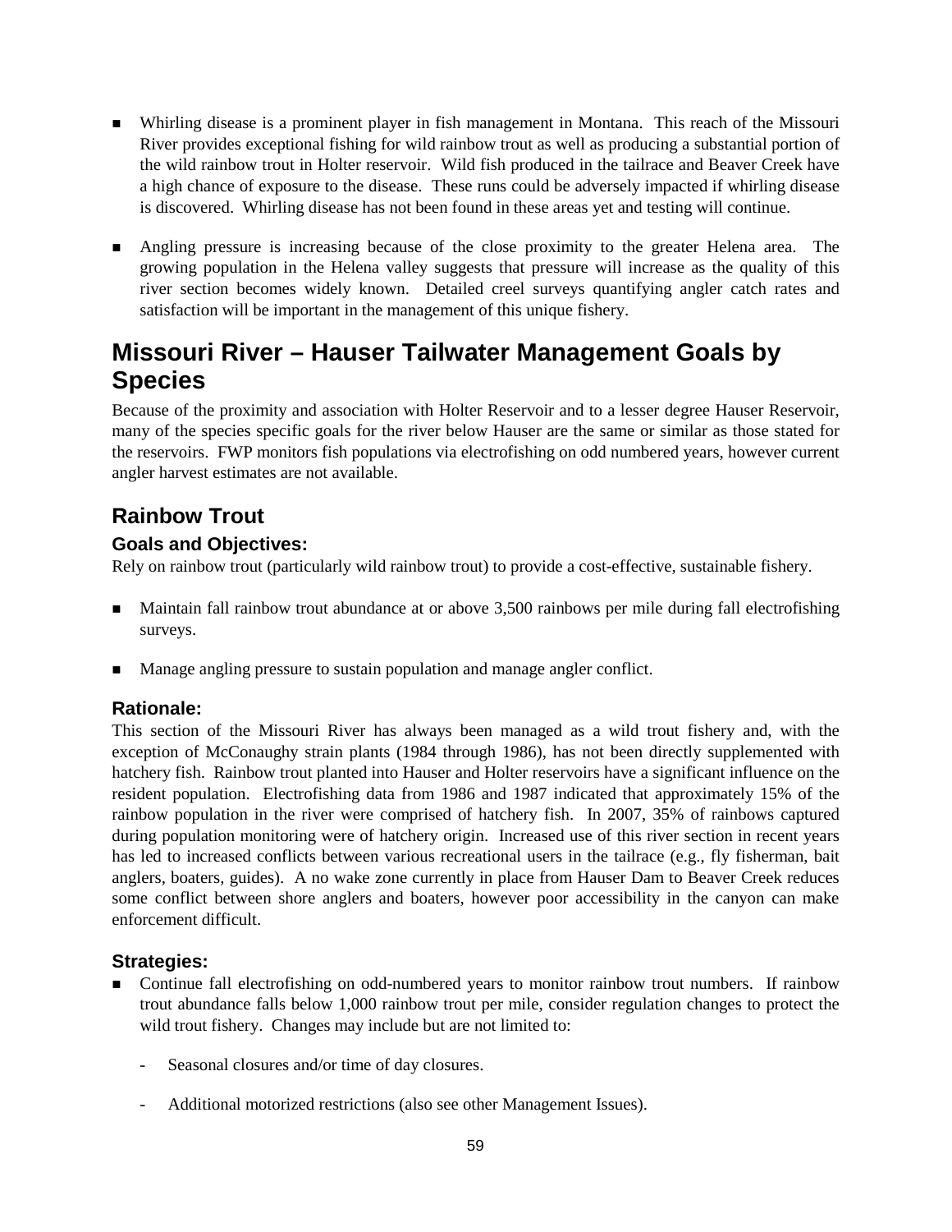- Whirling disease is a prominent player in fish management in Montana. This reach of the Missouri River provides exceptional fishing for wild rainbow trout as well as producing a substantial portion of the wild rainbow trout in Holter reservoir. Wild fish produced in the tailrace and Beaver Creek have a high chance of exposure to the disease. These runs could be adversely impacted if whirling disease is discovered. Whirling disease has not been found in these areas yet and testing will continue.

- Angling pressure is increasing because of the close proximity to the greater Helena area. The growing population in the Helena valley suggests that pressure will increase as the quality of this river section becomes widely known. Detailed creel surveys quantifying angler catch rates and satisfaction will be important in the management of this unique fishery.

# Missouri River – Hauser Tailwater Management Goals by Species

Because of the proximity and association with Holter Reservoir and to a lesser degree Hauser Reservoir, many of the species specific goals for the river below Hauser are the same or similar as those stated for the reservoirs. FWP monitors fish populations via electrofishing on odd numbered years, however current angler harvest estimates are not available.

## Rainbow Trout

### Goals and Objectives:

Rely on rainbow trout (particularly wild rainbow trout) to provide a cost-effective, sustainable fishery.

- Maintain fall rainbow trout abundance at or above 3,500 rainbows per mile during fall electrofishing surveys.

- Manage angling pressure to sustain population and manage angler conflict.

### Rationale:

This section of the Missouri River has always been managed as a wild trout fishery and, with the exception of McConaughy strain plants (1984 through 1986), has not been directly supplemented with hatchery fish. Rainbow trout planted into Hauser and Holter reservoirs have a significant influence on the resident population. Electrofishing data from 1986 and 1987 indicated that approximately 15% of the rainbow population in the river were comprised of hatchery fish. In 2007, 35% of rainbows captured during population monitoring were of hatchery origin. Increased use of this river section in recent years has led to increased conflicts between various recreational users in the tailrace (e.g., fly fisherman, bait anglers, boaters, guides). A no wake zone currently in place from Hauser Dam to Beaver Creek reduces some conflict between shore anglers and boaters, however poor accessibility in the canyon can make enforcement difficult.

### Strategies:

- Continue fall electrofishing on odd-numbered years to monitor rainbow trout numbers. If rainbow trout abundance falls below 1,000 rainbow trout per mile, consider regulation changes to protect the wild trout fishery. Changes may include but are not limited to:

  - Seasonal closures and/or time of day closures.

  - Additional motorized restrictions (also see other Management Issues).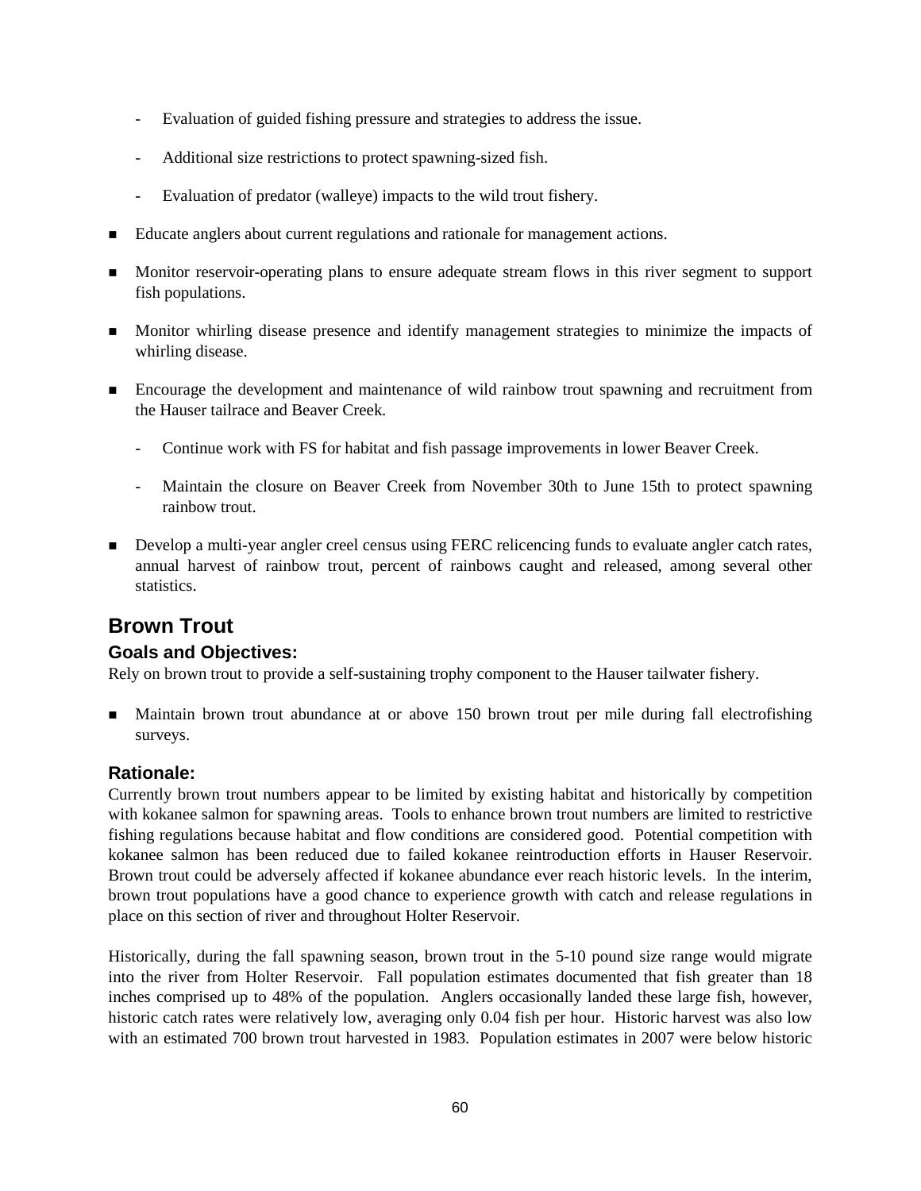- Evaluation of guided fishing pressure and strategies to address the issue.
- Additional size restrictions to protect spawning-sized fish.
- Evaluation of predator (walleye) impacts to the wild trout fishery.

- Educate anglers about current regulations and rationale for management actions.
- Monitor reservoir-operating plans to ensure adequate stream flows in this river segment to support fish populations.
- Monitor whirling disease presence and identify management strategies to minimize the impacts of whirling disease.
- Encourage the development and maintenance of wild rainbow trout spawning and recruitment from the Hauser tailrace and Beaver Creek.
  - Continue work with FS for habitat and fish passage improvements in lower Beaver Creek.
  - Maintain the closure on Beaver Creek from November 30th to June 15th to protect spawning rainbow trout.
- Develop a multi-year angler creel census using FERC relicencing funds to evaluate angler catch rates, annual harvest of rainbow trout, percent of rainbows caught and released, among several other statistics.

## Brown Trout

### Goals and Objectives:

Rely on brown trout to provide a self-sustaining trophy component to the Hauser tailwater fishery.

- Maintain brown trout abundance at or above 150 brown trout per mile during fall electrofishing surveys.

### Rationale:

Currently brown trout numbers appear to be limited by existing habitat and historically by competition with kokanee salmon for spawning areas. Tools to enhance brown trout numbers are limited to restrictive fishing regulations because habitat and flow conditions are considered good. Potential competition with kokanee salmon has been reduced due to failed kokanee reintroduction efforts in Hauser Reservoir. Brown trout could be adversely affected if kokanee abundance ever reach historic levels. In the interim, brown trout populations have a good chance to experience growth with catch and release regulations in place on this section of river and throughout Holter Reservoir.

Historically, during the fall spawning season, brown trout in the 5-10 pound size range would migrate into the river from Holter Reservoir. Fall population estimates documented that fish greater than 18 inches comprised up to 48% of the population. Anglers occasionally landed these large fish, however, historic catch rates were relatively low, averaging only 0.04 fish per hour. Historic harvest was also low with an estimated 700 brown trout harvested in 1983. Population estimates in 2007 were below historic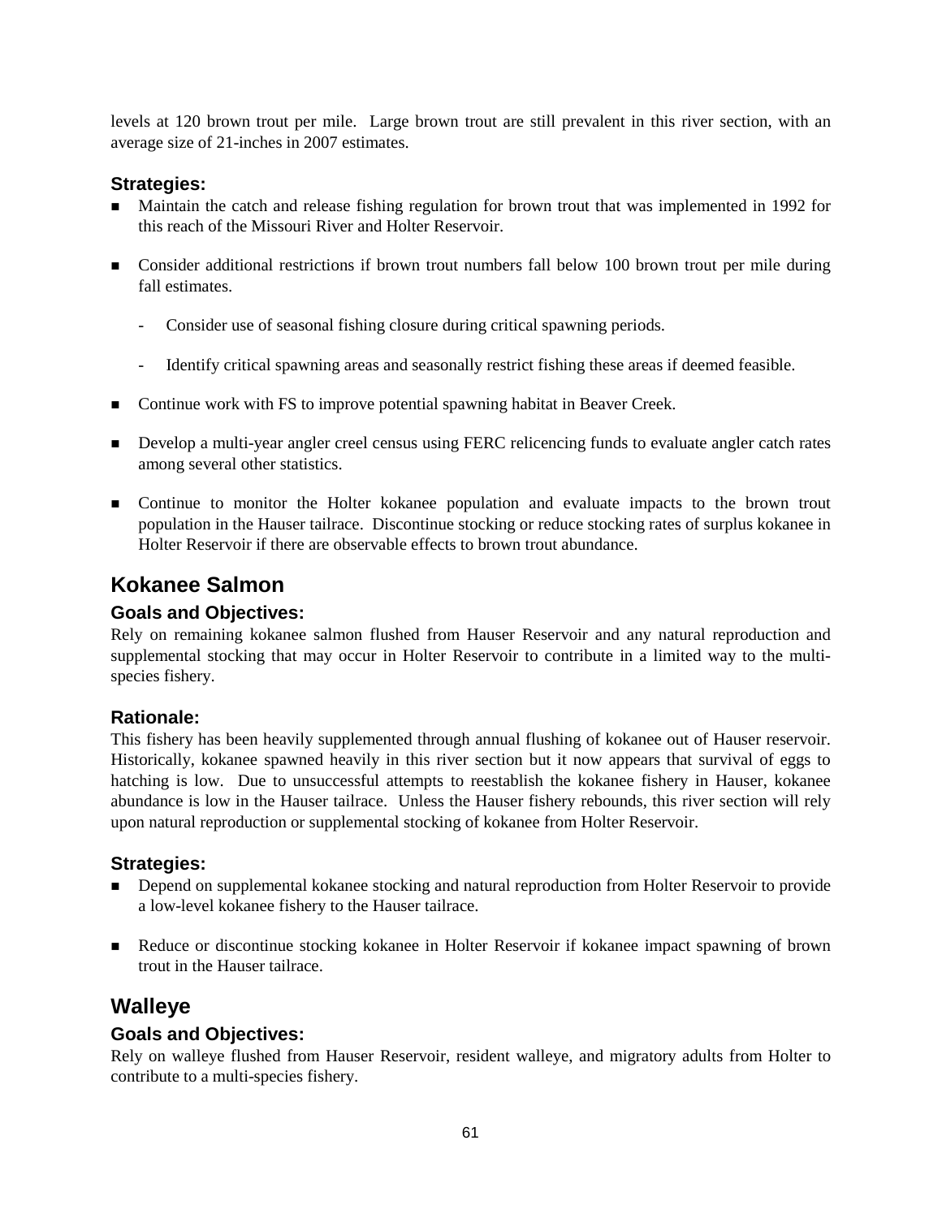levels at 120 brown trout per mile. Large brown trout are still prevalent in this river section, with an average size of 21-inches in 2007 estimates.

### Strategies:

- Maintain the catch and release fishing regulation for brown trout that was implemented in 1992 for this reach of the Missouri River and Holter Reservoir.
- Consider additional restrictions if brown trout numbers fall below 100 brown trout per mile during fall estimates.
  - Consider use of seasonal fishing closure during critical spawning periods.
  - Identify critical spawning areas and seasonally restrict fishing these areas if deemed feasible.
- Continue work with FS to improve potential spawning habitat in Beaver Creek.
- Develop a multi-year angler creel census using FERC relicencing funds to evaluate angler catch rates among several other statistics.
- Continue to monitor the Holter kokanee population and evaluate impacts to the brown trout population in the Hauser tailrace. Discontinue stocking or reduce stocking rates of surplus kokanee in Holter Reservoir if there are observable effects to brown trout abundance.

## Kokanee Salmon

### Goals and Objectives:

Rely on remaining kokanee salmon flushed from Hauser Reservoir and any natural reproduction and supplemental stocking that may occur in Holter Reservoir to contribute in a limited way to the multi-species fishery.

### Rationale:

This fishery has been heavily supplemented through annual flushing of kokanee out of Hauser reservoir. Historically, kokanee spawned heavily in this river section but it now appears that survival of eggs to hatching is low. Due to unsuccessful attempts to reestablish the kokanee fishery in Hauser, kokanee abundance is low in the Hauser tailrace. Unless the Hauser fishery rebounds, this river section will rely upon natural reproduction or supplemental stocking of kokanee from Holter Reservoir.

### Strategies:

- Depend on supplemental kokanee stocking and natural reproduction from Holter Reservoir to provide a low-level kokanee fishery to the Hauser tailrace.
- Reduce or discontinue stocking kokanee in Holter Reservoir if kokanee impact spawning of brown trout in the Hauser tailrace.

## Walleye

### Goals and Objectives:

Rely on walleye flushed from Hauser Reservoir, resident walleye, and migratory adults from Holter to contribute to a multi-species fishery.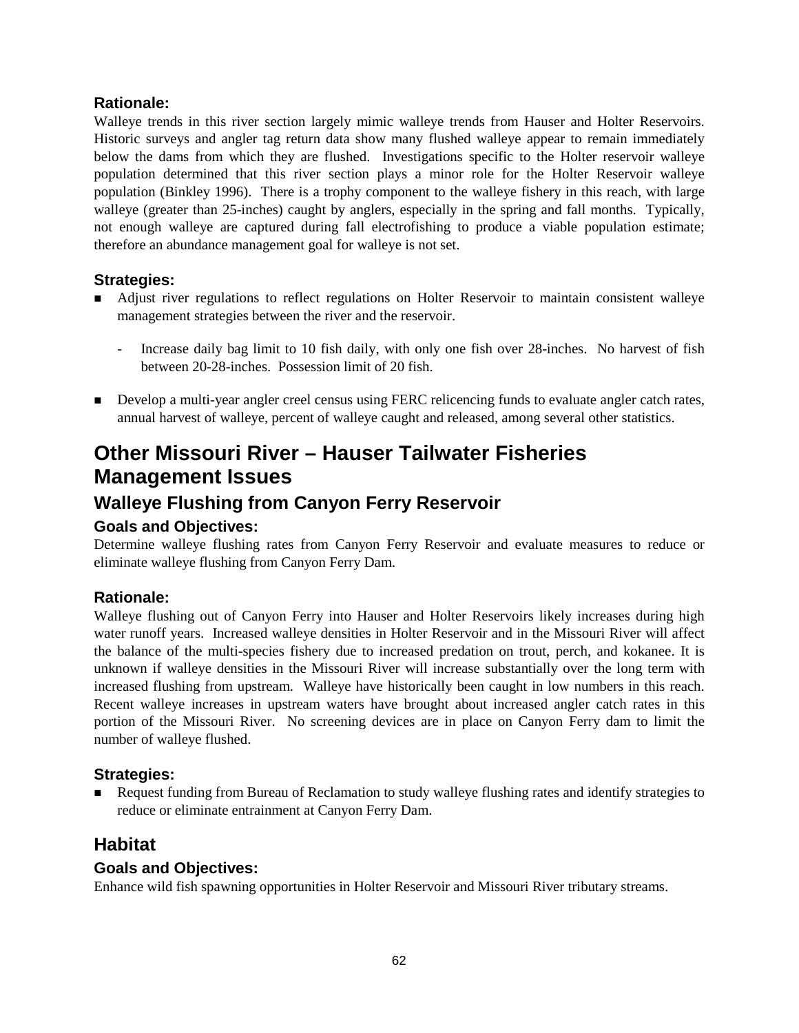### Rationale:

Walleye trends in this river section largely mimic walleye trends from Hauser and Holter Reservoirs. Historic surveys and angler tag return data show many flushed walleye appear to remain immediately below the dams from which they are flushed. Investigations specific to the Holter reservoir walleye population determined that this river section plays a minor role for the Holter Reservoir walleye population (Binkley 1996). There is a trophy component to the walleye fishery in this reach, with large walleye (greater than 25-inches) caught by anglers, especially in the spring and fall months. Typically, not enough walleye are captured during fall electrofishing to produce a viable population estimate; therefore an abundance management goal for walleye is not set.

### Strategies:

- Adjust river regulations to reflect regulations on Holter Reservoir to maintain consistent walleye management strategies between the river and the reservoir.
  - Increase daily bag limit to 10 fish daily, with only one fish over 28-inches. No harvest of fish between 20-28-inches. Possession limit of 20 fish.
- Develop a multi-year angler creel census using FERC relicencing funds to evaluate angler catch rates, annual harvest of walleye, percent of walleye caught and released, among several other statistics.

# Other Missouri River – Hauser Tailwater Fisheries Management Issues

## Walleye Flushing from Canyon Ferry Reservoir

### Goals and Objectives:

Determine walleye flushing rates from Canyon Ferry Reservoir and evaluate measures to reduce or eliminate walleye flushing from Canyon Ferry Dam.

### Rationale:

Walleye flushing out of Canyon Ferry into Hauser and Holter Reservoirs likely increases during high water runoff years. Increased walleye densities in Holter Reservoir and in the Missouri River will affect the balance of the multi-species fishery due to increased predation on trout, perch, and kokanee. It is unknown if walleye densities in the Missouri River will increase substantially over the long term with increased flushing from upstream. Walleye have historically been caught in low numbers in this reach. Recent walleye increases in upstream waters have brought about increased angler catch rates in this portion of the Missouri River. No screening devices are in place on Canyon Ferry dam to limit the number of walleye flushed.

### Strategies:

- Request funding from Bureau of Reclamation to study walleye flushing rates and identify strategies to reduce or eliminate entrainment at Canyon Ferry Dam.

## Habitat

### Goals and Objectives:

Enhance wild fish spawning opportunities in Holter Reservoir and Missouri River tributary streams.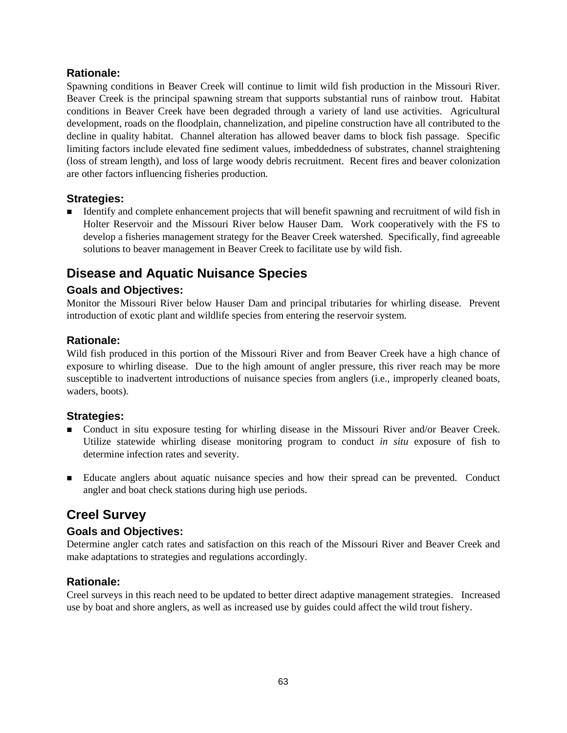### Rationale:

Spawning conditions in Beaver Creek will continue to limit wild fish production in the Missouri River. Beaver Creek is the principal spawning stream that supports substantial runs of rainbow trout. Habitat conditions in Beaver Creek have been degraded through a variety of land use activities. Agricultural development, roads on the floodplain, channelization, and pipeline construction have all contributed to the decline in quality habitat. Channel alteration has allowed beaver dams to block fish passage. Specific limiting factors include elevated fine sediment values, imbeddedness of substrates, channel straightening (loss of stream length), and loss of large woody debris recruitment. Recent fires and beaver colonization are other factors influencing fisheries production.

### Strategies:

- Identify and complete enhancement projects that will benefit spawning and recruitment of wild fish in Holter Reservoir and the Missouri River below Hauser Dam. Work cooperatively with the FS to develop a fisheries management strategy for the Beaver Creek watershed. Specifically, find agreeable solutions to beaver management in Beaver Creek to facilitate use by wild fish.

## Disease and Aquatic Nuisance Species

### Goals and Objectives:

Monitor the Missouri River below Hauser Dam and principal tributaries for whirling disease. Prevent introduction of exotic plant and wildlife species from entering the reservoir system.

### Rationale:

Wild fish produced in this portion of the Missouri River and from Beaver Creek have a high chance of exposure to whirling disease. Due to the high amount of angler pressure, this river reach may be more susceptible to inadvertent introductions of nuisance species from anglers (i.e., improperly cleaned boats, waders, boots).

### Strategies:

- Conduct in situ exposure testing for whirling disease in the Missouri River and/or Beaver Creek. Utilize statewide whirling disease monitoring program to conduct *in situ* exposure of fish to determine infection rates and severity.

- Educate anglers about aquatic nuisance species and how their spread can be prevented. Conduct angler and boat check stations during high use periods.

## Creel Survey

### Goals and Objectives:

Determine angler catch rates and satisfaction on this reach of the Missouri River and Beaver Creek and make adaptations to strategies and regulations accordingly.

### Rationale:

Creel surveys in this reach need to be updated to better direct adaptive management strategies. Increased use by boat and shore anglers, as well as increased use by guides could affect the wild trout fishery.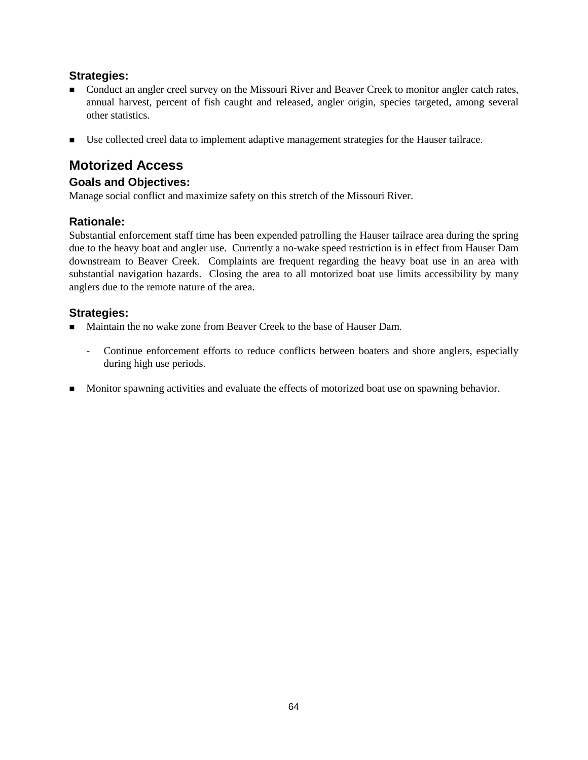### Strategies:

- Conduct an angler creel survey on the Missouri River and Beaver Creek to monitor angler catch rates, annual harvest, percent of fish caught and released, angler origin, species targeted, among several other statistics.

- Use collected creel data to implement adaptive management strategies for the Hauser tailrace.

## Motorized Access

### Goals and Objectives:

Manage social conflict and maximize safety on this stretch of the Missouri River.

### Rationale:

Substantial enforcement staff time has been expended patrolling the Hauser tailrace area during the spring due to the heavy boat and angler use. Currently a no-wake speed restriction is in effect from Hauser Dam downstream to Beaver Creek. Complaints are frequent regarding the heavy boat use in an area with substantial navigation hazards. Closing the area to all motorized boat use limits accessibility by many anglers due to the remote nature of the area.

### Strategies:

- Maintain the no wake zone from Beaver Creek to the base of Hauser Dam.
  - Continue enforcement efforts to reduce conflicts between boaters and shore anglers, especially during high use periods.

- Monitor spawning activities and evaluate the effects of motorized boat use on spawning behavior.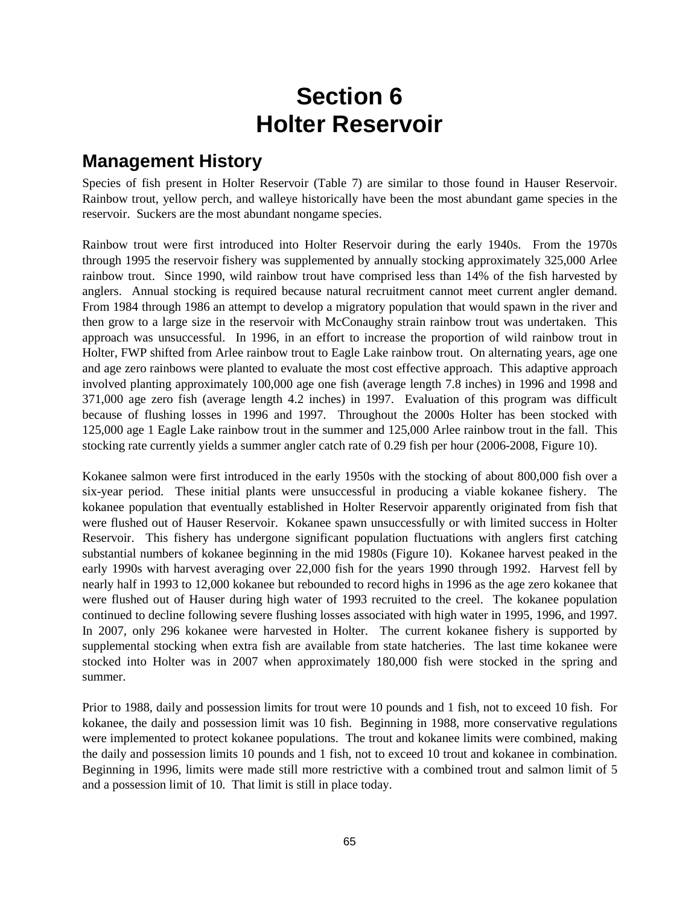# Section 6
# Holter Reservoir

## Management History

Species of fish present in Holter Reservoir (Table 7) are similar to those found in Hauser Reservoir. Rainbow trout, yellow perch, and walleye historically have been the most abundant game species in the reservoir. Suckers are the most abundant nongame species.

Rainbow trout were first introduced into Holter Reservoir during the early 1940s. From the 1970s through 1995 the reservoir fishery was supplemented by annually stocking approximately 325,000 Arlee rainbow trout. Since 1990, wild rainbow trout have comprised less than 14% of the fish harvested by anglers. Annual stocking is required because natural recruitment cannot meet current angler demand. From 1984 through 1986 an attempt to develop a migratory population that would spawn in the river and then grow to a large size in the reservoir with McConaughy strain rainbow trout was undertaken. This approach was unsuccessful. In 1996, in an effort to increase the proportion of wild rainbow trout in Holter, FWP shifted from Arlee rainbow trout to Eagle Lake rainbow trout. On alternating years, age one and age zero rainbows were planted to evaluate the most cost effective approach. This adaptive approach involved planting approximately 100,000 age one fish (average length 7.8 inches) in 1996 and 1998 and 371,000 age zero fish (average length 4.2 inches) in 1997. Evaluation of this program was difficult because of flushing losses in 1996 and 1997. Throughout the 2000s Holter has been stocked with 125,000 age 1 Eagle Lake rainbow trout in the summer and 125,000 Arlee rainbow trout in the fall. This stocking rate currently yields a summer angler catch rate of 0.29 fish per hour (2006-2008, Figure 10).

Kokanee salmon were first introduced in the early 1950s with the stocking of about 800,000 fish over a six-year period. These initial plants were unsuccessful in producing a viable kokanee fishery. The kokanee population that eventually established in Holter Reservoir apparently originated from fish that were flushed out of Hauser Reservoir. Kokanee spawn unsuccessfully or with limited success in Holter Reservoir. This fishery has undergone significant population fluctuations with anglers first catching substantial numbers of kokanee beginning in the mid 1980s (Figure 10). Kokanee harvest peaked in the early 1990s with harvest averaging over 22,000 fish for the years 1990 through 1992. Harvest fell by nearly half in 1993 to 12,000 kokanee but rebounded to record highs in 1996 as the age zero kokanee that were flushed out of Hauser during high water of 1993 recruited to the creel. The kokanee population continued to decline following severe flushing losses associated with high water in 1995, 1996, and 1997. In 2007, only 296 kokanee were harvested in Holter. The current kokanee fishery is supported by supplemental stocking when extra fish are available from state hatcheries. The last time kokanee were stocked into Holter was in 2007 when approximately 180,000 fish were stocked in the spring and summer.

Prior to 1988, daily and possession limits for trout were 10 pounds and 1 fish, not to exceed 10 fish. For kokanee, the daily and possession limit was 10 fish. Beginning in 1988, more conservative regulations were implemented to protect kokanee populations. The trout and kokanee limits were combined, making the daily and possession limits 10 pounds and 1 fish, not to exceed 10 trout and kokanee in combination. Beginning in 1996, limits were made still more restrictive with a combined trout and salmon limit of 5 and a possession limit of 10. That limit is still in place today.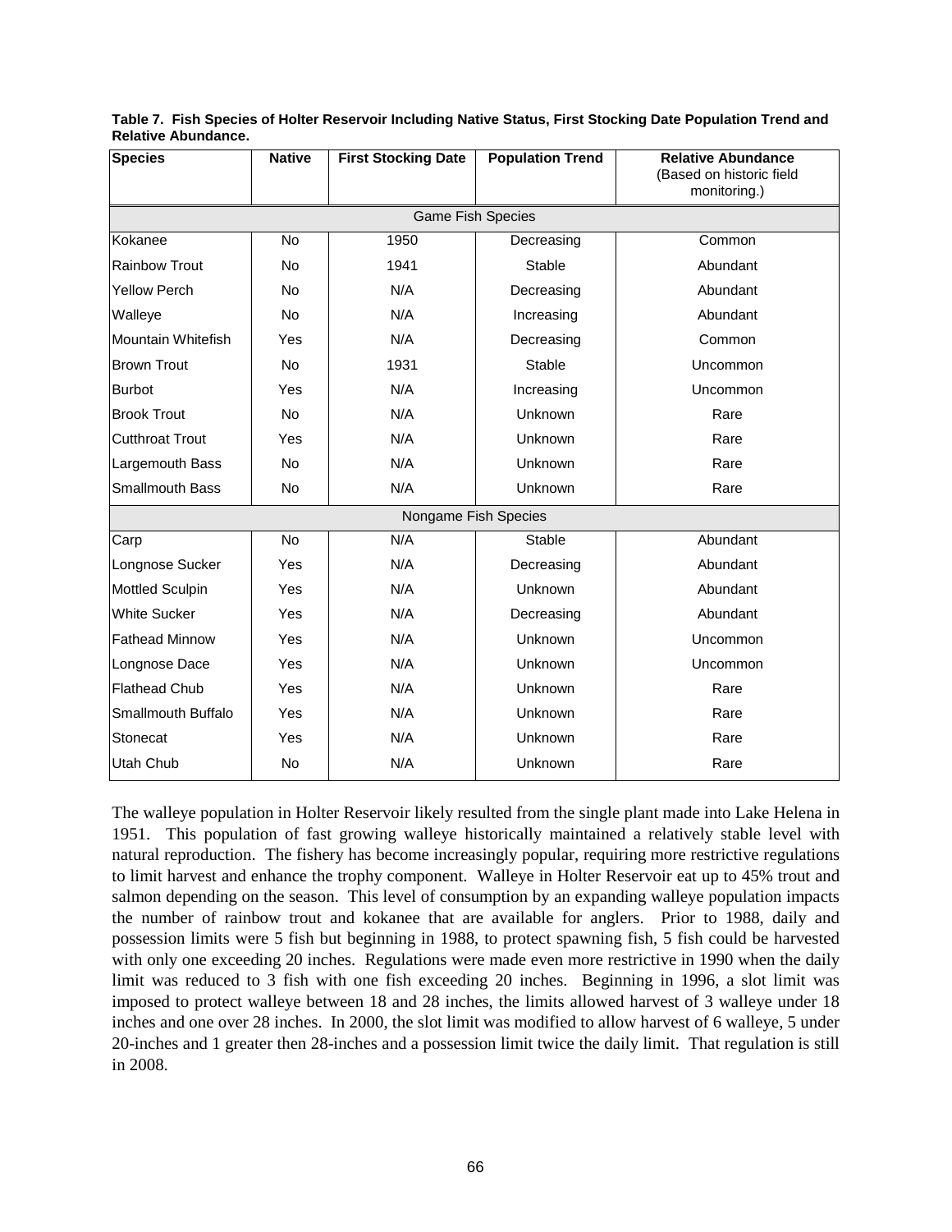**Table 7. Fish Species of Holter Reservoir Including Native Status, First Stocking Date Population Trend and Relative Abundance.**

| Species | Native | First Stocking Date | Population Trend | Relative Abundance (Based on historic field monitoring.) |
|---|---|---|---|---|
| Game Fish Species | | | | |
| Kokanee | No | 1950 | Decreasing | Common |
| Rainbow Trout | No | 1941 | Stable | Abundant |
| Yellow Perch | No | N/A | Decreasing | Abundant |
| Walleye | No | N/A | Increasing | Abundant |
| Mountain Whitefish | Yes | N/A | Decreasing | Common |
| Brown Trout | No | 1931 | Stable | Uncommon |
| Burbot | Yes | N/A | Increasing | Uncommon |
| Brook Trout | No | N/A | Unknown | Rare |
| Cutthroat Trout | Yes | N/A | Unknown | Rare |
| Largemouth Bass | No | N/A | Unknown | Rare |
| Smallmouth Bass | No | N/A | Unknown | Rare |
| Nongame Fish Species | | | | |
| Carp | No | N/A | Stable | Abundant |
| Longnose Sucker | Yes | N/A | Decreasing | Abundant |
| Mottled Sculpin | Yes | N/A | Unknown | Abundant |
| White Sucker | Yes | N/A | Decreasing | Abundant |
| Fathead Minnow | Yes | N/A | Unknown | Uncommon |
| Longnose Dace | Yes | N/A | Unknown | Uncommon |
| Flathead Chub | Yes | N/A | Unknown | Rare |
| Smallmouth Buffalo | Yes | N/A | Unknown | Rare |
| Stonecat | Yes | N/A | Unknown | Rare |
| Utah Chub | No | N/A | Unknown | Rare |

The walleye population in Holter Reservoir likely resulted from the single plant made into Lake Helena in 1951. This population of fast growing walleye historically maintained a relatively stable level with natural reproduction. The fishery has become increasingly popular, requiring more restrictive regulations to limit harvest and enhance the trophy component. Walleye in Holter Reservoir eat up to 45% trout and salmon depending on the season. This level of consumption by an expanding walleye population impacts the number of rainbow trout and kokanee that are available for anglers. Prior to 1988, daily and possession limits were 5 fish but beginning in 1988, to protect spawning fish, 5 fish could be harvested with only one exceeding 20 inches. Regulations were made even more restrictive in 1990 when the daily limit was reduced to 3 fish with one fish exceeding 20 inches. Beginning in 1996, a slot limit was imposed to protect walleye between 18 and 28 inches, the limits allowed harvest of 3 walleye under 18 inches and one over 28 inches. In 2000, the slot limit was modified to allow harvest of 6 walleye, 5 under 20-inches and 1 greater then 28-inches and a possession limit twice the daily limit. That regulation is still in 2008.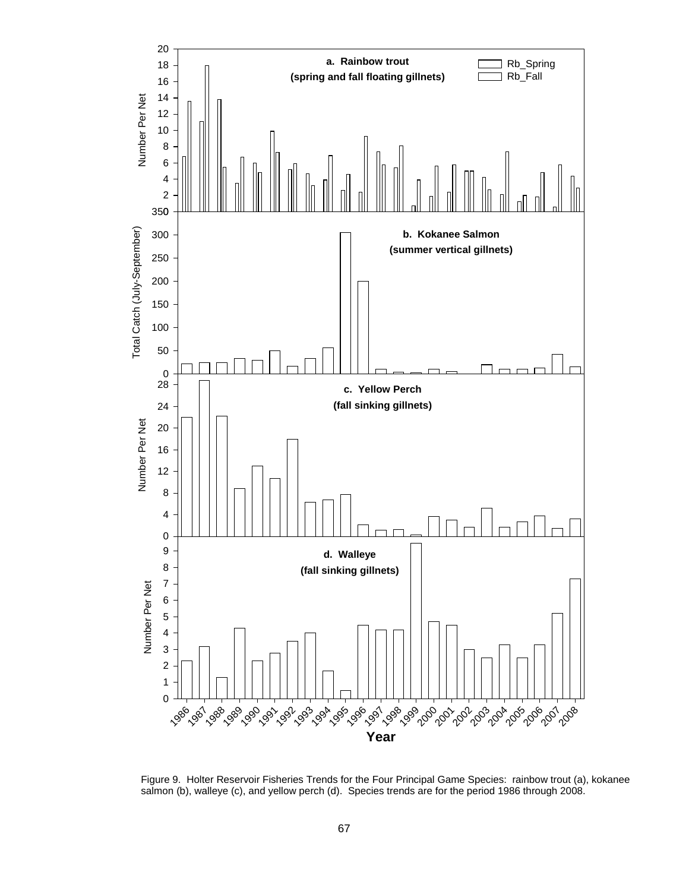Figure 9. Holter Reservoir Fisheries Trends for the Four Principal Game Species: rainbow trout (a), kokanee salmon (b), walleye (c), and yellow perch (d). Species trends are for the period 1986 through 2008.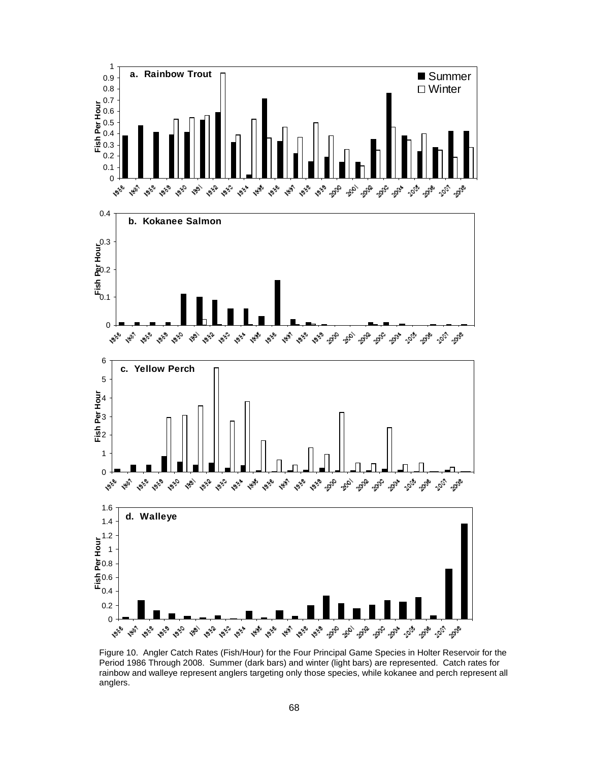Figure 10. Angler Catch Rates (Fish/Hour) for the Four Principal Game Species in Holter Reservoir for the Period 1986 Through 2008. Summer (dark bars) and winter (light bars) are represented. Catch rates for rainbow and walleye represent anglers targeting only those species, while kokanee and perch represent all anglers.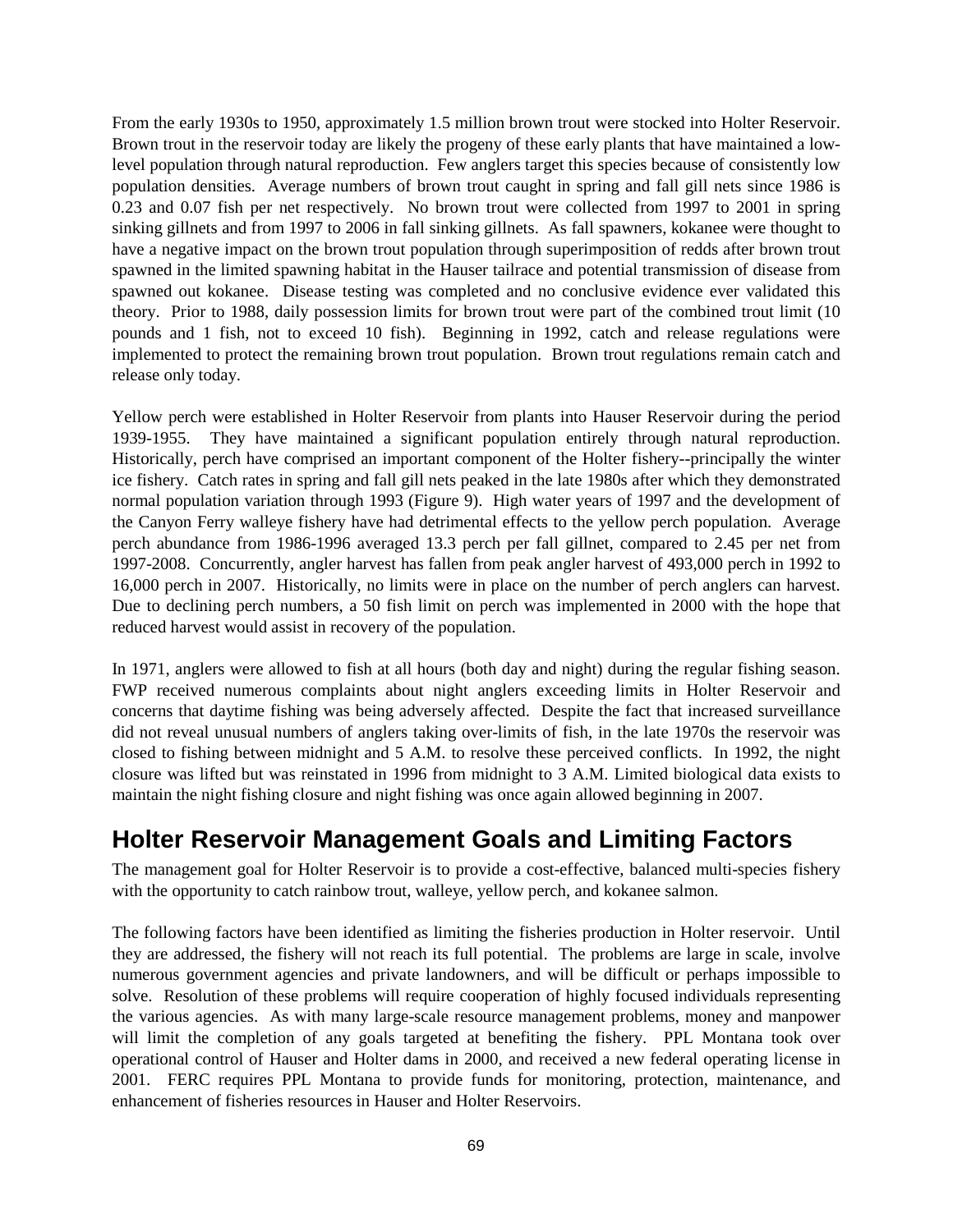From the early 1930s to 1950, approximately 1.5 million brown trout were stocked into Holter Reservoir. Brown trout in the reservoir today are likely the progeny of these early plants that have maintained a low-level population through natural reproduction. Few anglers target this species because of consistently low population densities. Average numbers of brown trout caught in spring and fall gill nets since 1986 is 0.23 and 0.07 fish per net respectively. No brown trout were collected from 1997 to 2001 in spring sinking gillnets and from 1997 to 2006 in fall sinking gillnets. As fall spawners, kokanee were thought to have a negative impact on the brown trout population through superimposition of redds after brown trout spawned in the limited spawning habitat in the Hauser tailrace and potential transmission of disease from spawned out kokanee. Disease testing was completed and no conclusive evidence ever validated this theory. Prior to 1988, daily possession limits for brown trout were part of the combined trout limit (10 pounds and 1 fish, not to exceed 10 fish). Beginning in 1992, catch and release regulations were implemented to protect the remaining brown trout population. Brown trout regulations remain catch and release only today.

Yellow perch were established in Holter Reservoir from plants into Hauser Reservoir during the period 1939-1955. They have maintained a significant population entirely through natural reproduction. Historically, perch have comprised an important component of the Holter fishery--principally the winter ice fishery. Catch rates in spring and fall gill nets peaked in the late 1980s after which they demonstrated normal population variation through 1993 (Figure 9). High water years of 1997 and the development of the Canyon Ferry walleye fishery have had detrimental effects to the yellow perch population. Average perch abundance from 1986-1996 averaged 13.3 perch per fall gillnet, compared to 2.45 per net from 1997-2008. Concurrently, angler harvest has fallen from peak angler harvest of 493,000 perch in 1992 to 16,000 perch in 2007. Historically, no limits were in place on the number of perch anglers can harvest. Due to declining perch numbers, a 50 fish limit on perch was implemented in 2000 with the hope that reduced harvest would assist in recovery of the population.

In 1971, anglers were allowed to fish at all hours (both day and night) during the regular fishing season. FWP received numerous complaints about night anglers exceeding limits in Holter Reservoir and concerns that daytime fishing was being adversely affected. Despite the fact that increased surveillance did not reveal unusual numbers of anglers taking over-limits of fish, in the late 1970s the reservoir was closed to fishing between midnight and 5 A.M. to resolve these perceived conflicts. In 1992, the night closure was lifted but was reinstated in 1996 from midnight to 3 A.M. Limited biological data exists to maintain the night fishing closure and night fishing was once again allowed beginning in 2007.

## Holter Reservoir Management Goals and Limiting Factors

The management goal for Holter Reservoir is to provide a cost-effective, balanced multi-species fishery with the opportunity to catch rainbow trout, walleye, yellow perch, and kokanee salmon.

The following factors have been identified as limiting the fisheries production in Holter reservoir. Until they are addressed, the fishery will not reach its full potential. The problems are large in scale, involve numerous government agencies and private landowners, and will be difficult or perhaps impossible to solve. Resolution of these problems will require cooperation of highly focused individuals representing the various agencies. As with many large-scale resource management problems, money and manpower will limit the completion of any goals targeted at benefiting the fishery. PPL Montana took over operational control of Hauser and Holter dams in 2000, and received a new federal operating license in 2001. FERC requires PPL Montana to provide funds for monitoring, protection, maintenance, and enhancement of fisheries resources in Hauser and Holter Reservoirs.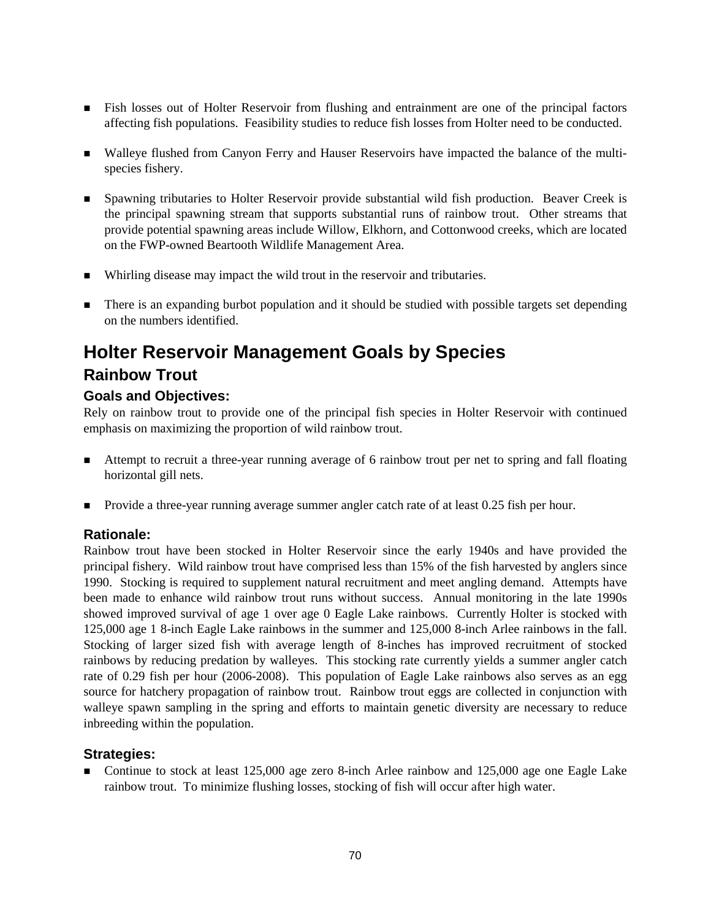- Fish losses out of Holter Reservoir from flushing and entrainment are one of the principal factors affecting fish populations. Feasibility studies to reduce fish losses from Holter need to be conducted.

- Walleye flushed from Canyon Ferry and Hauser Reservoirs have impacted the balance of the multi-species fishery.

- Spawning tributaries to Holter Reservoir provide substantial wild fish production. Beaver Creek is the principal spawning stream that supports substantial runs of rainbow trout. Other streams that provide potential spawning areas include Willow, Elkhorn, and Cottonwood creeks, which are located on the FWP-owned Beartooth Wildlife Management Area.

- Whirling disease may impact the wild trout in the reservoir and tributaries.

- There is an expanding burbot population and it should be studied with possible targets set depending on the numbers identified.

# Holter Reservoir Management Goals by Species

## Rainbow Trout

### Goals and Objectives:

Rely on rainbow trout to provide one of the principal fish species in Holter Reservoir with continued emphasis on maximizing the proportion of wild rainbow trout.

- Attempt to recruit a three-year running average of 6 rainbow trout per net to spring and fall floating horizontal gill nets.

- Provide a three-year running average summer angler catch rate of at least 0.25 fish per hour.

### Rationale:

Rainbow trout have been stocked in Holter Reservoir since the early 1940s and have provided the principal fishery. Wild rainbow trout have comprised less than 15% of the fish harvested by anglers since 1990. Stocking is required to supplement natural recruitment and meet angling demand. Attempts have been made to enhance wild rainbow trout runs without success. Annual monitoring in the late 1990s showed improved survival of age 1 over age 0 Eagle Lake rainbows. Currently Holter is stocked with 125,000 age 1 8-inch Eagle Lake rainbows in the summer and 125,000 8-inch Arlee rainbows in the fall. Stocking of larger sized fish with average length of 8-inches has improved recruitment of stocked rainbows by reducing predation by walleyes. This stocking rate currently yields a summer angler catch rate of 0.29 fish per hour (2006-2008). This population of Eagle Lake rainbows also serves as an egg source for hatchery propagation of rainbow trout. Rainbow trout eggs are collected in conjunction with walleye spawn sampling in the spring and efforts to maintain genetic diversity are necessary to reduce inbreeding within the population.

### Strategies:

- Continue to stock at least 125,000 age zero 8-inch Arlee rainbow and 125,000 age one Eagle Lake rainbow trout. To minimize flushing losses, stocking of fish will occur after high water.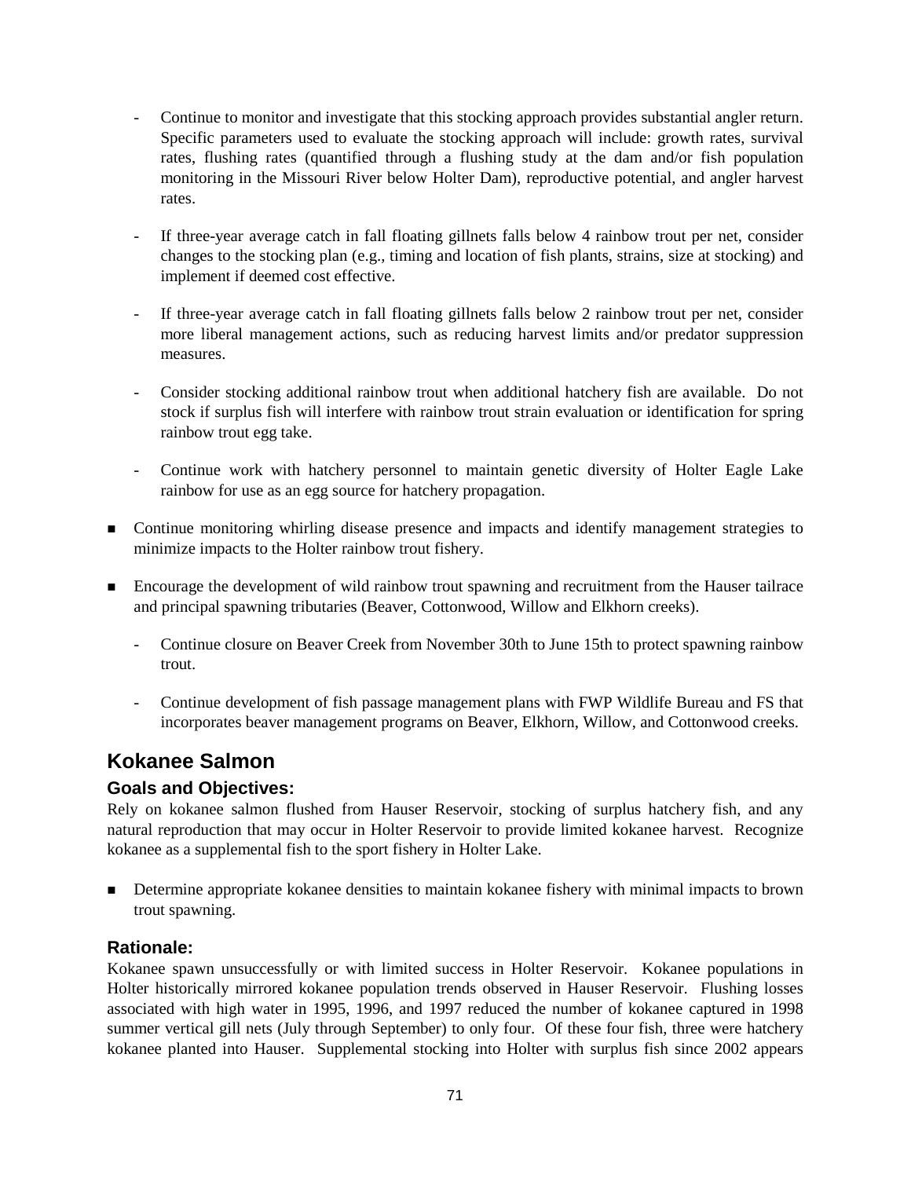- Continue to monitor and investigate that this stocking approach provides substantial angler return. Specific parameters used to evaluate the stocking approach will include: growth rates, survival rates, flushing rates (quantified through a flushing study at the dam and/or fish population monitoring in the Missouri River below Holter Dam), reproductive potential, and angler harvest rates.

- If three-year average catch in fall floating gillnets falls below 4 rainbow trout per net, consider changes to the stocking plan (e.g., timing and location of fish plants, strains, size at stocking) and implement if deemed cost effective.

- If three-year average catch in fall floating gillnets falls below 2 rainbow trout per net, consider more liberal management actions, such as reducing harvest limits and/or predator suppression measures.

- Consider stocking additional rainbow trout when additional hatchery fish are available. Do not stock if surplus fish will interfere with rainbow trout strain evaluation or identification for spring rainbow trout egg take.

- Continue work with hatchery personnel to maintain genetic diversity of Holter Eagle Lake rainbow for use as an egg source for hatchery propagation.

- Continue monitoring whirling disease presence and impacts and identify management strategies to minimize impacts to the Holter rainbow trout fishery.

- Encourage the development of wild rainbow trout spawning and recruitment from the Hauser tailrace and principal spawning tributaries (Beaver, Cottonwood, Willow and Elkhorn creeks).

  - Continue closure on Beaver Creek from November 30th to June 15th to protect spawning rainbow trout.

  - Continue development of fish passage management plans with FWP Wildlife Bureau and FS that incorporates beaver management programs on Beaver, Elkhorn, Willow, and Cottonwood creeks.

## Kokanee Salmon

### Goals and Objectives:

Rely on kokanee salmon flushed from Hauser Reservoir, stocking of surplus hatchery fish, and any natural reproduction that may occur in Holter Reservoir to provide limited kokanee harvest. Recognize kokanee as a supplemental fish to the sport fishery in Holter Lake.

- Determine appropriate kokanee densities to maintain kokanee fishery with minimal impacts to brown trout spawning.

### Rationale:

Kokanee spawn unsuccessfully or with limited success in Holter Reservoir. Kokanee populations in Holter historically mirrored kokanee population trends observed in Hauser Reservoir. Flushing losses associated with high water in 1995, 1996, and 1997 reduced the number of kokanee captured in 1998 summer vertical gill nets (July through September) to only four. Of these four fish, three were hatchery kokanee planted into Hauser. Supplemental stocking into Holter with surplus fish since 2002 appears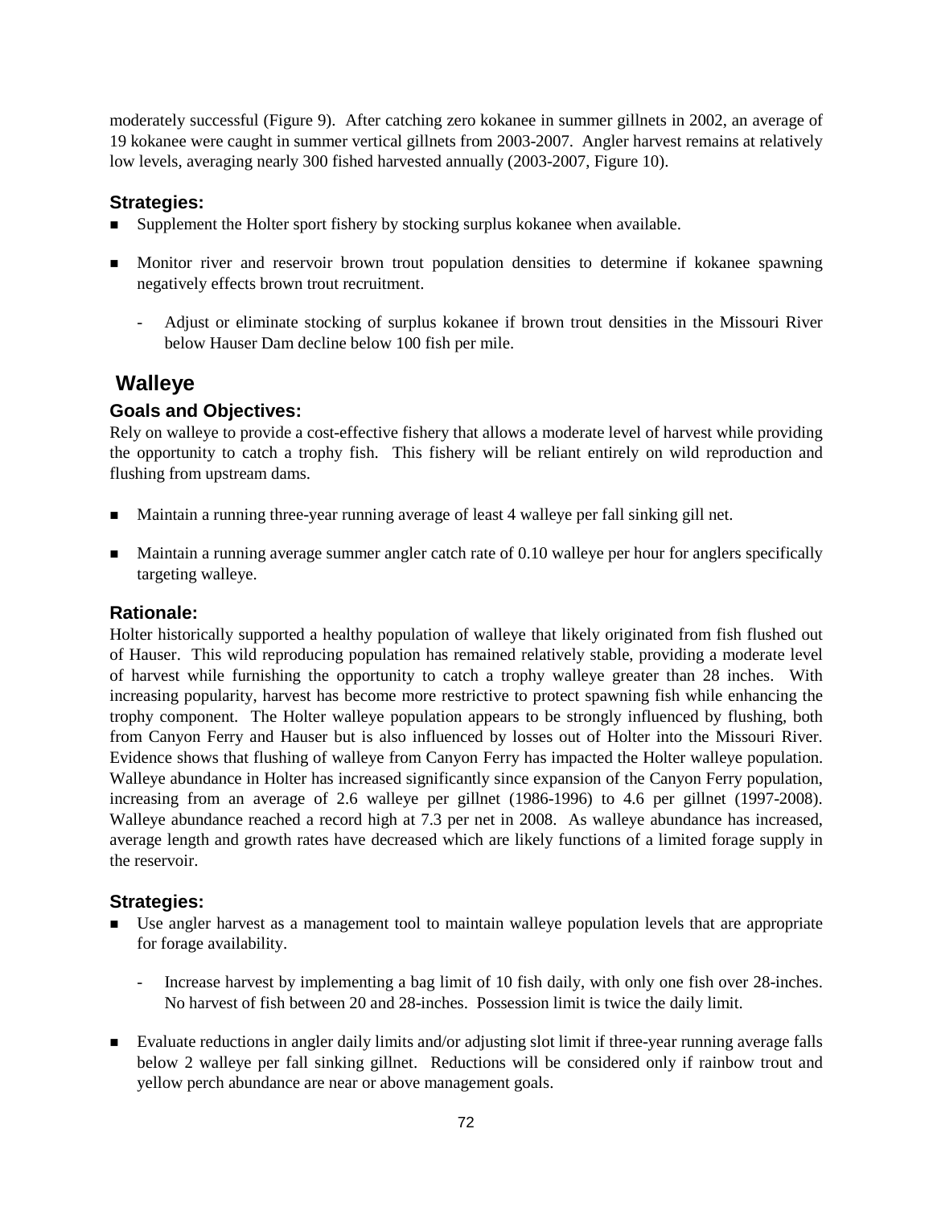moderately successful (Figure 9). After catching zero kokanee in summer gillnets in 2002, an average of 19 kokanee were caught in summer vertical gillnets from 2003-2007. Angler harvest remains at relatively low levels, averaging nearly 300 fished harvested annually (2003-2007, Figure 10).

### Strategies:

- Supplement the Holter sport fishery by stocking surplus kokanee when available.

- Monitor river and reservoir brown trout population densities to determine if kokanee spawning negatively effects brown trout recruitment.

  - Adjust or eliminate stocking of surplus kokanee if brown trout densities in the Missouri River below Hauser Dam decline below 100 fish per mile.

## Walleye

### Goals and Objectives:

Rely on walleye to provide a cost-effective fishery that allows a moderate level of harvest while providing the opportunity to catch a trophy fish. This fishery will be reliant entirely on wild reproduction and flushing from upstream dams.

- Maintain a running three-year running average of least 4 walleye per fall sinking gill net.

- Maintain a running average summer angler catch rate of 0.10 walleye per hour for anglers specifically targeting walleye.

### Rationale:

Holter historically supported a healthy population of walleye that likely originated from fish flushed out of Hauser. This wild reproducing population has remained relatively stable, providing a moderate level of harvest while furnishing the opportunity to catch a trophy walleye greater than 28 inches. With increasing popularity, harvest has become more restrictive to protect spawning fish while enhancing the trophy component. The Holter walleye population appears to be strongly influenced by flushing, both from Canyon Ferry and Hauser but is also influenced by losses out of Holter into the Missouri River. Evidence shows that flushing of walleye from Canyon Ferry has impacted the Holter walleye population. Walleye abundance in Holter has increased significantly since expansion of the Canyon Ferry population, increasing from an average of 2.6 walleye per gillnet (1986-1996) to 4.6 per gillnet (1997-2008). Walleye abundance reached a record high at 7.3 per net in 2008. As walleye abundance has increased, average length and growth rates have decreased which are likely functions of a limited forage supply in the reservoir.

### Strategies:

- Use angler harvest as a management tool to maintain walleye population levels that are appropriate for forage availability.

  - Increase harvest by implementing a bag limit of 10 fish daily, with only one fish over 28-inches. No harvest of fish between 20 and 28-inches. Possession limit is twice the daily limit.

- Evaluate reductions in angler daily limits and/or adjusting slot limit if three-year running average falls below 2 walleye per fall sinking gillnet. Reductions will be considered only if rainbow trout and yellow perch abundance are near or above management goals.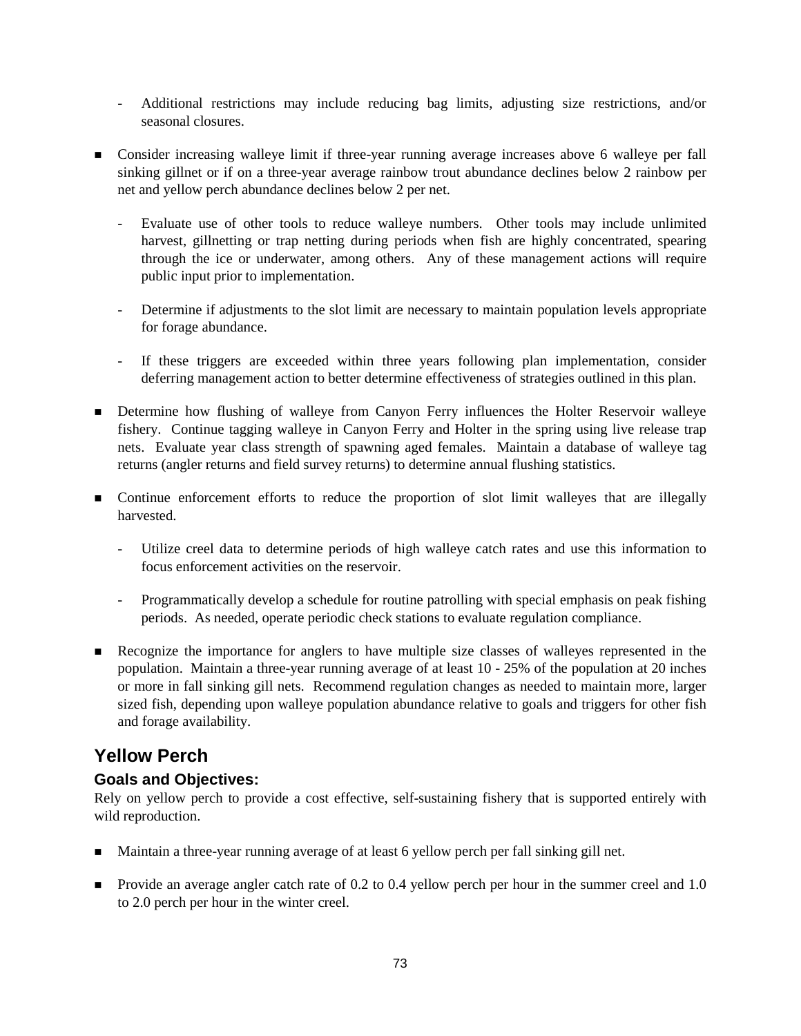- Additional restrictions may include reducing bag limits, adjusting size restrictions, and/or seasonal closures.

- Consider increasing walleye limit if three-year running average increases above 6 walleye per fall sinking gillnet or if on a three-year average rainbow trout abundance declines below 2 rainbow per net and yellow perch abundance declines below 2 per net.
  - Evaluate use of other tools to reduce walleye numbers. Other tools may include unlimited harvest, gillnetting or trap netting during periods when fish are highly concentrated, spearing through the ice or underwater, among others. Any of these management actions will require public input prior to implementation.
  - Determine if adjustments to the slot limit are necessary to maintain population levels appropriate for forage abundance.
  - If these triggers are exceeded within three years following plan implementation, consider deferring management action to better determine effectiveness of strategies outlined in this plan.

- Determine how flushing of walleye from Canyon Ferry influences the Holter Reservoir walleye fishery. Continue tagging walleye in Canyon Ferry and Holter in the spring using live release trap nets. Evaluate year class strength of spawning aged females. Maintain a database of walleye tag returns (angler returns and field survey returns) to determine annual flushing statistics.

- Continue enforcement efforts to reduce the proportion of slot limit walleyes that are illegally harvested.
  - Utilize creel data to determine periods of high walleye catch rates and use this information to focus enforcement activities on the reservoir.
  - Programmatically develop a schedule for routine patrolling with special emphasis on peak fishing periods. As needed, operate periodic check stations to evaluate regulation compliance.

- Recognize the importance for anglers to have multiple size classes of walleyes represented in the population. Maintain a three-year running average of at least 10 - 25% of the population at 20 inches or more in fall sinking gill nets. Recommend regulation changes as needed to maintain more, larger sized fish, depending upon walleye population abundance relative to goals and triggers for other fish and forage availability.

## Yellow Perch

### Goals and Objectives:

Rely on yellow perch to provide a cost effective, self-sustaining fishery that is supported entirely with wild reproduction.

- Maintain a three-year running average of at least 6 yellow perch per fall sinking gill net.

- Provide an average angler catch rate of 0.2 to 0.4 yellow perch per hour in the summer creel and 1.0 to 2.0 perch per hour in the winter creel.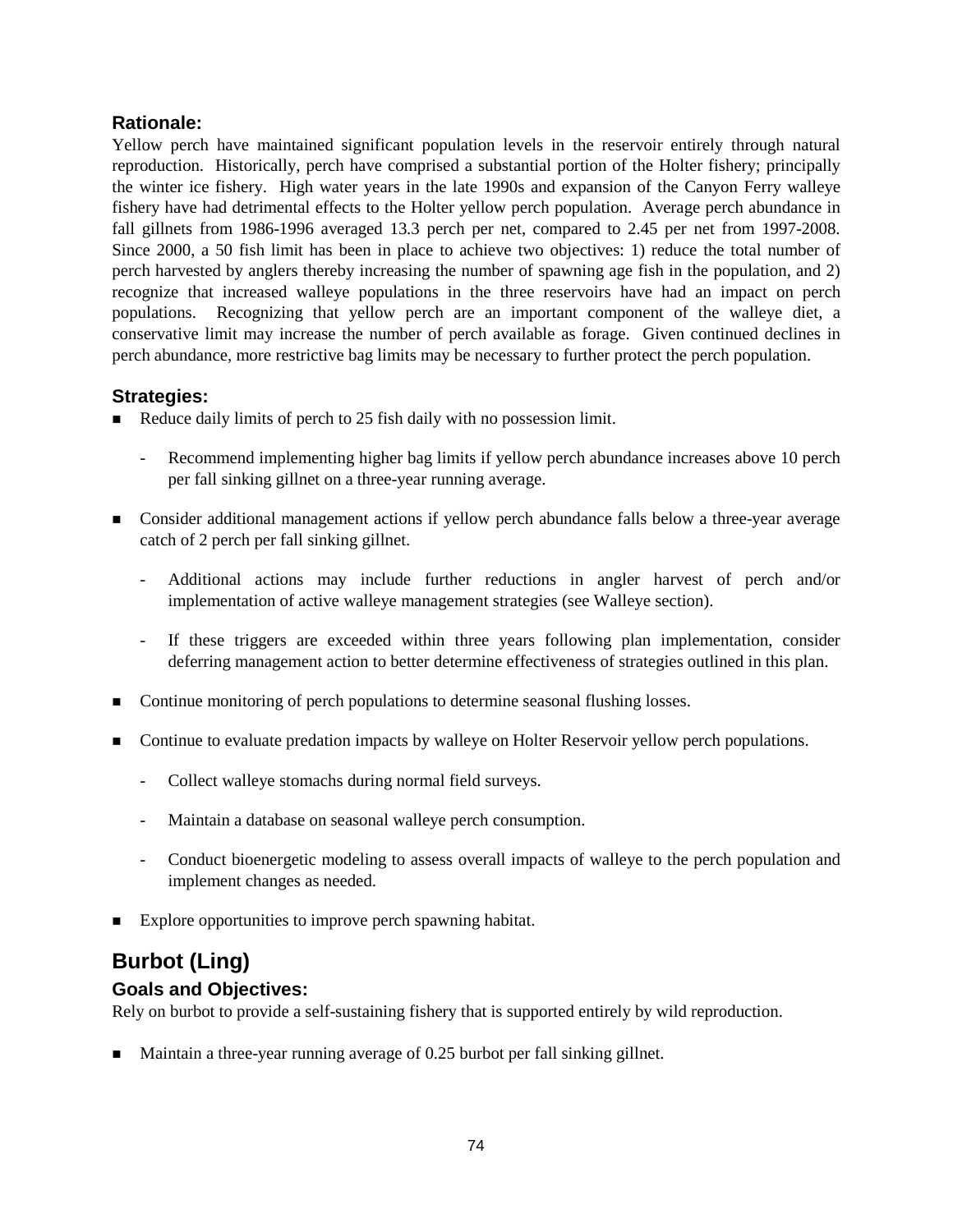### Rationale:

Yellow perch have maintained significant population levels in the reservoir entirely through natural reproduction. Historically, perch have comprised a substantial portion of the Holter fishery; principally the winter ice fishery. High water years in the late 1990s and expansion of the Canyon Ferry walleye fishery have had detrimental effects to the Holter yellow perch population. Average perch abundance in fall gillnets from 1986-1996 averaged 13.3 perch per net, compared to 2.45 per net from 1997-2008. Since 2000, a 50 fish limit has been in place to achieve two objectives: 1) reduce the total number of perch harvested by anglers thereby increasing the number of spawning age fish in the population, and 2) recognize that increased walleye populations in the three reservoirs have had an impact on perch populations. Recognizing that yellow perch are an important component of the walleye diet, a conservative limit may increase the number of perch available as forage. Given continued declines in perch abundance, more restrictive bag limits may be necessary to further protect the perch population.

### Strategies:

- Reduce daily limits of perch to 25 fish daily with no possession limit.
  - Recommend implementing higher bag limits if yellow perch abundance increases above 10 perch per fall sinking gillnet on a three-year running average.
- Consider additional management actions if yellow perch abundance falls below a three-year average catch of 2 perch per fall sinking gillnet.
  - Additional actions may include further reductions in angler harvest of perch and/or implementation of active walleye management strategies (see Walleye section).
  - If these triggers are exceeded within three years following plan implementation, consider deferring management action to better determine effectiveness of strategies outlined in this plan.
- Continue monitoring of perch populations to determine seasonal flushing losses.
- Continue to evaluate predation impacts by walleye on Holter Reservoir yellow perch populations.
  - Collect walleye stomachs during normal field surveys.
  - Maintain a database on seasonal walleye perch consumption.
  - Conduct bioenergetic modeling to assess overall impacts of walleye to the perch population and implement changes as needed.
- Explore opportunities to improve perch spawning habitat.

## Burbot (Ling)

### Goals and Objectives:

Rely on burbot to provide a self-sustaining fishery that is supported entirely by wild reproduction.

- Maintain a three-year running average of 0.25 burbot per fall sinking gillnet.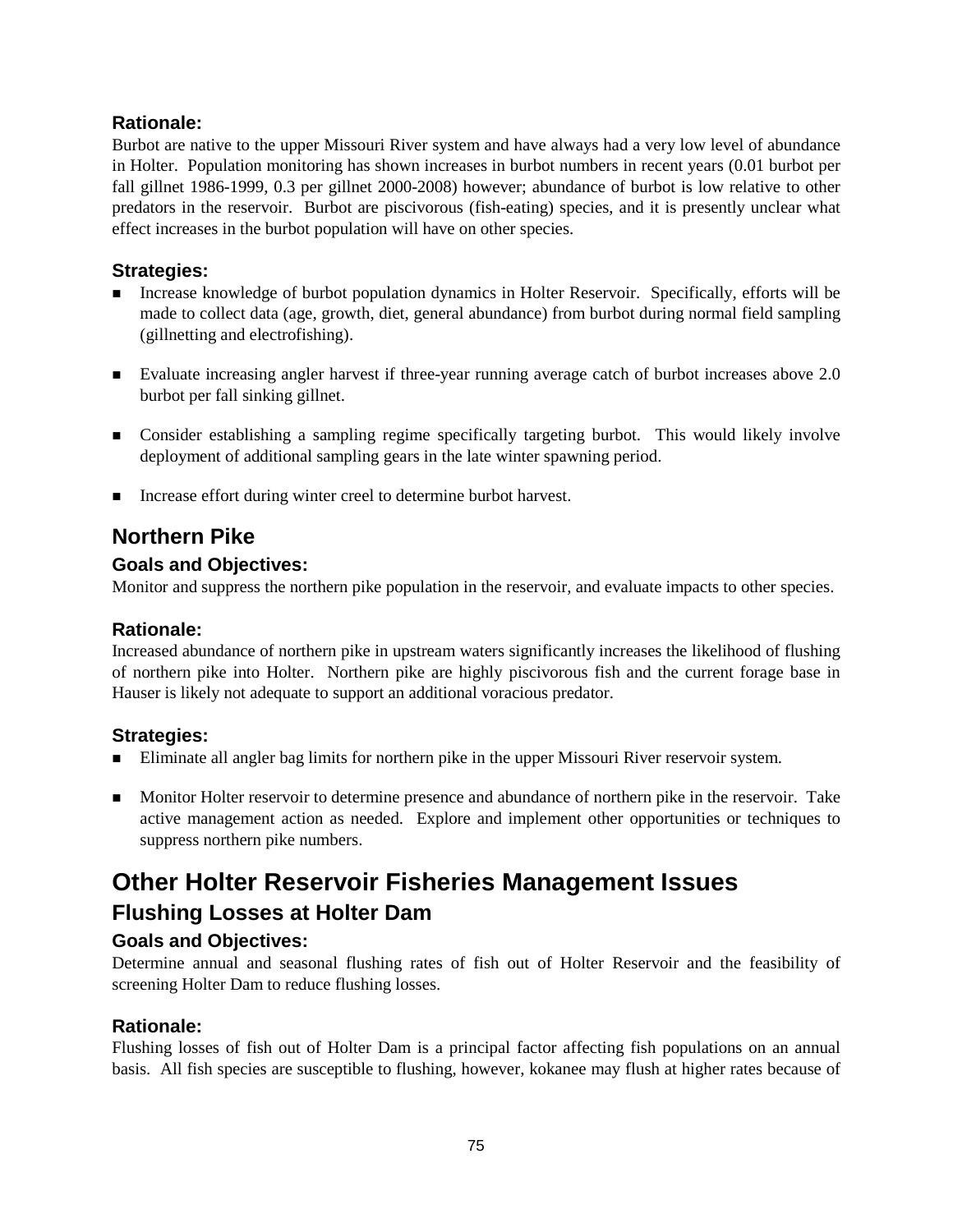### Rationale:

Burbot are native to the upper Missouri River system and have always had a very low level of abundance in Holter. Population monitoring has shown increases in burbot numbers in recent years (0.01 burbot per fall gillnet 1986-1999, 0.3 per gillnet 2000-2008) however; abundance of burbot is low relative to other predators in the reservoir. Burbot are piscivorous (fish-eating) species, and it is presently unclear what effect increases in the burbot population will have on other species.

### Strategies:

- Increase knowledge of burbot population dynamics in Holter Reservoir. Specifically, efforts will be made to collect data (age, growth, diet, general abundance) from burbot during normal field sampling (gillnetting and electrofishing).
- Evaluate increasing angler harvest if three-year running average catch of burbot increases above 2.0 burbot per fall sinking gillnet.
- Consider establishing a sampling regime specifically targeting burbot. This would likely involve deployment of additional sampling gears in the late winter spawning period.
- Increase effort during winter creel to determine burbot harvest.

## Northern Pike

### Goals and Objectives:

Monitor and suppress the northern pike population in the reservoir, and evaluate impacts to other species.

### Rationale:

Increased abundance of northern pike in upstream waters significantly increases the likelihood of flushing of northern pike into Holter. Northern pike are highly piscivorous fish and the current forage base in Hauser is likely not adequate to support an additional voracious predator.

### Strategies:

- Eliminate all angler bag limits for northern pike in the upper Missouri River reservoir system.
- Monitor Holter reservoir to determine presence and abundance of northern pike in the reservoir. Take active management action as needed. Explore and implement other opportunities or techniques to suppress northern pike numbers.

# Other Holter Reservoir Fisheries Management Issues

## Flushing Losses at Holter Dam

### Goals and Objectives:

Determine annual and seasonal flushing rates of fish out of Holter Reservoir and the feasibility of screening Holter Dam to reduce flushing losses.

### Rationale:

Flushing losses of fish out of Holter Dam is a principal factor affecting fish populations on an annual basis. All fish species are susceptible to flushing, however, kokanee may flush at higher rates because of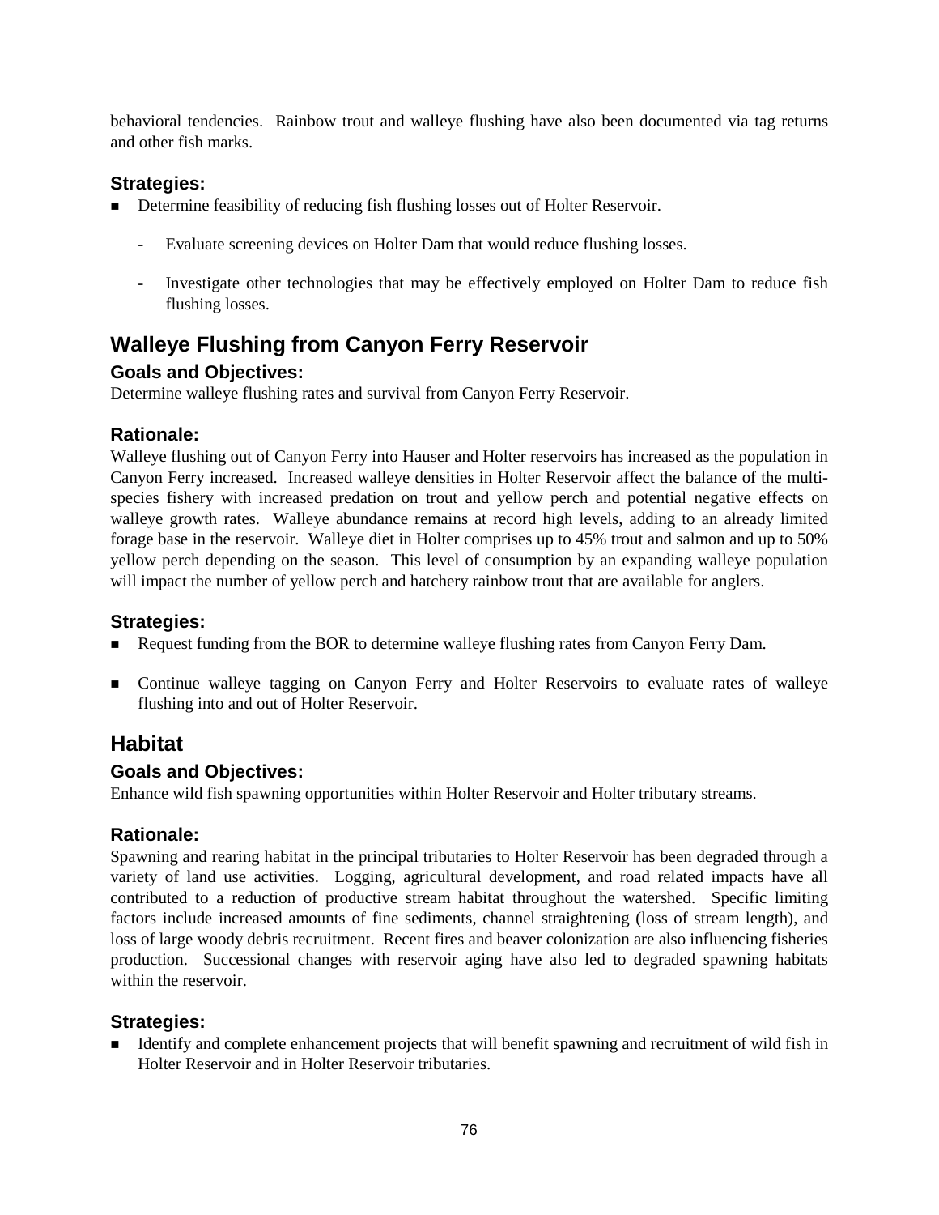behavioral tendencies. Rainbow trout and walleye flushing have also been documented via tag returns and other fish marks.

### Strategies:

- Determine feasibility of reducing fish flushing losses out of Holter Reservoir.
  - Evaluate screening devices on Holter Dam that would reduce flushing losses.
  - Investigate other technologies that may be effectively employed on Holter Dam to reduce fish flushing losses.

## Walleye Flushing from Canyon Ferry Reservoir

### Goals and Objectives:

Determine walleye flushing rates and survival from Canyon Ferry Reservoir.

### Rationale:

Walleye flushing out of Canyon Ferry into Hauser and Holter reservoirs has increased as the population in Canyon Ferry increased. Increased walleye densities in Holter Reservoir affect the balance of the multi-species fishery with increased predation on trout and yellow perch and potential negative effects on walleye growth rates. Walleye abundance remains at record high levels, adding to an already limited forage base in the reservoir. Walleye diet in Holter comprises up to 45% trout and salmon and up to 50% yellow perch depending on the season. This level of consumption by an expanding walleye population will impact the number of yellow perch and hatchery rainbow trout that are available for anglers.

### Strategies:

- Request funding from the BOR to determine walleye flushing rates from Canyon Ferry Dam.
- Continue walleye tagging on Canyon Ferry and Holter Reservoirs to evaluate rates of walleye flushing into and out of Holter Reservoir.

## Habitat

### Goals and Objectives:

Enhance wild fish spawning opportunities within Holter Reservoir and Holter tributary streams.

### Rationale:

Spawning and rearing habitat in the principal tributaries to Holter Reservoir has been degraded through a variety of land use activities. Logging, agricultural development, and road related impacts have all contributed to a reduction of productive stream habitat throughout the watershed. Specific limiting factors include increased amounts of fine sediments, channel straightening (loss of stream length), and loss of large woody debris recruitment. Recent fires and beaver colonization are also influencing fisheries production. Successional changes with reservoir aging have also led to degraded spawning habitats within the reservoir.

### Strategies:

- Identify and complete enhancement projects that will benefit spawning and recruitment of wild fish in Holter Reservoir and in Holter Reservoir tributaries.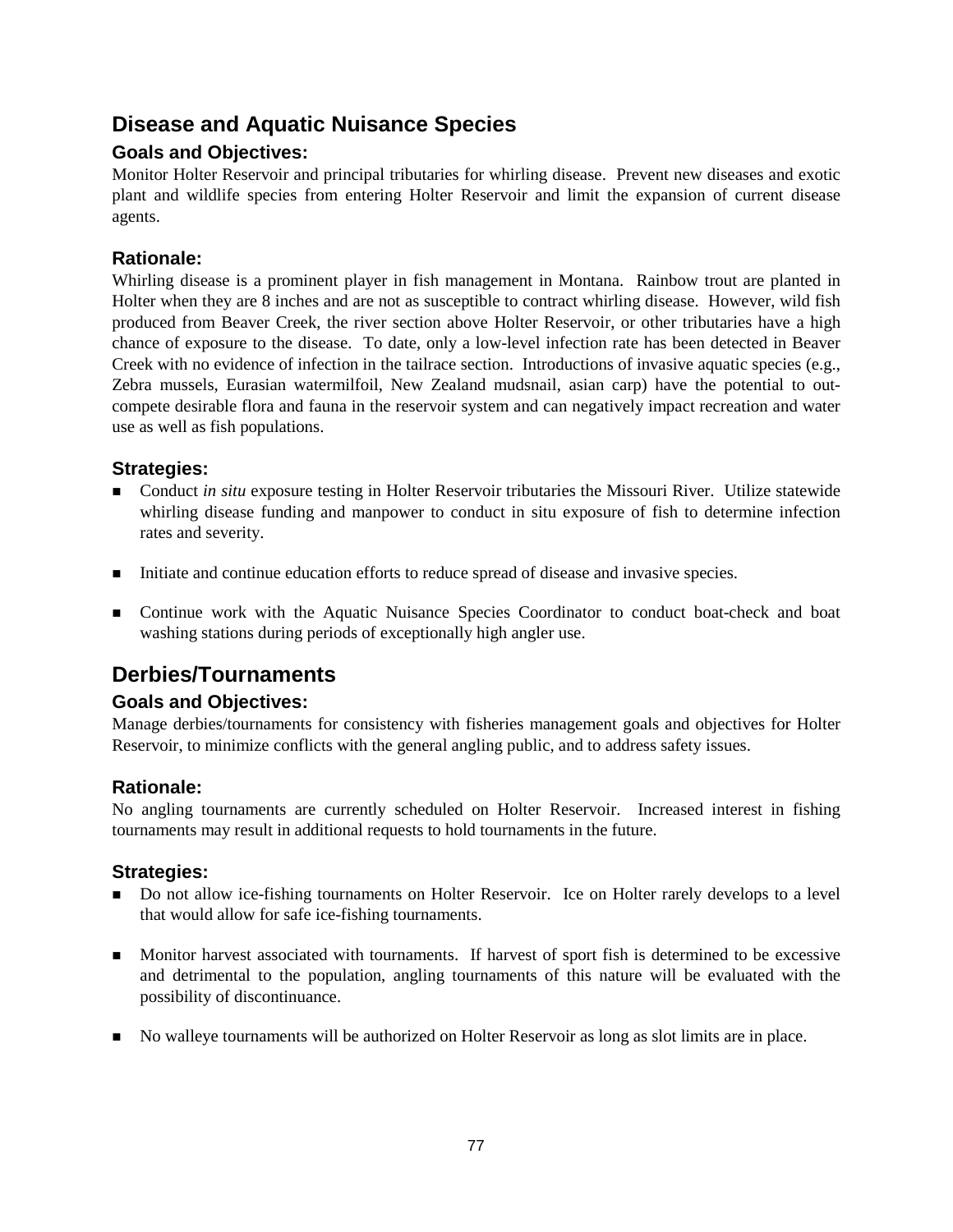## Disease and Aquatic Nuisance Species

### Goals and Objectives:

Monitor Holter Reservoir and principal tributaries for whirling disease. Prevent new diseases and exotic plant and wildlife species from entering Holter Reservoir and limit the expansion of current disease agents.

### Rationale:

Whirling disease is a prominent player in fish management in Montana. Rainbow trout are planted in Holter when they are 8 inches and are not as susceptible to contract whirling disease. However, wild fish produced from Beaver Creek, the river section above Holter Reservoir, or other tributaries have a high chance of exposure to the disease. To date, only a low-level infection rate has been detected in Beaver Creek with no evidence of infection in the tailrace section. Introductions of invasive aquatic species (e.g., Zebra mussels, Eurasian watermilfoil, New Zealand mudsnail, asian carp) have the potential to out-compete desirable flora and fauna in the reservoir system and can negatively impact recreation and water use as well as fish populations.

### Strategies:

- Conduct *in situ* exposure testing in Holter Reservoir tributaries the Missouri River. Utilize statewide whirling disease funding and manpower to conduct in situ exposure of fish to determine infection rates and severity.
- Initiate and continue education efforts to reduce spread of disease and invasive species.
- Continue work with the Aquatic Nuisance Species Coordinator to conduct boat-check and boat washing stations during periods of exceptionally high angler use.

## Derbies/Tournaments

### Goals and Objectives:

Manage derbies/tournaments for consistency with fisheries management goals and objectives for Holter Reservoir, to minimize conflicts with the general angling public, and to address safety issues.

### Rationale:

No angling tournaments are currently scheduled on Holter Reservoir. Increased interest in fishing tournaments may result in additional requests to hold tournaments in the future.

### Strategies:

- Do not allow ice-fishing tournaments on Holter Reservoir. Ice on Holter rarely develops to a level that would allow for safe ice-fishing tournaments.
- Monitor harvest associated with tournaments. If harvest of sport fish is determined to be excessive and detrimental to the population, angling tournaments of this nature will be evaluated with the possibility of discontinuance.
- No walleye tournaments will be authorized on Holter Reservoir as long as slot limits are in place.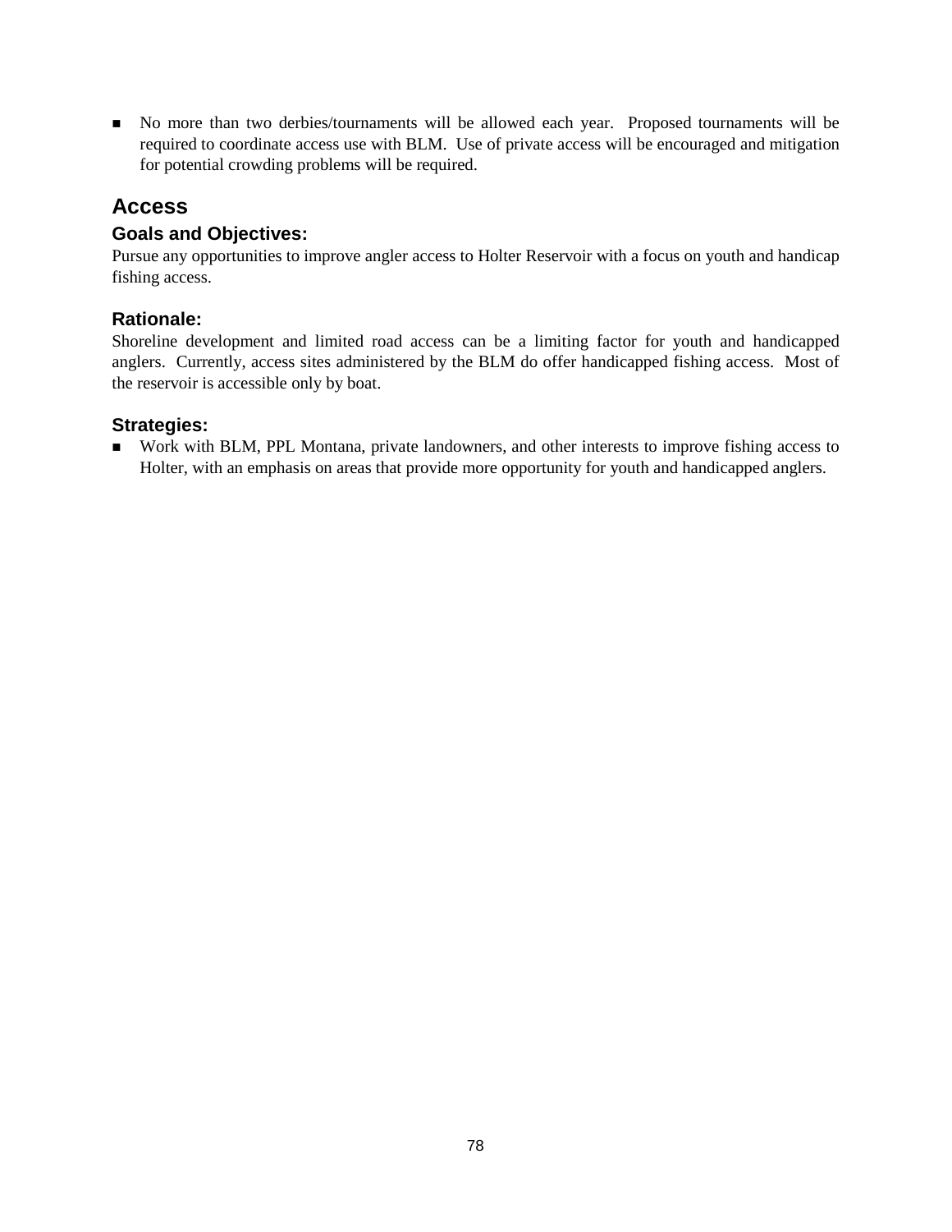- No more than two derbies/tournaments will be allowed each year. Proposed tournaments will be required to coordinate access use with BLM. Use of private access will be encouraged and mitigation for potential crowding problems will be required.

## Access

### Goals and Objectives:

Pursue any opportunities to improve angler access to Holter Reservoir with a focus on youth and handicap fishing access.

### Rationale:

Shoreline development and limited road access can be a limiting factor for youth and handicapped anglers. Currently, access sites administered by the BLM do offer handicapped fishing access. Most of the reservoir is accessible only by boat.

### Strategies:

- Work with BLM, PPL Montana, private landowners, and other interests to improve fishing access to Holter, with an emphasis on areas that provide more opportunity for youth and handicapped anglers.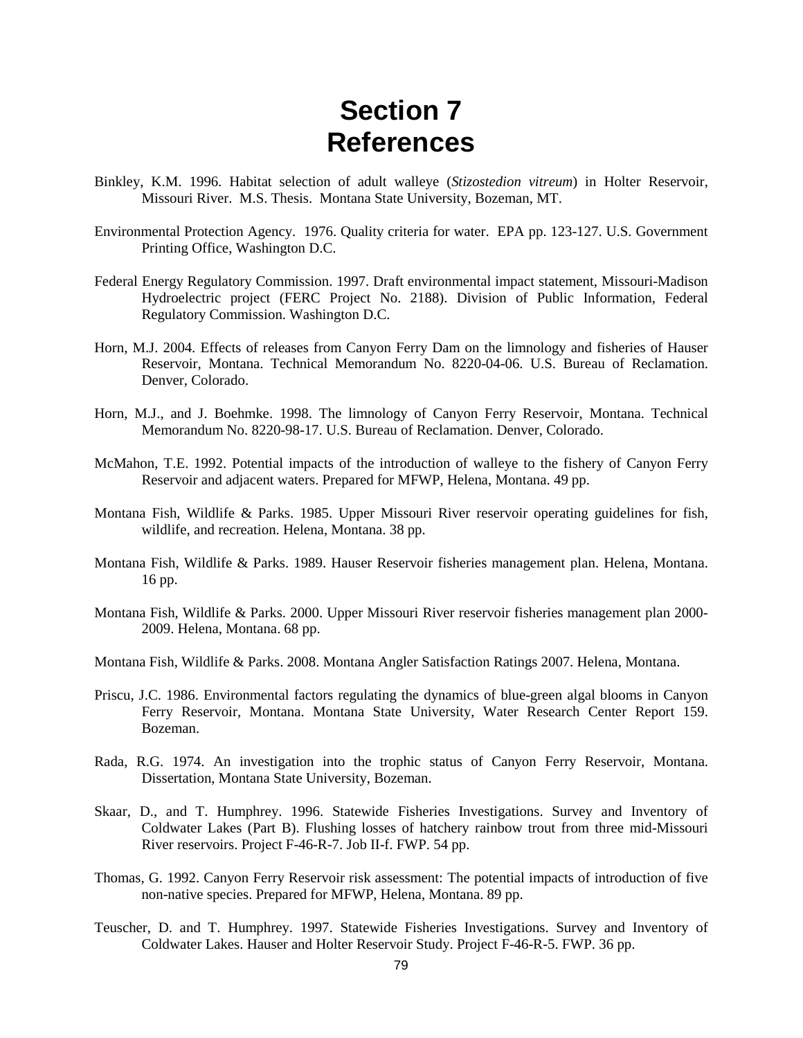# Section 7
# References

Binkley, K.M. 1996. Habitat selection of adult walleye (*Stizostedion vitreum*) in Holter Reservoir, Missouri River. M.S. Thesis. Montana State University, Bozeman, MT.

Environmental Protection Agency. 1976. Quality criteria for water. EPA pp. 123-127. U.S. Government Printing Office, Washington D.C.

Federal Energy Regulatory Commission. 1997. Draft environmental impact statement, Missouri-Madison Hydroelectric project (FERC Project No. 2188). Division of Public Information, Federal Regulatory Commission. Washington D.C.

Horn, M.J. 2004. Effects of releases from Canyon Ferry Dam on the limnology and fisheries of Hauser Reservoir, Montana. Technical Memorandum No. 8220-04-06. U.S. Bureau of Reclamation. Denver, Colorado.

Horn, M.J., and J. Boehmke. 1998. The limnology of Canyon Ferry Reservoir, Montana. Technical Memorandum No. 8220-98-17. U.S. Bureau of Reclamation. Denver, Colorado.

McMahon, T.E. 1992. Potential impacts of the introduction of walleye to the fishery of Canyon Ferry Reservoir and adjacent waters. Prepared for MFWP, Helena, Montana. 49 pp.

Montana Fish, Wildlife & Parks. 1985. Upper Missouri River reservoir operating guidelines for fish, wildlife, and recreation. Helena, Montana. 38 pp.

Montana Fish, Wildlife & Parks. 1989. Hauser Reservoir fisheries management plan. Helena, Montana. 16 pp.

Montana Fish, Wildlife & Parks. 2000. Upper Missouri River reservoir fisheries management plan 2000-2009. Helena, Montana. 68 pp.

Montana Fish, Wildlife & Parks. 2008. Montana Angler Satisfaction Ratings 2007. Helena, Montana.

Priscu, J.C. 1986. Environmental factors regulating the dynamics of blue-green algal blooms in Canyon Ferry Reservoir, Montana. Montana State University, Water Research Center Report 159. Bozeman.

Rada, R.G. 1974. An investigation into the trophic status of Canyon Ferry Reservoir, Montana. Dissertation, Montana State University, Bozeman.

Skaar, D., and T. Humphrey. 1996. Statewide Fisheries Investigations. Survey and Inventory of Coldwater Lakes (Part B). Flushing losses of hatchery rainbow trout from three mid-Missouri River reservoirs. Project F-46-R-7. Job II-f. FWP. 54 pp.

Thomas, G. 1992. Canyon Ferry Reservoir risk assessment: The potential impacts of introduction of five non-native species. Prepared for MFWP, Helena, Montana. 89 pp.

Teuscher, D. and T. Humphrey. 1997. Statewide Fisheries Investigations. Survey and Inventory of Coldwater Lakes. Hauser and Holter Reservoir Study. Project F-46-R-5. FWP. 36 pp.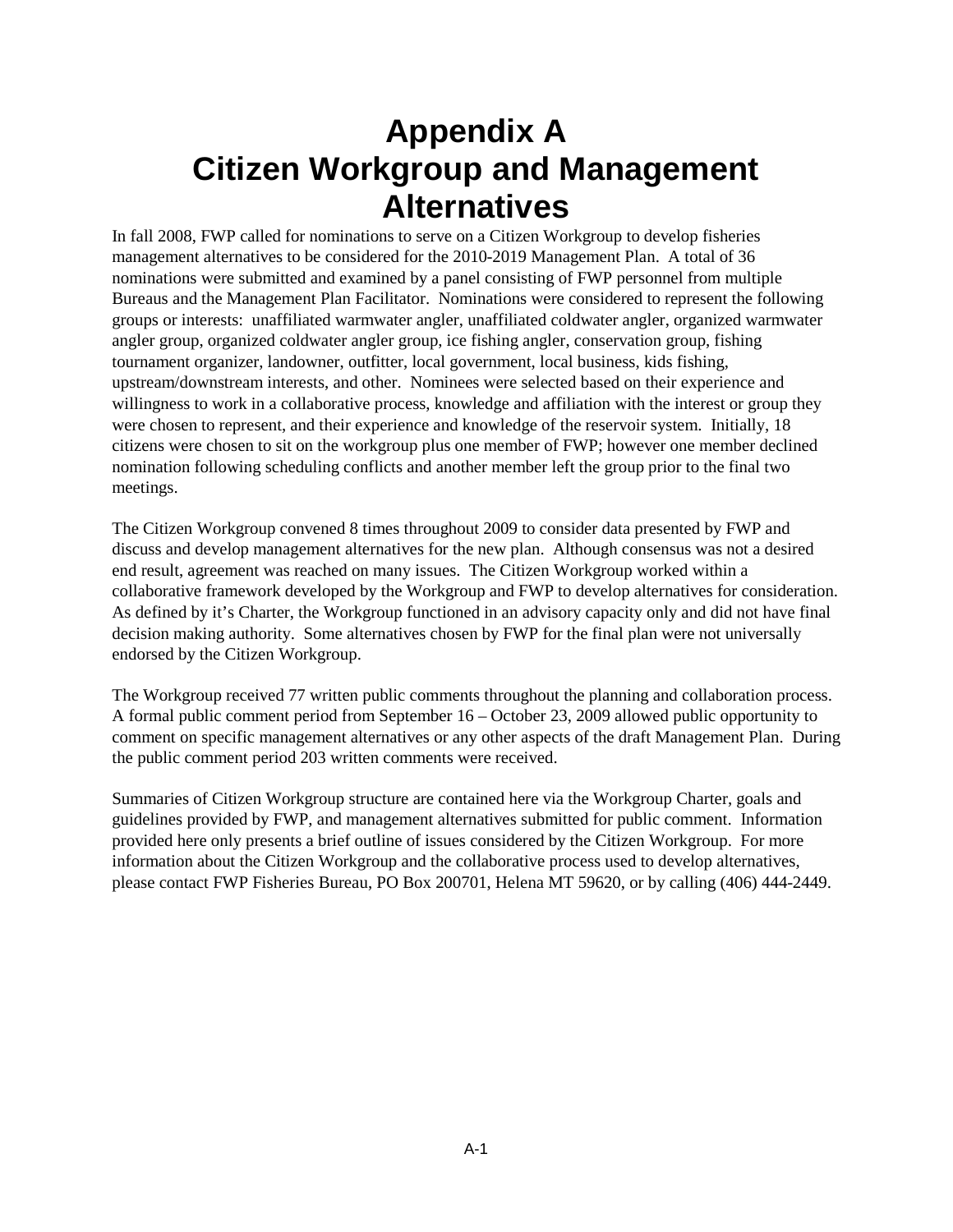# Appendix A
# Citizen Workgroup and Management Alternatives

In fall 2008, FWP called for nominations to serve on a Citizen Workgroup to develop fisheries management alternatives to be considered for the 2010-2019 Management Plan. A total of 36 nominations were submitted and examined by a panel consisting of FWP personnel from multiple Bureaus and the Management Plan Facilitator. Nominations were considered to represent the following groups or interests: unaffiliated warmwater angler, unaffiliated coldwater angler, organized warmwater angler group, organized coldwater angler group, ice fishing angler, conservation group, fishing tournament organizer, landowner, outfitter, local government, local business, kids fishing, upstream/downstream interests, and other. Nominees were selected based on their experience and willingness to work in a collaborative process, knowledge and affiliation with the interest or group they were chosen to represent, and their experience and knowledge of the reservoir system. Initially, 18 citizens were chosen to sit on the workgroup plus one member of FWP; however one member declined nomination following scheduling conflicts and another member left the group prior to the final two meetings.

The Citizen Workgroup convened 8 times throughout 2009 to consider data presented by FWP and discuss and develop management alternatives for the new plan. Although consensus was not a desired end result, agreement was reached on many issues. The Citizen Workgroup worked within a collaborative framework developed by the Workgroup and FWP to develop alternatives for consideration. As defined by it's Charter, the Workgroup functioned in an advisory capacity only and did not have final decision making authority. Some alternatives chosen by FWP for the final plan were not universally endorsed by the Citizen Workgroup.

The Workgroup received 77 written public comments throughout the planning and collaboration process. A formal public comment period from September 16 – October 23, 2009 allowed public opportunity to comment on specific management alternatives or any other aspects of the draft Management Plan. During the public comment period 203 written comments were received.

Summaries of Citizen Workgroup structure are contained here via the Workgroup Charter, goals and guidelines provided by FWP, and management alternatives submitted for public comment. Information provided here only presents a brief outline of issues considered by the Citizen Workgroup. For more information about the Citizen Workgroup and the collaborative process used to develop alternatives, please contact FWP Fisheries Bureau, PO Box 200701, Helena MT 59620, or by calling (406) 444-2449.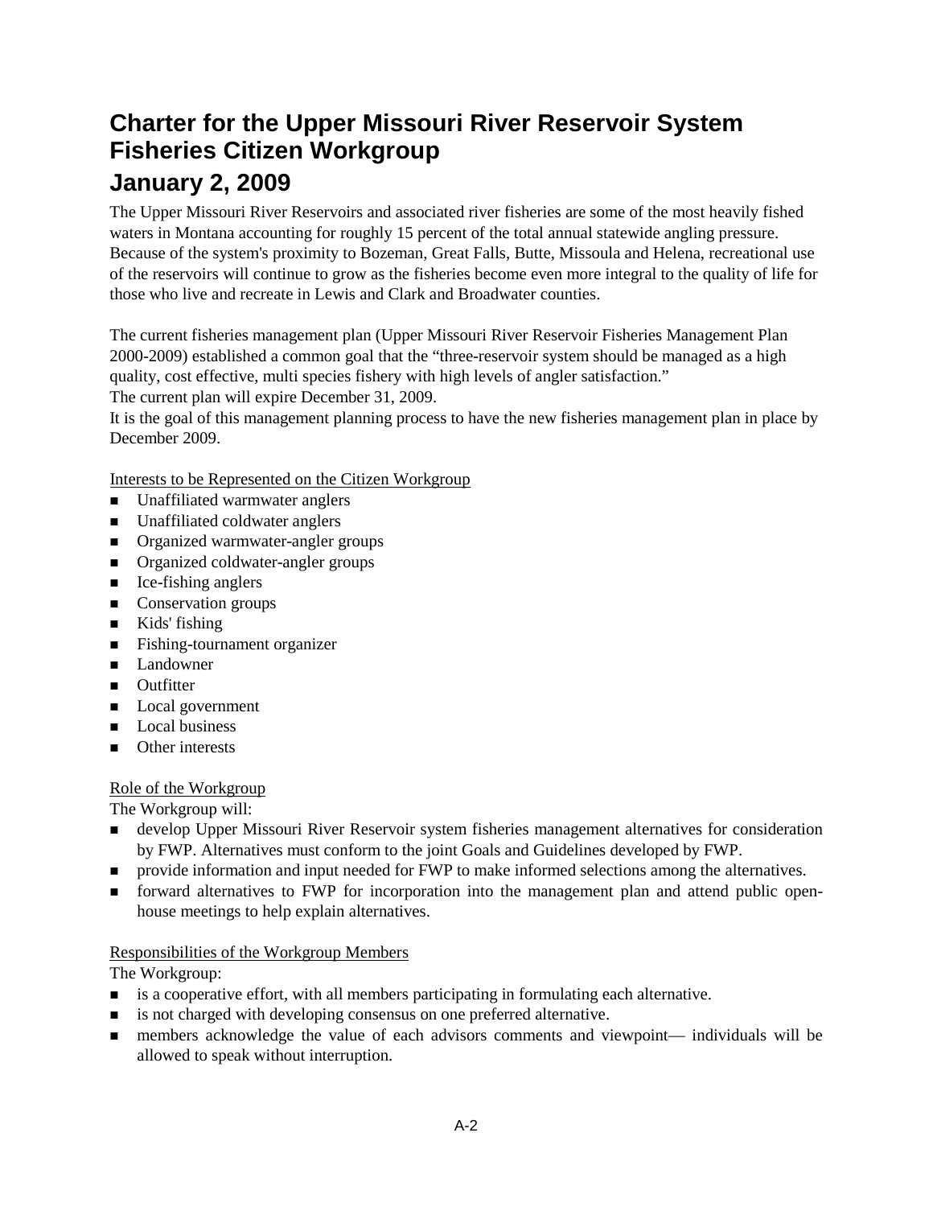# Charter for the Upper Missouri River Reservoir System Fisheries Citizen Workgroup

# January 2, 2009

The Upper Missouri River Reservoirs and associated river fisheries are some of the most heavily fished waters in Montana accounting for roughly 15 percent of the total annual statewide angling pressure. Because of the system's proximity to Bozeman, Great Falls, Butte, Missoula and Helena, recreational use of the reservoirs will continue to grow as the fisheries become even more integral to the quality of life for those who live and recreate in Lewis and Clark and Broadwater counties.

The current fisheries management plan (Upper Missouri River Reservoir Fisheries Management Plan 2000-2009) established a common goal that the "three-reservoir system should be managed as a high quality, cost effective, multi species fishery with high levels of angler satisfaction."
The current plan will expire December 31, 2009.
It is the goal of this management planning process to have the new fisheries management plan in place by December 2009.

Interests to be Represented on the Citizen Workgroup

- Unaffiliated warmwater anglers
- Unaffiliated coldwater anglers
- Organized warmwater-angler groups
- Organized coldwater-angler groups
- Ice-fishing anglers
- Conservation groups
- Kids' fishing
- Fishing-tournament organizer
- Landowner
- Outfitter
- Local government
- Local business
- Other interests

Role of the Workgroup

The Workgroup will:

- develop Upper Missouri River Reservoir system fisheries management alternatives for consideration by FWP. Alternatives must conform to the joint Goals and Guidelines developed by FWP.
- provide information and input needed for FWP to make informed selections among the alternatives.
- forward alternatives to FWP for incorporation into the management plan and attend public open-house meetings to help explain alternatives.

Responsibilities of the Workgroup Members

The Workgroup:

- is a cooperative effort, with all members participating in formulating each alternative.
- is not charged with developing consensus on one preferred alternative.
- members acknowledge the value of each advisors comments and viewpoint— individuals will be allowed to speak without interruption.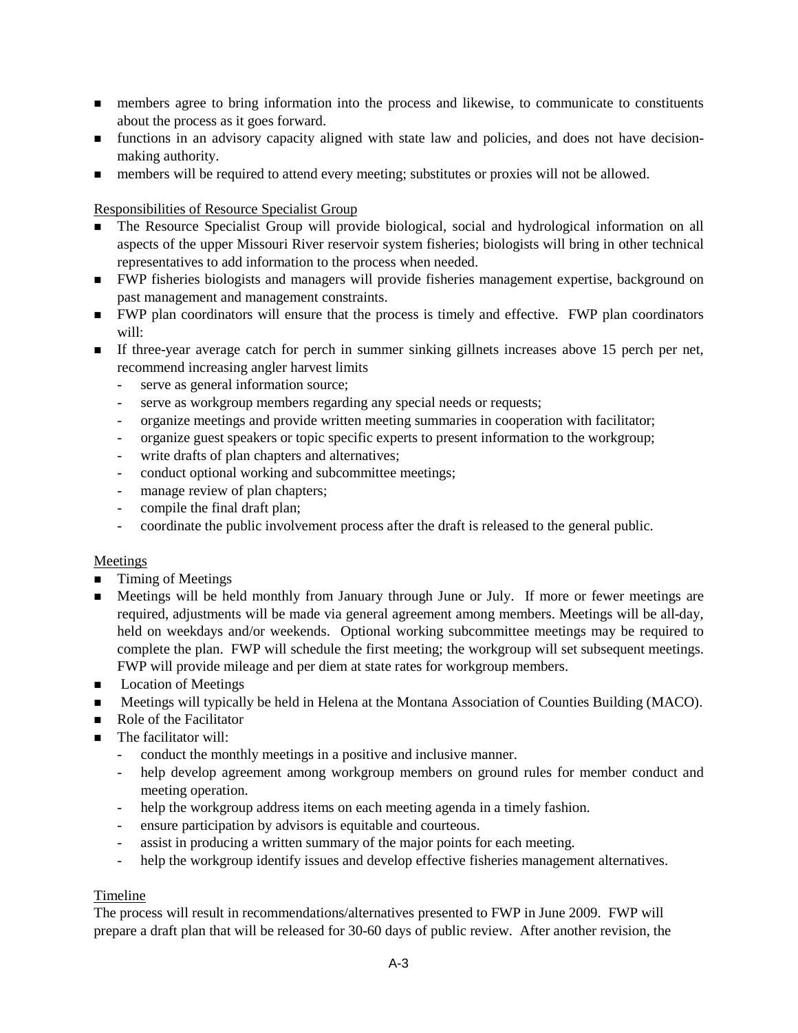- members agree to bring information into the process and likewise, to communicate to constituents about the process as it goes forward.
- functions in an advisory capacity aligned with state law and policies, and does not have decision-making authority.
- members will be required to attend every meeting; substitutes or proxies will not be allowed.

Responsibilities of Resource Specialist Group

- The Resource Specialist Group will provide biological, social and hydrological information on all aspects of the upper Missouri River reservoir system fisheries; biologists will bring in other technical representatives to add information to the process when needed.
- FWP fisheries biologists and managers will provide fisheries management expertise, background on past management and management constraints.
- FWP plan coordinators will ensure that the process is timely and effective. FWP plan coordinators will:
- If three-year average catch for perch in summer sinking gillnets increases above 15 perch per net, recommend increasing angler harvest limits
    - serve as general information source;
    - serve as workgroup members regarding any special needs or requests;
    - organize meetings and provide written meeting summaries in cooperation with facilitator;
    - organize guest speakers or topic specific experts to present information to the workgroup;
    - write drafts of plan chapters and alternatives;
    - conduct optional working and subcommittee meetings;
    - manage review of plan chapters;
    - compile the final draft plan;
    - coordinate the public involvement process after the draft is released to the general public.

Meetings

- Timing of Meetings
- Meetings will be held monthly from January through June or July. If more or fewer meetings are required, adjustments will be made via general agreement among members. Meetings will be all-day, held on weekdays and/or weekends. Optional working subcommittee meetings may be required to complete the plan. FWP will schedule the first meeting; the workgroup will set subsequent meetings. FWP will provide mileage and per diem at state rates for workgroup members.
- Location of Meetings
- Meetings will typically be held in Helena at the Montana Association of Counties Building (MACO).
- Role of the Facilitator
- The facilitator will:
    - conduct the monthly meetings in a positive and inclusive manner.
    - help develop agreement among workgroup members on ground rules for member conduct and meeting operation.
    - help the workgroup address items on each meeting agenda in a timely fashion.
    - ensure participation by advisors is equitable and courteous.
    - assist in producing a written summary of the major points for each meeting.
    - help the workgroup identify issues and develop effective fisheries management alternatives.

Timeline

The process will result in recommendations/alternatives presented to FWP in June 2009. FWP will prepare a draft plan that will be released for 30-60 days of public review. After another revision, the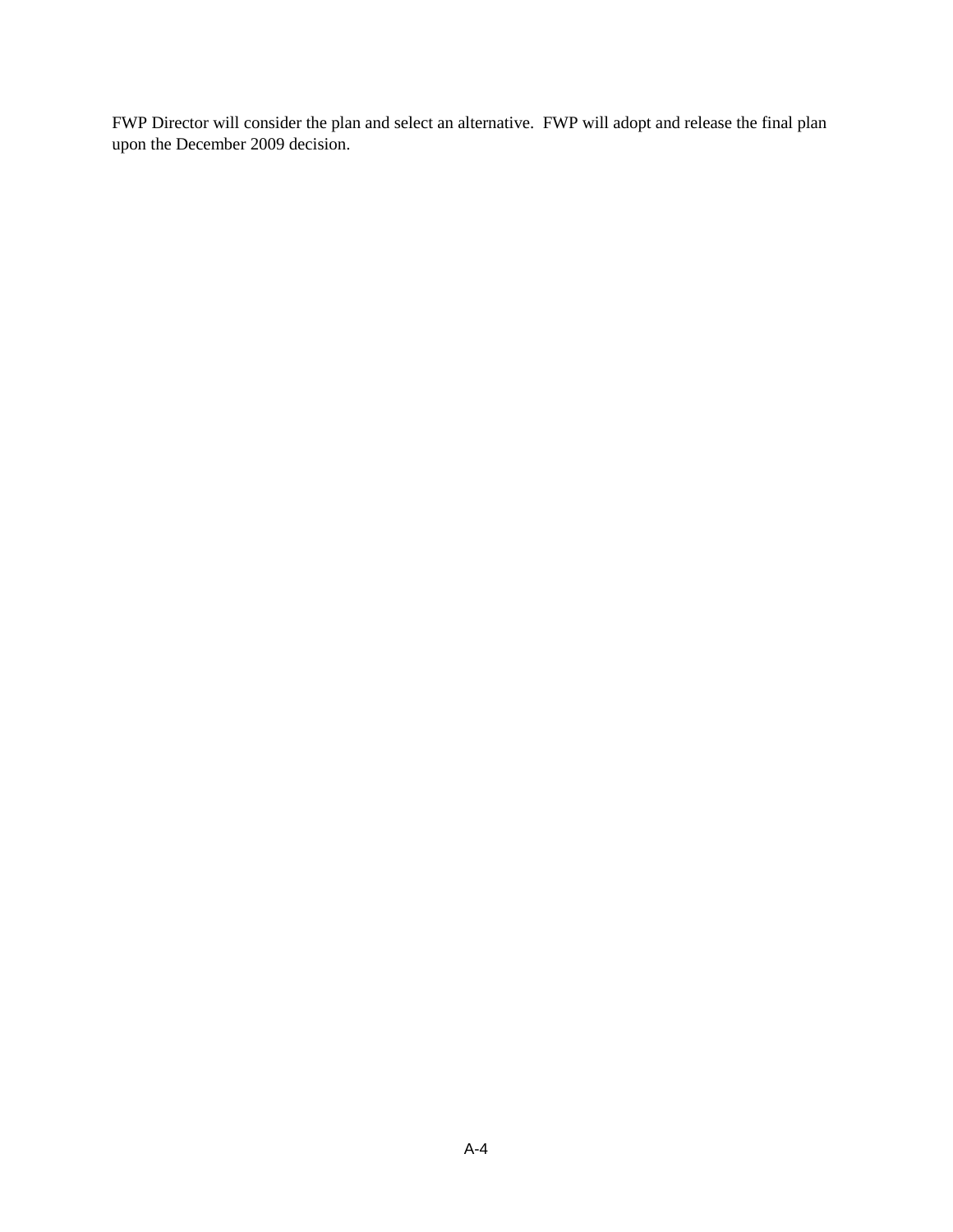FWP Director will consider the plan and select an alternative. FWP will adopt and release the final plan upon the December 2009 decision.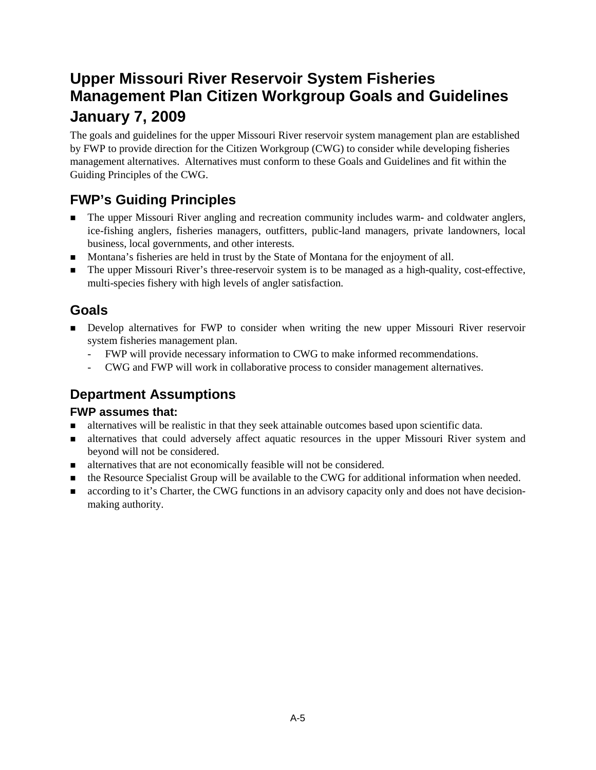# Upper Missouri River Reservoir System Fisheries Management Plan Citizen Workgroup Goals and Guidelines

# January 7, 2009

The goals and guidelines for the upper Missouri River reservoir system management plan are established by FWP to provide direction for the Citizen Workgroup (CWG) to consider while developing fisheries management alternatives. Alternatives must conform to these Goals and Guidelines and fit within the Guiding Principles of the CWG.

## FWP's Guiding Principles

- The upper Missouri River angling and recreation community includes warm- and coldwater anglers, ice-fishing anglers, fisheries managers, outfitters, public-land managers, private landowners, local business, local governments, and other interests.
- Montana's fisheries are held in trust by the State of Montana for the enjoyment of all.
- The upper Missouri River's three-reservoir system is to be managed as a high-quality, cost-effective, multi-species fishery with high levels of angler satisfaction.

## Goals

- Develop alternatives for FWP to consider when writing the new upper Missouri River reservoir system fisheries management plan.
  - FWP will provide necessary information to CWG to make informed recommendations.
  - CWG and FWP will work in collaborative process to consider management alternatives.

## Department Assumptions

### FWP assumes that:

- alternatives will be realistic in that they seek attainable outcomes based upon scientific data.
- alternatives that could adversely affect aquatic resources in the upper Missouri River system and beyond will not be considered.
- alternatives that are not economically feasible will not be considered.
- the Resource Specialist Group will be available to the CWG for additional information when needed.
- according to it's Charter, the CWG functions in an advisory capacity only and does not have decision-making authority.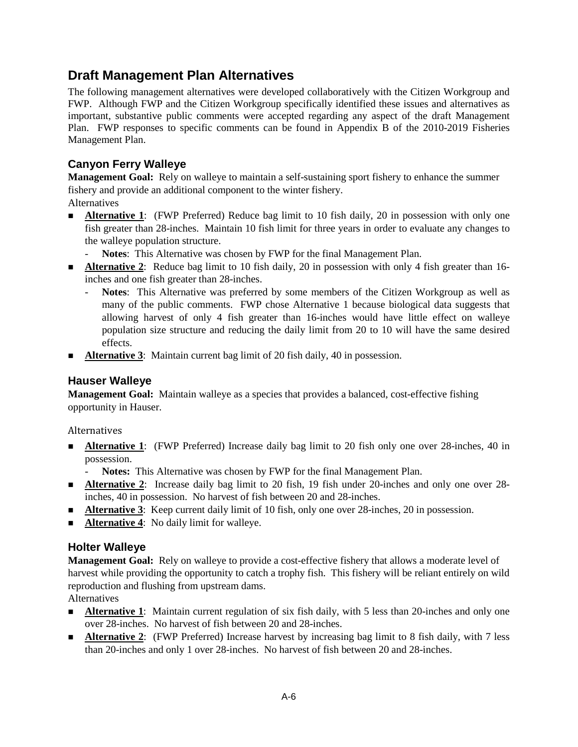## Draft Management Plan Alternatives

The following management alternatives were developed collaboratively with the Citizen Workgroup and FWP. Although FWP and the Citizen Workgroup specifically identified these issues and alternatives as important, substantive public comments were accepted regarding any aspect of the draft Management Plan. FWP responses to specific comments can be found in Appendix B of the 2010-2019 Fisheries Management Plan.

### Canyon Ferry Walleye

**Management Goal:** Rely on walleye to maintain a self-sustaining sport fishery to enhance the summer fishery and provide an additional component to the winter fishery.

Alternatives

- **Alternative 1**: (FWP Preferred) Reduce bag limit to 10 fish daily, 20 in possession with only one fish greater than 28-inches. Maintain 10 fish limit for three years in order to evaluate any changes to the walleye population structure.
  - **Notes**: This Alternative was chosen by FWP for the final Management Plan.
- **Alternative 2**: Reduce bag limit to 10 fish daily, 20 in possession with only 4 fish greater than 16-inches and one fish greater than 28-inches.
  - **Notes**: This Alternative was preferred by some members of the Citizen Workgroup as well as many of the public comments. FWP chose Alternative 1 because biological data suggests that allowing harvest of only 4 fish greater than 16-inches would have little effect on walleye population size structure and reducing the daily limit from 20 to 10 will have the same desired effects.
- **Alternative 3**: Maintain current bag limit of 20 fish daily, 40 in possession.

### Hauser Walleye

**Management Goal:** Maintain walleye as a species that provides a balanced, cost-effective fishing opportunity in Hauser.

Alternatives

- **Alternative 1**: (FWP Preferred) Increase daily bag limit to 20 fish only one over 28-inches, 40 in possession.
  - **Notes:** This Alternative was chosen by FWP for the final Management Plan.
- **Alternative 2**: Increase daily bag limit to 20 fish, 19 fish under 20-inches and only one over 28-inches, 40 in possession. No harvest of fish between 20 and 28-inches.
- **Alternative 3**: Keep current daily limit of 10 fish, only one over 28-inches, 20 in possession.
- **Alternative 4**: No daily limit for walleye.

### Holter Walleye

**Management Goal:** Rely on walleye to provide a cost-effective fishery that allows a moderate level of harvest while providing the opportunity to catch a trophy fish. This fishery will be reliant entirely on wild reproduction and flushing from upstream dams.

Alternatives

- **Alternative 1**: Maintain current regulation of six fish daily, with 5 less than 20-inches and only one over 28-inches. No harvest of fish between 20 and 28-inches.
- **Alternative 2**: (FWP Preferred) Increase harvest by increasing bag limit to 8 fish daily, with 7 less than 20-inches and only 1 over 28-inches. No harvest of fish between 20 and 28-inches.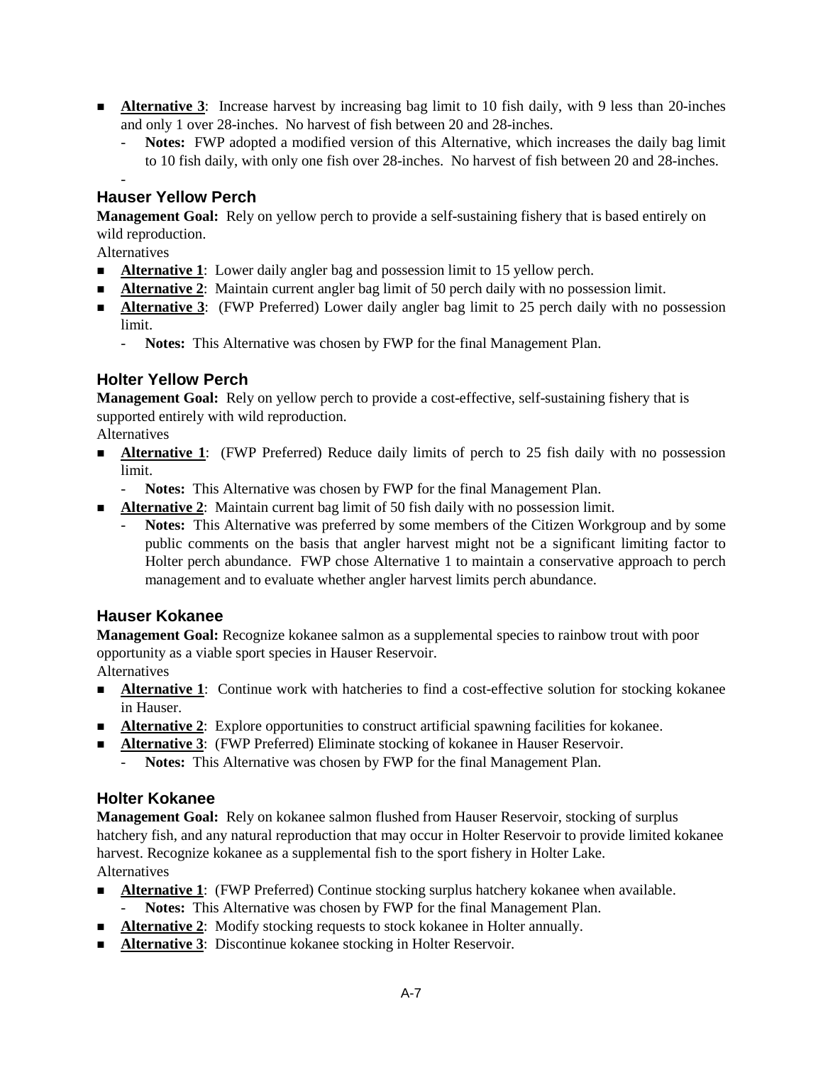- **Alternative 3**: Increase harvest by increasing bag limit to 10 fish daily, with 9 less than 20-inches and only 1 over 28-inches. No harvest of fish between 20 and 28-inches.
  - **Notes:** FWP adopted a modified version of this Alternative, which increases the daily bag limit to 10 fish daily, with only one fish over 28-inches. No harvest of fish between 20 and 28-inches.
  -

### Hauser Yellow Perch

**Management Goal:** Rely on yellow perch to provide a self-sustaining fishery that is based entirely on wild reproduction.

Alternatives

- **Alternative 1**: Lower daily angler bag and possession limit to 15 yellow perch.
- **Alternative 2**: Maintain current angler bag limit of 50 perch daily with no possession limit.
- **Alternative 3**: (FWP Preferred) Lower daily angler bag limit to 25 perch daily with no possession limit.
  - **Notes:** This Alternative was chosen by FWP for the final Management Plan.

### Holter Yellow Perch

**Management Goal:** Rely on yellow perch to provide a cost-effective, self-sustaining fishery that is supported entirely with wild reproduction.

Alternatives

- **Alternative 1**: (FWP Preferred) Reduce daily limits of perch to 25 fish daily with no possession limit.
  - **Notes:** This Alternative was chosen by FWP for the final Management Plan.
- **Alternative 2**: Maintain current bag limit of 50 fish daily with no possession limit.
  - **Notes:** This Alternative was preferred by some members of the Citizen Workgroup and by some public comments on the basis that angler harvest might not be a significant limiting factor to Holter perch abundance. FWP chose Alternative 1 to maintain a conservative approach to perch management and to evaluate whether angler harvest limits perch abundance.

### Hauser Kokanee

**Management Goal:** Recognize kokanee salmon as a supplemental species to rainbow trout with poor opportunity as a viable sport species in Hauser Reservoir.

Alternatives

- **Alternative 1**: Continue work with hatcheries to find a cost-effective solution for stocking kokanee in Hauser.
- **Alternative 2**: Explore opportunities to construct artificial spawning facilities for kokanee.
- **Alternative 3**: (FWP Preferred) Eliminate stocking of kokanee in Hauser Reservoir.
  - **Notes:** This Alternative was chosen by FWP for the final Management Plan.

### Holter Kokanee

**Management Goal:** Rely on kokanee salmon flushed from Hauser Reservoir, stocking of surplus hatchery fish, and any natural reproduction that may occur in Holter Reservoir to provide limited kokanee harvest. Recognize kokanee as a supplemental fish to the sport fishery in Holter Lake.

Alternatives

- **Alternative 1**: (FWP Preferred) Continue stocking surplus hatchery kokanee when available.
  - **Notes:** This Alternative was chosen by FWP for the final Management Plan.
- **Alternative 2**: Modify stocking requests to stock kokanee in Holter annually.
- **Alternative 3**: Discontinue kokanee stocking in Holter Reservoir.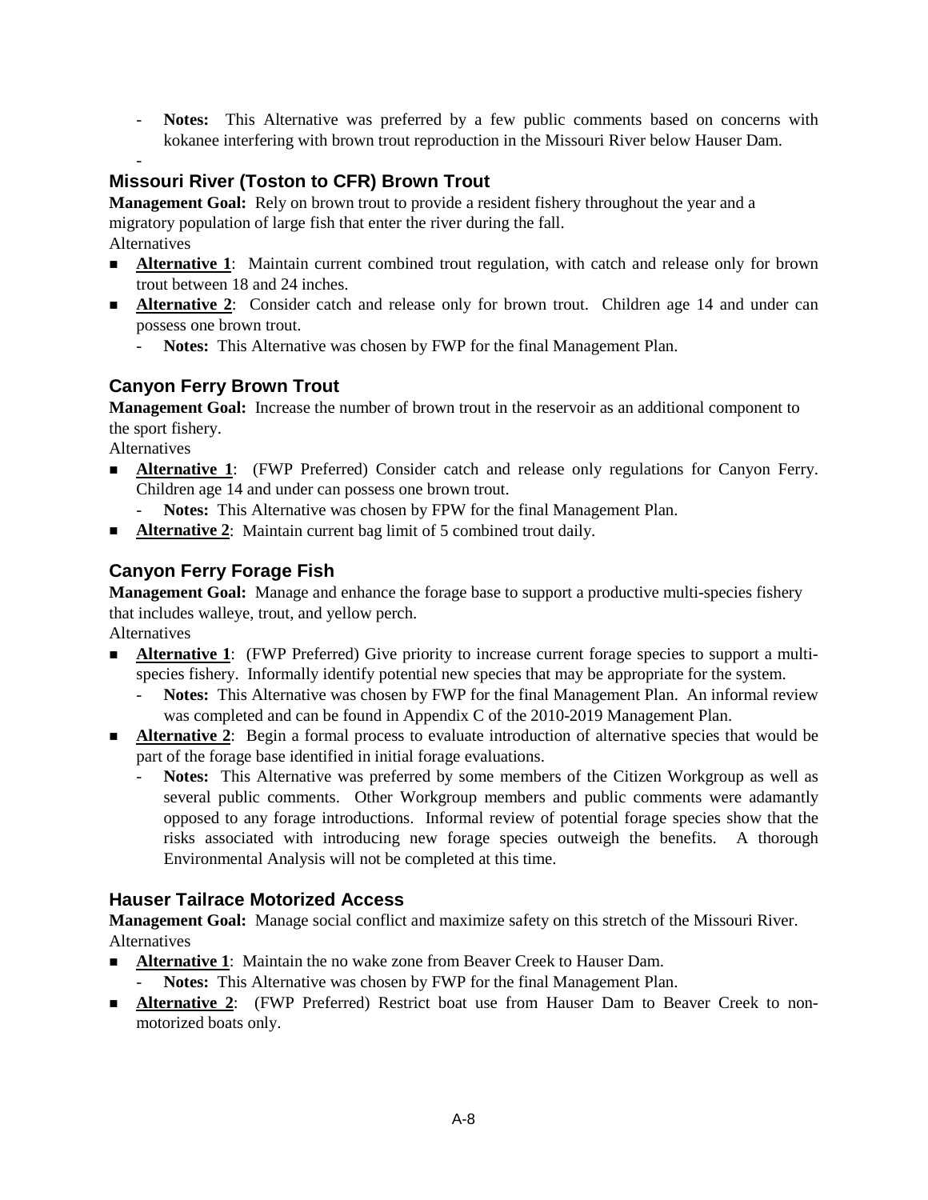- **Notes:** This Alternative was preferred by a few public comments based on concerns with kokanee interfering with brown trout reproduction in the Missouri River below Hauser Dam.
-

### Missouri River (Toston to CFR) Brown Trout

**Management Goal:** Rely on brown trout to provide a resident fishery throughout the year and a migratory population of large fish that enter the river during the fall.

Alternatives

- **Alternative 1**: Maintain current combined trout regulation, with catch and release only for brown trout between 18 and 24 inches.
- **Alternative 2**: Consider catch and release only for brown trout. Children age 14 and under can possess one brown trout.
  - **Notes:** This Alternative was chosen by FWP for the final Management Plan.

### Canyon Ferry Brown Trout

**Management Goal:** Increase the number of brown trout in the reservoir as an additional component to the sport fishery.

Alternatives

- **Alternative 1**: (FWP Preferred) Consider catch and release only regulations for Canyon Ferry. Children age 14 and under can possess one brown trout.
  - **Notes:** This Alternative was chosen by FPW for the final Management Plan.
- **Alternative 2**: Maintain current bag limit of 5 combined trout daily.

### Canyon Ferry Forage Fish

**Management Goal:** Manage and enhance the forage base to support a productive multi-species fishery that includes walleye, trout, and yellow perch.

Alternatives

- **Alternative 1**: (FWP Preferred) Give priority to increase current forage species to support a multi-species fishery. Informally identify potential new species that may be appropriate for the system.
  - **Notes:** This Alternative was chosen by FWP for the final Management Plan. An informal review was completed and can be found in Appendix C of the 2010-2019 Management Plan.
- **Alternative 2**: Begin a formal process to evaluate introduction of alternative species that would be part of the forage base identified in initial forage evaluations.
  - **Notes:** This Alternative was preferred by some members of the Citizen Workgroup as well as several public comments. Other Workgroup members and public comments were adamantly opposed to any forage introductions. Informal review of potential forage species show that the risks associated with introducing new forage species outweigh the benefits. A thorough Environmental Analysis will not be completed at this time.

### Hauser Tailrace Motorized Access

**Management Goal:** Manage social conflict and maximize safety on this stretch of the Missouri River.

Alternatives

- **Alternative 1**: Maintain the no wake zone from Beaver Creek to Hauser Dam.
  - **Notes:** This Alternative was chosen by FWP for the final Management Plan.
- **Alternative 2**: (FWP Preferred) Restrict boat use from Hauser Dam to Beaver Creek to non-motorized boats only.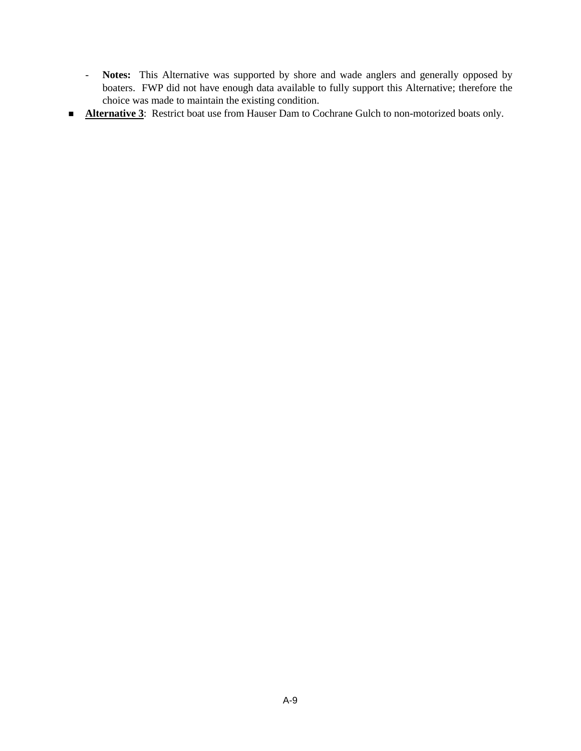- **Notes:** This Alternative was supported by shore and wade anglers and generally opposed by boaters. FWP did not have enough data available to fully support this Alternative; therefore the choice was made to maintain the existing condition.

- **Alternative 3**: Restrict boat use from Hauser Dam to Cochrane Gulch to non-motorized boats only.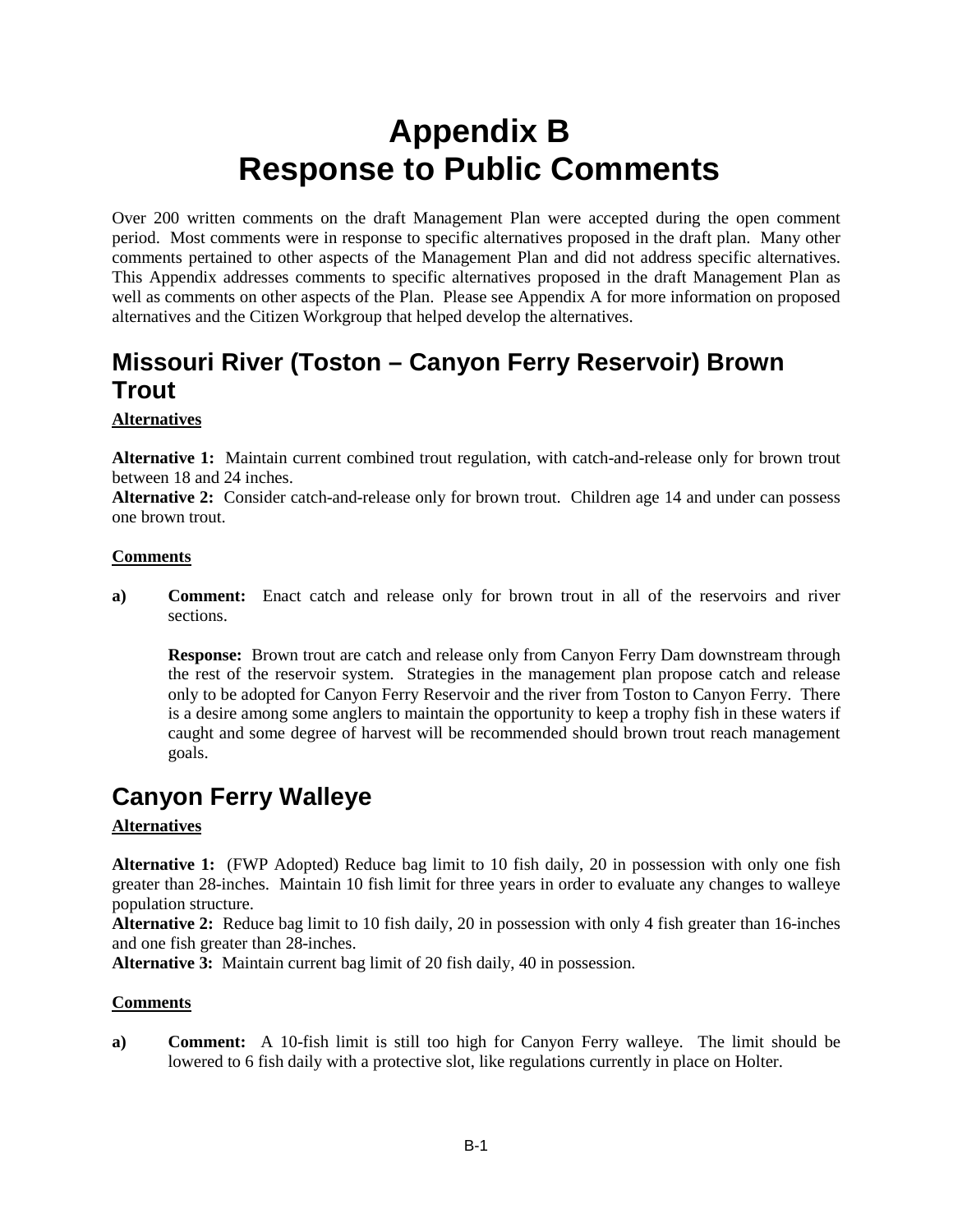# Appendix B
# Response to Public Comments

Over 200 written comments on the draft Management Plan were accepted during the open comment period. Most comments were in response to specific alternatives proposed in the draft plan. Many other comments pertained to other aspects of the Management Plan and did not address specific alternatives. This Appendix addresses comments to specific alternatives proposed in the draft Management Plan as well as comments on other aspects of the Plan. Please see Appendix A for more information on proposed alternatives and the Citizen Workgroup that helped develop the alternatives.

## Missouri River (Toston – Canyon Ferry Reservoir) Brown Trout

**Alternatives**

**Alternative 1:** Maintain current combined trout regulation, with catch-and-release only for brown trout between 18 and 24 inches.
**Alternative 2:** Consider catch-and-release only for brown trout. Children age 14 and under can possess one brown trout.

**Comments**

**a)** **Comment:** Enact catch and release only for brown trout in all of the reservoirs and river sections.

**Response:** Brown trout are catch and release only from Canyon Ferry Dam downstream through the rest of the reservoir system. Strategies in the management plan propose catch and release only to be adopted for Canyon Ferry Reservoir and the river from Toston to Canyon Ferry. There is a desire among some anglers to maintain the opportunity to keep a trophy fish in these waters if caught and some degree of harvest will be recommended should brown trout reach management goals.

## Canyon Ferry Walleye

**Alternatives**

**Alternative 1:** (FWP Adopted) Reduce bag limit to 10 fish daily, 20 in possession with only one fish greater than 28-inches. Maintain 10 fish limit for three years in order to evaluate any changes to walleye population structure.
**Alternative 2:** Reduce bag limit to 10 fish daily, 20 in possession with only 4 fish greater than 16-inches and one fish greater than 28-inches.
**Alternative 3:** Maintain current bag limit of 20 fish daily, 40 in possession.

**Comments**

**a)** **Comment:** A 10-fish limit is still too high for Canyon Ferry walleye. The limit should be lowered to 6 fish daily with a protective slot, like regulations currently in place on Holter.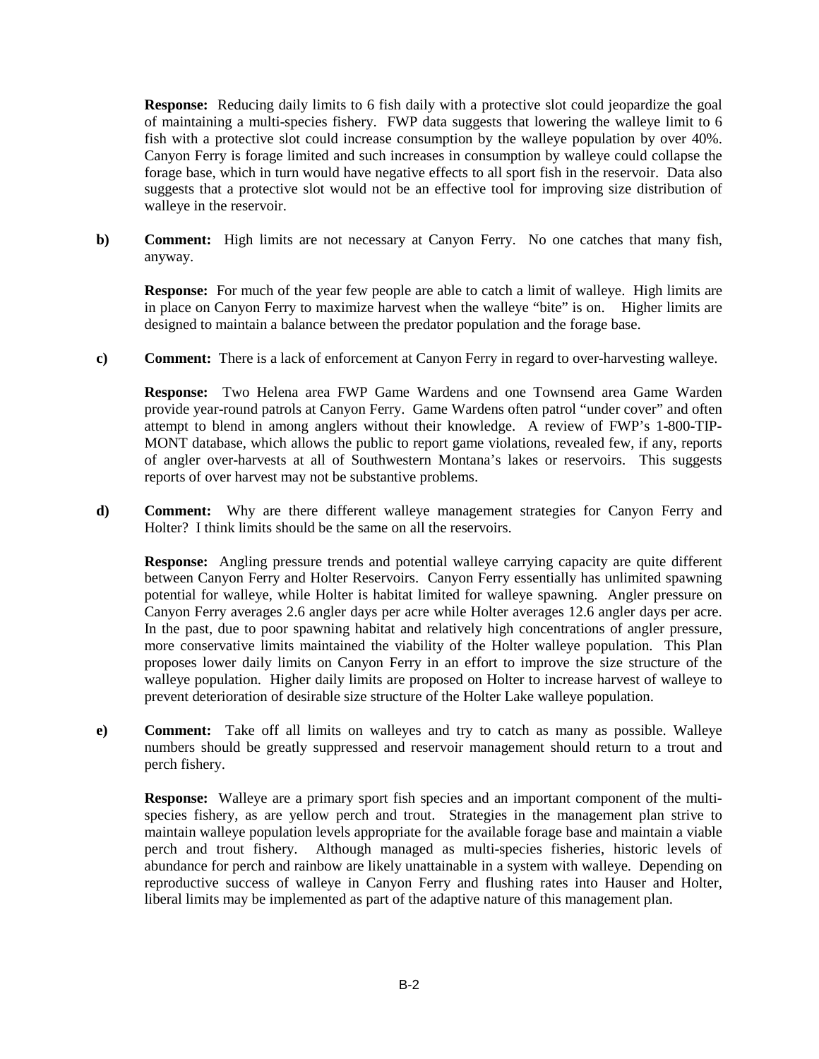**Response:** Reducing daily limits to 6 fish daily with a protective slot could jeopardize the goal of maintaining a multi-species fishery. FWP data suggests that lowering the walleye limit to 6 fish with a protective slot could increase consumption by the walleye population by over 40%. Canyon Ferry is forage limited and such increases in consumption by walleye could collapse the forage base, which in turn would have negative effects to all sport fish in the reservoir. Data also suggests that a protective slot would not be an effective tool for improving size distribution of walleye in the reservoir.

**b) Comment:** High limits are not necessary at Canyon Ferry. No one catches that many fish, anyway.

**Response:** For much of the year few people are able to catch a limit of walleye. High limits are in place on Canyon Ferry to maximize harvest when the walleye "bite" is on. Higher limits are designed to maintain a balance between the predator population and the forage base.

**c) Comment:** There is a lack of enforcement at Canyon Ferry in regard to over-harvesting walleye.

**Response:** Two Helena area FWP Game Wardens and one Townsend area Game Warden provide year-round patrols at Canyon Ferry. Game Wardens often patrol "under cover" and often attempt to blend in among anglers without their knowledge. A review of FWP's 1-800-TIP-MONT database, which allows the public to report game violations, revealed few, if any, reports of angler over-harvests at all of Southwestern Montana's lakes or reservoirs. This suggests reports of over harvest may not be substantive problems.

**d) Comment:** Why are there different walleye management strategies for Canyon Ferry and Holter? I think limits should be the same on all the reservoirs.

**Response:** Angling pressure trends and potential walleye carrying capacity are quite different between Canyon Ferry and Holter Reservoirs. Canyon Ferry essentially has unlimited spawning potential for walleye, while Holter is habitat limited for walleye spawning. Angler pressure on Canyon Ferry averages 2.6 angler days per acre while Holter averages 12.6 angler days per acre. In the past, due to poor spawning habitat and relatively high concentrations of angler pressure, more conservative limits maintained the viability of the Holter walleye population. This Plan proposes lower daily limits on Canyon Ferry in an effort to improve the size structure of the walleye population. Higher daily limits are proposed on Holter to increase harvest of walleye to prevent deterioration of desirable size structure of the Holter Lake walleye population.

**e) Comment:** Take off all limits on walleyes and try to catch as many as possible. Walleye numbers should be greatly suppressed and reservoir management should return to a trout and perch fishery.

**Response:** Walleye are a primary sport fish species and an important component of the multi-species fishery, as are yellow perch and trout. Strategies in the management plan strive to maintain walleye population levels appropriate for the available forage base and maintain a viable perch and trout fishery. Although managed as multi-species fisheries, historic levels of abundance for perch and rainbow are likely unattainable in a system with walleye. Depending on reproductive success of walleye in Canyon Ferry and flushing rates into Hauser and Holter, liberal limits may be implemented as part of the adaptive nature of this management plan.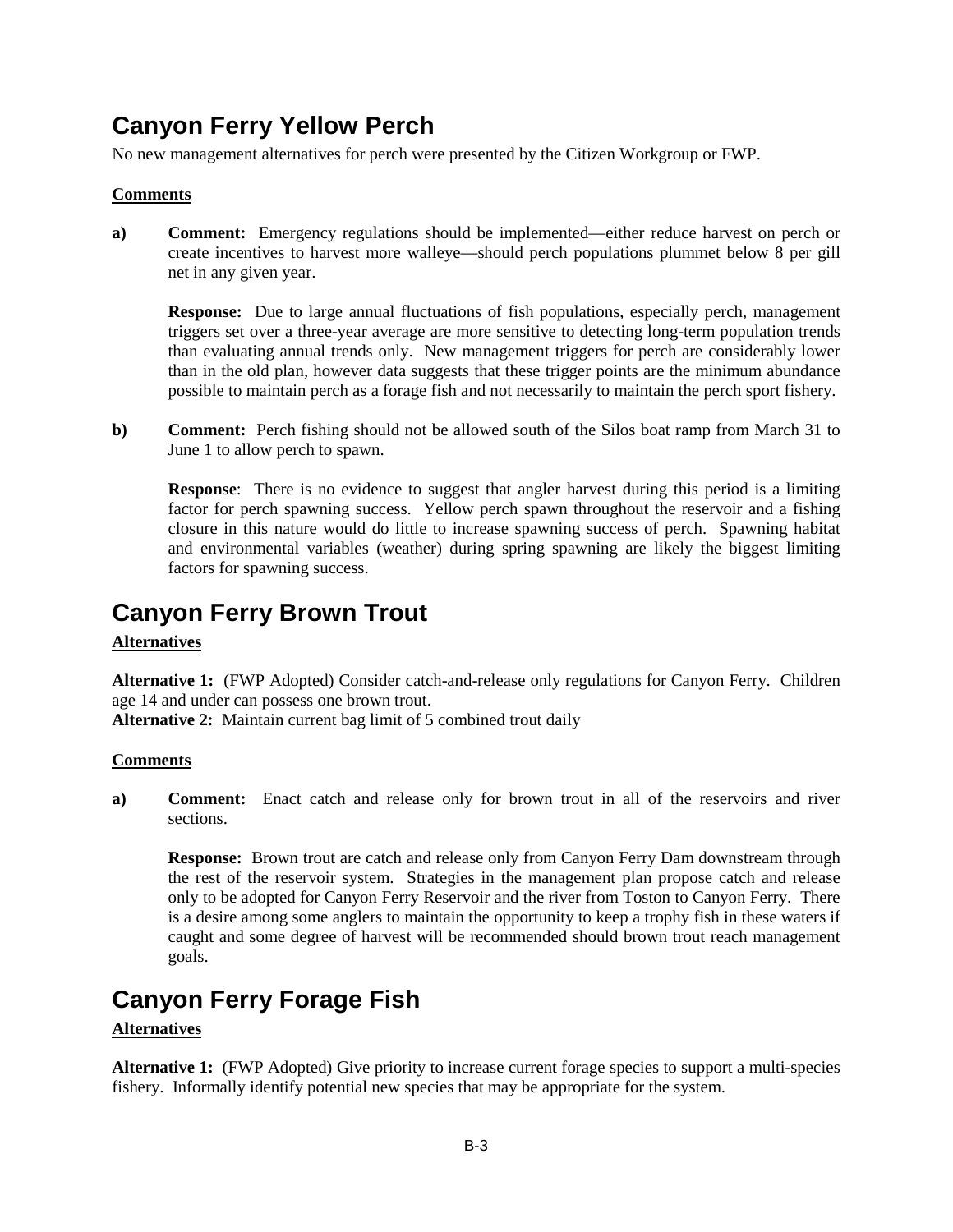## Canyon Ferry Yellow Perch

No new management alternatives for perch were presented by the Citizen Workgroup or FWP.

**Comments**

**a)** **Comment:** Emergency regulations should be implemented—either reduce harvest on perch or create incentives to harvest more walleye—should perch populations plummet below 8 per gill net in any given year.

**Response:** Due to large annual fluctuations of fish populations, especially perch, management triggers set over a three-year average are more sensitive to detecting long-term population trends than evaluating annual trends only. New management triggers for perch are considerably lower than in the old plan, however data suggests that these trigger points are the minimum abundance possible to maintain perch as a forage fish and not necessarily to maintain the perch sport fishery.

**b)** **Comment:** Perch fishing should not be allowed south of the Silos boat ramp from March 31 to June 1 to allow perch to spawn.

**Response**: There is no evidence to suggest that angler harvest during this period is a limiting factor for perch spawning success. Yellow perch spawn throughout the reservoir and a fishing closure in this nature would do little to increase spawning success of perch. Spawning habitat and environmental variables (weather) during spring spawning are likely the biggest limiting factors for spawning success.

## Canyon Ferry Brown Trout

**Alternatives**

**Alternative 1:** (FWP Adopted) Consider catch-and-release only regulations for Canyon Ferry. Children age 14 and under can possess one brown trout.
**Alternative 2:** Maintain current bag limit of 5 combined trout daily

**Comments**

**a)** **Comment:** Enact catch and release only for brown trout in all of the reservoirs and river sections.

**Response:** Brown trout are catch and release only from Canyon Ferry Dam downstream through the rest of the reservoir system. Strategies in the management plan propose catch and release only to be adopted for Canyon Ferry Reservoir and the river from Toston to Canyon Ferry. There is a desire among some anglers to maintain the opportunity to keep a trophy fish in these waters if caught and some degree of harvest will be recommended should brown trout reach management goals.

## Canyon Ferry Forage Fish

**Alternatives**

**Alternative 1:** (FWP Adopted) Give priority to increase current forage species to support a multi-species fishery. Informally identify potential new species that may be appropriate for the system.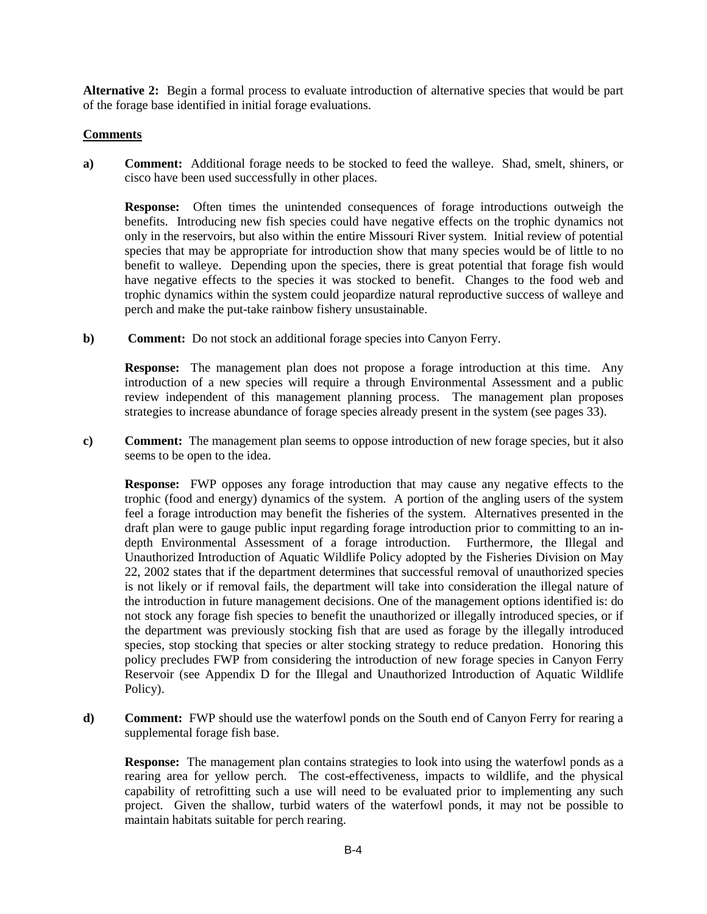**Alternative 2:** Begin a formal process to evaluate introduction of alternative species that would be part of the forage base identified in initial forage evaluations.

**Comments**

**a) Comment:** Additional forage needs to be stocked to feed the walleye. Shad, smelt, shiners, or cisco have been used successfully in other places.

**Response:** Often times the unintended consequences of forage introductions outweigh the benefits. Introducing new fish species could have negative effects on the trophic dynamics not only in the reservoirs, but also within the entire Missouri River system. Initial review of potential species that may be appropriate for introduction show that many species would be of little to no benefit to walleye. Depending upon the species, there is great potential that forage fish would have negative effects to the species it was stocked to benefit. Changes to the food web and trophic dynamics within the system could jeopardize natural reproductive success of walleye and perch and make the put-take rainbow fishery unsustainable.

**b) Comment:** Do not stock an additional forage species into Canyon Ferry.

**Response:** The management plan does not propose a forage introduction at this time. Any introduction of a new species will require a through Environmental Assessment and a public review independent of this management planning process. The management plan proposes strategies to increase abundance of forage species already present in the system (see pages 33).

**c) Comment:** The management plan seems to oppose introduction of new forage species, but it also seems to be open to the idea.

**Response:** FWP opposes any forage introduction that may cause any negative effects to the trophic (food and energy) dynamics of the system. A portion of the angling users of the system feel a forage introduction may benefit the fisheries of the system. Alternatives presented in the draft plan were to gauge public input regarding forage introduction prior to committing to an in-depth Environmental Assessment of a forage introduction. Furthermore, the Illegal and Unauthorized Introduction of Aquatic Wildlife Policy adopted by the Fisheries Division on May 22, 2002 states that if the department determines that successful removal of unauthorized species is not likely or if removal fails, the department will take into consideration the illegal nature of the introduction in future management decisions. One of the management options identified is: do not stock any forage fish species to benefit the unauthorized or illegally introduced species, or if the department was previously stocking fish that are used as forage by the illegally introduced species, stop stocking that species or alter stocking strategy to reduce predation. Honoring this policy precludes FWP from considering the introduction of new forage species in Canyon Ferry Reservoir (see Appendix D for the Illegal and Unauthorized Introduction of Aquatic Wildlife Policy).

**d) Comment:** FWP should use the waterfowl ponds on the South end of Canyon Ferry for rearing a supplemental forage fish base.

**Response:** The management plan contains strategies to look into using the waterfowl ponds as a rearing area for yellow perch. The cost-effectiveness, impacts to wildlife, and the physical capability of retrofitting such a use will need to be evaluated prior to implementing any such project. Given the shallow, turbid waters of the waterfowl ponds, it may not be possible to maintain habitats suitable for perch rearing.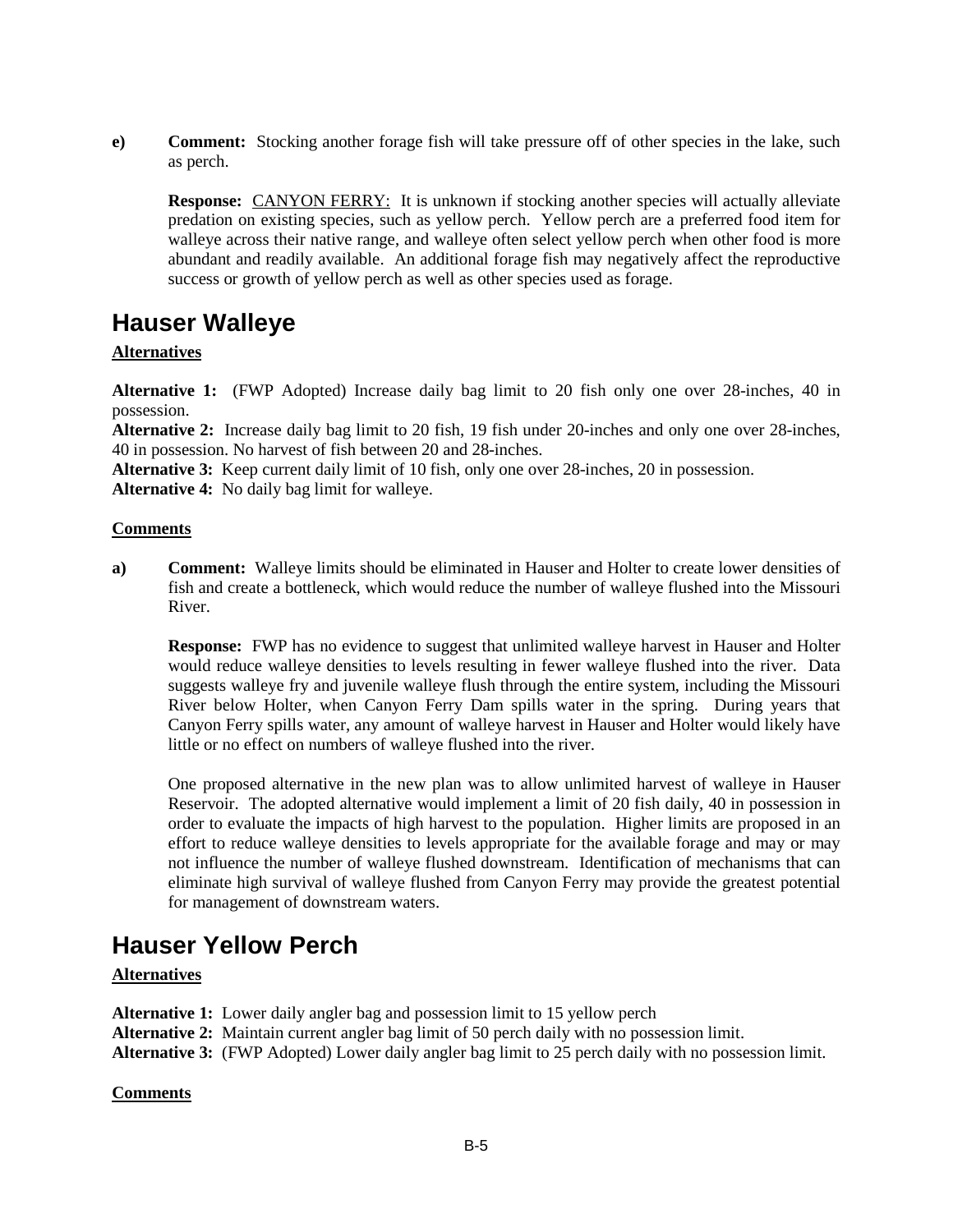**e) Comment:** Stocking another forage fish will take pressure off of other species in the lake, such as perch.

**Response:** <u>CANYON FERRY:</u> It is unknown if stocking another species will actually alleviate predation on existing species, such as yellow perch. Yellow perch are a preferred food item for walleye across their native range, and walleye often select yellow perch when other food is more abundant and readily available. An additional forage fish may negatively affect the reproductive success or growth of yellow perch as well as other species used as forage.

# Hauser Walleye

**Alternatives**

**Alternative 1:** (FWP Adopted) Increase daily bag limit to 20 fish only one over 28-inches, 40 in possession.
**Alternative 2:** Increase daily bag limit to 20 fish, 19 fish under 20-inches and only one over 28-inches, 40 in possession. No harvest of fish between 20 and 28-inches.
**Alternative 3:** Keep current daily limit of 10 fish, only one over 28-inches, 20 in possession.
**Alternative 4:** No daily bag limit for walleye.

**Comments**

**a) Comment:** Walleye limits should be eliminated in Hauser and Holter to create lower densities of fish and create a bottleneck, which would reduce the number of walleye flushed into the Missouri River.

**Response:** FWP has no evidence to suggest that unlimited walleye harvest in Hauser and Holter would reduce walleye densities to levels resulting in fewer walleye flushed into the river. Data suggests walleye fry and juvenile walleye flush through the entire system, including the Missouri River below Holter, when Canyon Ferry Dam spills water in the spring. During years that Canyon Ferry spills water, any amount of walleye harvest in Hauser and Holter would likely have little or no effect on numbers of walleye flushed into the river.

One proposed alternative in the new plan was to allow unlimited harvest of walleye in Hauser Reservoir. The adopted alternative would implement a limit of 20 fish daily, 40 in possession in order to evaluate the impacts of high harvest to the population. Higher limits are proposed in an effort to reduce walleye densities to levels appropriate for the available forage and may or may not influence the number of walleye flushed downstream. Identification of mechanisms that can eliminate high survival of walleye flushed from Canyon Ferry may provide the greatest potential for management of downstream waters.

# Hauser Yellow Perch

**Alternatives**

**Alternative 1:** Lower daily angler bag and possession limit to 15 yellow perch
**Alternative 2:** Maintain current angler bag limit of 50 perch daily with no possession limit.
**Alternative 3:** (FWP Adopted) Lower daily angler bag limit to 25 perch daily with no possession limit.

**Comments**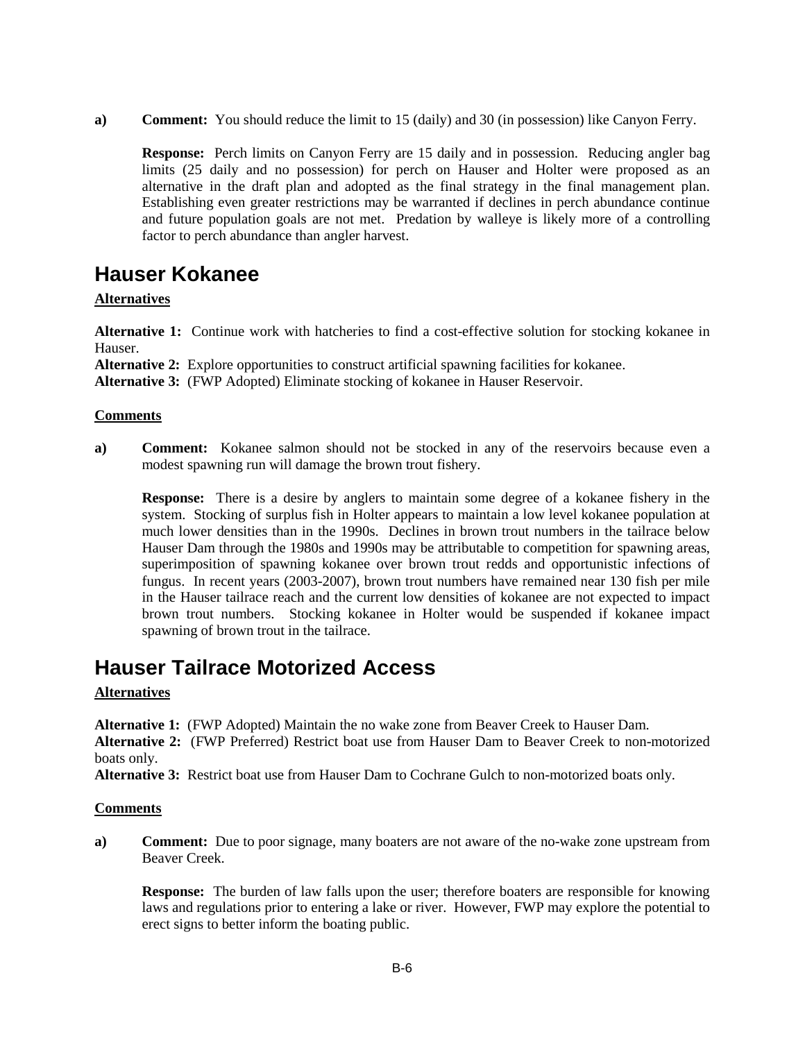**a) Comment:** You should reduce the limit to 15 (daily) and 30 (in possession) like Canyon Ferry.

**Response:** Perch limits on Canyon Ferry are 15 daily and in possession. Reducing angler bag limits (25 daily and no possession) for perch on Hauser and Holter were proposed as an alternative in the draft plan and adopted as the final strategy in the final management plan. Establishing even greater restrictions may be warranted if declines in perch abundance continue and future population goals are not met. Predation by walleye is likely more of a controlling factor to perch abundance than angler harvest.

## Hauser Kokanee

**Alternatives**

**Alternative 1:** Continue work with hatcheries to find a cost-effective solution for stocking kokanee in Hauser.
**Alternative 2:** Explore opportunities to construct artificial spawning facilities for kokanee.
**Alternative 3:** (FWP Adopted) Eliminate stocking of kokanee in Hauser Reservoir.

**Comments**

**a) Comment:** Kokanee salmon should not be stocked in any of the reservoirs because even a modest spawning run will damage the brown trout fishery.

**Response:** There is a desire by anglers to maintain some degree of a kokanee fishery in the system. Stocking of surplus fish in Holter appears to maintain a low level kokanee population at much lower densities than in the 1990s. Declines in brown trout numbers in the tailrace below Hauser Dam through the 1980s and 1990s may be attributable to competition for spawning areas, superimposition of spawning kokanee over brown trout redds and opportunistic infections of fungus. In recent years (2003-2007), brown trout numbers have remained near 130 fish per mile in the Hauser tailrace reach and the current low densities of kokanee are not expected to impact brown trout numbers. Stocking kokanee in Holter would be suspended if kokanee impact spawning of brown trout in the tailrace.

## Hauser Tailrace Motorized Access

**Alternatives**

**Alternative 1:** (FWP Adopted) Maintain the no wake zone from Beaver Creek to Hauser Dam.
**Alternative 2:** (FWP Preferred) Restrict boat use from Hauser Dam to Beaver Creek to non-motorized boats only.
**Alternative 3:** Restrict boat use from Hauser Dam to Cochrane Gulch to non-motorized boats only.

**Comments**

**a) Comment:** Due to poor signage, many boaters are not aware of the no-wake zone upstream from Beaver Creek.

**Response:** The burden of law falls upon the user; therefore boaters are responsible for knowing laws and regulations prior to entering a lake or river. However, FWP may explore the potential to erect signs to better inform the boating public.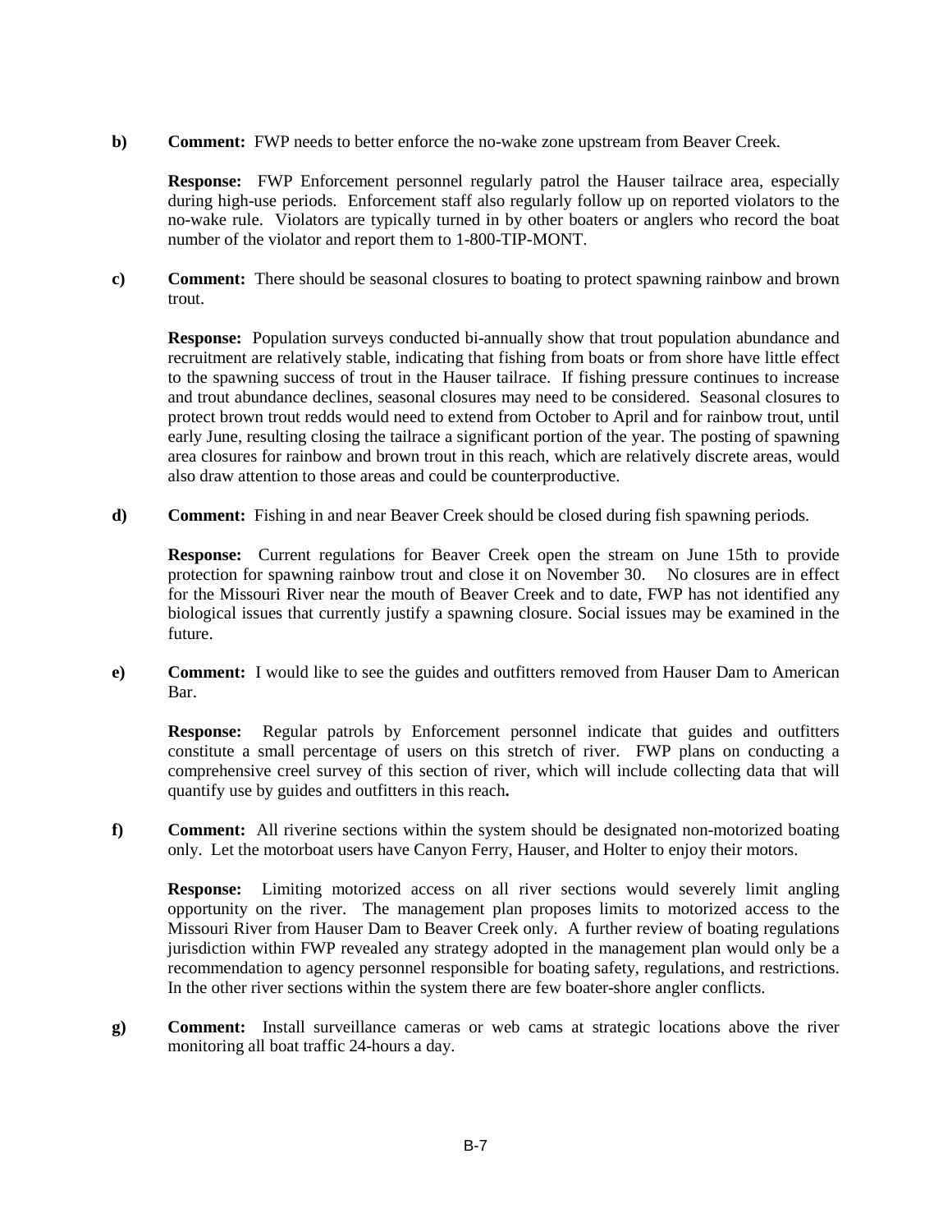**b) Comment:** FWP needs to better enforce the no-wake zone upstream from Beaver Creek.

**Response:** FWP Enforcement personnel regularly patrol the Hauser tailrace area, especially during high-use periods. Enforcement staff also regularly follow up on reported violators to the no-wake rule. Violators are typically turned in by other boaters or anglers who record the boat number of the violator and report them to 1-800-TIP-MONT.

**c) Comment:** There should be seasonal closures to boating to protect spawning rainbow and brown trout.

**Response:** Population surveys conducted bi-annually show that trout population abundance and recruitment are relatively stable, indicating that fishing from boats or from shore have little effect to the spawning success of trout in the Hauser tailrace. If fishing pressure continues to increase and trout abundance declines, seasonal closures may need to be considered. Seasonal closures to protect brown trout redds would need to extend from October to April and for rainbow trout, until early June, resulting closing the tailrace a significant portion of the year. The posting of spawning area closures for rainbow and brown trout in this reach, which are relatively discrete areas, would also draw attention to those areas and could be counterproductive.

**d) Comment:** Fishing in and near Beaver Creek should be closed during fish spawning periods.

**Response:** Current regulations for Beaver Creek open the stream on June 15th to provide protection for spawning rainbow trout and close it on November 30. No closures are in effect for the Missouri River near the mouth of Beaver Creek and to date, FWP has not identified any biological issues that currently justify a spawning closure. Social issues may be examined in the future.

**e) Comment:** I would like to see the guides and outfitters removed from Hauser Dam to American Bar.

**Response:** Regular patrols by Enforcement personnel indicate that guides and outfitters constitute a small percentage of users on this stretch of river. FWP plans on conducting a comprehensive creel survey of this section of river, which will include collecting data that will quantify use by guides and outfitters in this reach**.**

**f) Comment:** All riverine sections within the system should be designated non-motorized boating only. Let the motorboat users have Canyon Ferry, Hauser, and Holter to enjoy their motors.

**Response:** Limiting motorized access on all river sections would severely limit angling opportunity on the river. The management plan proposes limits to motorized access to the Missouri River from Hauser Dam to Beaver Creek only. A further review of boating regulations jurisdiction within FWP revealed any strategy adopted in the management plan would only be a recommendation to agency personnel responsible for boating safety, regulations, and restrictions. In the other river sections within the system there are few boater-shore angler conflicts.

**g) Comment:** Install surveillance cameras or web cams at strategic locations above the river monitoring all boat traffic 24-hours a day.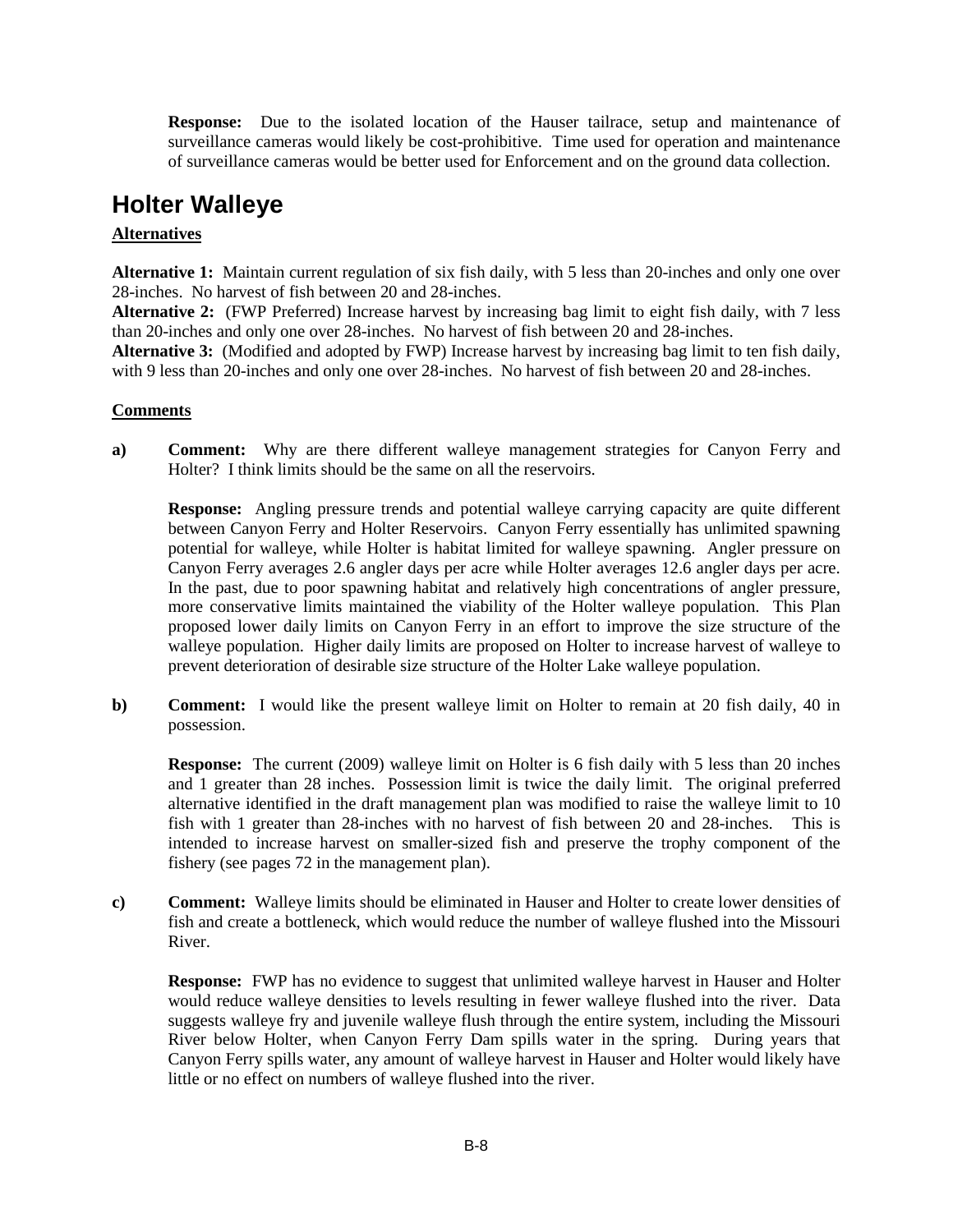**Response:** Due to the isolated location of the Hauser tailrace, setup and maintenance of surveillance cameras would likely be cost-prohibitive. Time used for operation and maintenance of surveillance cameras would be better used for Enforcement and on the ground data collection.

## Holter Walleye

**Alternatives**

**Alternative 1:** Maintain current regulation of six fish daily, with 5 less than 20-inches and only one over 28-inches. No harvest of fish between 20 and 28-inches.

**Alternative 2:** (FWP Preferred) Increase harvest by increasing bag limit to eight fish daily, with 7 less than 20-inches and only one over 28-inches. No harvest of fish between 20 and 28-inches.

**Alternative 3:** (Modified and adopted by FWP) Increase harvest by increasing bag limit to ten fish daily, with 9 less than 20-inches and only one over 28-inches. No harvest of fish between 20 and 28-inches.

**Comments**

**a) Comment:** Why are there different walleye management strategies for Canyon Ferry and Holter? I think limits should be the same on all the reservoirs.

**Response:** Angling pressure trends and potential walleye carrying capacity are quite different between Canyon Ferry and Holter Reservoirs. Canyon Ferry essentially has unlimited spawning potential for walleye, while Holter is habitat limited for walleye spawning. Angler pressure on Canyon Ferry averages 2.6 angler days per acre while Holter averages 12.6 angler days per acre. In the past, due to poor spawning habitat and relatively high concentrations of angler pressure, more conservative limits maintained the viability of the Holter walleye population. This Plan proposed lower daily limits on Canyon Ferry in an effort to improve the size structure of the walleye population. Higher daily limits are proposed on Holter to increase harvest of walleye to prevent deterioration of desirable size structure of the Holter Lake walleye population.

**b) Comment:** I would like the present walleye limit on Holter to remain at 20 fish daily, 40 in possession.

**Response:** The current (2009) walleye limit on Holter is 6 fish daily with 5 less than 20 inches and 1 greater than 28 inches. Possession limit is twice the daily limit. The original preferred alternative identified in the draft management plan was modified to raise the walleye limit to 10 fish with 1 greater than 28-inches with no harvest of fish between 20 and 28-inches. This is intended to increase harvest on smaller-sized fish and preserve the trophy component of the fishery (see pages 72 in the management plan).

**c) Comment:** Walleye limits should be eliminated in Hauser and Holter to create lower densities of fish and create a bottleneck, which would reduce the number of walleye flushed into the Missouri River.

**Response:** FWP has no evidence to suggest that unlimited walleye harvest in Hauser and Holter would reduce walleye densities to levels resulting in fewer walleye flushed into the river. Data suggests walleye fry and juvenile walleye flush through the entire system, including the Missouri River below Holter, when Canyon Ferry Dam spills water in the spring. During years that Canyon Ferry spills water, any amount of walleye harvest in Hauser and Holter would likely have little or no effect on numbers of walleye flushed into the river.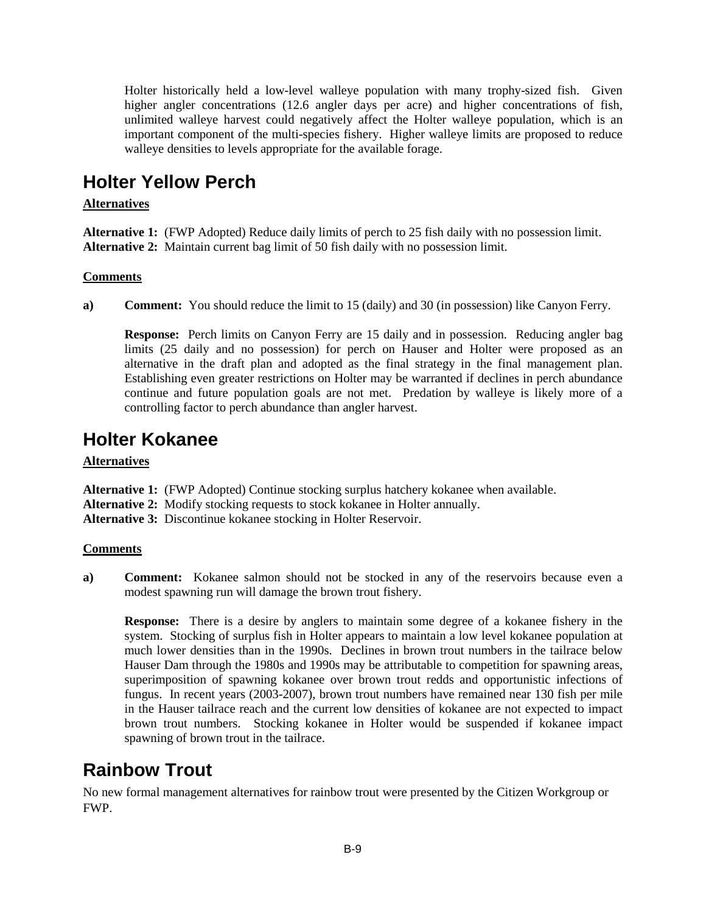Holter historically held a low-level walleye population with many trophy-sized fish. Given higher angler concentrations (12.6 angler days per acre) and higher concentrations of fish, unlimited walleye harvest could negatively affect the Holter walleye population, which is an important component of the multi-species fishery. Higher walleye limits are proposed to reduce walleye densities to levels appropriate for the available forage.

## Holter Yellow Perch

**Alternatives**

**Alternative 1:** (FWP Adopted) Reduce daily limits of perch to 25 fish daily with no possession limit.
**Alternative 2:** Maintain current bag limit of 50 fish daily with no possession limit.

**Comments**

**a)** **Comment:** You should reduce the limit to 15 (daily) and 30 (in possession) like Canyon Ferry.

**Response:** Perch limits on Canyon Ferry are 15 daily and in possession. Reducing angler bag limits (25 daily and no possession) for perch on Hauser and Holter were proposed as an alternative in the draft plan and adopted as the final strategy in the final management plan. Establishing even greater restrictions on Holter may be warranted if declines in perch abundance continue and future population goals are not met. Predation by walleye is likely more of a controlling factor to perch abundance than angler harvest.

## Holter Kokanee

**Alternatives**

**Alternative 1:** (FWP Adopted) Continue stocking surplus hatchery kokanee when available.
**Alternative 2:** Modify stocking requests to stock kokanee in Holter annually.
**Alternative 3:** Discontinue kokanee stocking in Holter Reservoir.

**Comments**

**a)** **Comment:** Kokanee salmon should not be stocked in any of the reservoirs because even a modest spawning run will damage the brown trout fishery.

**Response:** There is a desire by anglers to maintain some degree of a kokanee fishery in the system. Stocking of surplus fish in Holter appears to maintain a low level kokanee population at much lower densities than in the 1990s. Declines in brown trout numbers in the tailrace below Hauser Dam through the 1980s and 1990s may be attributable to competition for spawning areas, superimposition of spawning kokanee over brown trout redds and opportunistic infections of fungus. In recent years (2003-2007), brown trout numbers have remained near 130 fish per mile in the Hauser tailrace reach and the current low densities of kokanee are not expected to impact brown trout numbers. Stocking kokanee in Holter would be suspended if kokanee impact spawning of brown trout in the tailrace.

## Rainbow Trout

No new formal management alternatives for rainbow trout were presented by the Citizen Workgroup or FWP.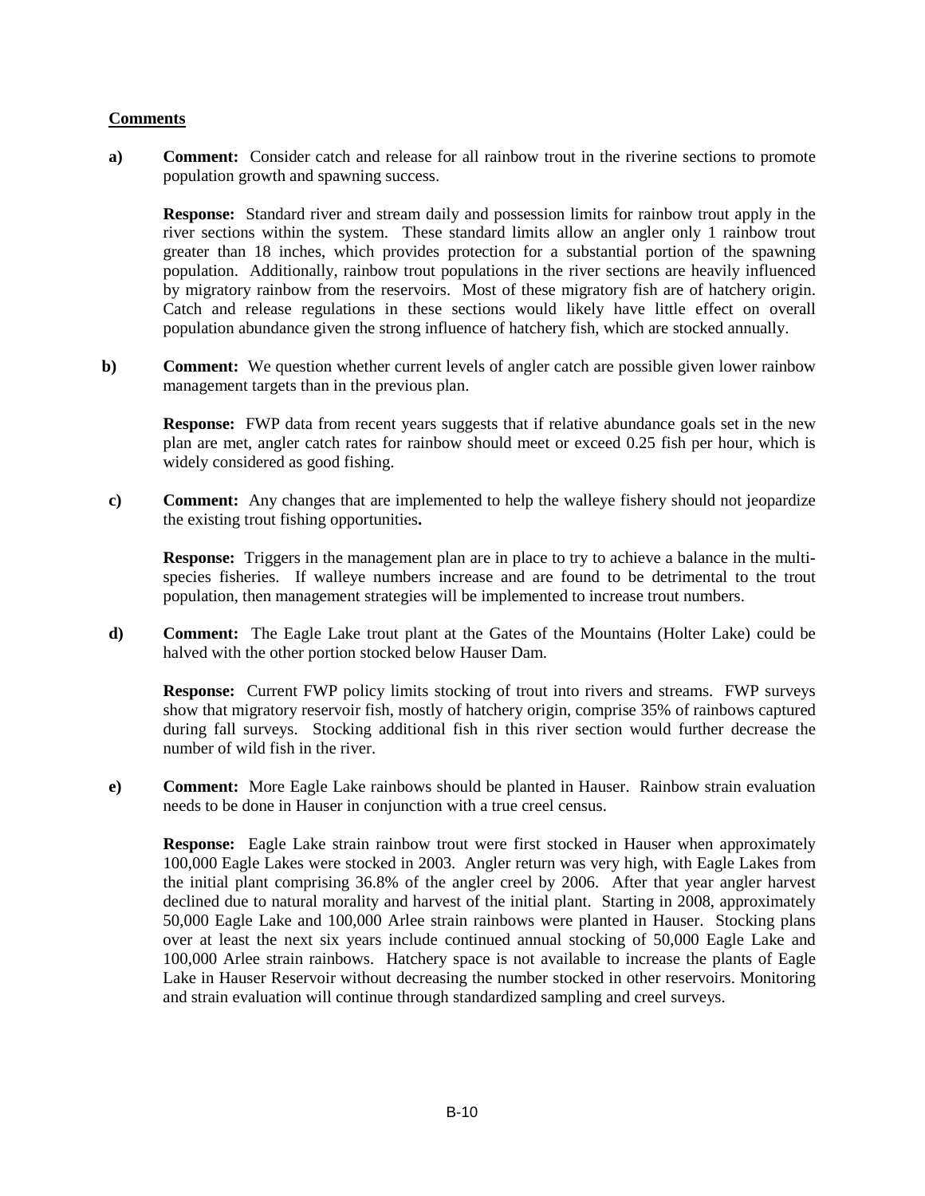**Comments**

**a) Comment:** Consider catch and release for all rainbow trout in the riverine sections to promote population growth and spawning success.

**Response:** Standard river and stream daily and possession limits for rainbow trout apply in the river sections within the system. These standard limits allow an angler only 1 rainbow trout greater than 18 inches, which provides protection for a substantial portion of the spawning population. Additionally, rainbow trout populations in the river sections are heavily influenced by migratory rainbow from the reservoirs. Most of these migratory fish are of hatchery origin. Catch and release regulations in these sections would likely have little effect on overall population abundance given the strong influence of hatchery fish, which are stocked annually.

**b) Comment:** We question whether current levels of angler catch are possible given lower rainbow management targets than in the previous plan.

**Response:** FWP data from recent years suggests that if relative abundance goals set in the new plan are met, angler catch rates for rainbow should meet or exceed 0.25 fish per hour, which is widely considered as good fishing.

**c) Comment:** Any changes that are implemented to help the walleye fishery should not jeopardize the existing trout fishing opportunities**.**

**Response:** Triggers in the management plan are in place to try to achieve a balance in the multi-species fisheries. If walleye numbers increase and are found to be detrimental to the trout population, then management strategies will be implemented to increase trout numbers.

**d) Comment:** The Eagle Lake trout plant at the Gates of the Mountains (Holter Lake) could be halved with the other portion stocked below Hauser Dam.

**Response:** Current FWP policy limits stocking of trout into rivers and streams. FWP surveys show that migratory reservoir fish, mostly of hatchery origin, comprise 35% of rainbows captured during fall surveys. Stocking additional fish in this river section would further decrease the number of wild fish in the river.

**e) Comment:** More Eagle Lake rainbows should be planted in Hauser. Rainbow strain evaluation needs to be done in Hauser in conjunction with a true creel census.

**Response:** Eagle Lake strain rainbow trout were first stocked in Hauser when approximately 100,000 Eagle Lakes were stocked in 2003. Angler return was very high, with Eagle Lakes from the initial plant comprising 36.8% of the angler creel by 2006. After that year angler harvest declined due to natural morality and harvest of the initial plant. Starting in 2008, approximately 50,000 Eagle Lake and 100,000 Arlee strain rainbows were planted in Hauser. Stocking plans over at least the next six years include continued annual stocking of 50,000 Eagle Lake and 100,000 Arlee strain rainbows. Hatchery space is not available to increase the plants of Eagle Lake in Hauser Reservoir without decreasing the number stocked in other reservoirs. Monitoring and strain evaluation will continue through standardized sampling and creel surveys.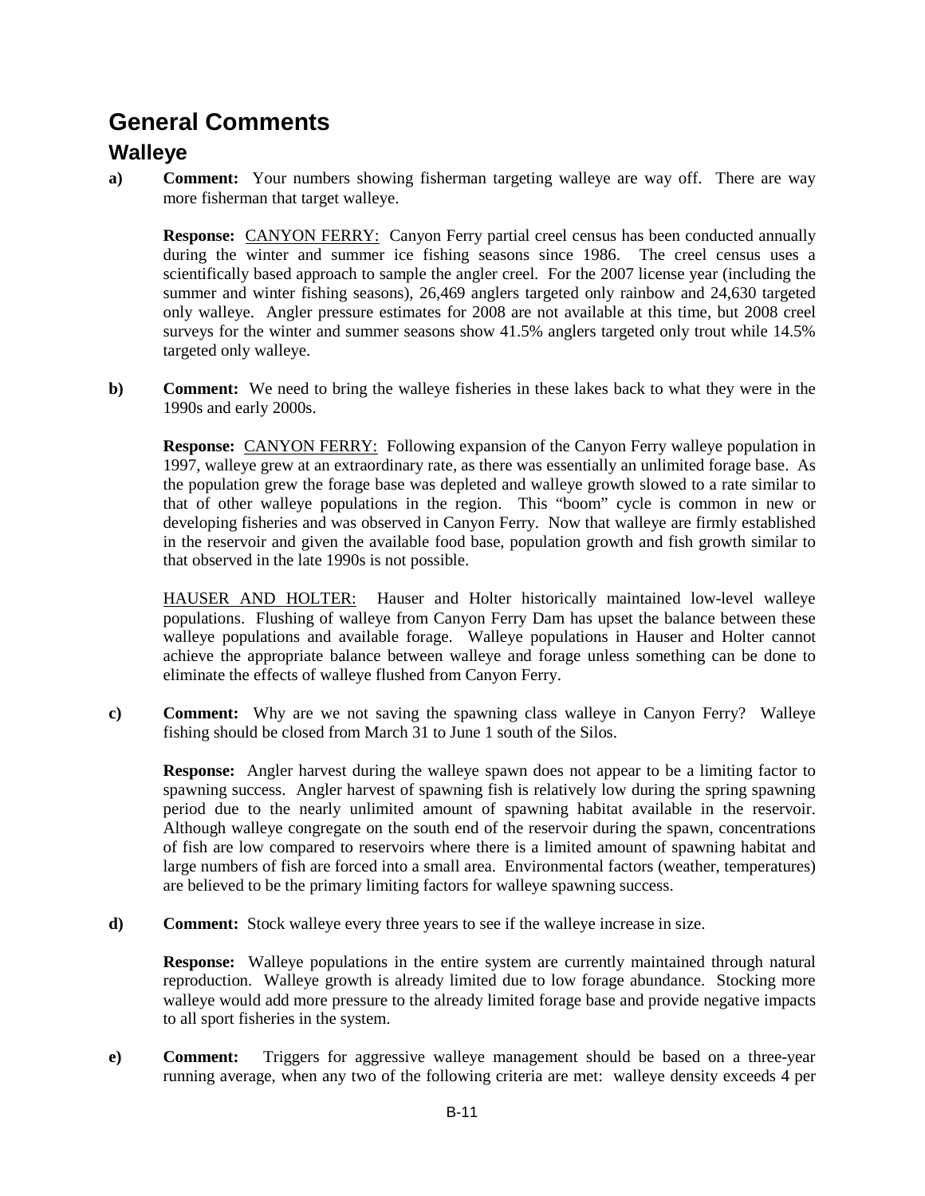# General Comments

## Walleye

**a) Comment:** Your numbers showing fisherman targeting walleye are way off. There are way more fisherman that target walleye.

**Response:** CANYON FERRY: Canyon Ferry partial creel census has been conducted annually during the winter and summer ice fishing seasons since 1986. The creel census uses a scientifically based approach to sample the angler creel. For the 2007 license year (including the summer and winter fishing seasons), 26,469 anglers targeted only rainbow and 24,630 targeted only walleye. Angler pressure estimates for 2008 are not available at this time, but 2008 creel surveys for the winter and summer seasons show 41.5% anglers targeted only trout while 14.5% targeted only walleye.

**b) Comment:** We need to bring the walleye fisheries in these lakes back to what they were in the 1990s and early 2000s.

**Response:** CANYON FERRY: Following expansion of the Canyon Ferry walleye population in 1997, walleye grew at an extraordinary rate, as there was essentially an unlimited forage base. As the population grew the forage base was depleted and walleye growth slowed to a rate similar to that of other walleye populations in the region. This "boom" cycle is common in new or developing fisheries and was observed in Canyon Ferry. Now that walleye are firmly established in the reservoir and given the available food base, population growth and fish growth similar to that observed in the late 1990s is not possible.

HAUSER AND HOLTER: Hauser and Holter historically maintained low-level walleye populations. Flushing of walleye from Canyon Ferry Dam has upset the balance between these walleye populations and available forage. Walleye populations in Hauser and Holter cannot achieve the appropriate balance between walleye and forage unless something can be done to eliminate the effects of walleye flushed from Canyon Ferry.

**c) Comment:** Why are we not saving the spawning class walleye in Canyon Ferry? Walleye fishing should be closed from March 31 to June 1 south of the Silos.

**Response:** Angler harvest during the walleye spawn does not appear to be a limiting factor to spawning success. Angler harvest of spawning fish is relatively low during the spring spawning period due to the nearly unlimited amount of spawning habitat available in the reservoir. Although walleye congregate on the south end of the reservoir during the spawn, concentrations of fish are low compared to reservoirs where there is a limited amount of spawning habitat and large numbers of fish are forced into a small area. Environmental factors (weather, temperatures) are believed to be the primary limiting factors for walleye spawning success.

**d) Comment:** Stock walleye every three years to see if the walleye increase in size.

**Response:** Walleye populations in the entire system are currently maintained through natural reproduction. Walleye growth is already limited due to low forage abundance. Stocking more walleye would add more pressure to the already limited forage base and provide negative impacts to all sport fisheries in the system.

**e) Comment:** Triggers for aggressive walleye management should be based on a three-year running average, when any two of the following criteria are met: walleye density exceeds 4 per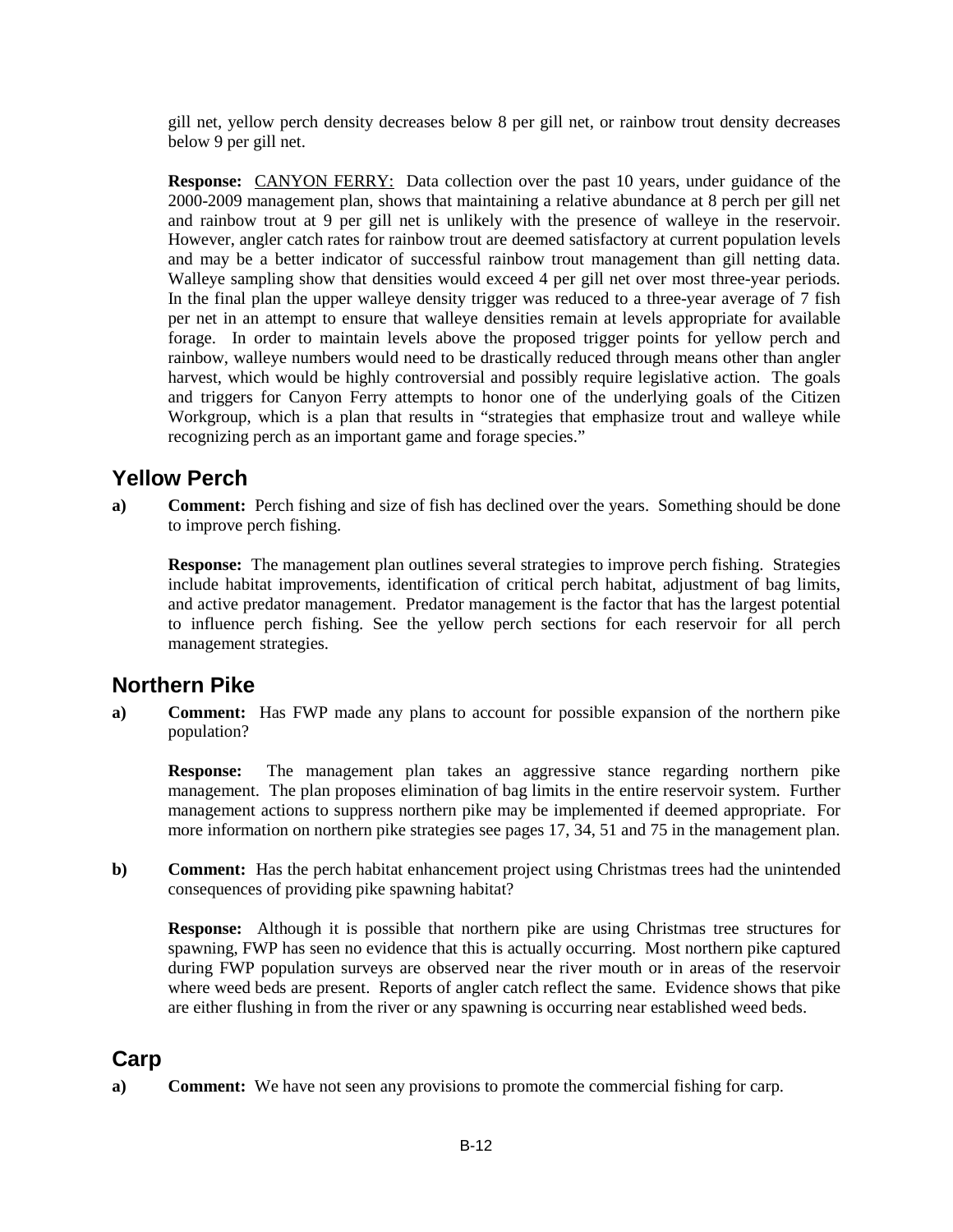gill net, yellow perch density decreases below 8 per gill net, or rainbow trout density decreases below 9 per gill net.

**Response:** CANYON FERRY: Data collection over the past 10 years, under guidance of the 2000-2009 management plan, shows that maintaining a relative abundance at 8 perch per gill net and rainbow trout at 9 per gill net is unlikely with the presence of walleye in the reservoir. However, angler catch rates for rainbow trout are deemed satisfactory at current population levels and may be a better indicator of successful rainbow trout management than gill netting data. Walleye sampling show that densities would exceed 4 per gill net over most three-year periods. In the final plan the upper walleye density trigger was reduced to a three-year average of 7 fish per net in an attempt to ensure that walleye densities remain at levels appropriate for available forage. In order to maintain levels above the proposed trigger points for yellow perch and rainbow, walleye numbers would need to be drastically reduced through means other than angler harvest, which would be highly controversial and possibly require legislative action. The goals and triggers for Canyon Ferry attempts to honor one of the underlying goals of the Citizen Workgroup, which is a plan that results in "strategies that emphasize trout and walleye while recognizing perch as an important game and forage species."

## Yellow Perch

**a)** **Comment:** Perch fishing and size of fish has declined over the years. Something should be done to improve perch fishing.

**Response:** The management plan outlines several strategies to improve perch fishing. Strategies include habitat improvements, identification of critical perch habitat, adjustment of bag limits, and active predator management. Predator management is the factor that has the largest potential to influence perch fishing. See the yellow perch sections for each reservoir for all perch management strategies.

## Northern Pike

**a)** **Comment:** Has FWP made any plans to account for possible expansion of the northern pike population?

**Response:** The management plan takes an aggressive stance regarding northern pike management. The plan proposes elimination of bag limits in the entire reservoir system. Further management actions to suppress northern pike may be implemented if deemed appropriate. For more information on northern pike strategies see pages 17, 34, 51 and 75 in the management plan.

**b)** **Comment:** Has the perch habitat enhancement project using Christmas trees had the unintended consequences of providing pike spawning habitat?

**Response:** Although it is possible that northern pike are using Christmas tree structures for spawning, FWP has seen no evidence that this is actually occurring. Most northern pike captured during FWP population surveys are observed near the river mouth or in areas of the reservoir where weed beds are present. Reports of angler catch reflect the same. Evidence shows that pike are either flushing in from the river or any spawning is occurring near established weed beds.

## Carp

**a)** **Comment:** We have not seen any provisions to promote the commercial fishing for carp.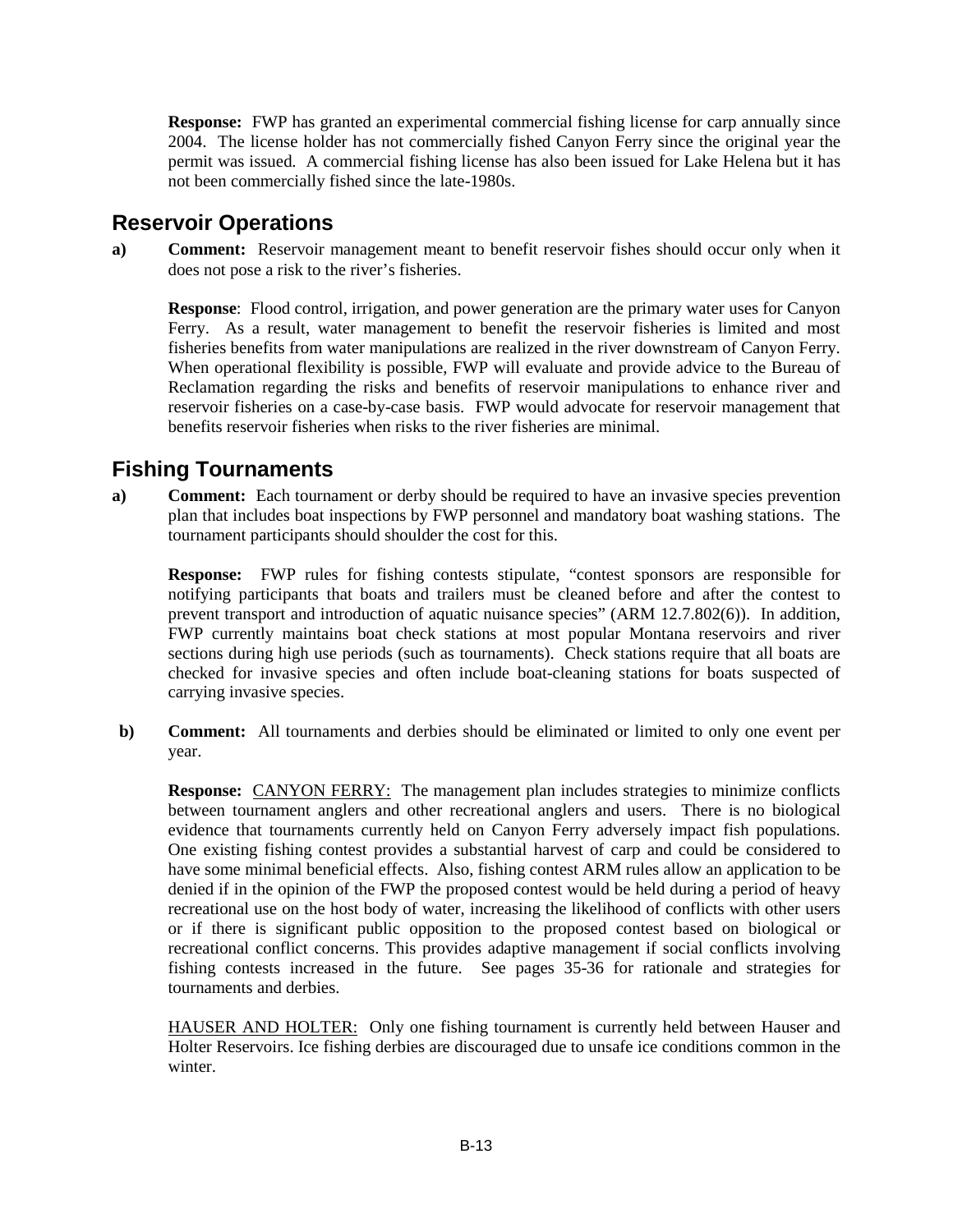**Response:** FWP has granted an experimental commercial fishing license for carp annually since 2004. The license holder has not commercially fished Canyon Ferry since the original year the permit was issued. A commercial fishing license has also been issued for Lake Helena but it has not been commercially fished since the late-1980s.

## Reservoir Operations

**a)** **Comment:** Reservoir management meant to benefit reservoir fishes should occur only when it does not pose a risk to the river's fisheries.

**Response**: Flood control, irrigation, and power generation are the primary water uses for Canyon Ferry. As a result, water management to benefit the reservoir fisheries is limited and most fisheries benefits from water manipulations are realized in the river downstream of Canyon Ferry. When operational flexibility is possible, FWP will evaluate and provide advice to the Bureau of Reclamation regarding the risks and benefits of reservoir manipulations to enhance river and reservoir fisheries on a case-by-case basis. FWP would advocate for reservoir management that benefits reservoir fisheries when risks to the river fisheries are minimal.

## Fishing Tournaments

**a)** **Comment:** Each tournament or derby should be required to have an invasive species prevention plan that includes boat inspections by FWP personnel and mandatory boat washing stations. The tournament participants should shoulder the cost for this.

**Response:** FWP rules for fishing contests stipulate, "contest sponsors are responsible for notifying participants that boats and trailers must be cleaned before and after the contest to prevent transport and introduction of aquatic nuisance species" (ARM 12.7.802(6)). In addition, FWP currently maintains boat check stations at most popular Montana reservoirs and river sections during high use periods (such as tournaments). Check stations require that all boats are checked for invasive species and often include boat-cleaning stations for boats suspected of carrying invasive species.

**b)** **Comment:** All tournaments and derbies should be eliminated or limited to only one event per year.

**Response:** <u>CANYON FERRY:</u> The management plan includes strategies to minimize conflicts between tournament anglers and other recreational anglers and users. There is no biological evidence that tournaments currently held on Canyon Ferry adversely impact fish populations. One existing fishing contest provides a substantial harvest of carp and could be considered to have some minimal beneficial effects. Also, fishing contest ARM rules allow an application to be denied if in the opinion of the FWP the proposed contest would be held during a period of heavy recreational use on the host body of water, increasing the likelihood of conflicts with other users or if there is significant public opposition to the proposed contest based on biological or recreational conflict concerns. This provides adaptive management if social conflicts involving fishing contests increased in the future. See pages 35-36 for rationale and strategies for tournaments and derbies.

<u>HAUSER AND HOLTER:</u> Only one fishing tournament is currently held between Hauser and Holter Reservoirs. Ice fishing derbies are discouraged due to unsafe ice conditions common in the winter.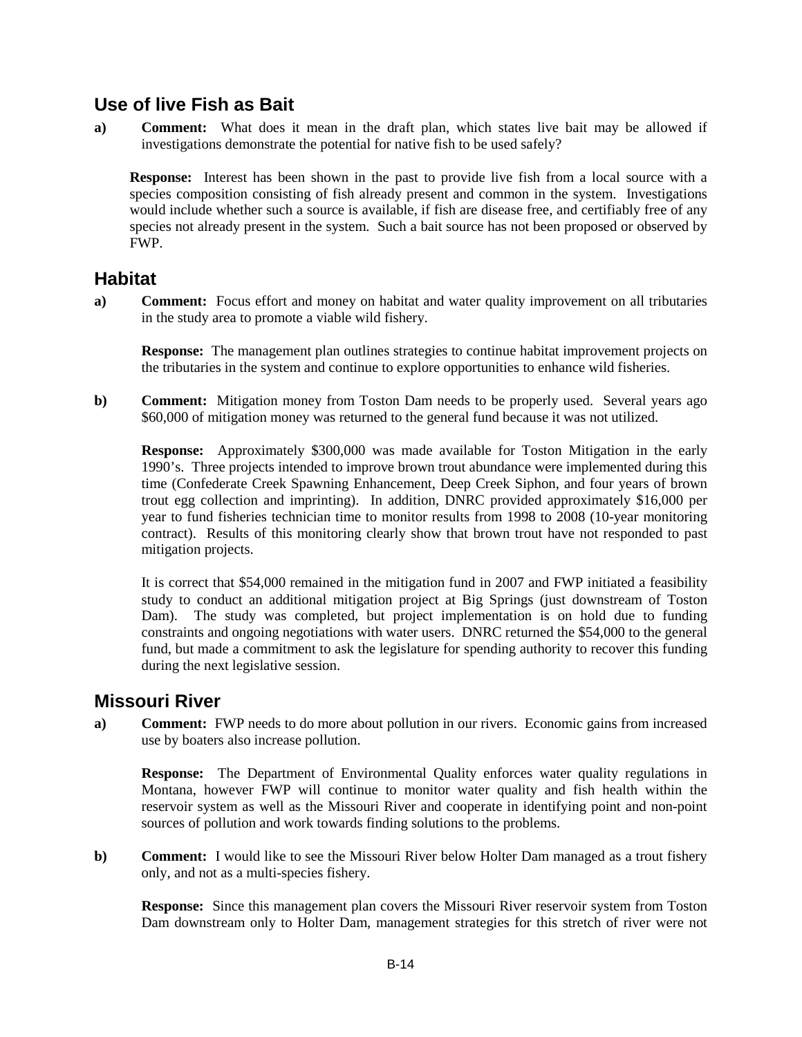## Use of live Fish as Bait

**a)** **Comment:** What does it mean in the draft plan, which states live bait may be allowed if investigations demonstrate the potential for native fish to be used safely?

**Response:** Interest has been shown in the past to provide live fish from a local source with a species composition consisting of fish already present and common in the system. Investigations would include whether such a source is available, if fish are disease free, and certifiably free of any species not already present in the system. Such a bait source has not been proposed or observed by FWP.

## Habitat

**a)** **Comment:** Focus effort and money on habitat and water quality improvement on all tributaries in the study area to promote a viable wild fishery.

**Response:** The management plan outlines strategies to continue habitat improvement projects on the tributaries in the system and continue to explore opportunities to enhance wild fisheries.

**b)** **Comment:** Mitigation money from Toston Dam needs to be properly used. Several years ago \$60,000 of mitigation money was returned to the general fund because it was not utilized.

**Response:** Approximately \$300,000 was made available for Toston Mitigation in the early 1990's. Three projects intended to improve brown trout abundance were implemented during this time (Confederate Creek Spawning Enhancement, Deep Creek Siphon, and four years of brown trout egg collection and imprinting). In addition, DNRC provided approximately \$16,000 per year to fund fisheries technician time to monitor results from 1998 to 2008 (10-year monitoring contract). Results of this monitoring clearly show that brown trout have not responded to past mitigation projects.

It is correct that \$54,000 remained in the mitigation fund in 2007 and FWP initiated a feasibility study to conduct an additional mitigation project at Big Springs (just downstream of Toston Dam). The study was completed, but project implementation is on hold due to funding constraints and ongoing negotiations with water users. DNRC returned the \$54,000 to the general fund, but made a commitment to ask the legislature for spending authority to recover this funding during the next legislative session.

## Missouri River

**a)** **Comment:** FWP needs to do more about pollution in our rivers. Economic gains from increased use by boaters also increase pollution.

**Response:** The Department of Environmental Quality enforces water quality regulations in Montana, however FWP will continue to monitor water quality and fish health within the reservoir system as well as the Missouri River and cooperate in identifying point and non-point sources of pollution and work towards finding solutions to the problems.

**b)** **Comment:** I would like to see the Missouri River below Holter Dam managed as a trout fishery only, and not as a multi-species fishery.

**Response:** Since this management plan covers the Missouri River reservoir system from Toston Dam downstream only to Holter Dam, management strategies for this stretch of river were not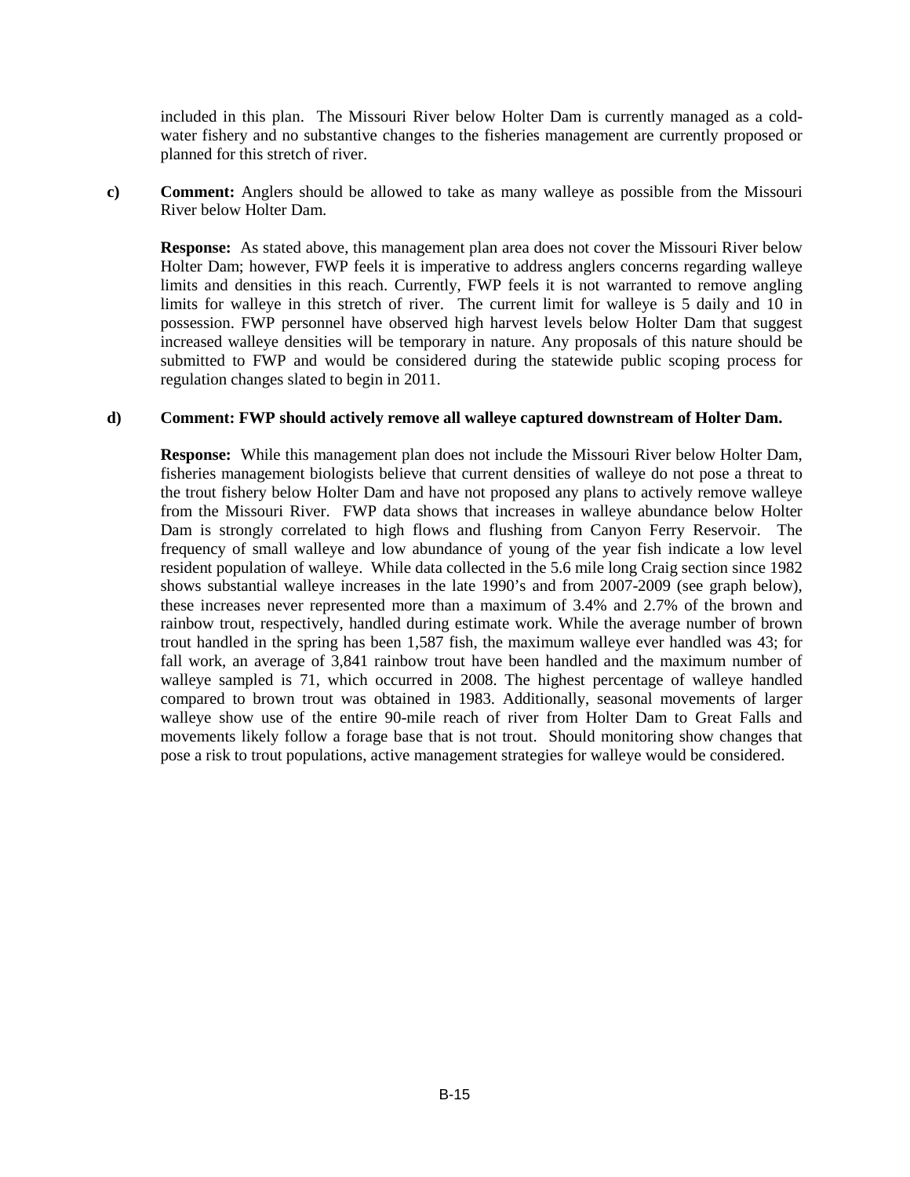included in this plan. The Missouri River below Holter Dam is currently managed as a cold-water fishery and no substantive changes to the fisheries management are currently proposed or planned for this stretch of river.

**c) Comment:** Anglers should be allowed to take as many walleye as possible from the Missouri River below Holter Dam.

**Response:** As stated above, this management plan area does not cover the Missouri River below Holter Dam; however, FWP feels it is imperative to address anglers concerns regarding walleye limits and densities in this reach. Currently, FWP feels it is not warranted to remove angling limits for walleye in this stretch of river. The current limit for walleye is 5 daily and 10 in possession. FWP personnel have observed high harvest levels below Holter Dam that suggest increased walleye densities will be temporary in nature. Any proposals of this nature should be submitted to FWP and would be considered during the statewide public scoping process for regulation changes slated to begin in 2011.

**d) Comment: FWP should actively remove all walleye captured downstream of Holter Dam.**

**Response:** While this management plan does not include the Missouri River below Holter Dam, fisheries management biologists believe that current densities of walleye do not pose a threat to the trout fishery below Holter Dam and have not proposed any plans to actively remove walleye from the Missouri River. FWP data shows that increases in walleye abundance below Holter Dam is strongly correlated to high flows and flushing from Canyon Ferry Reservoir. The frequency of small walleye and low abundance of young of the year fish indicate a low level resident population of walleye. While data collected in the 5.6 mile long Craig section since 1982 shows substantial walleye increases in the late 1990's and from 2007-2009 (see graph below), these increases never represented more than a maximum of 3.4% and 2.7% of the brown and rainbow trout, respectively, handled during estimate work. While the average number of brown trout handled in the spring has been 1,587 fish, the maximum walleye ever handled was 43; for fall work, an average of 3,841 rainbow trout have been handled and the maximum number of walleye sampled is 71, which occurred in 2008. The highest percentage of walleye handled compared to brown trout was obtained in 1983. Additionally, seasonal movements of larger walleye show use of the entire 90-mile reach of river from Holter Dam to Great Falls and movements likely follow a forage base that is not trout. Should monitoring show changes that pose a risk to trout populations, active management strategies for walleye would be considered.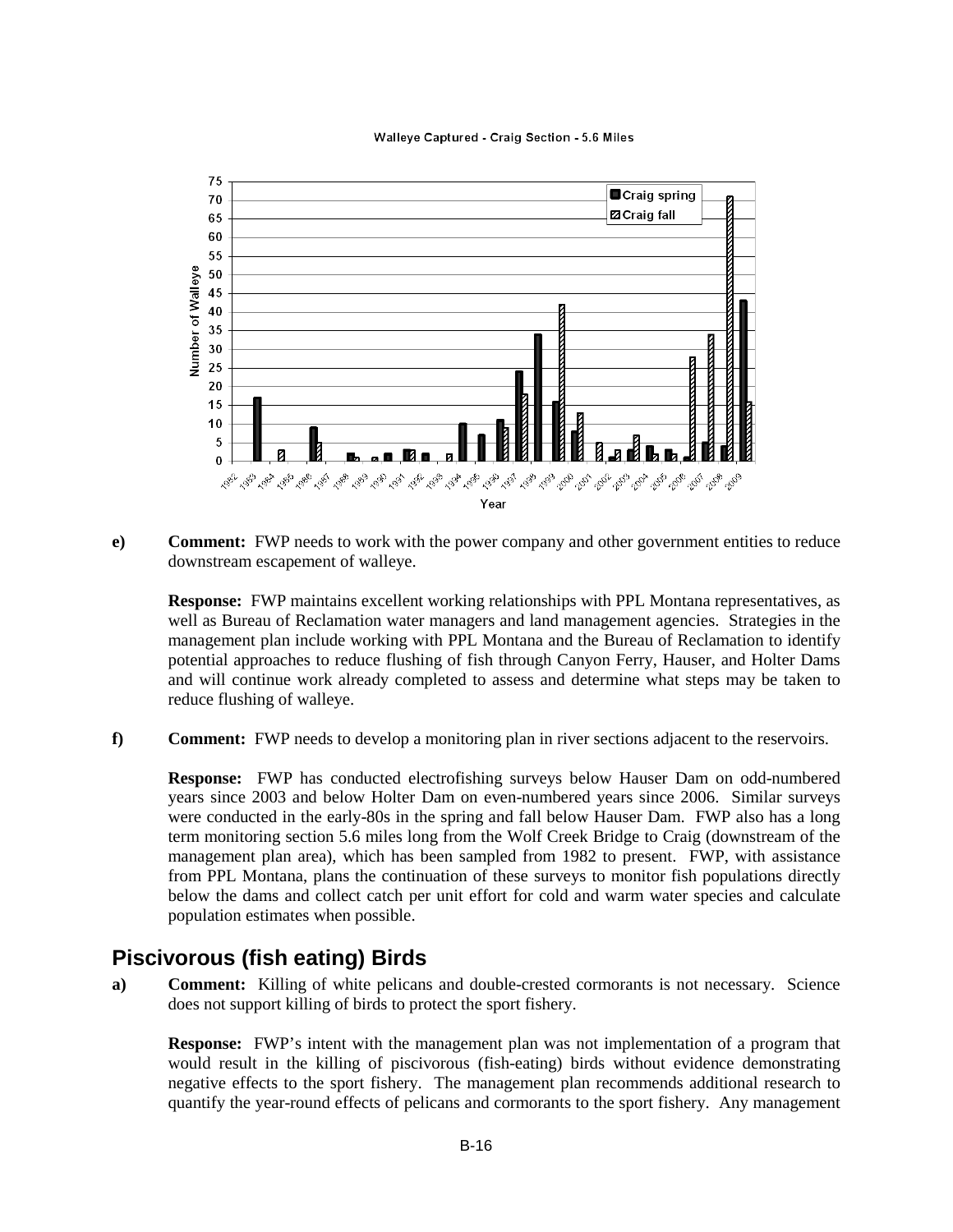Walleye Captured - Craig Section - 5.6 Miles

**e)** **Comment:** FWP needs to work with the power company and other government entities to reduce downstream escapement of walleye.

**Response:** FWP maintains excellent working relationships with PPL Montana representatives, as well as Bureau of Reclamation water managers and land management agencies. Strategies in the management plan include working with PPL Montana and the Bureau of Reclamation to identify potential approaches to reduce flushing of fish through Canyon Ferry, Hauser, and Holter Dams and will continue work already completed to assess and determine what steps may be taken to reduce flushing of walleye.

**f)** **Comment:** FWP needs to develop a monitoring plan in river sections adjacent to the reservoirs.

**Response:** FWP has conducted electrofishing surveys below Hauser Dam on odd-numbered years since 2003 and below Holter Dam on even-numbered years since 2006. Similar surveys were conducted in the early-80s in the spring and fall below Hauser Dam. FWP also has a long term monitoring section 5.6 miles long from the Wolf Creek Bridge to Craig (downstream of the management plan area), which has been sampled from 1982 to present. FWP, with assistance from PPL Montana, plans the continuation of these surveys to monitor fish populations directly below the dams and collect catch per unit effort for cold and warm water species and calculate population estimates when possible.

## Piscivorous (fish eating) Birds

**a)** **Comment:** Killing of white pelicans and double-crested cormorants is not necessary. Science does not support killing of birds to protect the sport fishery.

**Response:** FWP's intent with the management plan was not implementation of a program that would result in the killing of piscivorous (fish-eating) birds without evidence demonstrating negative effects to the sport fishery. The management plan recommends additional research to quantify the year-round effects of pelicans and cormorants to the sport fishery. Any management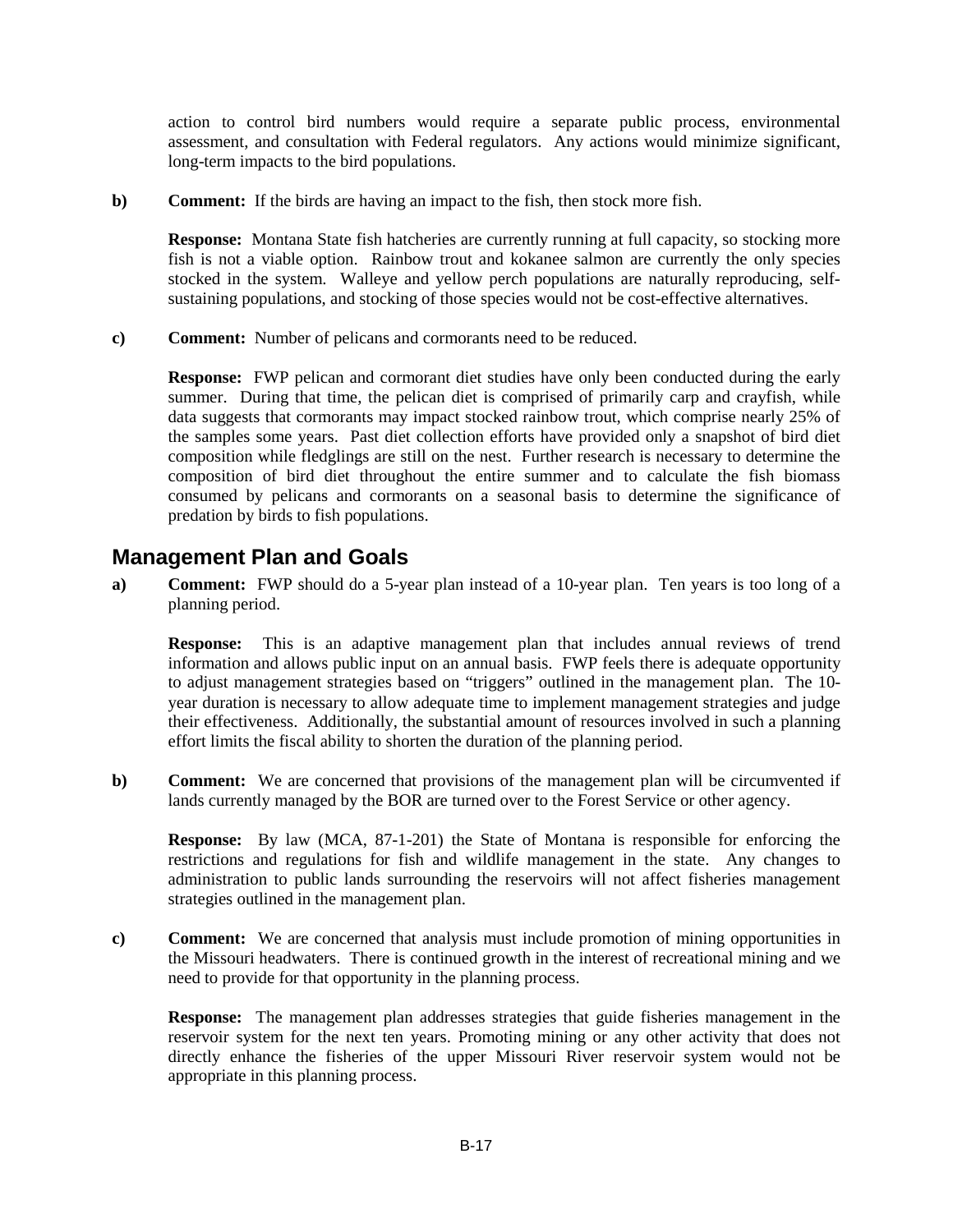action to control bird numbers would require a separate public process, environmental assessment, and consultation with Federal regulators. Any actions would minimize significant, long-term impacts to the bird populations.

**b)** **Comment:** If the birds are having an impact to the fish, then stock more fish.

**Response:** Montana State fish hatcheries are currently running at full capacity, so stocking more fish is not a viable option. Rainbow trout and kokanee salmon are currently the only species stocked in the system. Walleye and yellow perch populations are naturally reproducing, self-sustaining populations, and stocking of those species would not be cost-effective alternatives.

**c)** **Comment:** Number of pelicans and cormorants need to be reduced.

**Response:** FWP pelican and cormorant diet studies have only been conducted during the early summer. During that time, the pelican diet is comprised of primarily carp and crayfish, while data suggests that cormorants may impact stocked rainbow trout, which comprise nearly 25% of the samples some years. Past diet collection efforts have provided only a snapshot of bird diet composition while fledglings are still on the nest. Further research is necessary to determine the composition of bird diet throughout the entire summer and to calculate the fish biomass consumed by pelicans and cormorants on a seasonal basis to determine the significance of predation by birds to fish populations.

## Management Plan and Goals

**a)** **Comment:** FWP should do a 5-year plan instead of a 10-year plan. Ten years is too long of a planning period.

**Response:** This is an adaptive management plan that includes annual reviews of trend information and allows public input on an annual basis. FWP feels there is adequate opportunity to adjust management strategies based on "triggers" outlined in the management plan. The 10-year duration is necessary to allow adequate time to implement management strategies and judge their effectiveness. Additionally, the substantial amount of resources involved in such a planning effort limits the fiscal ability to shorten the duration of the planning period.

**b)** **Comment:** We are concerned that provisions of the management plan will be circumvented if lands currently managed by the BOR are turned over to the Forest Service or other agency.

**Response:** By law (MCA, 87-1-201) the State of Montana is responsible for enforcing the restrictions and regulations for fish and wildlife management in the state. Any changes to administration to public lands surrounding the reservoirs will not affect fisheries management strategies outlined in the management plan.

**c)** **Comment:** We are concerned that analysis must include promotion of mining opportunities in the Missouri headwaters. There is continued growth in the interest of recreational mining and we need to provide for that opportunity in the planning process.

**Response:** The management plan addresses strategies that guide fisheries management in the reservoir system for the next ten years. Promoting mining or any other activity that does not directly enhance the fisheries of the upper Missouri River reservoir system would not be appropriate in this planning process.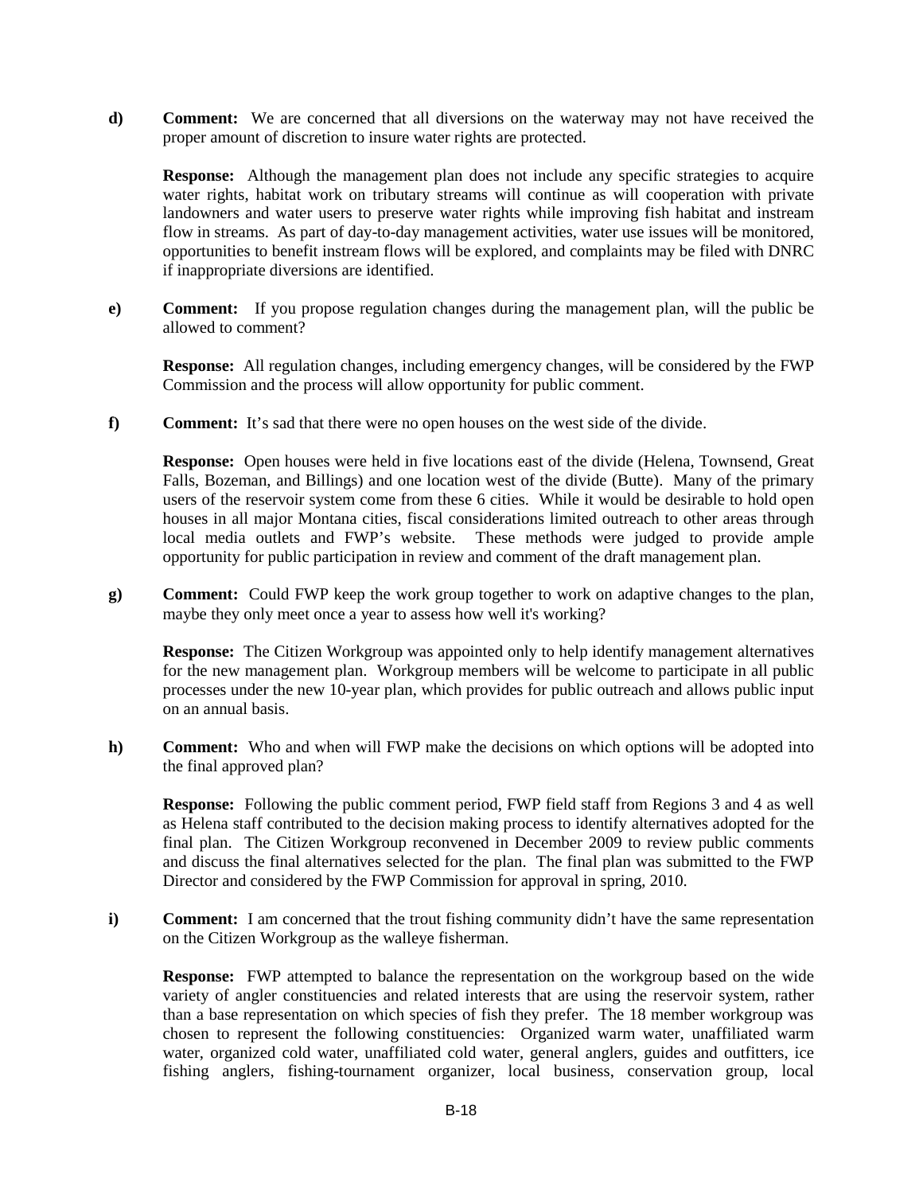**d) Comment:** We are concerned that all diversions on the waterway may not have received the proper amount of discretion to insure water rights are protected.

**Response:** Although the management plan does not include any specific strategies to acquire water rights, habitat work on tributary streams will continue as will cooperation with private landowners and water users to preserve water rights while improving fish habitat and instream flow in streams. As part of day-to-day management activities, water use issues will be monitored, opportunities to benefit instream flows will be explored, and complaints may be filed with DNRC if inappropriate diversions are identified.

**e) Comment:** If you propose regulation changes during the management plan, will the public be allowed to comment?

**Response:** All regulation changes, including emergency changes, will be considered by the FWP Commission and the process will allow opportunity for public comment.

**f) Comment:** It's sad that there were no open houses on the west side of the divide.

**Response:** Open houses were held in five locations east of the divide (Helena, Townsend, Great Falls, Bozeman, and Billings) and one location west of the divide (Butte). Many of the primary users of the reservoir system come from these 6 cities. While it would be desirable to hold open houses in all major Montana cities, fiscal considerations limited outreach to other areas through local media outlets and FWP's website. These methods were judged to provide ample opportunity for public participation in review and comment of the draft management plan.

**g) Comment:** Could FWP keep the work group together to work on adaptive changes to the plan, maybe they only meet once a year to assess how well it's working?

**Response:** The Citizen Workgroup was appointed only to help identify management alternatives for the new management plan. Workgroup members will be welcome to participate in all public processes under the new 10-year plan, which provides for public outreach and allows public input on an annual basis.

**h) Comment:** Who and when will FWP make the decisions on which options will be adopted into the final approved plan?

**Response:** Following the public comment period, FWP field staff from Regions 3 and 4 as well as Helena staff contributed to the decision making process to identify alternatives adopted for the final plan. The Citizen Workgroup reconvened in December 2009 to review public comments and discuss the final alternatives selected for the plan. The final plan was submitted to the FWP Director and considered by the FWP Commission for approval in spring, 2010.

**i) Comment:** I am concerned that the trout fishing community didn't have the same representation on the Citizen Workgroup as the walleye fisherman.

**Response:** FWP attempted to balance the representation on the workgroup based on the wide variety of angler constituencies and related interests that are using the reservoir system, rather than a base representation on which species of fish they prefer. The 18 member workgroup was chosen to represent the following constituencies: Organized warm water, unaffiliated warm water, organized cold water, unaffiliated cold water, general anglers, guides and outfitters, ice fishing anglers, fishing-tournament organizer, local business, conservation group, local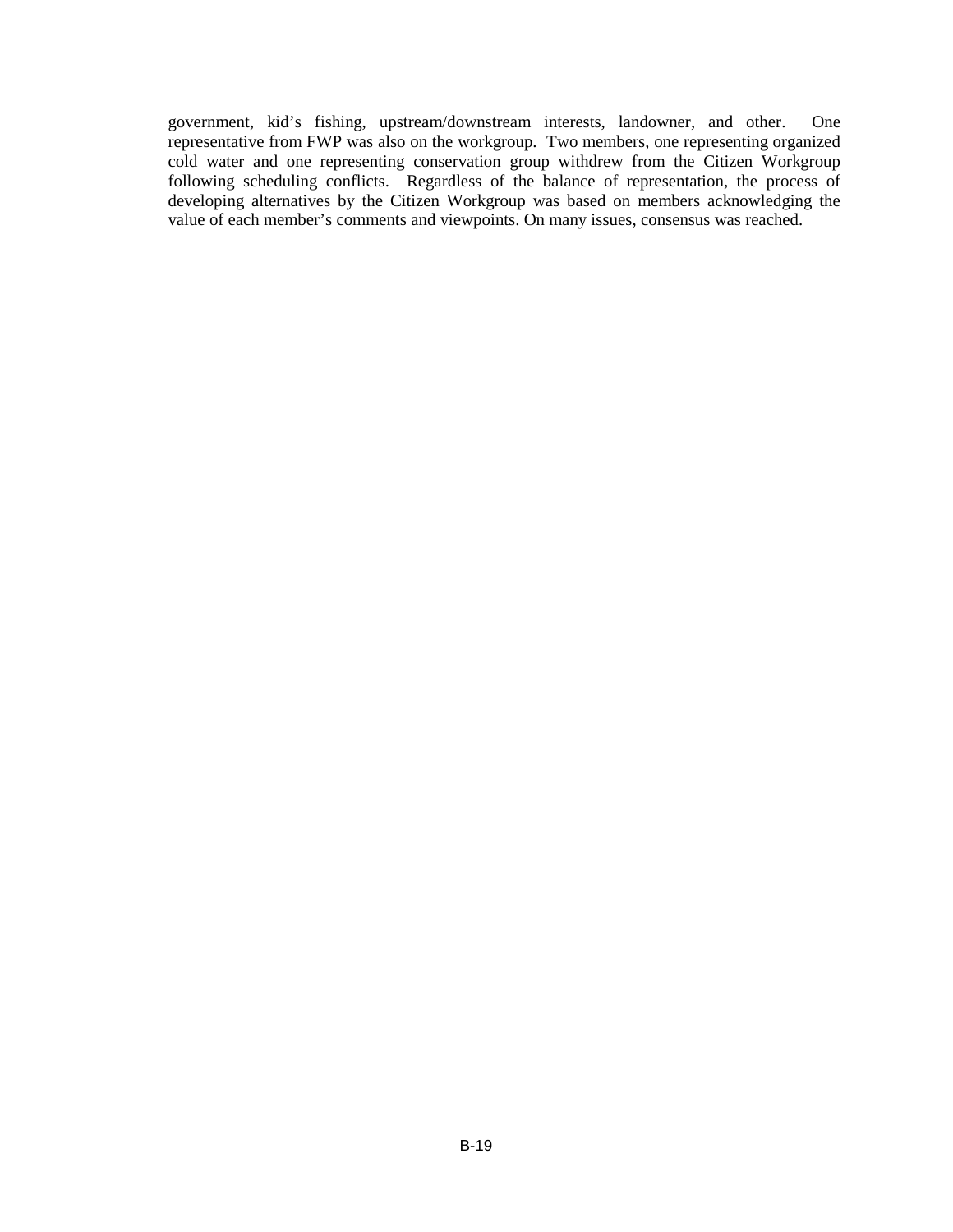government, kid's fishing, upstream/downstream interests, landowner, and other. One representative from FWP was also on the workgroup. Two members, one representing organized cold water and one representing conservation group withdrew from the Citizen Workgroup following scheduling conflicts. Regardless of the balance of representation, the process of developing alternatives by the Citizen Workgroup was based on members acknowledging the value of each member's comments and viewpoints. On many issues, consensus was reached.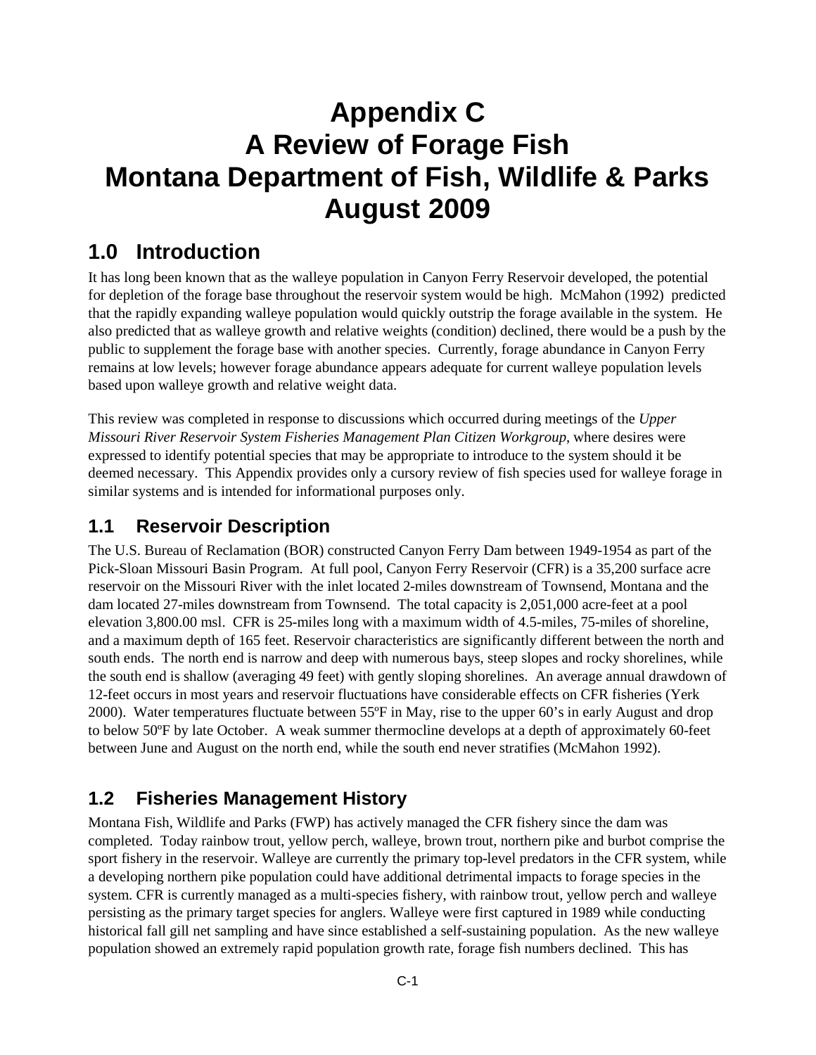# Appendix C
# A Review of Forage Fish
# Montana Department of Fish, Wildlife & Parks
# August 2009

## 1.0 Introduction

It has long been known that as the walleye population in Canyon Ferry Reservoir developed, the potential for depletion of the forage base throughout the reservoir system would be high. McMahon (1992) predicted that the rapidly expanding walleye population would quickly outstrip the forage available in the system. He also predicted that as walleye growth and relative weights (condition) declined, there would be a push by the public to supplement the forage base with another species. Currently, forage abundance in Canyon Ferry remains at low levels; however forage abundance appears adequate for current walleye population levels based upon walleye growth and relative weight data.

This review was completed in response to discussions which occurred during meetings of the *Upper Missouri River Reservoir System Fisheries Management Plan Citizen Workgroup*, where desires were expressed to identify potential species that may be appropriate to introduce to the system should it be deemed necessary. This Appendix provides only a cursory review of fish species used for walleye forage in similar systems and is intended for informational purposes only.

## 1.1 Reservoir Description

The U.S. Bureau of Reclamation (BOR) constructed Canyon Ferry Dam between 1949-1954 as part of the Pick-Sloan Missouri Basin Program. At full pool, Canyon Ferry Reservoir (CFR) is a 35,200 surface acre reservoir on the Missouri River with the inlet located 2-miles downstream of Townsend, Montana and the dam located 27-miles downstream from Townsend. The total capacity is 2,051,000 acre-feet at a pool elevation 3,800.00 msl. CFR is 25-miles long with a maximum width of 4.5-miles, 75-miles of shoreline, and a maximum depth of 165 feet. Reservoir characteristics are significantly different between the north and south ends. The north end is narrow and deep with numerous bays, steep slopes and rocky shorelines, while the south end is shallow (averaging 49 feet) with gently sloping shorelines. An average annual drawdown of 12-feet occurs in most years and reservoir fluctuations have considerable effects on CFR fisheries (Yerk 2000). Water temperatures fluctuate between 55ºF in May, rise to the upper 60's in early August and drop to below 50ºF by late October. A weak summer thermocline develops at a depth of approximately 60-feet between June and August on the north end, while the south end never stratifies (McMahon 1992).

## 1.2 Fisheries Management History

Montana Fish, Wildlife and Parks (FWP) has actively managed the CFR fishery since the dam was completed. Today rainbow trout, yellow perch, walleye, brown trout, northern pike and burbot comprise the sport fishery in the reservoir. Walleye are currently the primary top-level predators in the CFR system, while a developing northern pike population could have additional detrimental impacts to forage species in the system. CFR is currently managed as a multi-species fishery, with rainbow trout, yellow perch and walleye persisting as the primary target species for anglers. Walleye were first captured in 1989 while conducting historical fall gill net sampling and have since established a self-sustaining population. As the new walleye population showed an extremely rapid population growth rate, forage fish numbers declined. This has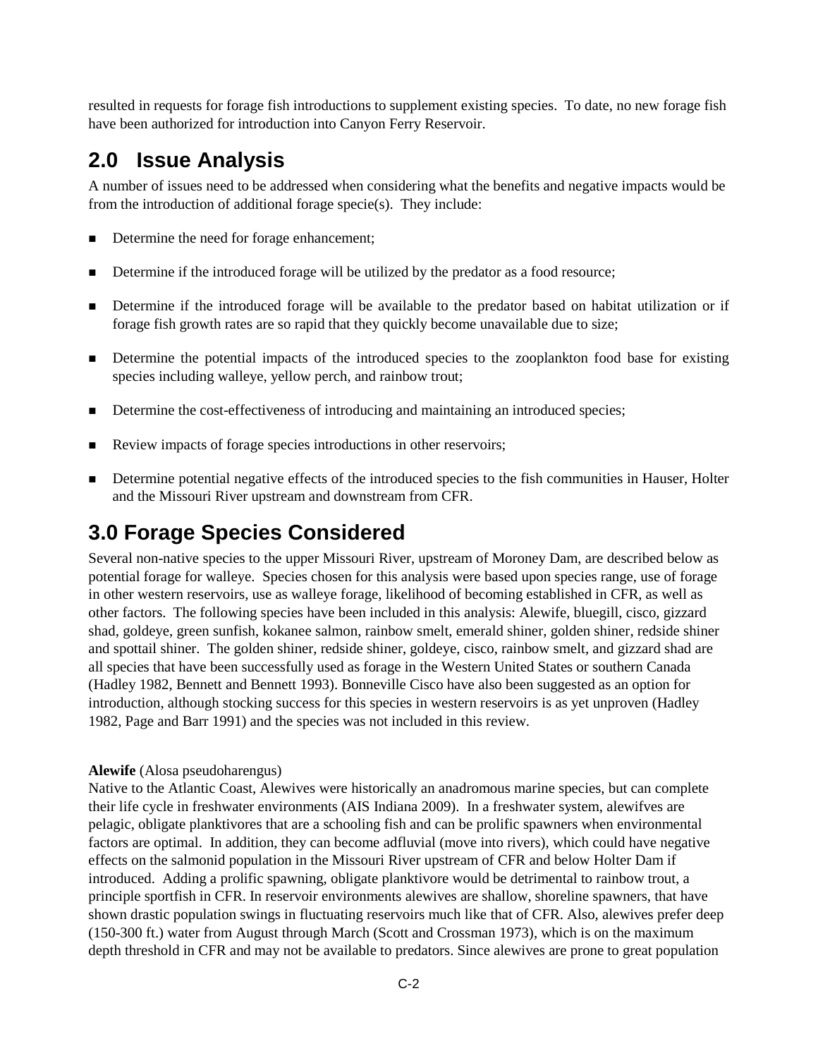resulted in requests for forage fish introductions to supplement existing species. To date, no new forage fish have been authorized for introduction into Canyon Ferry Reservoir.

## 2.0 Issue Analysis

A number of issues need to be addressed when considering what the benefits and negative impacts would be from the introduction of additional forage specie(s). They include:

- Determine the need for forage enhancement;
- Determine if the introduced forage will be utilized by the predator as a food resource;
- Determine if the introduced forage will be available to the predator based on habitat utilization or if forage fish growth rates are so rapid that they quickly become unavailable due to size;
- Determine the potential impacts of the introduced species to the zooplankton food base for existing species including walleye, yellow perch, and rainbow trout;
- Determine the cost-effectiveness of introducing and maintaining an introduced species;
- Review impacts of forage species introductions in other reservoirs;
- Determine potential negative effects of the introduced species to the fish communities in Hauser, Holter and the Missouri River upstream and downstream from CFR.

## 3.0 Forage Species Considered

Several non-native species to the upper Missouri River, upstream of Moroney Dam, are described below as potential forage for walleye. Species chosen for this analysis were based upon species range, use of forage in other western reservoirs, use as walleye forage, likelihood of becoming established in CFR, as well as other factors. The following species have been included in this analysis: Alewife, bluegill, cisco, gizzard shad, goldeye, green sunfish, kokanee salmon, rainbow smelt, emerald shiner, golden shiner, redside shiner and spottail shiner. The golden shiner, redside shiner, goldeye, cisco, rainbow smelt, and gizzard shad are all species that have been successfully used as forage in the Western United States or southern Canada (Hadley 1982, Bennett and Bennett 1993). Bonneville Cisco have also been suggested as an option for introduction, although stocking success for this species in western reservoirs is as yet unproven (Hadley 1982, Page and Barr 1991) and the species was not included in this review.

**Alewife** (Alosa pseudoharengus)
Native to the Atlantic Coast, Alewives were historically an anadromous marine species, but can complete their life cycle in freshwater environments (AIS Indiana 2009). In a freshwater system, alewifves are pelagic, obligate planktivores that are a schooling fish and can be prolific spawners when environmental factors are optimal. In addition, they can become adfluvial (move into rivers), which could have negative effects on the salmonid population in the Missouri River upstream of CFR and below Holter Dam if introduced. Adding a prolific spawning, obligate planktivore would be detrimental to rainbow trout, a principle sportfish in CFR. In reservoir environments alewives are shallow, shoreline spawners, that have shown drastic population swings in fluctuating reservoirs much like that of CFR. Also, alewives prefer deep (150-300 ft.) water from August through March (Scott and Crossman 1973), which is on the maximum depth threshold in CFR and may not be available to predators. Since alewives are prone to great population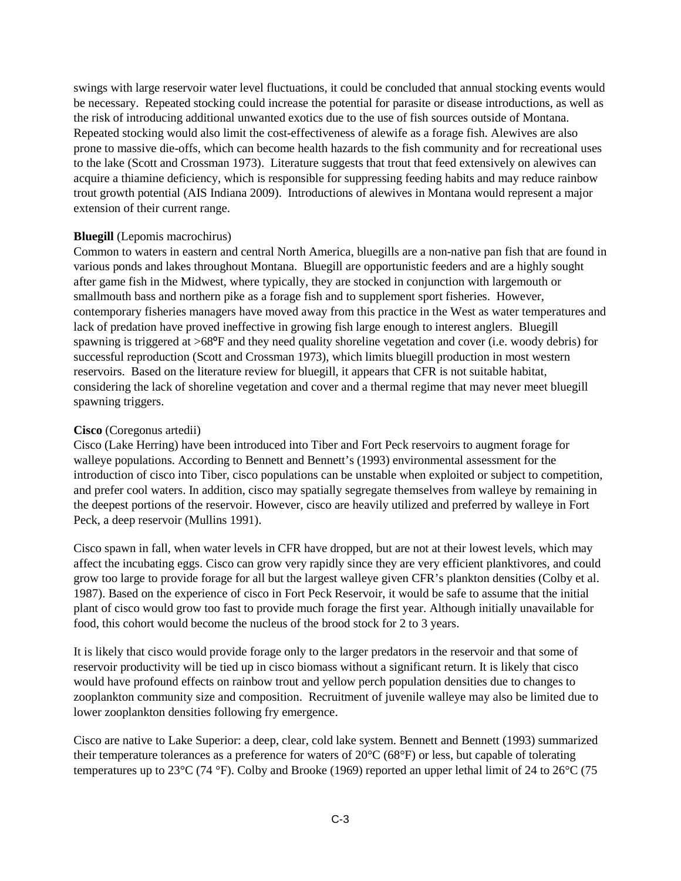swings with large reservoir water level fluctuations, it could be concluded that annual stocking events would be necessary. Repeated stocking could increase the potential for parasite or disease introductions, as well as the risk of introducing additional unwanted exotics due to the use of fish sources outside of Montana. Repeated stocking would also limit the cost-effectiveness of alewife as a forage fish. Alewives are also prone to massive die-offs, which can become health hazards to the fish community and for recreational uses to the lake (Scott and Crossman 1973). Literature suggests that trout that feed extensively on alewives can acquire a thiamine deficiency, which is responsible for suppressing feeding habits and may reduce rainbow trout growth potential (AIS Indiana 2009). Introductions of alewives in Montana would represent a major extension of their current range.

**Bluegill** (Lepomis macrochirus)
Common to waters in eastern and central North America, bluegills are a non-native pan fish that are found in various ponds and lakes throughout Montana. Bluegill are opportunistic feeders and are a highly sought after game fish in the Midwest, where typically, they are stocked in conjunction with largemouth or smallmouth bass and northern pike as a forage fish and to supplement sport fisheries. However, contemporary fisheries managers have moved away from this practice in the West as water temperatures and lack of predation have proved ineffective in growing fish large enough to interest anglers. Bluegill spawning is triggered at >68°F and they need quality shoreline vegetation and cover (i.e. woody debris) for successful reproduction (Scott and Crossman 1973), which limits bluegill production in most western reservoirs. Based on the literature review for bluegill, it appears that CFR is not suitable habitat, considering the lack of shoreline vegetation and cover and a thermal regime that may never meet bluegill spawning triggers.

**Cisco** (Coregonus artedii)
Cisco (Lake Herring) have been introduced into Tiber and Fort Peck reservoirs to augment forage for walleye populations. According to Bennett and Bennett's (1993) environmental assessment for the introduction of cisco into Tiber, cisco populations can be unstable when exploited or subject to competition, and prefer cool waters. In addition, cisco may spatially segregate themselves from walleye by remaining in the deepest portions of the reservoir. However, cisco are heavily utilized and preferred by walleye in Fort Peck, a deep reservoir (Mullins 1991).

Cisco spawn in fall, when water levels in CFR have dropped, but are not at their lowest levels, which may affect the incubating eggs. Cisco can grow very rapidly since they are very efficient planktivores, and could grow too large to provide forage for all but the largest walleye given CFR's plankton densities (Colby et al. 1987). Based on the experience of cisco in Fort Peck Reservoir, it would be safe to assume that the initial plant of cisco would grow too fast to provide much forage the first year. Although initially unavailable for food, this cohort would become the nucleus of the brood stock for 2 to 3 years.

It is likely that cisco would provide forage only to the larger predators in the reservoir and that some of reservoir productivity will be tied up in cisco biomass without a significant return. It is likely that cisco would have profound effects on rainbow trout and yellow perch population densities due to changes to zooplankton community size and composition. Recruitment of juvenile walleye may also be limited due to lower zooplankton densities following fry emergence.

Cisco are native to Lake Superior: a deep, clear, cold lake system. Bennett and Bennett (1993) summarized their temperature tolerances as a preference for waters of 20°C (68°F) or less, but capable of tolerating temperatures up to 23°C (74 °F). Colby and Brooke (1969) reported an upper lethal limit of 24 to 26°C (75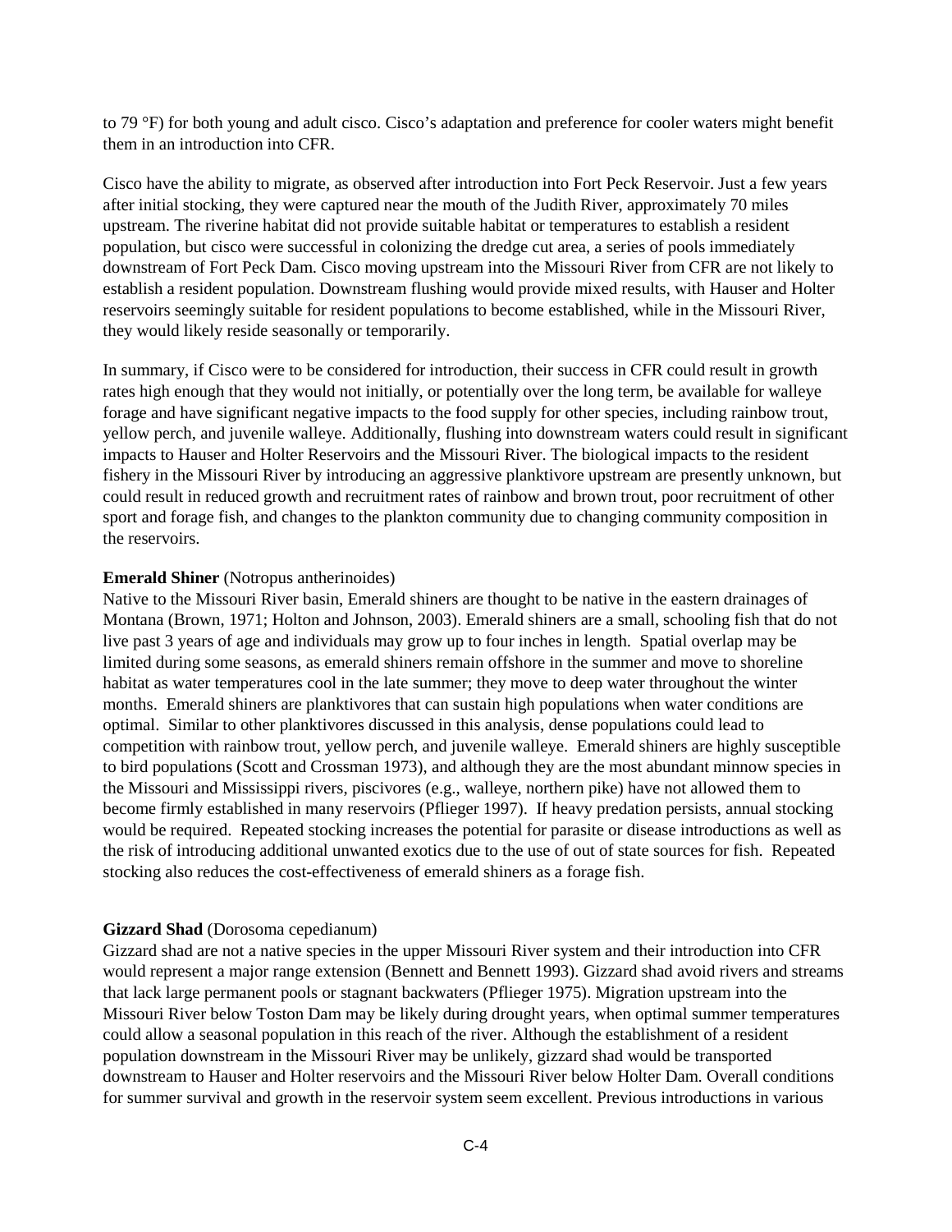to 79 °F) for both young and adult cisco. Cisco's adaptation and preference for cooler waters might benefit them in an introduction into CFR.

Cisco have the ability to migrate, as observed after introduction into Fort Peck Reservoir. Just a few years after initial stocking, they were captured near the mouth of the Judith River, approximately 70 miles upstream. The riverine habitat did not provide suitable habitat or temperatures to establish a resident population, but cisco were successful in colonizing the dredge cut area, a series of pools immediately downstream of Fort Peck Dam. Cisco moving upstream into the Missouri River from CFR are not likely to establish a resident population. Downstream flushing would provide mixed results, with Hauser and Holter reservoirs seemingly suitable for resident populations to become established, while in the Missouri River, they would likely reside seasonally or temporarily.

In summary, if Cisco were to be considered for introduction, their success in CFR could result in growth rates high enough that they would not initially, or potentially over the long term, be available for walleye forage and have significant negative impacts to the food supply for other species, including rainbow trout, yellow perch, and juvenile walleye. Additionally, flushing into downstream waters could result in significant impacts to Hauser and Holter Reservoirs and the Missouri River. The biological impacts to the resident fishery in the Missouri River by introducing an aggressive planktivore upstream are presently unknown, but could result in reduced growth and recruitment rates of rainbow and brown trout, poor recruitment of other sport and forage fish, and changes to the plankton community due to changing community composition in the reservoirs.

**Emerald Shiner** (Notropus antherinoides)
Native to the Missouri River basin, Emerald shiners are thought to be native in the eastern drainages of Montana (Brown, 1971; Holton and Johnson, 2003). Emerald shiners are a small, schooling fish that do not live past 3 years of age and individuals may grow up to four inches in length. Spatial overlap may be limited during some seasons, as emerald shiners remain offshore in the summer and move to shoreline habitat as water temperatures cool in the late summer; they move to deep water throughout the winter months. Emerald shiners are planktivores that can sustain high populations when water conditions are optimal. Similar to other planktivores discussed in this analysis, dense populations could lead to competition with rainbow trout, yellow perch, and juvenile walleye. Emerald shiners are highly susceptible to bird populations (Scott and Crossman 1973), and although they are the most abundant minnow species in the Missouri and Mississippi rivers, piscivores (e.g., walleye, northern pike) have not allowed them to become firmly established in many reservoirs (Pflieger 1997). If heavy predation persists, annual stocking would be required. Repeated stocking increases the potential for parasite or disease introductions as well as the risk of introducing additional unwanted exotics due to the use of out of state sources for fish. Repeated stocking also reduces the cost-effectiveness of emerald shiners as a forage fish.

**Gizzard Shad** (Dorosoma cepedianum)
Gizzard shad are not a native species in the upper Missouri River system and their introduction into CFR would represent a major range extension (Bennett and Bennett 1993). Gizzard shad avoid rivers and streams that lack large permanent pools or stagnant backwaters (Pflieger 1975). Migration upstream into the Missouri River below Toston Dam may be likely during drought years, when optimal summer temperatures could allow a seasonal population in this reach of the river. Although the establishment of a resident population downstream in the Missouri River may be unlikely, gizzard shad would be transported downstream to Hauser and Holter reservoirs and the Missouri River below Holter Dam. Overall conditions for summer survival and growth in the reservoir system seem excellent. Previous introductions in various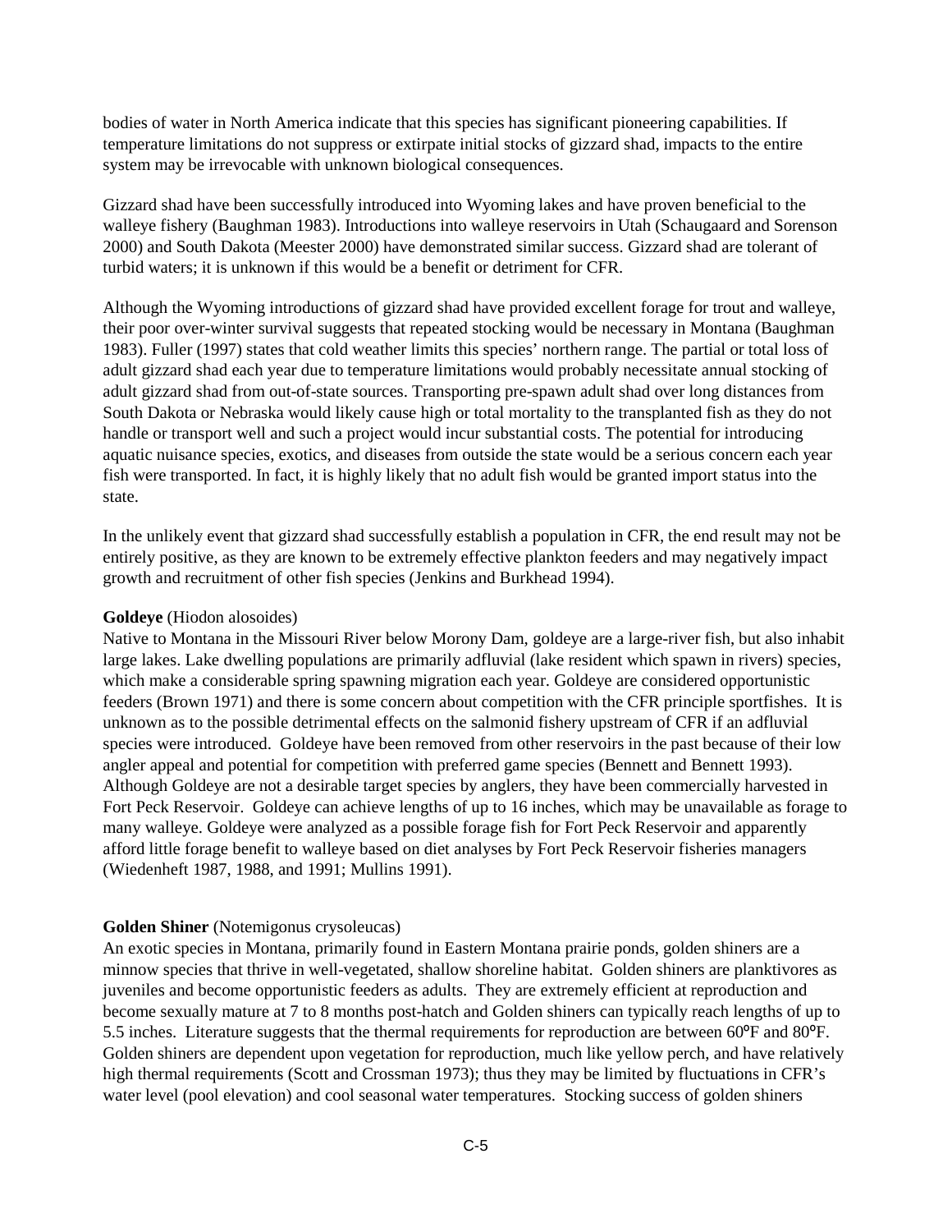bodies of water in North America indicate that this species has significant pioneering capabilities. If temperature limitations do not suppress or extirpate initial stocks of gizzard shad, impacts to the entire system may be irrevocable with unknown biological consequences.

Gizzard shad have been successfully introduced into Wyoming lakes and have proven beneficial to the walleye fishery (Baughman 1983). Introductions into walleye reservoirs in Utah (Schaugaard and Sorenson 2000) and South Dakota (Meester 2000) have demonstrated similar success. Gizzard shad are tolerant of turbid waters; it is unknown if this would be a benefit or detriment for CFR.

Although the Wyoming introductions of gizzard shad have provided excellent forage for trout and walleye, their poor over-winter survival suggests that repeated stocking would be necessary in Montana (Baughman 1983). Fuller (1997) states that cold weather limits this species' northern range. The partial or total loss of adult gizzard shad each year due to temperature limitations would probably necessitate annual stocking of adult gizzard shad from out-of-state sources. Transporting pre-spawn adult shad over long distances from South Dakota or Nebraska would likely cause high or total mortality to the transplanted fish as they do not handle or transport well and such a project would incur substantial costs. The potential for introducing aquatic nuisance species, exotics, and diseases from outside the state would be a serious concern each year fish were transported. In fact, it is highly likely that no adult fish would be granted import status into the state.

In the unlikely event that gizzard shad successfully establish a population in CFR, the end result may not be entirely positive, as they are known to be extremely effective plankton feeders and may negatively impact growth and recruitment of other fish species (Jenkins and Burkhead 1994).

**Goldeye** (Hiodon alosoides)
Native to Montana in the Missouri River below Morony Dam, goldeye are a large-river fish, but also inhabit large lakes. Lake dwelling populations are primarily adfluvial (lake resident which spawn in rivers) species, which make a considerable spring spawning migration each year. Goldeye are considered opportunistic feeders (Brown 1971) and there is some concern about competition with the CFR principle sportfishes. It is unknown as to the possible detrimental effects on the salmonid fishery upstream of CFR if an adfluvial species were introduced. Goldeye have been removed from other reservoirs in the past because of their low angler appeal and potential for competition with preferred game species (Bennett and Bennett 1993). Although Goldeye are not a desirable target species by anglers, they have been commercially harvested in Fort Peck Reservoir. Goldeye can achieve lengths of up to 16 inches, which may be unavailable as forage to many walleye. Goldeye were analyzed as a possible forage fish for Fort Peck Reservoir and apparently afford little forage benefit to walleye based on diet analyses by Fort Peck Reservoir fisheries managers (Wiedenheft 1987, 1988, and 1991; Mullins 1991).

**Golden Shiner** (Notemigonus crysoleucas)
An exotic species in Montana, primarily found in Eastern Montana prairie ponds, golden shiners are a minnow species that thrive in well-vegetated, shallow shoreline habitat. Golden shiners are planktivores as juveniles and become opportunistic feeders as adults. They are extremely efficient at reproduction and become sexually mature at 7 to 8 months post-hatch and Golden shiners can typically reach lengths of up to 5.5 inches. Literature suggests that the thermal requirements for reproduction are between 60°F and 80°F. Golden shiners are dependent upon vegetation for reproduction, much like yellow perch, and have relatively high thermal requirements (Scott and Crossman 1973); thus they may be limited by fluctuations in CFR's water level (pool elevation) and cool seasonal water temperatures. Stocking success of golden shiners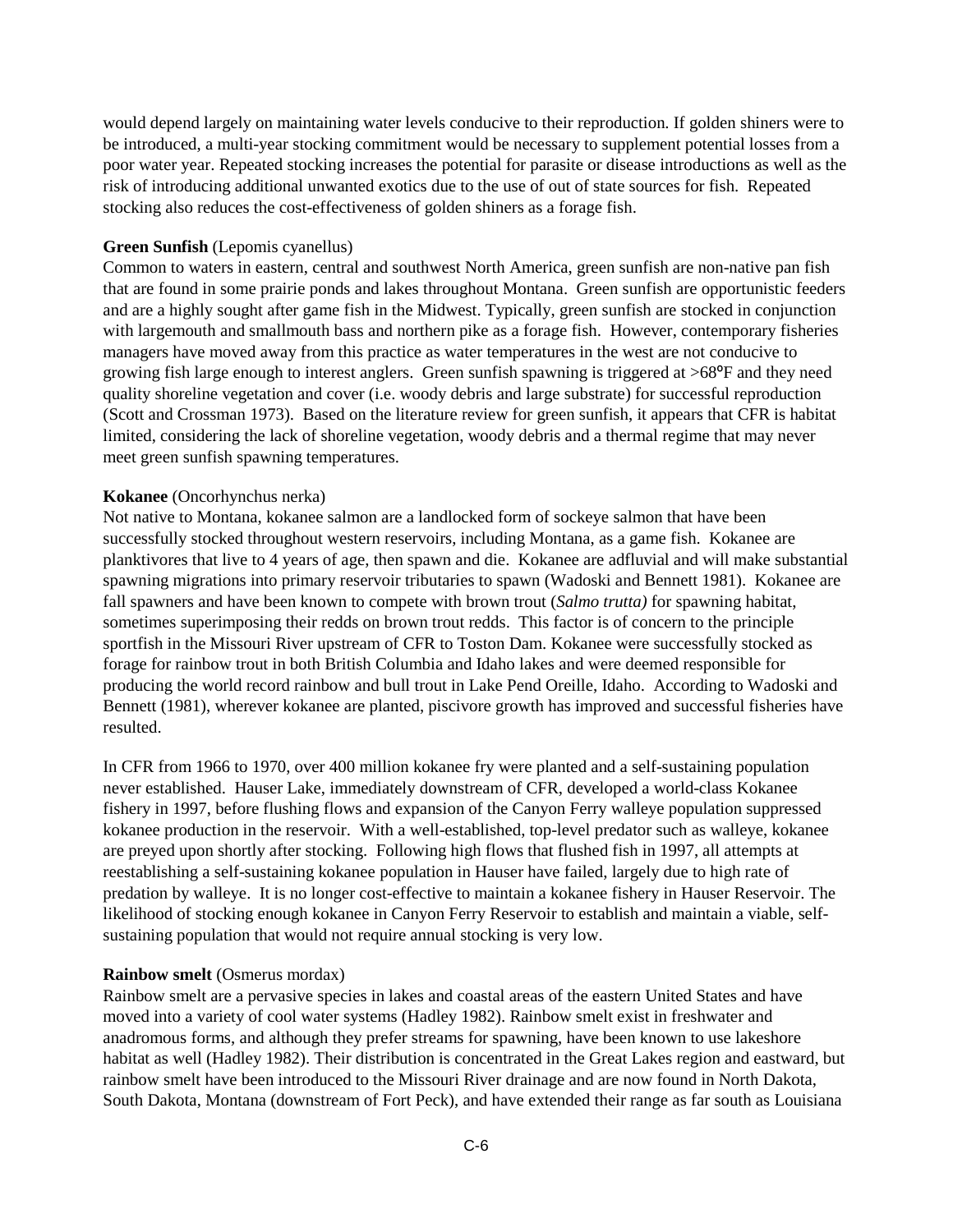would depend largely on maintaining water levels conducive to their reproduction. If golden shiners were to be introduced, a multi-year stocking commitment would be necessary to supplement potential losses from a poor water year. Repeated stocking increases the potential for parasite or disease introductions as well as the risk of introducing additional unwanted exotics due to the use of out of state sources for fish. Repeated stocking also reduces the cost-effectiveness of golden shiners as a forage fish.

**Green Sunfish** (Lepomis cyanellus)
Common to waters in eastern, central and southwest North America, green sunfish are non-native pan fish that are found in some prairie ponds and lakes throughout Montana. Green sunfish are opportunistic feeders and are a highly sought after game fish in the Midwest. Typically, green sunfish are stocked in conjunction with largemouth and smallmouth bass and northern pike as a forage fish. However, contemporary fisheries managers have moved away from this practice as water temperatures in the west are not conducive to growing fish large enough to interest anglers. Green sunfish spawning is triggered at >68°F and they need quality shoreline vegetation and cover (i.e. woody debris and large substrate) for successful reproduction (Scott and Crossman 1973). Based on the literature review for green sunfish, it appears that CFR is habitat limited, considering the lack of shoreline vegetation, woody debris and a thermal regime that may never meet green sunfish spawning temperatures.

**Kokanee** (Oncorhynchus nerka)
Not native to Montana, kokanee salmon are a landlocked form of sockeye salmon that have been successfully stocked throughout western reservoirs, including Montana, as a game fish. Kokanee are planktivores that live to 4 years of age, then spawn and die. Kokanee are adfluvial and will make substantial spawning migrations into primary reservoir tributaries to spawn (Wadoski and Bennett 1981). Kokanee are fall spawners and have been known to compete with brown trout (*Salmo trutta)* for spawning habitat, sometimes superimposing their redds on brown trout redds. This factor is of concern to the principle sportfish in the Missouri River upstream of CFR to Toston Dam. Kokanee were successfully stocked as forage for rainbow trout in both British Columbia and Idaho lakes and were deemed responsible for producing the world record rainbow and bull trout in Lake Pend Oreille, Idaho. According to Wadoski and Bennett (1981), wherever kokanee are planted, piscivore growth has improved and successful fisheries have resulted.

In CFR from 1966 to 1970, over 400 million kokanee fry were planted and a self-sustaining population never established. Hauser Lake, immediately downstream of CFR, developed a world-class Kokanee fishery in 1997, before flushing flows and expansion of the Canyon Ferry walleye population suppressed kokanee production in the reservoir. With a well-established, top-level predator such as walleye, kokanee are preyed upon shortly after stocking. Following high flows that flushed fish in 1997, all attempts at reestablishing a self-sustaining kokanee population in Hauser have failed, largely due to high rate of predation by walleye. It is no longer cost-effective to maintain a kokanee fishery in Hauser Reservoir. The likelihood of stocking enough kokanee in Canyon Ferry Reservoir to establish and maintain a viable, self-sustaining population that would not require annual stocking is very low.

**Rainbow smelt** (Osmerus mordax)
Rainbow smelt are a pervasive species in lakes and coastal areas of the eastern United States and have moved into a variety of cool water systems (Hadley 1982). Rainbow smelt exist in freshwater and anadromous forms, and although they prefer streams for spawning, have been known to use lakeshore habitat as well (Hadley 1982). Their distribution is concentrated in the Great Lakes region and eastward, but rainbow smelt have been introduced to the Missouri River drainage and are now found in North Dakota, South Dakota, Montana (downstream of Fort Peck), and have extended their range as far south as Louisiana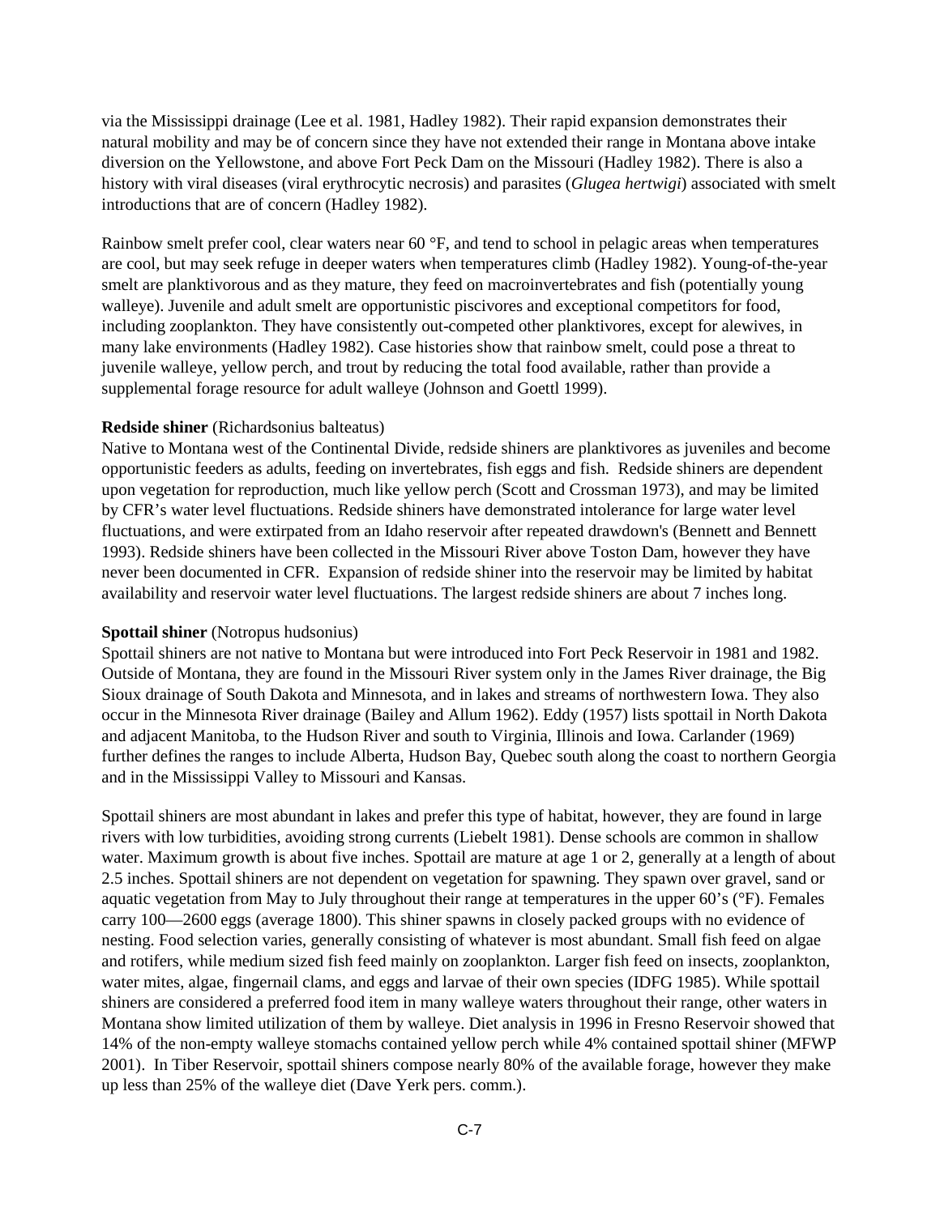via the Mississippi drainage (Lee et al. 1981, Hadley 1982). Their rapid expansion demonstrates their natural mobility and may be of concern since they have not extended their range in Montana above intake diversion on the Yellowstone, and above Fort Peck Dam on the Missouri (Hadley 1982). There is also a history with viral diseases (viral erythrocytic necrosis) and parasites (*Glugea hertwigi*) associated with smelt introductions that are of concern (Hadley 1982).

Rainbow smelt prefer cool, clear waters near 60 °F, and tend to school in pelagic areas when temperatures are cool, but may seek refuge in deeper waters when temperatures climb (Hadley 1982). Young-of-the-year smelt are planktivorous and as they mature, they feed on macroinvertebrates and fish (potentially young walleye). Juvenile and adult smelt are opportunistic piscivores and exceptional competitors for food, including zooplankton. They have consistently out-competed other planktivores, except for alewives, in many lake environments (Hadley 1982). Case histories show that rainbow smelt, could pose a threat to juvenile walleye, yellow perch, and trout by reducing the total food available, rather than provide a supplemental forage resource for adult walleye (Johnson and Goettl 1999).

**Redside shiner** (Richardsonius balteatus)
Native to Montana west of the Continental Divide, redside shiners are planktivores as juveniles and become opportunistic feeders as adults, feeding on invertebrates, fish eggs and fish. Redside shiners are dependent upon vegetation for reproduction, much like yellow perch (Scott and Crossman 1973), and may be limited by CFR's water level fluctuations. Redside shiners have demonstrated intolerance for large water level fluctuations, and were extirpated from an Idaho reservoir after repeated drawdown's (Bennett and Bennett 1993). Redside shiners have been collected in the Missouri River above Toston Dam, however they have never been documented in CFR. Expansion of redside shiner into the reservoir may be limited by habitat availability and reservoir water level fluctuations. The largest redside shiners are about 7 inches long.

**Spottail shiner** (Notropus hudsonius)
Spottail shiners are not native to Montana but were introduced into Fort Peck Reservoir in 1981 and 1982. Outside of Montana, they are found in the Missouri River system only in the James River drainage, the Big Sioux drainage of South Dakota and Minnesota, and in lakes and streams of northwestern Iowa. They also occur in the Minnesota River drainage (Bailey and Allum 1962). Eddy (1957) lists spottail in North Dakota and adjacent Manitoba, to the Hudson River and south to Virginia, Illinois and Iowa. Carlander (1969) further defines the ranges to include Alberta, Hudson Bay, Quebec south along the coast to northern Georgia and in the Mississippi Valley to Missouri and Kansas.

Spottail shiners are most abundant in lakes and prefer this type of habitat, however, they are found in large rivers with low turbidities, avoiding strong currents (Liebelt 1981). Dense schools are common in shallow water. Maximum growth is about five inches. Spottail are mature at age 1 or 2, generally at a length of about 2.5 inches. Spottail shiners are not dependent on vegetation for spawning. They spawn over gravel, sand or aquatic vegetation from May to July throughout their range at temperatures in the upper 60's (°F). Females carry 100—2600 eggs (average 1800). This shiner spawns in closely packed groups with no evidence of nesting. Food selection varies, generally consisting of whatever is most abundant. Small fish feed on algae and rotifers, while medium sized fish feed mainly on zooplankton. Larger fish feed on insects, zooplankton, water mites, algae, fingernail clams, and eggs and larvae of their own species (IDFG 1985). While spottail shiners are considered a preferred food item in many walleye waters throughout their range, other waters in Montana show limited utilization of them by walleye. Diet analysis in 1996 in Fresno Reservoir showed that 14% of the non-empty walleye stomachs contained yellow perch while 4% contained spottail shiner (MFWP 2001). In Tiber Reservoir, spottail shiners compose nearly 80% of the available forage, however they make up less than 25% of the walleye diet (Dave Yerk pers. comm.).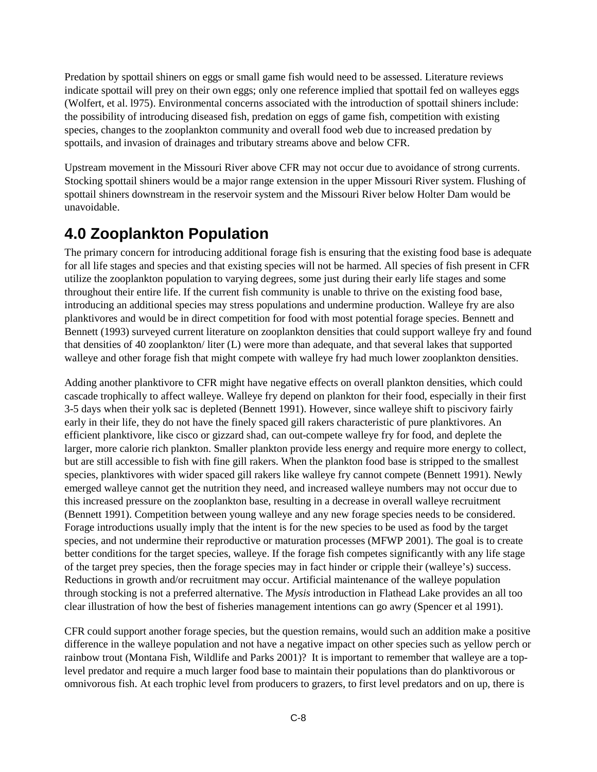Predation by spottail shiners on eggs or small game fish would need to be assessed. Literature reviews indicate spottail will prey on their own eggs; only one reference implied that spottail fed on walleyes eggs (Wolfert, et al. l975). Environmental concerns associated with the introduction of spottail shiners include: the possibility of introducing diseased fish, predation on eggs of game fish, competition with existing species, changes to the zooplankton community and overall food web due to increased predation by spottails, and invasion of drainages and tributary streams above and below CFR.

Upstream movement in the Missouri River above CFR may not occur due to avoidance of strong currents. Stocking spottail shiners would be a major range extension in the upper Missouri River system. Flushing of spottail shiners downstream in the reservoir system and the Missouri River below Holter Dam would be unavoidable.

## 4.0 Zooplankton Population

The primary concern for introducing additional forage fish is ensuring that the existing food base is adequate for all life stages and species and that existing species will not be harmed. All species of fish present in CFR utilize the zooplankton population to varying degrees, some just during their early life stages and some throughout their entire life. If the current fish community is unable to thrive on the existing food base, introducing an additional species may stress populations and undermine production. Walleye fry are also planktivores and would be in direct competition for food with most potential forage species. Bennett and Bennett (1993) surveyed current literature on zooplankton densities that could support walleye fry and found that densities of 40 zooplankton/ liter (L) were more than adequate, and that several lakes that supported walleye and other forage fish that might compete with walleye fry had much lower zooplankton densities.

Adding another planktivore to CFR might have negative effects on overall plankton densities, which could cascade trophically to affect walleye. Walleye fry depend on plankton for their food, especially in their first 3-5 days when their yolk sac is depleted (Bennett 1991). However, since walleye shift to piscivory fairly early in their life, they do not have the finely spaced gill rakers characteristic of pure planktivores. An efficient planktivore, like cisco or gizzard shad, can out-compete walleye fry for food, and deplete the larger, more calorie rich plankton. Smaller plankton provide less energy and require more energy to collect, but are still accessible to fish with fine gill rakers. When the plankton food base is stripped to the smallest species, planktivores with wider spaced gill rakers like walleye fry cannot compete (Bennett 1991). Newly emerged walleye cannot get the nutrition they need, and increased walleye numbers may not occur due to this increased pressure on the zooplankton base, resulting in a decrease in overall walleye recruitment (Bennett 1991). Competition between young walleye and any new forage species needs to be considered. Forage introductions usually imply that the intent is for the new species to be used as food by the target species, and not undermine their reproductive or maturation processes (MFWP 2001). The goal is to create better conditions for the target species, walleye. If the forage fish competes significantly with any life stage of the target prey species, then the forage species may in fact hinder or cripple their (walleye's) success. Reductions in growth and/or recruitment may occur. Artificial maintenance of the walleye population through stocking is not a preferred alternative. The *Mysis* introduction in Flathead Lake provides an all too clear illustration of how the best of fisheries management intentions can go awry (Spencer et al 1991).

CFR could support another forage species, but the question remains, would such an addition make a positive difference in the walleye population and not have a negative impact on other species such as yellow perch or rainbow trout (Montana Fish, Wildlife and Parks 2001)? It is important to remember that walleye are a top-level predator and require a much larger food base to maintain their populations than do planktivorous or omnivorous fish. At each trophic level from producers to grazers, to first level predators and on up, there is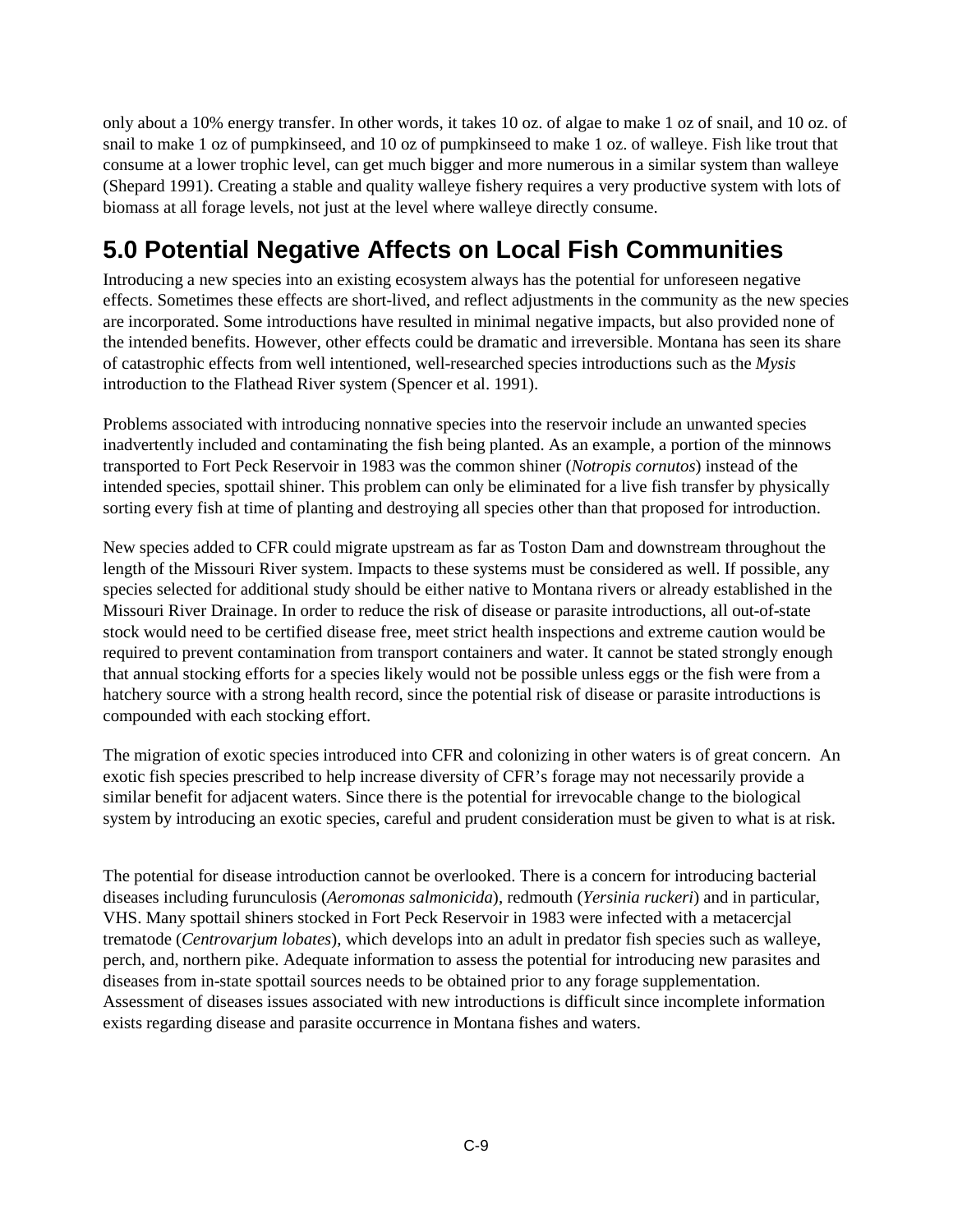only about a 10% energy transfer. In other words, it takes 10 oz. of algae to make 1 oz of snail, and 10 oz. of snail to make 1 oz of pumpkinseed, and 10 oz of pumpkinseed to make 1 oz. of walleye. Fish like trout that consume at a lower trophic level, can get much bigger and more numerous in a similar system than walleye (Shepard 1991). Creating a stable and quality walleye fishery requires a very productive system with lots of biomass at all forage levels, not just at the level where walleye directly consume.

# 5.0 Potential Negative Affects on Local Fish Communities

Introducing a new species into an existing ecosystem always has the potential for unforeseen negative effects. Sometimes these effects are short-lived, and reflect adjustments in the community as the new species are incorporated. Some introductions have resulted in minimal negative impacts, but also provided none of the intended benefits. However, other effects could be dramatic and irreversible. Montana has seen its share of catastrophic effects from well intentioned, well-researched species introductions such as the *Mysis* introduction to the Flathead River system (Spencer et al. 1991).

Problems associated with introducing nonnative species into the reservoir include an unwanted species inadvertently included and contaminating the fish being planted. As an example, a portion of the minnows transported to Fort Peck Reservoir in 1983 was the common shiner (*Notropis cornutos*) instead of the intended species, spottail shiner. This problem can only be eliminated for a live fish transfer by physically sorting every fish at time of planting and destroying all species other than that proposed for introduction.

New species added to CFR could migrate upstream as far as Toston Dam and downstream throughout the length of the Missouri River system. Impacts to these systems must be considered as well. If possible, any species selected for additional study should be either native to Montana rivers or already established in the Missouri River Drainage. In order to reduce the risk of disease or parasite introductions, all out-of-state stock would need to be certified disease free, meet strict health inspections and extreme caution would be required to prevent contamination from transport containers and water. It cannot be stated strongly enough that annual stocking efforts for a species likely would not be possible unless eggs or the fish were from a hatchery source with a strong health record, since the potential risk of disease or parasite introductions is compounded with each stocking effort.

The migration of exotic species introduced into CFR and colonizing in other waters is of great concern. An exotic fish species prescribed to help increase diversity of CFR's forage may not necessarily provide a similar benefit for adjacent waters. Since there is the potential for irrevocable change to the biological system by introducing an exotic species, careful and prudent consideration must be given to what is at risk.

The potential for disease introduction cannot be overlooked. There is a concern for introducing bacterial diseases including furunculosis (*Aeromonas salmonicida*), redmouth (*Yersinia ruckeri*) and in particular, VHS. Many spottail shiners stocked in Fort Peck Reservoir in 1983 were infected with a metacercjal trematode (*Centrovarjum lobates*), which develops into an adult in predator fish species such as walleye, perch, and, northern pike. Adequate information to assess the potential for introducing new parasites and diseases from in-state spottail sources needs to be obtained prior to any forage supplementation. Assessment of diseases issues associated with new introductions is difficult since incomplete information exists regarding disease and parasite occurrence in Montana fishes and waters.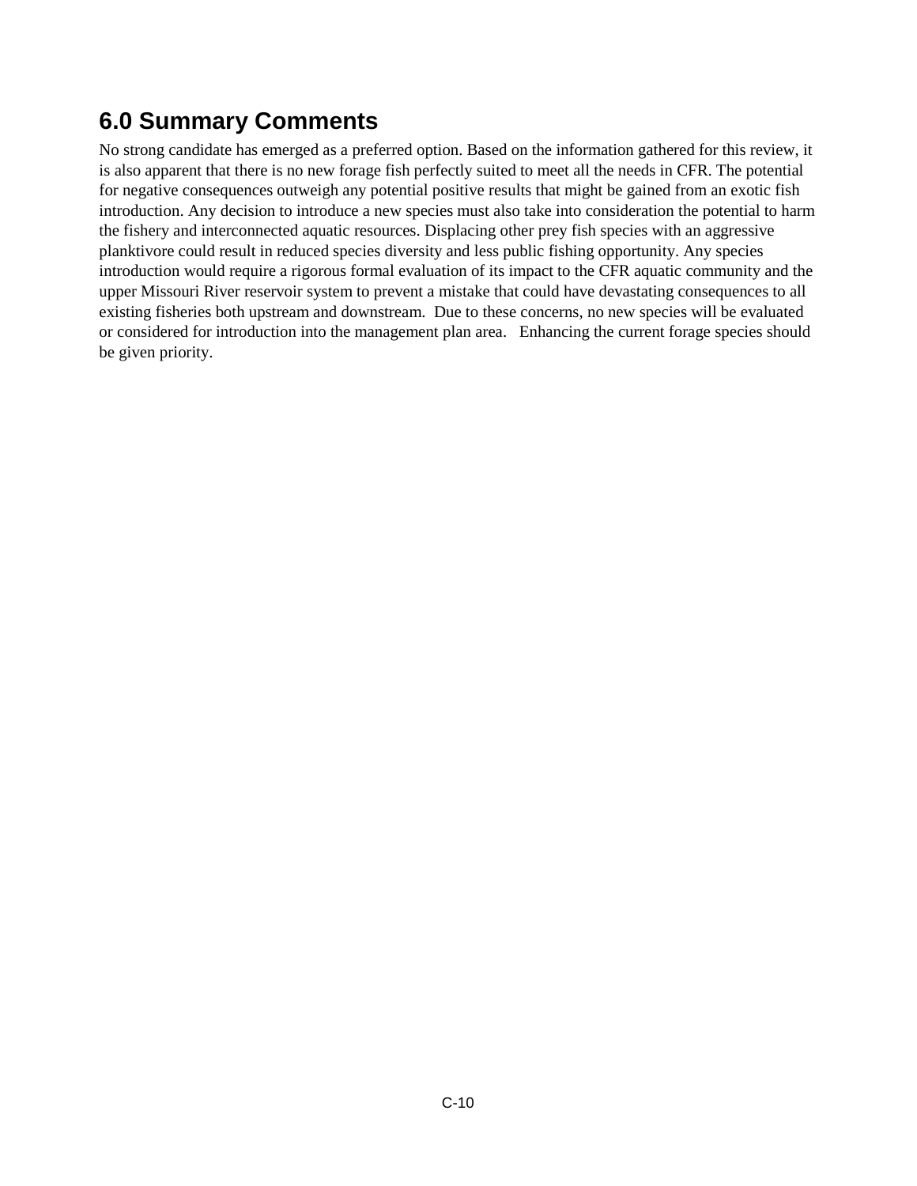## 6.0 Summary Comments

No strong candidate has emerged as a preferred option. Based on the information gathered for this review, it is also apparent that there is no new forage fish perfectly suited to meet all the needs in CFR. The potential for negative consequences outweigh any potential positive results that might be gained from an exotic fish introduction. Any decision to introduce a new species must also take into consideration the potential to harm the fishery and interconnected aquatic resources. Displacing other prey fish species with an aggressive planktivore could result in reduced species diversity and less public fishing opportunity. Any species introduction would require a rigorous formal evaluation of its impact to the CFR aquatic community and the upper Missouri River reservoir system to prevent a mistake that could have devastating consequences to all existing fisheries both upstream and downstream. Due to these concerns, no new species will be evaluated or considered for introduction into the management plan area. Enhancing the current forage species should be given priority.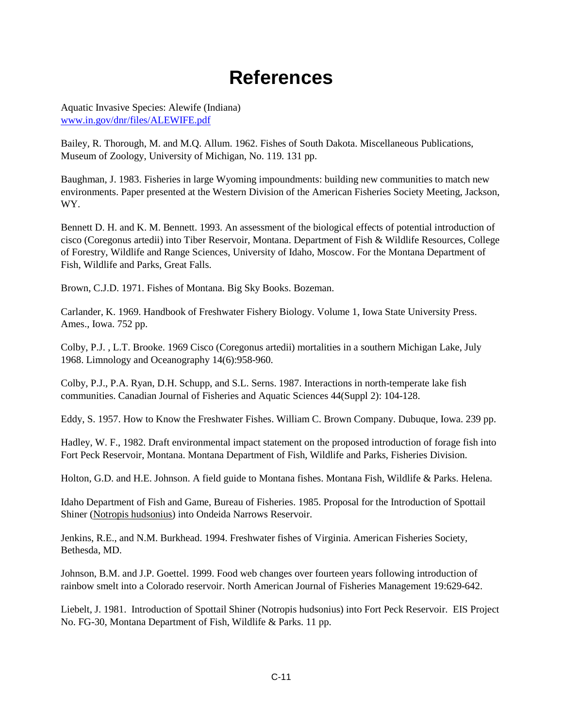# References

Aquatic Invasive Species: Alewife (Indiana)
www.in.gov/dnr/files/ALEWIFE.pdf

Bailey, R. Thorough, M. and M.Q. Allum. 1962. Fishes of South Dakota. Miscellaneous Publications, Museum of Zoology, University of Michigan, No. 119. 131 pp.

Baughman, J. 1983. Fisheries in large Wyoming impoundments: building new communities to match new environments. Paper presented at the Western Division of the American Fisheries Society Meeting, Jackson, WY.

Bennett D. H. and K. M. Bennett. 1993. An assessment of the biological effects of potential introduction of cisco (Coregonus artedii) into Tiber Reservoir, Montana. Department of Fish & Wildlife Resources, College of Forestry, Wildlife and Range Sciences, University of Idaho, Moscow. For the Montana Department of Fish, Wildlife and Parks, Great Falls.

Brown, C.J.D. 1971. Fishes of Montana. Big Sky Books. Bozeman.

Carlander, K. 1969. Handbook of Freshwater Fishery Biology. Volume 1, Iowa State University Press. Ames., Iowa. 752 pp.

Colby, P.J. , L.T. Brooke. 1969 Cisco (Coregonus artedii) mortalities in a southern Michigan Lake, July 1968. Limnology and Oceanography 14(6):958-960.

Colby, P.J., P.A. Ryan, D.H. Schupp, and S.L. Serns. 1987. Interactions in north-temperate lake fish communities. Canadian Journal of Fisheries and Aquatic Sciences 44(Suppl 2): 104-128.

Eddy, S. 1957. How to Know the Freshwater Fishes. William C. Brown Company. Dubuque, Iowa. 239 pp.

Hadley, W. F., 1982. Draft environmental impact statement on the proposed introduction of forage fish into Fort Peck Reservoir, Montana. Montana Department of Fish, Wildlife and Parks, Fisheries Division.

Holton, G.D. and H.E. Johnson. A field guide to Montana fishes. Montana Fish, Wildlife & Parks. Helena.

Idaho Department of Fish and Game, Bureau of Fisheries. 1985. Proposal for the Introduction of Spottail Shiner (Notropis hudsonius) into Ondeida Narrows Reservoir.

Jenkins, R.E., and N.M. Burkhead. 1994. Freshwater fishes of Virginia. American Fisheries Society, Bethesda, MD.

Johnson, B.M. and J.P. Goettel. 1999. Food web changes over fourteen years following introduction of rainbow smelt into a Colorado reservoir. North American Journal of Fisheries Management 19:629-642.

Liebelt, J. 1981. Introduction of Spottail Shiner (Notropis hudsonius) into Fort Peck Reservoir. EIS Project No. FG-30, Montana Department of Fish, Wildlife & Parks. 11 pp.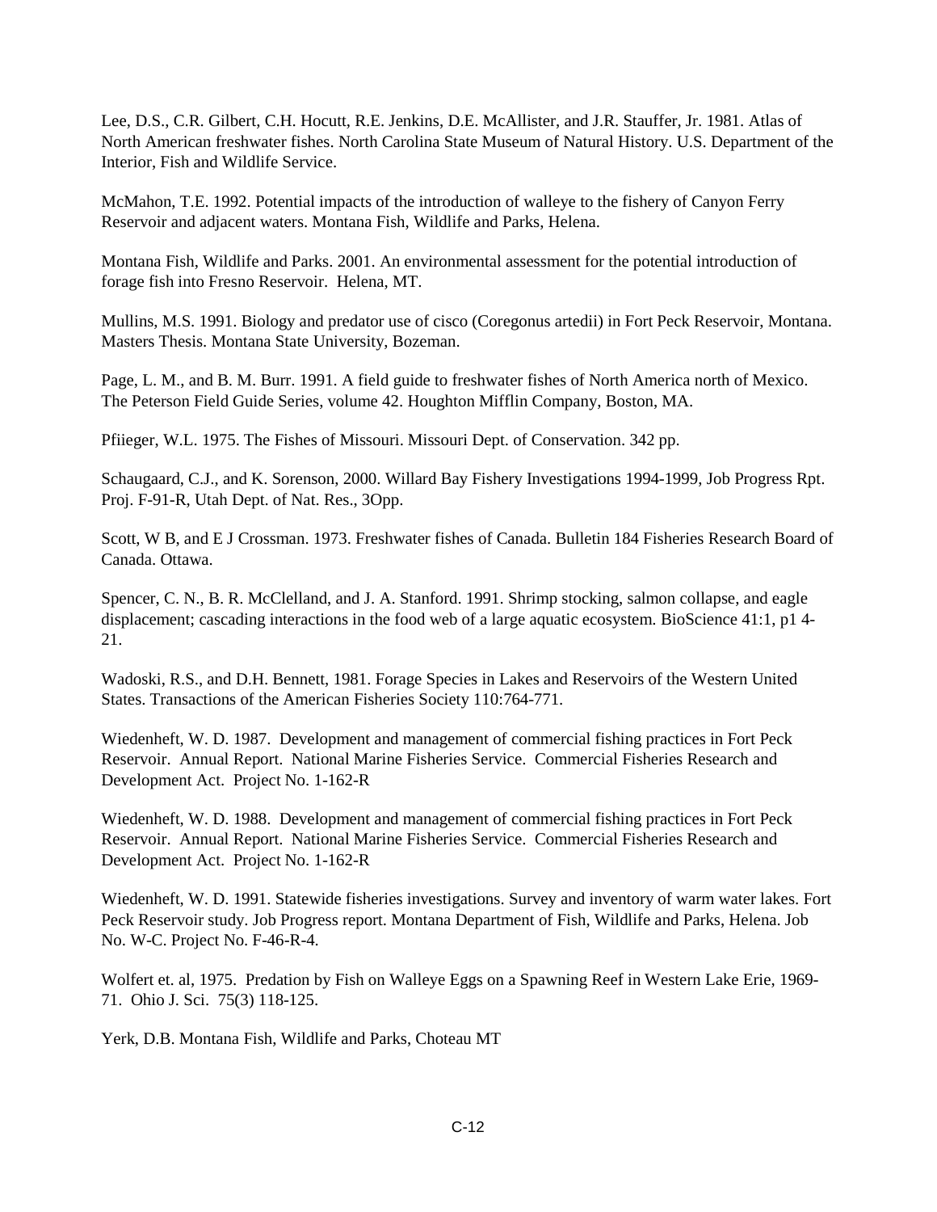Lee, D.S., C.R. Gilbert, C.H. Hocutt, R.E. Jenkins, D.E. McAllister, and J.R. Stauffer, Jr. 1981. Atlas of North American freshwater fishes. North Carolina State Museum of Natural History. U.S. Department of the Interior, Fish and Wildlife Service.

McMahon, T.E. 1992. Potential impacts of the introduction of walleye to the fishery of Canyon Ferry Reservoir and adjacent waters. Montana Fish, Wildlife and Parks, Helena.

Montana Fish, Wildlife and Parks. 2001. An environmental assessment for the potential introduction of forage fish into Fresno Reservoir. Helena, MT.

Mullins, M.S. 1991. Biology and predator use of cisco (Coregonus artedii) in Fort Peck Reservoir, Montana. Masters Thesis. Montana State University, Bozeman.

Page, L. M., and B. M. Burr. 1991. A field guide to freshwater fishes of North America north of Mexico. The Peterson Field Guide Series, volume 42. Houghton Mifflin Company, Boston, MA.

Pfiieger, W.L. 1975. The Fishes of Missouri. Missouri Dept. of Conservation. 342 pp.

Schaugaard, C.J., and K. Sorenson, 2000. Willard Bay Fishery Investigations 1994-1999, Job Progress Rpt. Proj. F-91-R, Utah Dept. of Nat. Res., 3Opp.

Scott, W B, and E J Crossman. 1973. Freshwater fishes of Canada. Bulletin 184 Fisheries Research Board of Canada. Ottawa.

Spencer, C. N., B. R. McClelland, and J. A. Stanford. 1991. Shrimp stocking, salmon collapse, and eagle displacement; cascading interactions in the food web of a large aquatic ecosystem. BioScience 41:1, p1 4-21.

Wadoski, R.S., and D.H. Bennett, 1981. Forage Species in Lakes and Reservoirs of the Western United States. Transactions of the American Fisheries Society 110:764-771.

Wiedenheft, W. D. 1987. Development and management of commercial fishing practices in Fort Peck Reservoir. Annual Report. National Marine Fisheries Service. Commercial Fisheries Research and Development Act. Project No. 1-162-R

Wiedenheft, W. D. 1988. Development and management of commercial fishing practices in Fort Peck Reservoir. Annual Report. National Marine Fisheries Service. Commercial Fisheries Research and Development Act. Project No. 1-162-R

Wiedenheft, W. D. 1991. Statewide fisheries investigations. Survey and inventory of warm water lakes. Fort Peck Reservoir study. Job Progress report. Montana Department of Fish, Wildlife and Parks, Helena. Job No. W-C. Project No. F-46-R-4.

Wolfert et. al, 1975. Predation by Fish on Walleye Eggs on a Spawning Reef in Western Lake Erie, 1969-71. Ohio J. Sci. 75(3) 118-125.

Yerk, D.B. Montana Fish, Wildlife and Parks, Choteau MT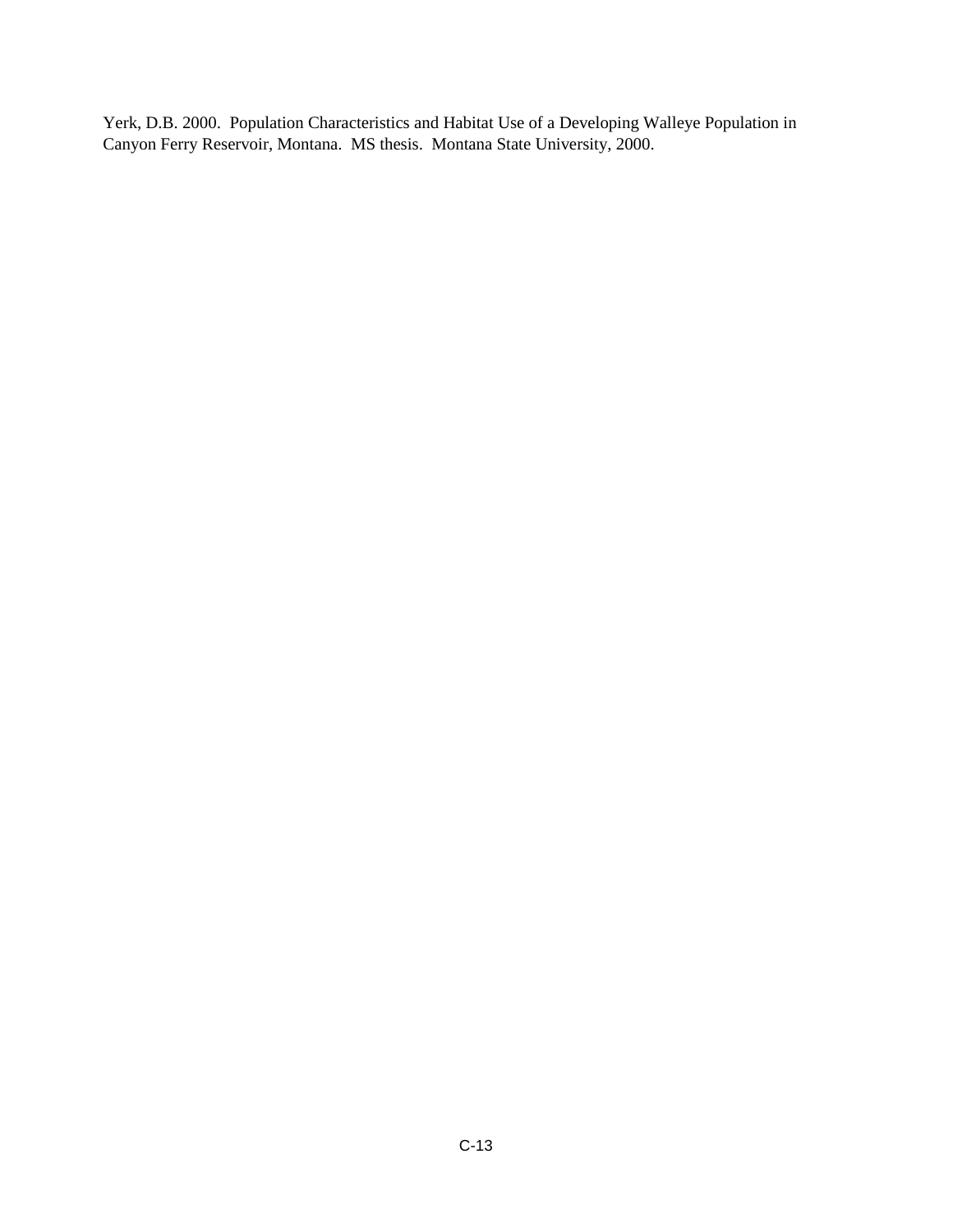Yerk, D.B. 2000. Population Characteristics and Habitat Use of a Developing Walleye Population in Canyon Ferry Reservoir, Montana. MS thesis. Montana State University, 2000.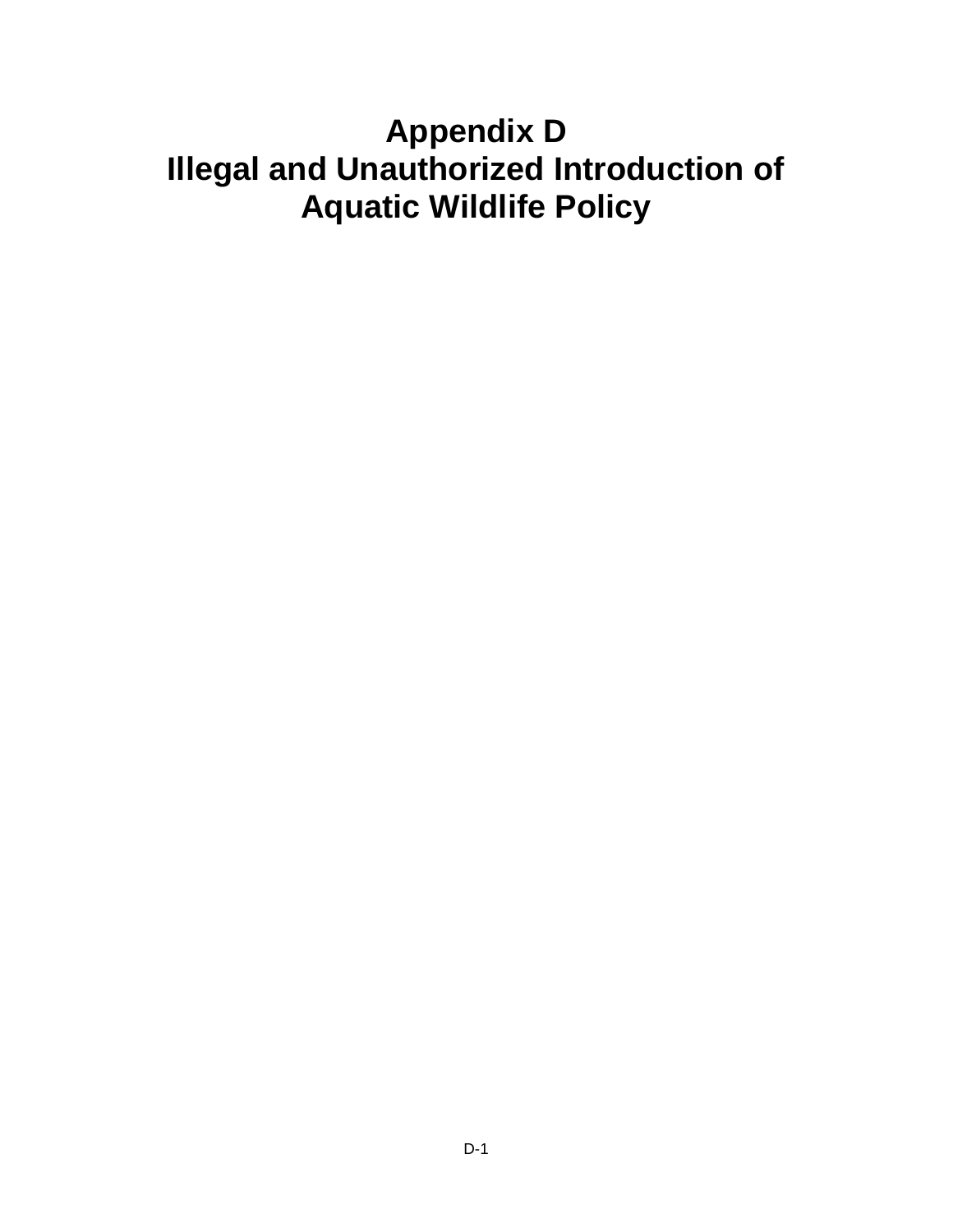# Appendix D
# Illegal and Unauthorized Introduction of Aquatic Wildlife Policy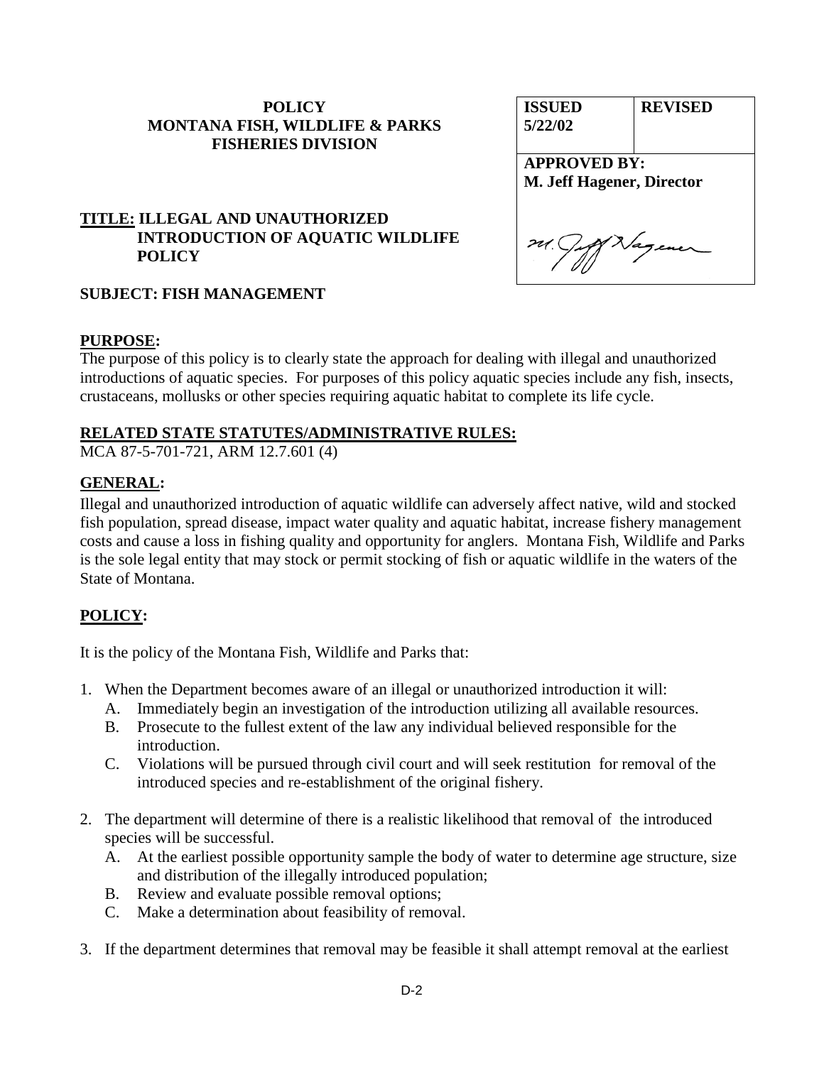**POLICY**
**MONTANA FISH, WILDLIFE & PARKS**
**FISHERIES DIVISION**

| ISSUED 5/22/02 | REVISED |
| --- | --- |
| APPROVED BY: M. Jeff Hagener, Director | |

**TITLE: ILLEGAL AND UNAUTHORIZED INTRODUCTION OF AQUATIC WILDLIFE POLICY**

**SUBJECT: FISH MANAGEMENT**

**PURPOSE:**
The purpose of this policy is to clearly state the approach for dealing with illegal and unauthorized introductions of aquatic species. For purposes of this policy aquatic species include any fish, insects, crustaceans, mollusks or other species requiring aquatic habitat to complete its life cycle.

**RELATED STATE STATUTES/ADMINISTRATIVE RULES:**
MCA 87-5-701-721, ARM 12.7.601 (4)

**GENERAL:**
Illegal and unauthorized introduction of aquatic wildlife can adversely affect native, wild and stocked fish population, spread disease, impact water quality and aquatic habitat, increase fishery management costs and cause a loss in fishing quality and opportunity for anglers. Montana Fish, Wildlife and Parks is the sole legal entity that may stock or permit stocking of fish or aquatic wildlife in the waters of the State of Montana.

**POLICY:**

It is the policy of the Montana Fish, Wildlife and Parks that:

1. When the Department becomes aware of an illegal or unauthorized introduction it will:
   A. Immediately begin an investigation of the introduction utilizing all available resources.
   B. Prosecute to the fullest extent of the law any individual believed responsible for the introduction.
   C. Violations will be pursued through civil court and will seek restitution for removal of the introduced species and re-establishment of the original fishery.

2. The department will determine of there is a realistic likelihood that removal of the introduced species will be successful.
   A. At the earliest possible opportunity sample the body of water to determine age structure, size and distribution of the illegally introduced population;
   B. Review and evaluate possible removal options;
   C. Make a determination about feasibility of removal.

3. If the department determines that removal may be feasible it shall attempt removal at the earliest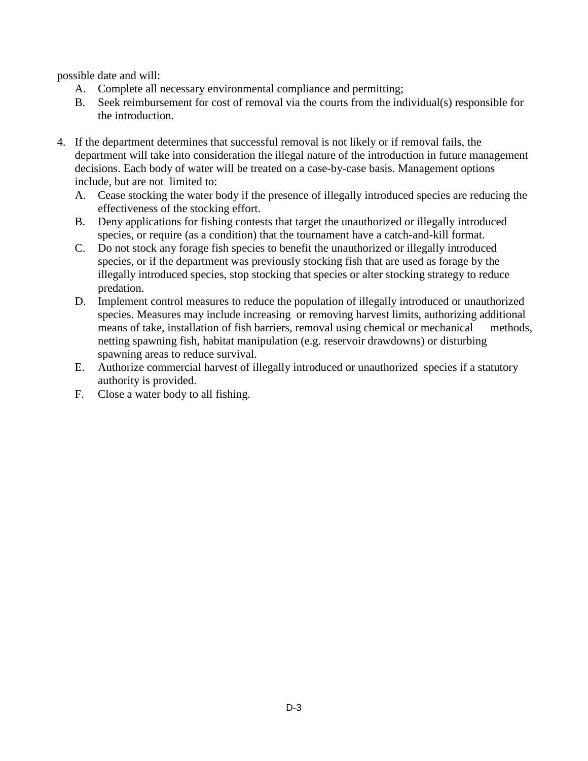possible date and will:

A. Complete all necessary environmental compliance and permitting;
B. Seek reimbursement for cost of removal via the courts from the individual(s) responsible for the introduction.

4. If the department determines that successful removal is not likely or if removal fails, the department will take into consideration the illegal nature of the introduction in future management decisions. Each body of water will be treated on a case-by-case basis. Management options include, but are not limited to:
   A. Cease stocking the water body if the presence of illegally introduced species are reducing the effectiveness of the stocking effort.
   B. Deny applications for fishing contests that target the unauthorized or illegally introduced species, or require (as a condition) that the tournament have a catch-and-kill format.
   C. Do not stock any forage fish species to benefit the unauthorized or illegally introduced species, or if the department was previously stocking fish that are used as forage by the illegally introduced species, stop stocking that species or alter stocking strategy to reduce predation.
   D. Implement control measures to reduce the population of illegally introduced or unauthorized species. Measures may include increasing or removing harvest limits, authorizing additional means of take, installation of fish barriers, removal using chemical or mechanical methods, netting spawning fish, habitat manipulation (e.g. reservoir drawdowns) or disturbing spawning areas to reduce survival.
   E. Authorize commercial harvest of illegally introduced or unauthorized species if a statutory authority is provided.
   F. Close a water body to all fishing.